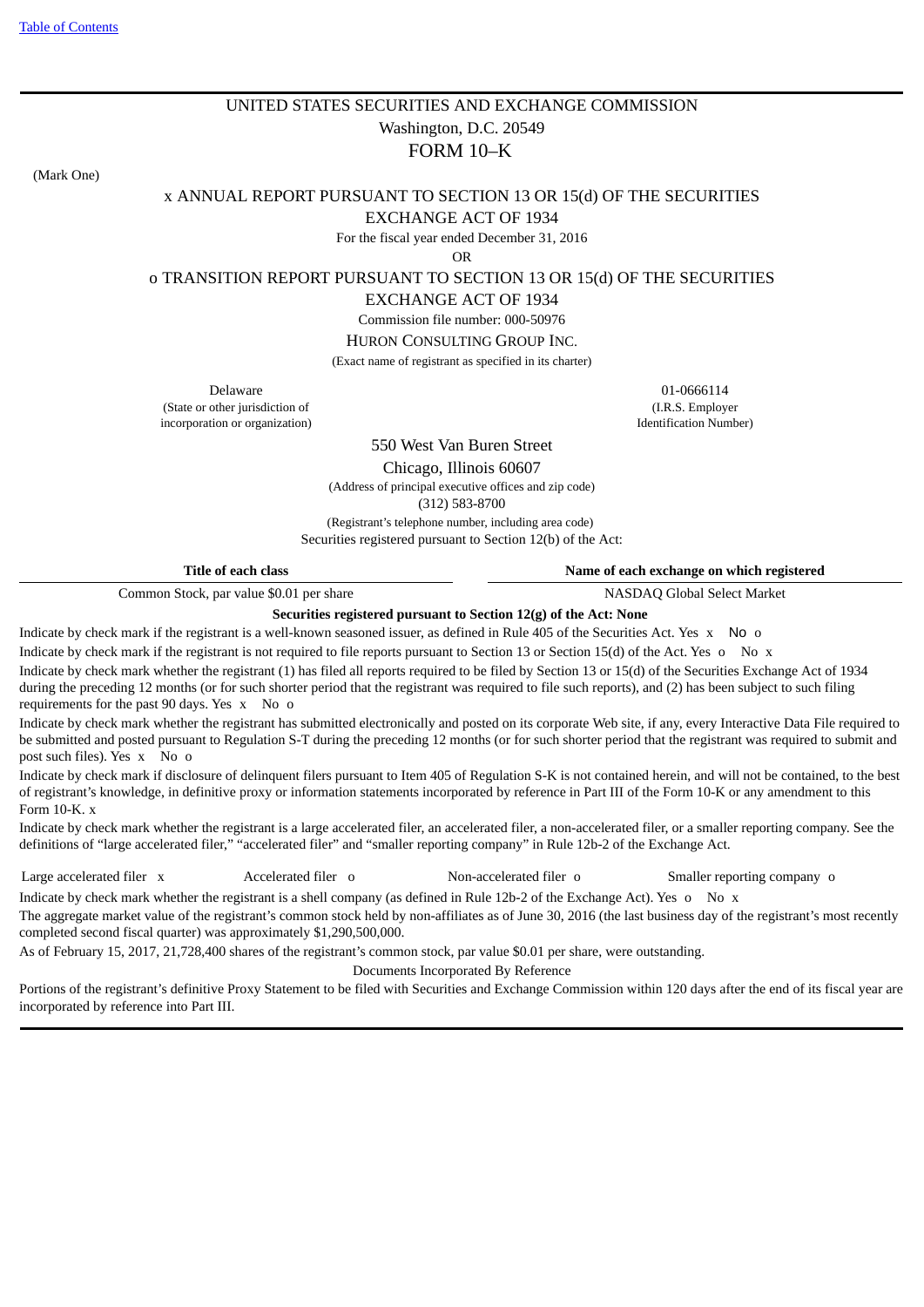[Table of Contents]

UNITED STATES SECURITIES AND EXCHANGE COMMISSION

Washington, D.C. 20549

# FORM 10–K

(Mark One)

x ANNUAL REPORT PURSUANT TO SECTION 13 OR 15(d) OF THE SECURITIES EXCHANGE ACT OF 1934

For the fiscal year ended December 31, 2016

OR

o TRANSITION REPORT PURSUANT TO SECTION 13 OR 15(d) OF THE SECURITIES EXCHANGE ACT OF 1934

Commission file number: 000-50976

HURON CONSULTING GROUP INC.

(Exact name of registrant as specified in its charter)

| Delaware | 01-0666114 |
|---|---|
| (State or other jurisdiction of incorporation or organization) | (I.R.S. Employer Identification Number) |

550 West Van Buren Street

Chicago, Illinois 60607

(Address of principal executive offices and zip code)

(312) 583-8700

(Registrant's telephone number, including area code)

Securities registered pursuant to Section 12(b) of the Act:

| Title of each class | Name of each exchange on which registered |
|---|---|
| Common Stock, par value $0.01 per share | NASDAQ Global Select Market |

**Securities registered pursuant to Section 12(g) of the Act: None**

Indicate by check mark if the registrant is a well-known seasoned issuer, as defined in Rule 405 of the Securities Act. Yes x No o

Indicate by check mark if the registrant is not required to file reports pursuant to Section 13 or Section 15(d) of the Act. Yes o No x

Indicate by check mark whether the registrant (1) has filed all reports required to be filed by Section 13 or 15(d) of the Securities Exchange Act of 1934 during the preceding 12 months (or for such shorter period that the registrant was required to file such reports), and (2) has been subject to such filing requirements for the past 90 days. Yes x No o

Indicate by check mark whether the registrant has submitted electronically and posted on its corporate Web site, if any, every Interactive Data File required to be submitted and posted pursuant to Regulation S-T during the preceding 12 months (or for such shorter period that the registrant was required to submit and post such files). Yes x No o

Indicate by check mark if disclosure of delinquent filers pursuant to Item 405 of Regulation S-K is not contained herein, and will not be contained, to the best of registrant's knowledge, in definitive proxy or information statements incorporated by reference in Part III of the Form 10-K or any amendment to this Form 10-K. x

Indicate by check mark whether the registrant is a large accelerated filer, an accelerated filer, a non-accelerated filer, or a smaller reporting company. See the definitions of "large accelerated filer," "accelerated filer" and "smaller reporting company" in Rule 12b-2 of the Exchange Act.

| Large accelerated filer x | Accelerated filer o | Non-accelerated filer o | Smaller reporting company o |
|---|---|---|---|

Indicate by check mark whether the registrant is a shell company (as defined in Rule 12b-2 of the Exchange Act). Yes o No x

The aggregate market value of the registrant's common stock held by non-affiliates as of June 30, 2016 (the last business day of the registrant's most recently completed second fiscal quarter) was approximately $1,290,500,000.

As of February 15, 2017, 21,728,400 shares of the registrant's common stock, par value $0.01 per share, were outstanding.

Documents Incorporated By Reference

Portions of the registrant's definitive Proxy Statement to be filed with Securities and Exchange Commission within 120 days after the end of its fiscal year are incorporated by reference into Part III.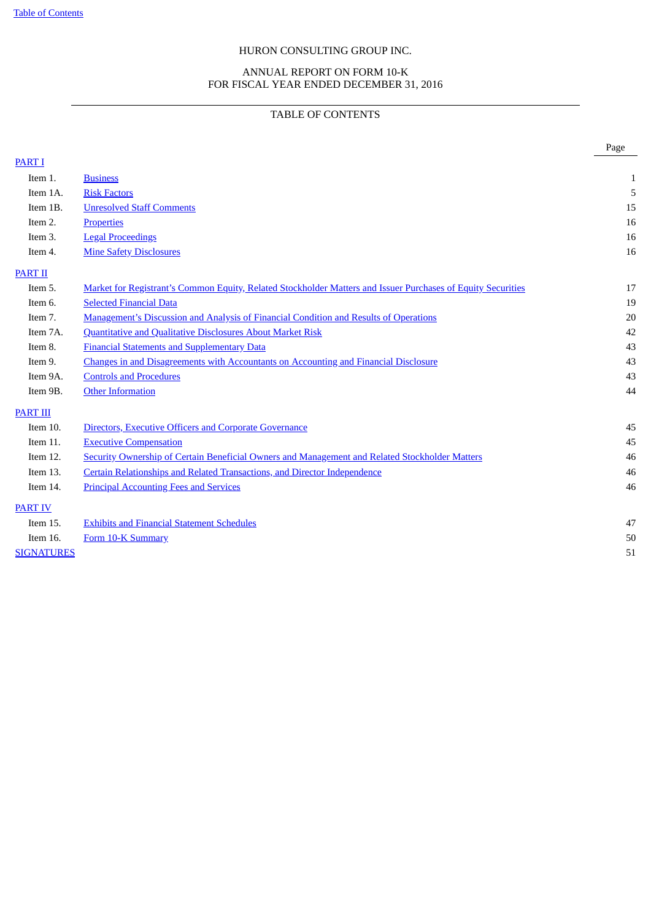HURON CONSULTING GROUP INC.

ANNUAL REPORT ON FORM 10-K
FOR FISCAL YEAR ENDED DECEMBER 31, 2016

TABLE OF CONTENTS

| | | Page |
|---|---|---|
| PART I | | |
| Item 1. | Business | 1 |
| Item 1A. | Risk Factors | 5 |
| Item 1B. | Unresolved Staff Comments | 15 |
| Item 2. | Properties | 16 |
| Item 3. | Legal Proceedings | 16 |
| Item 4. | Mine Safety Disclosures | 16 |
| PART II | | |
| Item 5. | Market for Registrant's Common Equity, Related Stockholder Matters and Issuer Purchases of Equity Securities | 17 |
| Item 6. | Selected Financial Data | 19 |
| Item 7. | Management's Discussion and Analysis of Financial Condition and Results of Operations | 20 |
| Item 7A. | Quantitative and Qualitative Disclosures About Market Risk | 42 |
| Item 8. | Financial Statements and Supplementary Data | 43 |
| Item 9. | Changes in and Disagreements with Accountants on Accounting and Financial Disclosure | 43 |
| Item 9A. | Controls and Procedures | 43 |
| Item 9B. | Other Information | 44 |
| PART III | | |
| Item 10. | Directors, Executive Officers and Corporate Governance | 45 |
| Item 11. | Executive Compensation | 45 |
| Item 12. | Security Ownership of Certain Beneficial Owners and Management and Related Stockholder Matters | 46 |
| Item 13. | Certain Relationships and Related Transactions, and Director Independence | 46 |
| Item 14. | Principal Accounting Fees and Services | 46 |
| PART IV | | |
| Item 15. | Exhibits and Financial Statement Schedules | 47 |
| Item 16. | Form 10-K Summary | 50 |
| SIGNATURES | | 51 |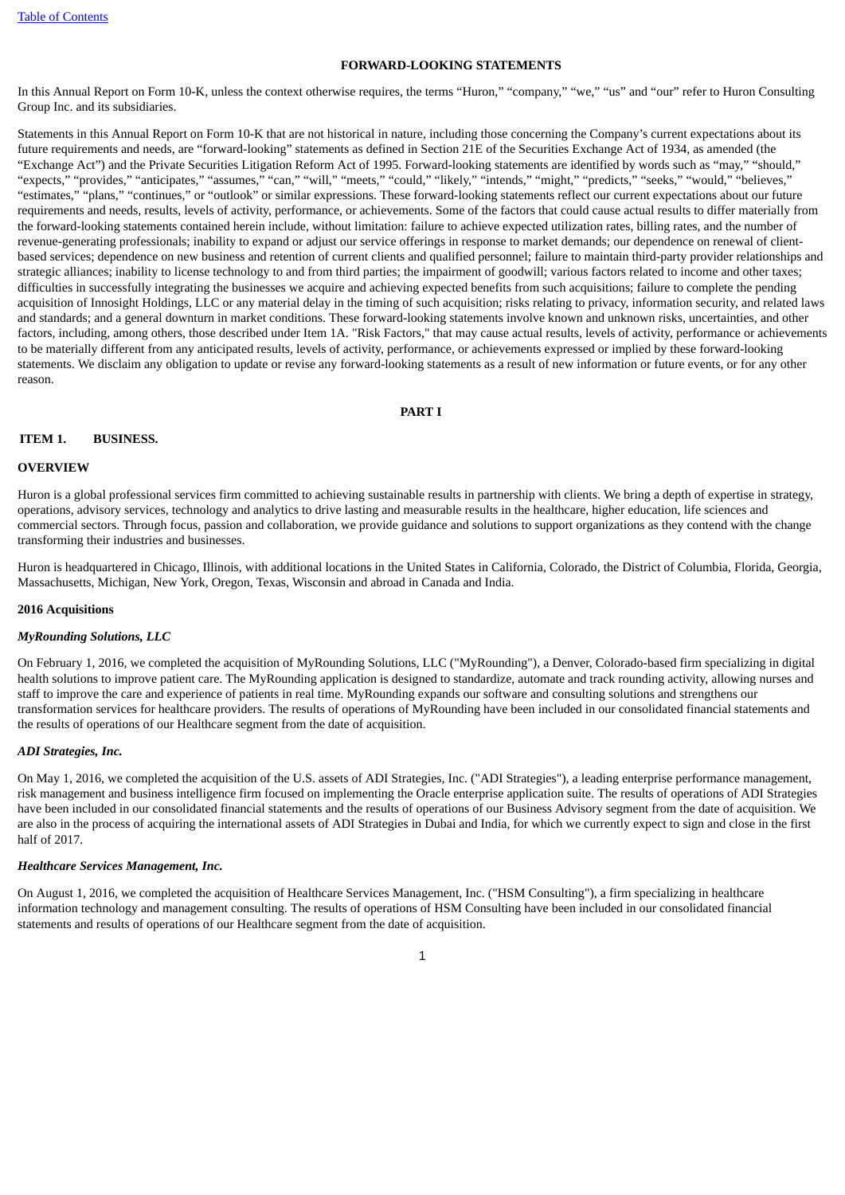## FORWARD-LOOKING STATEMENTS

In this Annual Report on Form 10-K, unless the context otherwise requires, the terms "Huron," "company," "we," "us" and "our" refer to Huron Consulting Group Inc. and its subsidiaries.

Statements in this Annual Report on Form 10-K that are not historical in nature, including those concerning the Company's current expectations about its future requirements and needs, are "forward-looking" statements as defined in Section 21E of the Securities Exchange Act of 1934, as amended (the "Exchange Act") and the Private Securities Litigation Reform Act of 1995. Forward-looking statements are identified by words such as "may," "should," "expects," "provides," "anticipates," "assumes," "can," "will," "meets," "could," "likely," "intends," "might," "predicts," "seeks," "would," "believes," "estimates," "plans," "continues," or "outlook" or similar expressions. These forward-looking statements reflect our current expectations about our future requirements and needs, results, levels of activity, performance, or achievements. Some of the factors that could cause actual results to differ materially from the forward-looking statements contained herein include, without limitation: failure to achieve expected utilization rates, billing rates, and the number of revenue-generating professionals; inability to expand or adjust our service offerings in response to market demands; our dependence on renewal of client-based services; dependence on new business and retention of current clients and qualified personnel; failure to maintain third-party provider relationships and strategic alliances; inability to license technology to and from third parties; the impairment of goodwill; various factors related to income and other taxes; difficulties in successfully integrating the businesses we acquire and achieving expected benefits from such acquisitions; failure to complete the pending acquisition of Innosight Holdings, LLC or any material delay in the timing of such acquisition; risks relating to privacy, information security, and related laws and standards; and a general downturn in market conditions. These forward-looking statements involve known and unknown risks, uncertainties, and other factors, including, among others, those described under Item 1A. "Risk Factors," that may cause actual results, levels of activity, performance or achievements to be materially different from any anticipated results, levels of activity, performance, or achievements expressed or implied by these forward-looking statements. We disclaim any obligation to update or revise any forward-looking statements as a result of new information or future events, or for any other reason.

# PART I

## ITEM 1. BUSINESS.

### OVERVIEW

Huron is a global professional services firm committed to achieving sustainable results in partnership with clients. We bring a depth of expertise in strategy, operations, advisory services, technology and analytics to drive lasting and measurable results in the healthcare, higher education, life sciences and commercial sectors. Through focus, passion and collaboration, we provide guidance and solutions to support organizations as they contend with the change transforming their industries and businesses.

Huron is headquartered in Chicago, Illinois, with additional locations in the United States in California, Colorado, the District of Columbia, Florida, Georgia, Massachusetts, Michigan, New York, Oregon, Texas, Wisconsin and abroad in Canada and India.

### 2016 Acquisitions

#### *MyRounding Solutions, LLC*

On February 1, 2016, we completed the acquisition of MyRounding Solutions, LLC ("MyRounding"), a Denver, Colorado-based firm specializing in digital health solutions to improve patient care. The MyRounding application is designed to standardize, automate and track rounding activity, allowing nurses and staff to improve the care and experience of patients in real time. MyRounding expands our software and consulting solutions and strengthens our transformation services for healthcare providers. The results of operations of MyRounding have been included in our consolidated financial statements and the results of operations of our Healthcare segment from the date of acquisition.

#### *ADI Strategies, Inc.*

On May 1, 2016, we completed the acquisition of the U.S. assets of ADI Strategies, Inc. ("ADI Strategies"), a leading enterprise performance management, risk management and business intelligence firm focused on implementing the Oracle enterprise application suite. The results of operations of ADI Strategies have been included in our consolidated financial statements and the results of operations of our Business Advisory segment from the date of acquisition. We are also in the process of acquiring the international assets of ADI Strategies in Dubai and India, for which we currently expect to sign and close in the first half of 2017.

#### *Healthcare Services Management, Inc.*

On August 1, 2016, we completed the acquisition of Healthcare Services Management, Inc. ("HSM Consulting"), a firm specializing in healthcare information technology and management consulting. The results of operations of HSM Consulting have been included in our consolidated financial statements and results of operations of our Healthcare segment from the date of acquisition.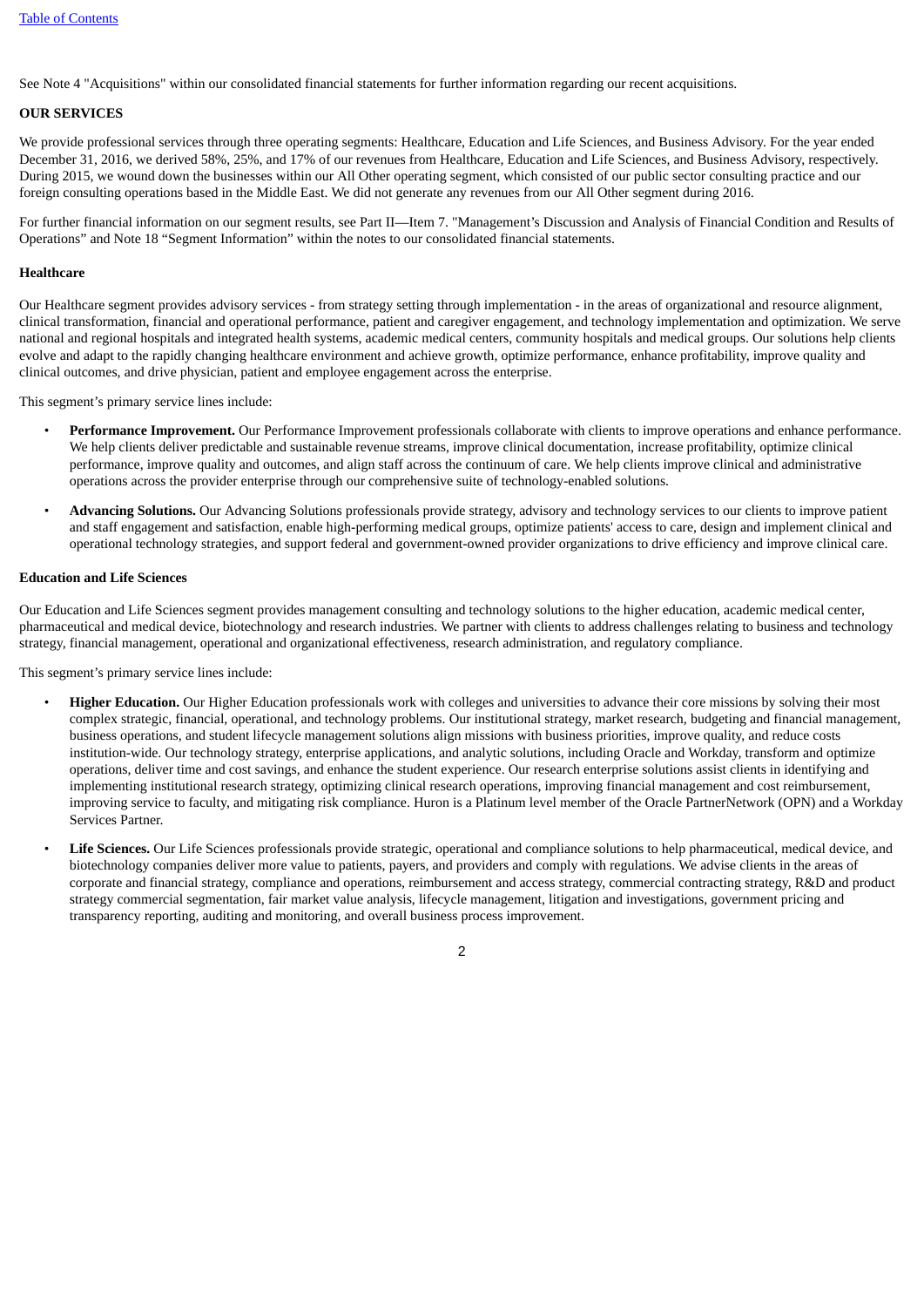See Note 4 "Acquisitions" within our consolidated financial statements for further information regarding our recent acquisitions.

**OUR SERVICES**

We provide professional services through three operating segments: Healthcare, Education and Life Sciences, and Business Advisory. For the year ended December 31, 2016, we derived 58%, 25%, and 17% of our revenues from Healthcare, Education and Life Sciences, and Business Advisory, respectively. During 2015, we wound down the businesses within our All Other operating segment, which consisted of our public sector consulting practice and our foreign consulting operations based in the Middle East. We did not generate any revenues from our All Other segment during 2016.

For further financial information on our segment results, see Part II—Item 7. "Management's Discussion and Analysis of Financial Condition and Results of Operations" and Note 18 "Segment Information" within the notes to our consolidated financial statements.

**Healthcare**

Our Healthcare segment provides advisory services - from strategy setting through implementation - in the areas of organizational and resource alignment, clinical transformation, financial and operational performance, patient and caregiver engagement, and technology implementation and optimization. We serve national and regional hospitals and integrated health systems, academic medical centers, community hospitals and medical groups. Our solutions help clients evolve and adapt to the rapidly changing healthcare environment and achieve growth, optimize performance, enhance profitability, improve quality and clinical outcomes, and drive physician, patient and employee engagement across the enterprise.

This segment's primary service lines include:

- **Performance Improvement.** Our Performance Improvement professionals collaborate with clients to improve operations and enhance performance. We help clients deliver predictable and sustainable revenue streams, improve clinical documentation, increase profitability, optimize clinical performance, improve quality and outcomes, and align staff across the continuum of care. We help clients improve clinical and administrative operations across the provider enterprise through our comprehensive suite of technology-enabled solutions.

- **Advancing Solutions.** Our Advancing Solutions professionals provide strategy, advisory and technology services to our clients to improve patient and staff engagement and satisfaction, enable high-performing medical groups, optimize patients' access to care, design and implement clinical and operational technology strategies, and support federal and government-owned provider organizations to drive efficiency and improve clinical care.

**Education and Life Sciences**

Our Education and Life Sciences segment provides management consulting and technology solutions to the higher education, academic medical center, pharmaceutical and medical device, biotechnology and research industries. We partner with clients to address challenges relating to business and technology strategy, financial management, operational and organizational effectiveness, research administration, and regulatory compliance.

This segment's primary service lines include:

- **Higher Education.** Our Higher Education professionals work with colleges and universities to advance their core missions by solving their most complex strategic, financial, operational, and technology problems. Our institutional strategy, market research, budgeting and financial management, business operations, and student lifecycle management solutions align missions with business priorities, improve quality, and reduce costs institution-wide. Our technology strategy, enterprise applications, and analytic solutions, including Oracle and Workday, transform and optimize operations, deliver time and cost savings, and enhance the student experience. Our research enterprise solutions assist clients in identifying and implementing institutional research strategy, optimizing clinical research operations, improving financial management and cost reimbursement, improving service to faculty, and mitigating risk compliance. Huron is a Platinum level member of the Oracle PartnerNetwork (OPN) and a Workday Services Partner.

- **Life Sciences.** Our Life Sciences professionals provide strategic, operational and compliance solutions to help pharmaceutical, medical device, and biotechnology companies deliver more value to patients, payers, and providers and comply with regulations. We advise clients in the areas of corporate and financial strategy, compliance and operations, reimbursement and access strategy, commercial contracting strategy, R&D and product strategy commercial segmentation, fair market value analysis, lifecycle management, litigation and investigations, government pricing and transparency reporting, auditing and monitoring, and overall business process improvement.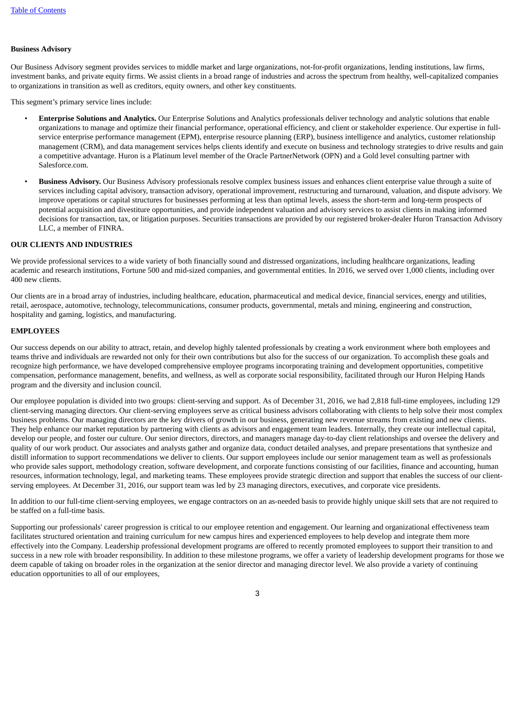**Business Advisory**

Our Business Advisory segment provides services to middle market and large organizations, not-for-profit organizations, lending institutions, law firms, investment banks, and private equity firms. We assist clients in a broad range of industries and across the spectrum from healthy, well-capitalized companies to organizations in transition as well as creditors, equity owners, and other key constituents.

This segment's primary service lines include:

- **Enterprise Solutions and Analytics.** Our Enterprise Solutions and Analytics professionals deliver technology and analytic solutions that enable organizations to manage and optimize their financial performance, operational efficiency, and client or stakeholder experience. Our expertise in full-service enterprise performance management (EPM), enterprise resource planning (ERP), business intelligence and analytics, customer relationship management (CRM), and data management services helps clients identify and execute on business and technology strategies to drive results and gain a competitive advantage. Huron is a Platinum level member of the Oracle PartnerNetwork (OPN) and a Gold level consulting partner with Salesforce.com.
- **Business Advisory.** Our Business Advisory professionals resolve complex business issues and enhances client enterprise value through a suite of services including capital advisory, transaction advisory, operational improvement, restructuring and turnaround, valuation, and dispute advisory. We improve operations or capital structures for businesses performing at less than optimal levels, assess the short-term and long-term prospects of potential acquisition and divestiture opportunities, and provide independent valuation and advisory services to assist clients in making informed decisions for transaction, tax, or litigation purposes. Securities transactions are provided by our registered broker-dealer Huron Transaction Advisory LLC, a member of FINRA.

**OUR CLIENTS AND INDUSTRIES**

We provide professional services to a wide variety of both financially sound and distressed organizations, including healthcare organizations, leading academic and research institutions, Fortune 500 and mid-sized companies, and governmental entities. In 2016, we served over 1,000 clients, including over 400 new clients.

Our clients are in a broad array of industries, including healthcare, education, pharmaceutical and medical device, financial services, energy and utilities, retail, aerospace, automotive, technology, telecommunications, consumer products, governmental, metals and mining, engineering and construction, hospitality and gaming, logistics, and manufacturing.

**EMPLOYEES**

Our success depends on our ability to attract, retain, and develop highly talented professionals by creating a work environment where both employees and teams thrive and individuals are rewarded not only for their own contributions but also for the success of our organization. To accomplish these goals and recognize high performance, we have developed comprehensive employee programs incorporating training and development opportunities, competitive compensation, performance management, benefits, and wellness, as well as corporate social responsibility, facilitated through our Huron Helping Hands program and the diversity and inclusion council.

Our employee population is divided into two groups: client-serving and support. As of December 31, 2016, we had 2,818 full-time employees, including 129 client-serving managing directors. Our client-serving employees serve as critical business advisors collaborating with clients to help solve their most complex business problems. Our managing directors are the key drivers of growth in our business, generating new revenue streams from existing and new clients. They help enhance our market reputation by partnering with clients as advisors and engagement team leaders. Internally, they create our intellectual capital, develop our people, and foster our culture. Our senior directors, directors, and managers manage day-to-day client relationships and oversee the delivery and quality of our work product. Our associates and analysts gather and organize data, conduct detailed analyses, and prepare presentations that synthesize and distill information to support recommendations we deliver to clients. Our support employees include our senior management team as well as professionals who provide sales support, methodology creation, software development, and corporate functions consisting of our facilities, finance and accounting, human resources, information technology, legal, and marketing teams. These employees provide strategic direction and support that enables the success of our client-serving employees. At December 31, 2016, our support team was led by 23 managing directors, executives, and corporate vice presidents.

In addition to our full-time client-serving employees, we engage contractors on an as-needed basis to provide highly unique skill sets that are not required to be staffed on a full-time basis.

Supporting our professionals' career progression is critical to our employee retention and engagement. Our learning and organizational effectiveness team facilitates structured orientation and training curriculum for new campus hires and experienced employees to help develop and integrate them more effectively into the Company. Leadership professional development programs are offered to recently promoted employees to support their transition to and success in a new role with broader responsibility. In addition to these milestone programs, we offer a variety of leadership development programs for those we deem capable of taking on broader roles in the organization at the senior director and managing director level. We also provide a variety of continuing education opportunities to all of our employees,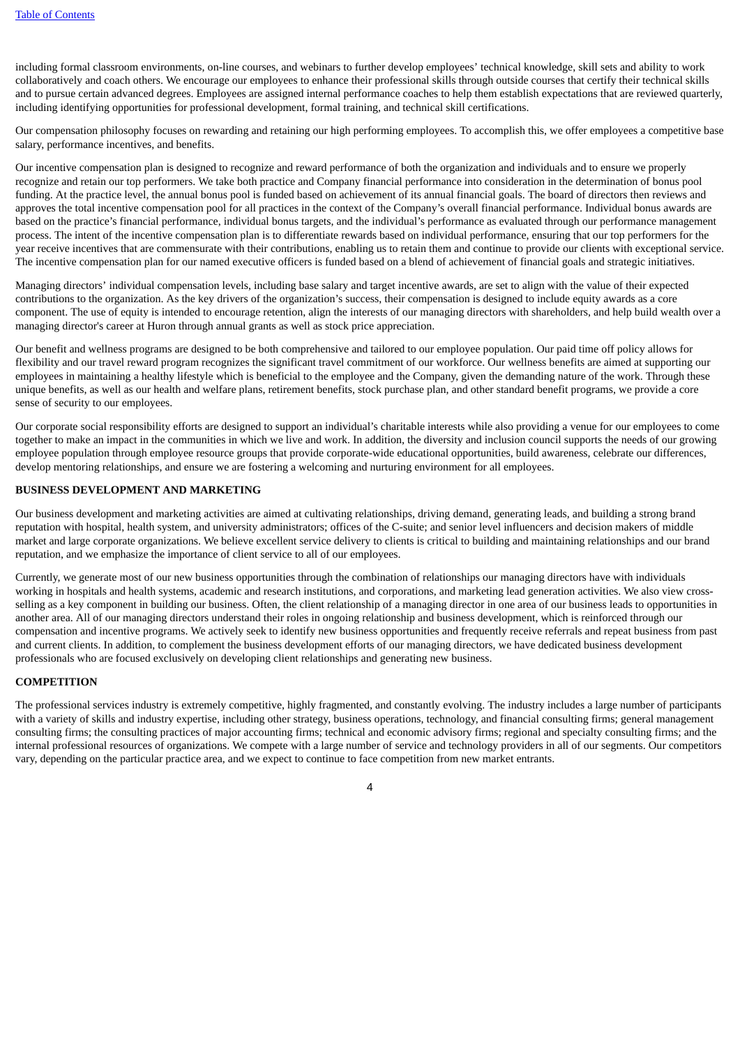including formal classroom environments, on-line courses, and webinars to further develop employees' technical knowledge, skill sets and ability to work collaboratively and coach others. We encourage our employees to enhance their professional skills through outside courses that certify their technical skills and to pursue certain advanced degrees. Employees are assigned internal performance coaches to help them establish expectations that are reviewed quarterly, including identifying opportunities for professional development, formal training, and technical skill certifications.

Our compensation philosophy focuses on rewarding and retaining our high performing employees. To accomplish this, we offer employees a competitive base salary, performance incentives, and benefits.

Our incentive compensation plan is designed to recognize and reward performance of both the organization and individuals and to ensure we properly recognize and retain our top performers. We take both practice and Company financial performance into consideration in the determination of bonus pool funding. At the practice level, the annual bonus pool is funded based on achievement of its annual financial goals. The board of directors then reviews and approves the total incentive compensation pool for all practices in the context of the Company's overall financial performance. Individual bonus awards are based on the practice's financial performance, individual bonus targets, and the individual's performance as evaluated through our performance management process. The intent of the incentive compensation plan is to differentiate rewards based on individual performance, ensuring that our top performers for the year receive incentives that are commensurate with their contributions, enabling us to retain them and continue to provide our clients with exceptional service. The incentive compensation plan for our named executive officers is funded based on a blend of achievement of financial goals and strategic initiatives.

Managing directors' individual compensation levels, including base salary and target incentive awards, are set to align with the value of their expected contributions to the organization. As the key drivers of the organization's success, their compensation is designed to include equity awards as a core component. The use of equity is intended to encourage retention, align the interests of our managing directors with shareholders, and help build wealth over a managing director's career at Huron through annual grants as well as stock price appreciation.

Our benefit and wellness programs are designed to be both comprehensive and tailored to our employee population. Our paid time off policy allows for flexibility and our travel reward program recognizes the significant travel commitment of our workforce. Our wellness benefits are aimed at supporting our employees in maintaining a healthy lifestyle which is beneficial to the employee and the Company, given the demanding nature of the work. Through these unique benefits, as well as our health and welfare plans, retirement benefits, stock purchase plan, and other standard benefit programs, we provide a core sense of security to our employees.

Our corporate social responsibility efforts are designed to support an individual's charitable interests while also providing a venue for our employees to come together to make an impact in the communities in which we live and work. In addition, the diversity and inclusion council supports the needs of our growing employee population through employee resource groups that provide corporate-wide educational opportunities, build awareness, celebrate our differences, develop mentoring relationships, and ensure we are fostering a welcoming and nurturing environment for all employees.

## BUSINESS DEVELOPMENT AND MARKETING

Our business development and marketing activities are aimed at cultivating relationships, driving demand, generating leads, and building a strong brand reputation with hospital, health system, and university administrators; offices of the C-suite; and senior level influencers and decision makers of middle market and large corporate organizations. We believe excellent service delivery to clients is critical to building and maintaining relationships and our brand reputation, and we emphasize the importance of client service to all of our employees.

Currently, we generate most of our new business opportunities through the combination of relationships our managing directors have with individuals working in hospitals and health systems, academic and research institutions, and corporations, and marketing lead generation activities. We also view cross-selling as a key component in building our business. Often, the client relationship of a managing director in one area of our business leads to opportunities in another area. All of our managing directors understand their roles in ongoing relationship and business development, which is reinforced through our compensation and incentive programs. We actively seek to identify new business opportunities and frequently receive referrals and repeat business from past and current clients. In addition, to complement the business development efforts of our managing directors, we have dedicated business development professionals who are focused exclusively on developing client relationships and generating new business.

## COMPETITION

The professional services industry is extremely competitive, highly fragmented, and constantly evolving. The industry includes a large number of participants with a variety of skills and industry expertise, including other strategy, business operations, technology, and financial consulting firms; general management consulting firms; the consulting practices of major accounting firms; technical and economic advisory firms; regional and specialty consulting firms; and the internal professional resources of organizations. We compete with a large number of service and technology providers in all of our segments. Our competitors vary, depending on the particular practice area, and we expect to continue to face competition from new market entrants.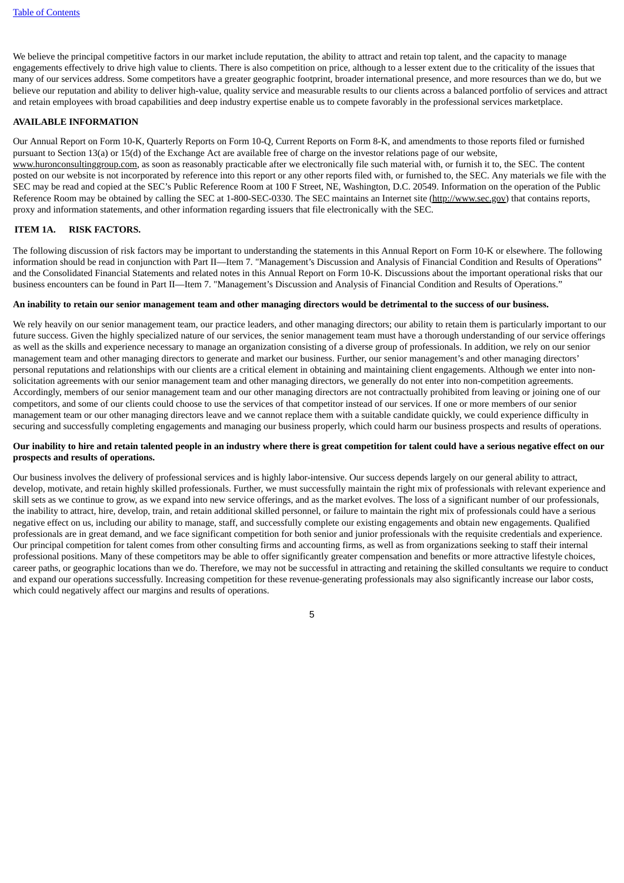We believe the principal competitive factors in our market include reputation, the ability to attract and retain top talent, and the capacity to manage engagements effectively to drive high value to clients. There is also competition on price, although to a lesser extent due to the criticality of the issues that many of our services address. Some competitors have a greater geographic footprint, broader international presence, and more resources than we do, but we believe our reputation and ability to deliver high-value, quality service and measurable results to our clients across a balanced portfolio of services and attract and retain employees with broad capabilities and deep industry expertise enable us to compete favorably in the professional services marketplace.

**AVAILABLE INFORMATION**

Our Annual Report on Form 10-K, Quarterly Reports on Form 10-Q, Current Reports on Form 8-K, and amendments to those reports filed or furnished pursuant to Section 13(a) or 15(d) of the Exchange Act are available free of charge on the investor relations page of our website, www.huronconsultinggroup.com, as soon as reasonably practicable after we electronically file such material with, or furnish it to, the SEC. The content posted on our website is not incorporated by reference into this report or any other reports filed with, or furnished to, the SEC. Any materials we file with the SEC may be read and copied at the SEC's Public Reference Room at 100 F Street, NE, Washington, D.C. 20549. Information on the operation of the Public Reference Room may be obtained by calling the SEC at 1-800-SEC-0330. The SEC maintains an Internet site (http://www.sec.gov) that contains reports, proxy and information statements, and other information regarding issuers that file electronically with the SEC.

## ITEM 1A. RISK FACTORS.

The following discussion of risk factors may be important to understanding the statements in this Annual Report on Form 10-K or elsewhere. The following information should be read in conjunction with Part II—Item 7. "Management's Discussion and Analysis of Financial Condition and Results of Operations" and the Consolidated Financial Statements and related notes in this Annual Report on Form 10-K. Discussions about the important operational risks that our business encounters can be found in Part II—Item 7. "Management's Discussion and Analysis of Financial Condition and Results of Operations."

**An inability to retain our senior management team and other managing directors would be detrimental to the success of our business.**

We rely heavily on our senior management team, our practice leaders, and other managing directors; our ability to retain them is particularly important to our future success. Given the highly specialized nature of our services, the senior management team must have a thorough understanding of our service offerings as well as the skills and experience necessary to manage an organization consisting of a diverse group of professionals. In addition, we rely on our senior management team and other managing directors to generate and market our business. Further, our senior management's and other managing directors' personal reputations and relationships with our clients are a critical element in obtaining and maintaining client engagements. Although we enter into non-solicitation agreements with our senior management team and other managing directors, we generally do not enter into non-competition agreements. Accordingly, members of our senior management team and our other managing directors are not contractually prohibited from leaving or joining one of our competitors, and some of our clients could choose to use the services of that competitor instead of our services. If one or more members of our senior management team or our other managing directors leave and we cannot replace them with a suitable candidate quickly, we could experience difficulty in securing and successfully completing engagements and managing our business properly, which could harm our business prospects and results of operations.

**Our inability to hire and retain talented people in an industry where there is great competition for talent could have a serious negative effect on our prospects and results of operations.**

Our business involves the delivery of professional services and is highly labor-intensive. Our success depends largely on our general ability to attract, develop, motivate, and retain highly skilled professionals. Further, we must successfully maintain the right mix of professionals with relevant experience and skill sets as we continue to grow, as we expand into new service offerings, and as the market evolves. The loss of a significant number of our professionals, the inability to attract, hire, develop, train, and retain additional skilled personnel, or failure to maintain the right mix of professionals could have a serious negative effect on us, including our ability to manage, staff, and successfully complete our existing engagements and obtain new engagements. Qualified professionals are in great demand, and we face significant competition for both senior and junior professionals with the requisite credentials and experience. Our principal competition for talent comes from other consulting firms and accounting firms, as well as from organizations seeking to staff their internal professional positions. Many of these competitors may be able to offer significantly greater compensation and benefits or more attractive lifestyle choices, career paths, or geographic locations than we do. Therefore, we may not be successful in attracting and retaining the skilled consultants we require to conduct and expand our operations successfully. Increasing competition for these revenue-generating professionals may also significantly increase our labor costs, which could negatively affect our margins and results of operations.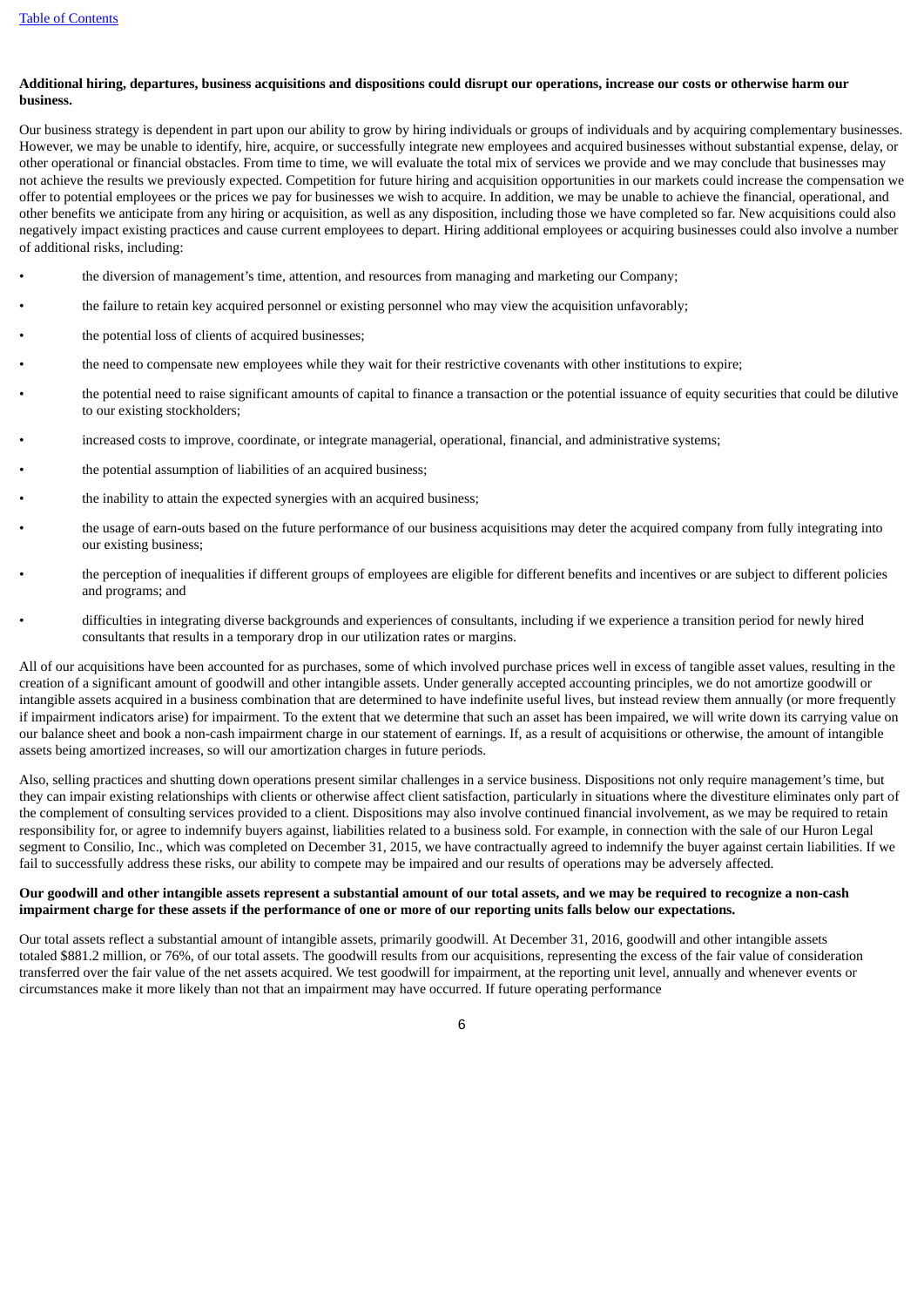**Additional hiring, departures, business acquisitions and dispositions could disrupt our operations, increase our costs or otherwise harm our business.**

Our business strategy is dependent in part upon our ability to grow by hiring individuals or groups of individuals and by acquiring complementary businesses. However, we may be unable to identify, hire, acquire, or successfully integrate new employees and acquired businesses without substantial expense, delay, or other operational or financial obstacles. From time to time, we will evaluate the total mix of services we provide and we may conclude that businesses may not achieve the results we previously expected. Competition for future hiring and acquisition opportunities in our markets could increase the compensation we offer to potential employees or the prices we pay for businesses we wish to acquire. In addition, we may be unable to achieve the financial, operational, and other benefits we anticipate from any hiring or acquisition, as well as any disposition, including those we have completed so far. New acquisitions could also negatively impact existing practices and cause current employees to depart. Hiring additional employees or acquiring businesses could also involve a number of additional risks, including:

- the diversion of management's time, attention, and resources from managing and marketing our Company;
- the failure to retain key acquired personnel or existing personnel who may view the acquisition unfavorably;
- the potential loss of clients of acquired businesses;
- the need to compensate new employees while they wait for their restrictive covenants with other institutions to expire;
- the potential need to raise significant amounts of capital to finance a transaction or the potential issuance of equity securities that could be dilutive to our existing stockholders;
- increased costs to improve, coordinate, or integrate managerial, operational, financial, and administrative systems;
- the potential assumption of liabilities of an acquired business;
- the inability to attain the expected synergies with an acquired business;
- the usage of earn-outs based on the future performance of our business acquisitions may deter the acquired company from fully integrating into our existing business;
- the perception of inequalities if different groups of employees are eligible for different benefits and incentives or are subject to different policies and programs; and
- difficulties in integrating diverse backgrounds and experiences of consultants, including if we experience a transition period for newly hired consultants that results in a temporary drop in our utilization rates or margins.

All of our acquisitions have been accounted for as purchases, some of which involved purchase prices well in excess of tangible asset values, resulting in the creation of a significant amount of goodwill and other intangible assets. Under generally accepted accounting principles, we do not amortize goodwill or intangible assets acquired in a business combination that are determined to have indefinite useful lives, but instead review them annually (or more frequently if impairment indicators arise) for impairment. To the extent that we determine that such an asset has been impaired, we will write down its carrying value on our balance sheet and book a non-cash impairment charge in our statement of earnings. If, as a result of acquisitions or otherwise, the amount of intangible assets being amortized increases, so will our amortization charges in future periods.

Also, selling practices and shutting down operations present similar challenges in a service business. Dispositions not only require management's time, but they can impair existing relationships with clients or otherwise affect client satisfaction, particularly in situations where the divestiture eliminates only part of the complement of consulting services provided to a client. Dispositions may also involve continued financial involvement, as we may be required to retain responsibility for, or agree to indemnify buyers against, liabilities related to a business sold. For example, in connection with the sale of our Huron Legal segment to Consilio, Inc., which was completed on December 31, 2015, we have contractually agreed to indemnify the buyer against certain liabilities. If we fail to successfully address these risks, our ability to compete may be impaired and our results of operations may be adversely affected.

**Our goodwill and other intangible assets represent a substantial amount of our total assets, and we may be required to recognize a non-cash impairment charge for these assets if the performance of one or more of our reporting units falls below our expectations.**

Our total assets reflect a substantial amount of intangible assets, primarily goodwill. At December 31, 2016, goodwill and other intangible assets totaled $881.2 million, or 76%, of our total assets. The goodwill results from our acquisitions, representing the excess of the fair value of consideration transferred over the fair value of the net assets acquired. We test goodwill for impairment, at the reporting unit level, annually and whenever events or circumstances make it more likely than not that an impairment may have occurred. If future operating performance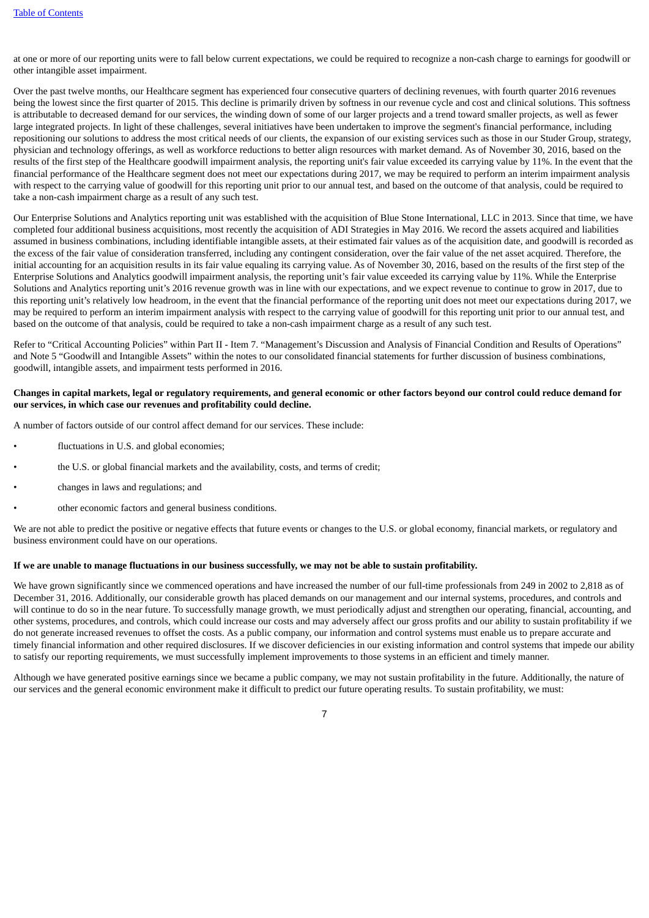at one or more of our reporting units were to fall below current expectations, we could be required to recognize a non-cash charge to earnings for goodwill or other intangible asset impairment.

Over the past twelve months, our Healthcare segment has experienced four consecutive quarters of declining revenues, with fourth quarter 2016 revenues being the lowest since the first quarter of 2015. This decline is primarily driven by softness in our revenue cycle and cost and clinical solutions. This softness is attributable to decreased demand for our services, the winding down of some of our larger projects and a trend toward smaller projects, as well as fewer large integrated projects. In light of these challenges, several initiatives have been undertaken to improve the segment's financial performance, including repositioning our solutions to address the most critical needs of our clients, the expansion of our existing services such as those in our Studer Group, strategy, physician and technology offerings, as well as workforce reductions to better align resources with market demand. As of November 30, 2016, based on the results of the first step of the Healthcare goodwill impairment analysis, the reporting unit's fair value exceeded its carrying value by 11%. In the event that the financial performance of the Healthcare segment does not meet our expectations during 2017, we may be required to perform an interim impairment analysis with respect to the carrying value of goodwill for this reporting unit prior to our annual test, and based on the outcome of that analysis, could be required to take a non-cash impairment charge as a result of any such test.

Our Enterprise Solutions and Analytics reporting unit was established with the acquisition of Blue Stone International, LLC in 2013. Since that time, we have completed four additional business acquisitions, most recently the acquisition of ADI Strategies in May 2016. We record the assets acquired and liabilities assumed in business combinations, including identifiable intangible assets, at their estimated fair values as of the acquisition date, and goodwill is recorded as the excess of the fair value of consideration transferred, including any contingent consideration, over the fair value of the net asset acquired. Therefore, the initial accounting for an acquisition results in its fair value equaling its carrying value. As of November 30, 2016, based on the results of the first step of the Enterprise Solutions and Analytics goodwill impairment analysis, the reporting unit's fair value exceeded its carrying value by 11%. While the Enterprise Solutions and Analytics reporting unit's 2016 revenue growth was in line with our expectations, and we expect revenue to continue to grow in 2017, due to this reporting unit's relatively low headroom, in the event that the financial performance of the reporting unit does not meet our expectations during 2017, we may be required to perform an interim impairment analysis with respect to the carrying value of goodwill for this reporting unit prior to our annual test, and based on the outcome of that analysis, could be required to take a non-cash impairment charge as a result of any such test.

Refer to "Critical Accounting Policies" within Part II - Item 7. "Management's Discussion and Analysis of Financial Condition and Results of Operations" and Note 5 "Goodwill and Intangible Assets" within the notes to our consolidated financial statements for further discussion of business combinations, goodwill, intangible assets, and impairment tests performed in 2016.

**Changes in capital markets, legal or regulatory requirements, and general economic or other factors beyond our control could reduce demand for our services, in which case our revenues and profitability could decline.**

A number of factors outside of our control affect demand for our services. These include:

- fluctuations in U.S. and global economies;
- the U.S. or global financial markets and the availability, costs, and terms of credit;
- changes in laws and regulations; and
- other economic factors and general business conditions.

We are not able to predict the positive or negative effects that future events or changes to the U.S. or global economy, financial markets, or regulatory and business environment could have on our operations.

**If we are unable to manage fluctuations in our business successfully, we may not be able to sustain profitability.**

We have grown significantly since we commenced operations and have increased the number of our full-time professionals from 249 in 2002 to 2,818 as of December 31, 2016. Additionally, our considerable growth has placed demands on our management and our internal systems, procedures, and controls and will continue to do so in the near future. To successfully manage growth, we must periodically adjust and strengthen our operating, financial, accounting, and other systems, procedures, and controls, which could increase our costs and may adversely affect our gross profits and our ability to sustain profitability if we do not generate increased revenues to offset the costs. As a public company, our information and control systems must enable us to prepare accurate and timely financial information and other required disclosures. If we discover deficiencies in our existing information and control systems that impede our ability to satisfy our reporting requirements, we must successfully implement improvements to those systems in an efficient and timely manner.

Although we have generated positive earnings since we became a public company, we may not sustain profitability in the future. Additionally, the nature of our services and the general economic environment make it difficult to predict our future operating results. To sustain profitability, we must: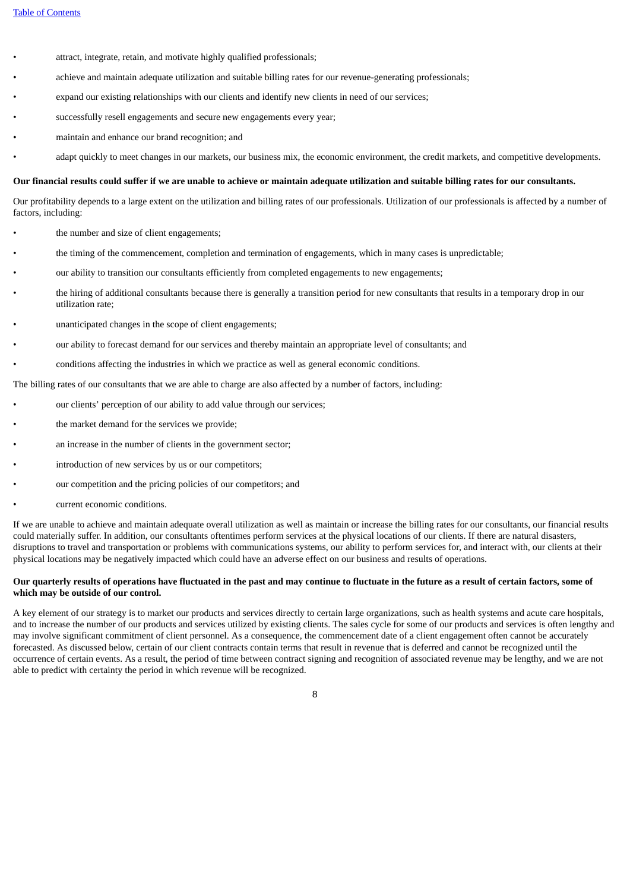- attract, integrate, retain, and motivate highly qualified professionals;
- achieve and maintain adequate utilization and suitable billing rates for our revenue-generating professionals;
- expand our existing relationships with our clients and identify new clients in need of our services;
- successfully resell engagements and secure new engagements every year;
- maintain and enhance our brand recognition; and
- adapt quickly to meet changes in our markets, our business mix, the economic environment, the credit markets, and competitive developments.

**Our financial results could suffer if we are unable to achieve or maintain adequate utilization and suitable billing rates for our consultants.**

Our profitability depends to a large extent on the utilization and billing rates of our professionals. Utilization of our professionals is affected by a number of factors, including:

- the number and size of client engagements;
- the timing of the commencement, completion and termination of engagements, which in many cases is unpredictable;
- our ability to transition our consultants efficiently from completed engagements to new engagements;
- the hiring of additional consultants because there is generally a transition period for new consultants that results in a temporary drop in our utilization rate;
- unanticipated changes in the scope of client engagements;
- our ability to forecast demand for our services and thereby maintain an appropriate level of consultants; and
- conditions affecting the industries in which we practice as well as general economic conditions.

The billing rates of our consultants that we are able to charge are also affected by a number of factors, including:

- our clients' perception of our ability to add value through our services;
- the market demand for the services we provide;
- an increase in the number of clients in the government sector;
- introduction of new services by us or our competitors;
- our competition and the pricing policies of our competitors; and
- current economic conditions.

If we are unable to achieve and maintain adequate overall utilization as well as maintain or increase the billing rates for our consultants, our financial results could materially suffer. In addition, our consultants oftentimes perform services at the physical locations of our clients. If there are natural disasters, disruptions to travel and transportation or problems with communications systems, our ability to perform services for, and interact with, our clients at their physical locations may be negatively impacted which could have an adverse effect on our business and results of operations.

**Our quarterly results of operations have fluctuated in the past and may continue to fluctuate in the future as a result of certain factors, some of which may be outside of our control.**

A key element of our strategy is to market our products and services directly to certain large organizations, such as health systems and acute care hospitals, and to increase the number of our products and services utilized by existing clients. The sales cycle for some of our products and services is often lengthy and may involve significant commitment of client personnel. As a consequence, the commencement date of a client engagement often cannot be accurately forecasted. As discussed below, certain of our client contracts contain terms that result in revenue that is deferred and cannot be recognized until the occurrence of certain events. As a result, the period of time between contract signing and recognition of associated revenue may be lengthy, and we are not able to predict with certainty the period in which revenue will be recognized.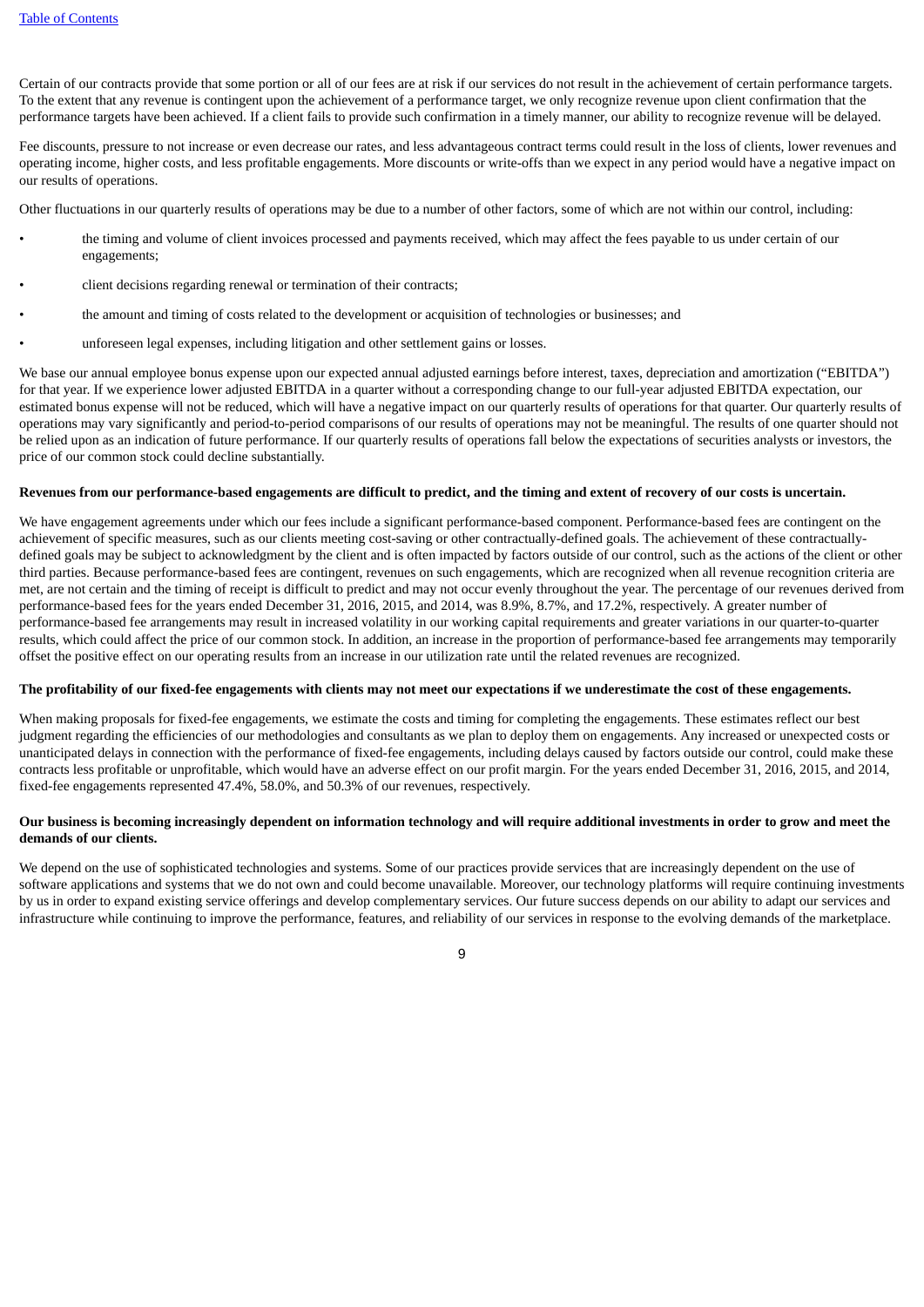Certain of our contracts provide that some portion or all of our fees are at risk if our services do not result in the achievement of certain performance targets. To the extent that any revenue is contingent upon the achievement of a performance target, we only recognize revenue upon client confirmation that the performance targets have been achieved. If a client fails to provide such confirmation in a timely manner, our ability to recognize revenue will be delayed.

Fee discounts, pressure to not increase or even decrease our rates, and less advantageous contract terms could result in the loss of clients, lower revenues and operating income, higher costs, and less profitable engagements. More discounts or write-offs than we expect in any period would have a negative impact on our results of operations.

Other fluctuations in our quarterly results of operations may be due to a number of other factors, some of which are not within our control, including:

- the timing and volume of client invoices processed and payments received, which may affect the fees payable to us under certain of our engagements;
- client decisions regarding renewal or termination of their contracts;
- the amount and timing of costs related to the development or acquisition of technologies or businesses; and
- unforeseen legal expenses, including litigation and other settlement gains or losses.

We base our annual employee bonus expense upon our expected annual adjusted earnings before interest, taxes, depreciation and amortization ("EBITDA") for that year. If we experience lower adjusted EBITDA in a quarter without a corresponding change to our full-year adjusted EBITDA expectation, our estimated bonus expense will not be reduced, which will have a negative impact on our quarterly results of operations for that quarter. Our quarterly results of operations may vary significantly and period-to-period comparisons of our results of operations may not be meaningful. The results of one quarter should not be relied upon as an indication of future performance. If our quarterly results of operations fall below the expectations of securities analysts or investors, the price of our common stock could decline substantially.

**Revenues from our performance-based engagements are difficult to predict, and the timing and extent of recovery of our costs is uncertain.**

We have engagement agreements under which our fees include a significant performance-based component. Performance-based fees are contingent on the achievement of specific measures, such as our clients meeting cost-saving or other contractually-defined goals. The achievement of these contractually-defined goals may be subject to acknowledgment by the client and is often impacted by factors outside of our control, such as the actions of the client or other third parties. Because performance-based fees are contingent, revenues on such engagements, which are recognized when all revenue recognition criteria are met, are not certain and the timing of receipt is difficult to predict and may not occur evenly throughout the year. The percentage of our revenues derived from performance-based fees for the years ended December 31, 2016, 2015, and 2014, was 8.9%, 8.7%, and 17.2%, respectively. A greater number of performance-based fee arrangements may result in increased volatility in our working capital requirements and greater variations in our quarter-to-quarter results, which could affect the price of our common stock. In addition, an increase in the proportion of performance-based fee arrangements may temporarily offset the positive effect on our operating results from an increase in our utilization rate until the related revenues are recognized.

**The profitability of our fixed-fee engagements with clients may not meet our expectations if we underestimate the cost of these engagements.**

When making proposals for fixed-fee engagements, we estimate the costs and timing for completing the engagements. These estimates reflect our best judgment regarding the efficiencies of our methodologies and consultants as we plan to deploy them on engagements. Any increased or unexpected costs or unanticipated delays in connection with the performance of fixed-fee engagements, including delays caused by factors outside our control, could make these contracts less profitable or unprofitable, which would have an adverse effect on our profit margin. For the years ended December 31, 2016, 2015, and 2014, fixed-fee engagements represented 47.4%, 58.0%, and 50.3% of our revenues, respectively.

**Our business is becoming increasingly dependent on information technology and will require additional investments in order to grow and meet the demands of our clients.**

We depend on the use of sophisticated technologies and systems. Some of our practices provide services that are increasingly dependent on the use of software applications and systems that we do not own and could become unavailable. Moreover, our technology platforms will require continuing investments by us in order to expand existing service offerings and develop complementary services. Our future success depends on our ability to adapt our services and infrastructure while continuing to improve the performance, features, and reliability of our services in response to the evolving demands of the marketplace.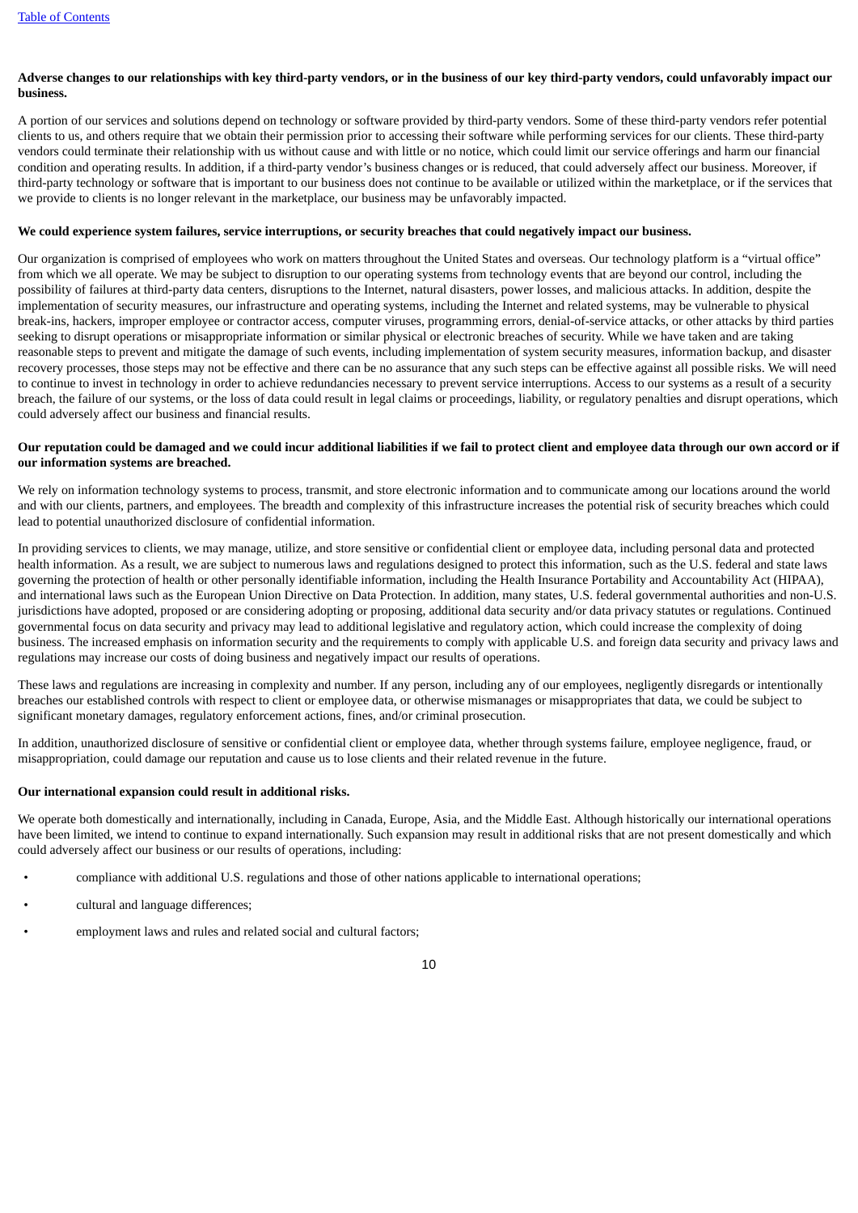**Adverse changes to our relationships with key third-party vendors, or in the business of our key third-party vendors, could unfavorably impact our business.**

A portion of our services and solutions depend on technology or software provided by third-party vendors. Some of these third-party vendors refer potential clients to us, and others require that we obtain their permission prior to accessing their software while performing services for our clients. These third-party vendors could terminate their relationship with us without cause and with little or no notice, which could limit our service offerings and harm our financial condition and operating results. In addition, if a third-party vendor's business changes or is reduced, that could adversely affect our business. Moreover, if third-party technology or software that is important to our business does not continue to be available or utilized within the marketplace, or if the services that we provide to clients is no longer relevant in the marketplace, our business may be unfavorably impacted.

**We could experience system failures, service interruptions, or security breaches that could negatively impact our business.**

Our organization is comprised of employees who work on matters throughout the United States and overseas. Our technology platform is a "virtual office" from which we all operate. We may be subject to disruption to our operating systems from technology events that are beyond our control, including the possibility of failures at third-party data centers, disruptions to the Internet, natural disasters, power losses, and malicious attacks. In addition, despite the implementation of security measures, our infrastructure and operating systems, including the Internet and related systems, may be vulnerable to physical break-ins, hackers, improper employee or contractor access, computer viruses, programming errors, denial-of-service attacks, or other attacks by third parties seeking to disrupt operations or misappropriate information or similar physical or electronic breaches of security. While we have taken and are taking reasonable steps to prevent and mitigate the damage of such events, including implementation of system security measures, information backup, and disaster recovery processes, those steps may not be effective and there can be no assurance that any such steps can be effective against all possible risks. We will need to continue to invest in technology in order to achieve redundancies necessary to prevent service interruptions. Access to our systems as a result of a security breach, the failure of our systems, or the loss of data could result in legal claims or proceedings, liability, or regulatory penalties and disrupt operations, which could adversely affect our business and financial results.

**Our reputation could be damaged and we could incur additional liabilities if we fail to protect client and employee data through our own accord or if our information systems are breached.**

We rely on information technology systems to process, transmit, and store electronic information and to communicate among our locations around the world and with our clients, partners, and employees. The breadth and complexity of this infrastructure increases the potential risk of security breaches which could lead to potential unauthorized disclosure of confidential information.

In providing services to clients, we may manage, utilize, and store sensitive or confidential client or employee data, including personal data and protected health information. As a result, we are subject to numerous laws and regulations designed to protect this information, such as the U.S. federal and state laws governing the protection of health or other personally identifiable information, including the Health Insurance Portability and Accountability Act (HIPAA), and international laws such as the European Union Directive on Data Protection. In addition, many states, U.S. federal governmental authorities and non-U.S. jurisdictions have adopted, proposed or are considering adopting or proposing, additional data security and/or data privacy statutes or regulations. Continued governmental focus on data security and privacy may lead to additional legislative and regulatory action, which could increase the complexity of doing business. The increased emphasis on information security and the requirements to comply with applicable U.S. and foreign data security and privacy laws and regulations may increase our costs of doing business and negatively impact our results of operations.

These laws and regulations are increasing in complexity and number. If any person, including any of our employees, negligently disregards or intentionally breaches our established controls with respect to client or employee data, or otherwise mismanages or misappropriates that data, we could be subject to significant monetary damages, regulatory enforcement actions, fines, and/or criminal prosecution.

In addition, unauthorized disclosure of sensitive or confidential client or employee data, whether through systems failure, employee negligence, fraud, or misappropriation, could damage our reputation and cause us to lose clients and their related revenue in the future.

**Our international expansion could result in additional risks.**

We operate both domestically and internationally, including in Canada, Europe, Asia, and the Middle East. Although historically our international operations have been limited, we intend to continue to expand internationally. Such expansion may result in additional risks that are not present domestically and which could adversely affect our business or our results of operations, including:

- compliance with additional U.S. regulations and those of other nations applicable to international operations;
- cultural and language differences;
- employment laws and rules and related social and cultural factors;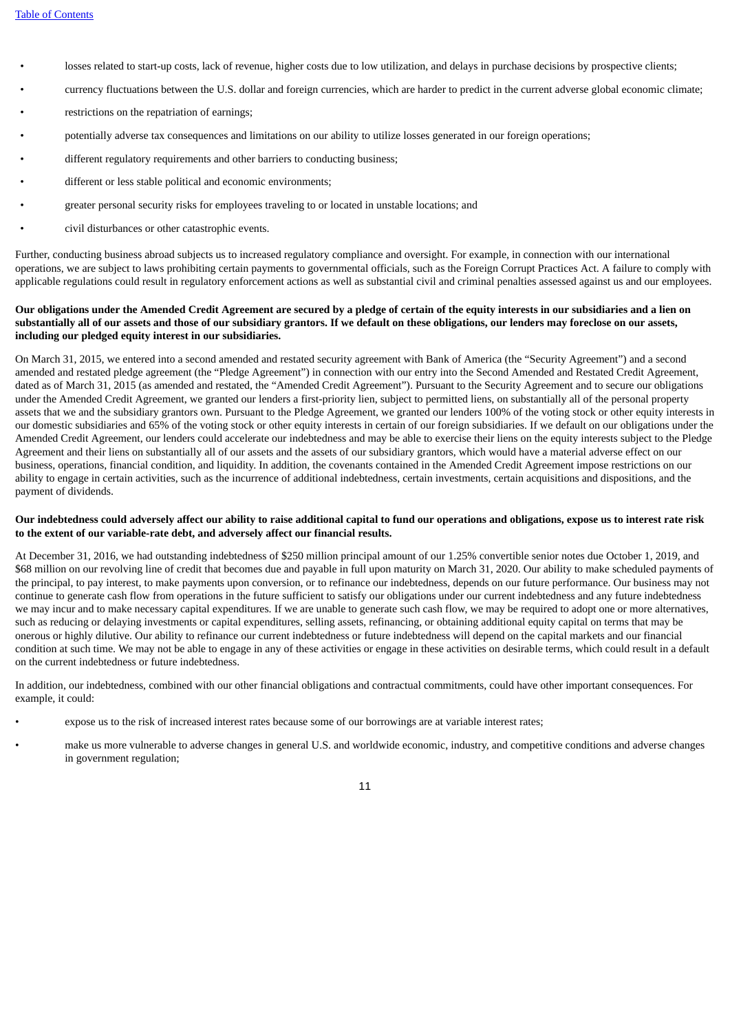- losses related to start-up costs, lack of revenue, higher costs due to low utilization, and delays in purchase decisions by prospective clients;
- currency fluctuations between the U.S. dollar and foreign currencies, which are harder to predict in the current adverse global economic climate;
- restrictions on the repatriation of earnings;
- potentially adverse tax consequences and limitations on our ability to utilize losses generated in our foreign operations;
- different regulatory requirements and other barriers to conducting business;
- different or less stable political and economic environments;
- greater personal security risks for employees traveling to or located in unstable locations; and
- civil disturbances or other catastrophic events.

Further, conducting business abroad subjects us to increased regulatory compliance and oversight. For example, in connection with our international operations, we are subject to laws prohibiting certain payments to governmental officials, such as the Foreign Corrupt Practices Act. A failure to comply with applicable regulations could result in regulatory enforcement actions as well as substantial civil and criminal penalties assessed against us and our employees.

**Our obligations under the Amended Credit Agreement are secured by a pledge of certain of the equity interests in our subsidiaries and a lien on substantially all of our assets and those of our subsidiary grantors. If we default on these obligations, our lenders may foreclose on our assets, including our pledged equity interest in our subsidiaries.**

On March 31, 2015, we entered into a second amended and restated security agreement with Bank of America (the "Security Agreement") and a second amended and restated pledge agreement (the "Pledge Agreement") in connection with our entry into the Second Amended and Restated Credit Agreement, dated as of March 31, 2015 (as amended and restated, the "Amended Credit Agreement"). Pursuant to the Security Agreement and to secure our obligations under the Amended Credit Agreement, we granted our lenders a first-priority lien, subject to permitted liens, on substantially all of the personal property assets that we and the subsidiary grantors own. Pursuant to the Pledge Agreement, we granted our lenders 100% of the voting stock or other equity interests in our domestic subsidiaries and 65% of the voting stock or other equity interests in certain of our foreign subsidiaries. If we default on our obligations under the Amended Credit Agreement, our lenders could accelerate our indebtedness and may be able to exercise their liens on the equity interests subject to the Pledge Agreement and their liens on substantially all of our assets and the assets of our subsidiary grantors, which would have a material adverse effect on our business, operations, financial condition, and liquidity. In addition, the covenants contained in the Amended Credit Agreement impose restrictions on our ability to engage in certain activities, such as the incurrence of additional indebtedness, certain investments, certain acquisitions and dispositions, and the payment of dividends.

**Our indebtedness could adversely affect our ability to raise additional capital to fund our operations and obligations, expose us to interest rate risk to the extent of our variable-rate debt, and adversely affect our financial results.**

At December 31, 2016, we had outstanding indebtedness of $250 million principal amount of our 1.25% convertible senior notes due October 1, 2019, and $68 million on our revolving line of credit that becomes due and payable in full upon maturity on March 31, 2020. Our ability to make scheduled payments of the principal, to pay interest, to make payments upon conversion, or to refinance our indebtedness, depends on our future performance. Our business may not continue to generate cash flow from operations in the future sufficient to satisfy our obligations under our current indebtedness and any future indebtedness we may incur and to make necessary capital expenditures. If we are unable to generate such cash flow, we may be required to adopt one or more alternatives, such as reducing or delaying investments or capital expenditures, selling assets, refinancing, or obtaining additional equity capital on terms that may be onerous or highly dilutive. Our ability to refinance our current indebtedness or future indebtedness will depend on the capital markets and our financial condition at such time. We may not be able to engage in any of these activities or engage in these activities on desirable terms, which could result in a default on the current indebtedness or future indebtedness.

In addition, our indebtedness, combined with our other financial obligations and contractual commitments, could have other important consequences. For example, it could:

- expose us to the risk of increased interest rates because some of our borrowings are at variable interest rates;
- make us more vulnerable to adverse changes in general U.S. and worldwide economic, industry, and competitive conditions and adverse changes in government regulation;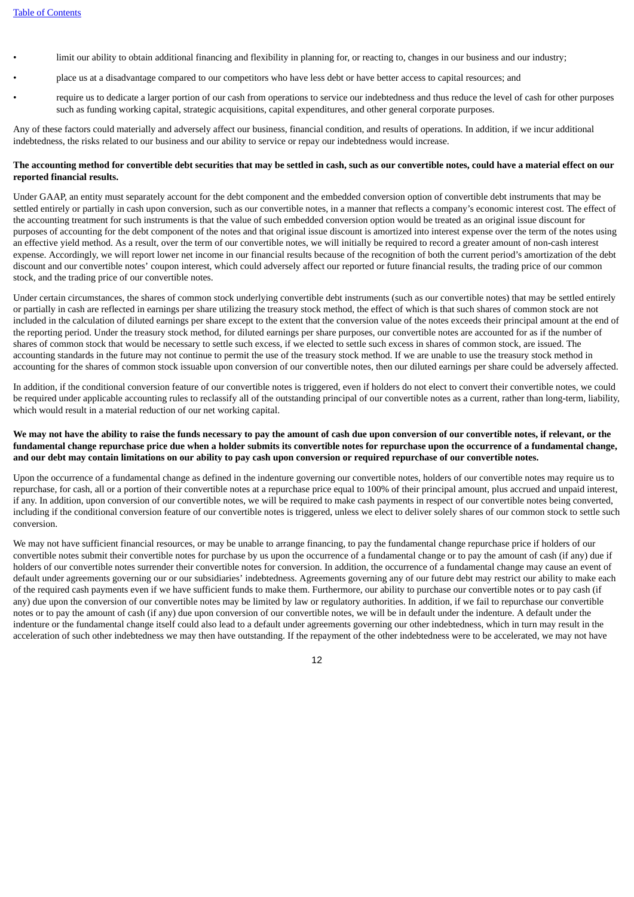- limit our ability to obtain additional financing and flexibility in planning for, or reacting to, changes in our business and our industry;
- place us at a disadvantage compared to our competitors who have less debt or have better access to capital resources; and
- require us to dedicate a larger portion of our cash from operations to service our indebtedness and thus reduce the level of cash for other purposes such as funding working capital, strategic acquisitions, capital expenditures, and other general corporate purposes.

Any of these factors could materially and adversely affect our business, financial condition, and results of operations. In addition, if we incur additional indebtedness, the risks related to our business and our ability to service or repay our indebtedness would increase.

**The accounting method for convertible debt securities that may be settled in cash, such as our convertible notes, could have a material effect on our reported financial results.**

Under GAAP, an entity must separately account for the debt component and the embedded conversion option of convertible debt instruments that may be settled entirely or partially in cash upon conversion, such as our convertible notes, in a manner that reflects a company's economic interest cost. The effect of the accounting treatment for such instruments is that the value of such embedded conversion option would be treated as an original issue discount for purposes of accounting for the debt component of the notes and that original issue discount is amortized into interest expense over the term of the notes using an effective yield method. As a result, over the term of our convertible notes, we will initially be required to record a greater amount of non-cash interest expense. Accordingly, we will report lower net income in our financial results because of the recognition of both the current period's amortization of the debt discount and our convertible notes' coupon interest, which could adversely affect our reported or future financial results, the trading price of our common stock, and the trading price of our convertible notes.

Under certain circumstances, the shares of common stock underlying convertible debt instruments (such as our convertible notes) that may be settled entirely or partially in cash are reflected in earnings per share utilizing the treasury stock method, the effect of which is that such shares of common stock are not included in the calculation of diluted earnings per share except to the extent that the conversion value of the notes exceeds their principal amount at the end of the reporting period. Under the treasury stock method, for diluted earnings per share purposes, our convertible notes are accounted for as if the number of shares of common stock that would be necessary to settle such excess, if we elected to settle such excess in shares of common stock, are issued. The accounting standards in the future may not continue to permit the use of the treasury stock method. If we are unable to use the treasury stock method in accounting for the shares of common stock issuable upon conversion of our convertible notes, then our diluted earnings per share could be adversely affected.

In addition, if the conditional conversion feature of our convertible notes is triggered, even if holders do not elect to convert their convertible notes, we could be required under applicable accounting rules to reclassify all of the outstanding principal of our convertible notes as a current, rather than long-term, liability, which would result in a material reduction of our net working capital.

**We may not have the ability to raise the funds necessary to pay the amount of cash due upon conversion of our convertible notes, if relevant, or the fundamental change repurchase price due when a holder submits its convertible notes for repurchase upon the occurrence of a fundamental change, and our debt may contain limitations on our ability to pay cash upon conversion or required repurchase of our convertible notes.**

Upon the occurrence of a fundamental change as defined in the indenture governing our convertible notes, holders of our convertible notes may require us to repurchase, for cash, all or a portion of their convertible notes at a repurchase price equal to 100% of their principal amount, plus accrued and unpaid interest, if any. In addition, upon conversion of our convertible notes, we will be required to make cash payments in respect of our convertible notes being converted, including if the conditional conversion feature of our convertible notes is triggered, unless we elect to deliver solely shares of our common stock to settle such conversion.

We may not have sufficient financial resources, or may be unable to arrange financing, to pay the fundamental change repurchase price if holders of our convertible notes submit their convertible notes for purchase by us upon the occurrence of a fundamental change or to pay the amount of cash (if any) due if holders of our convertible notes surrender their convertible notes for conversion. In addition, the occurrence of a fundamental change may cause an event of default under agreements governing our or our subsidiaries' indebtedness. Agreements governing any of our future debt may restrict our ability to make each of the required cash payments even if we have sufficient funds to make them. Furthermore, our ability to purchase our convertible notes or to pay cash (if any) due upon the conversion of our convertible notes may be limited by law or regulatory authorities. In addition, if we fail to repurchase our convertible notes or to pay the amount of cash (if any) due upon conversion of our convertible notes, we will be in default under the indenture. A default under the indenture or the fundamental change itself could also lead to a default under agreements governing our other indebtedness, which in turn may result in the acceleration of such other indebtedness we may then have outstanding. If the repayment of the other indebtedness were to be accelerated, we may not have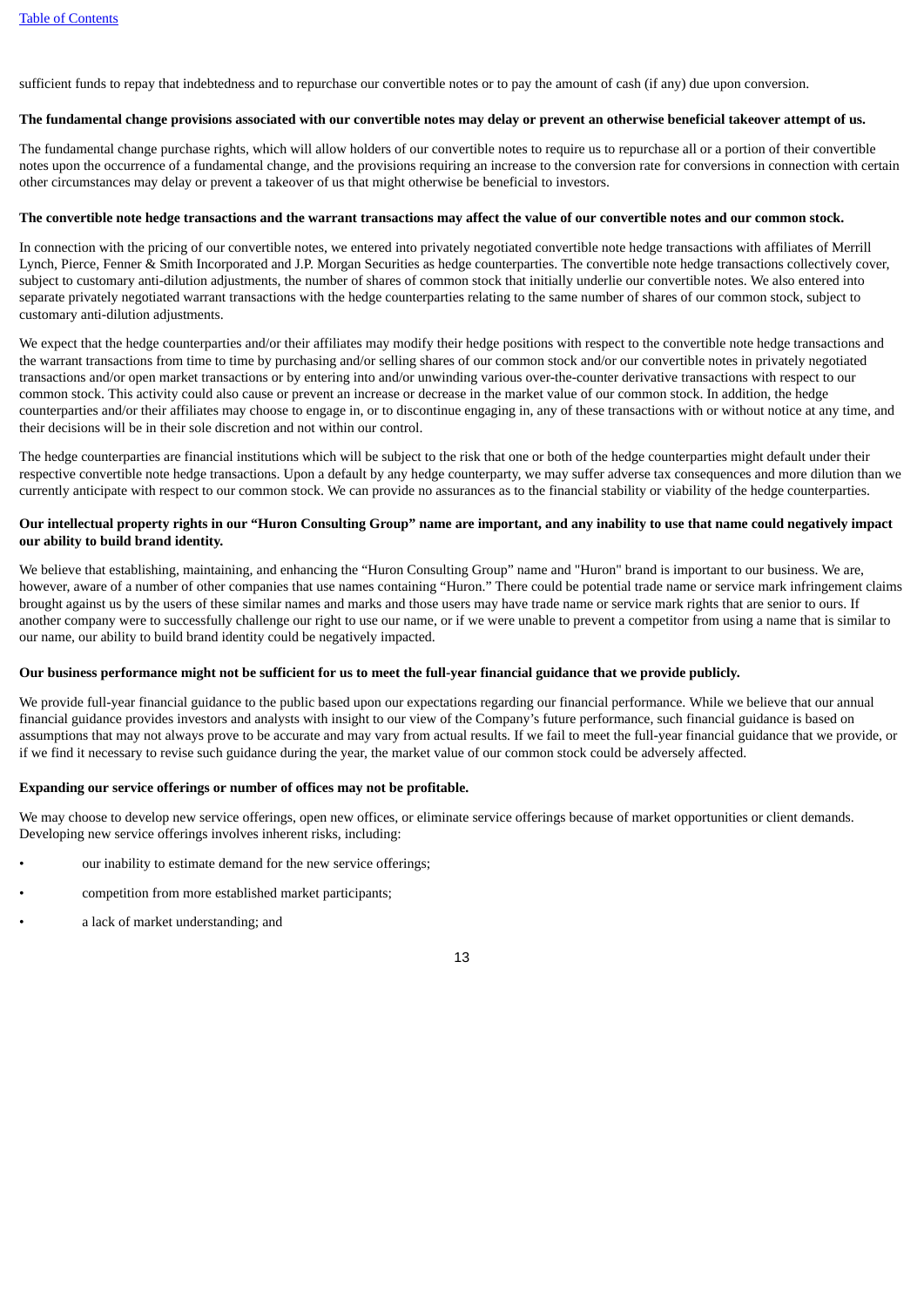sufficient funds to repay that indebtedness and to repurchase our convertible notes or to pay the amount of cash (if any) due upon conversion.

**The fundamental change provisions associated with our convertible notes may delay or prevent an otherwise beneficial takeover attempt of us.**

The fundamental change purchase rights, which will allow holders of our convertible notes to require us to repurchase all or a portion of their convertible notes upon the occurrence of a fundamental change, and the provisions requiring an increase to the conversion rate for conversions in connection with certain other circumstances may delay or prevent a takeover of us that might otherwise be beneficial to investors.

**The convertible note hedge transactions and the warrant transactions may affect the value of our convertible notes and our common stock.**

In connection with the pricing of our convertible notes, we entered into privately negotiated convertible note hedge transactions with affiliates of Merrill Lynch, Pierce, Fenner & Smith Incorporated and J.P. Morgan Securities as hedge counterparties. The convertible note hedge transactions collectively cover, subject to customary anti-dilution adjustments, the number of shares of common stock that initially underlie our convertible notes. We also entered into separate privately negotiated warrant transactions with the hedge counterparties relating to the same number of shares of our common stock, subject to customary anti-dilution adjustments.

We expect that the hedge counterparties and/or their affiliates may modify their hedge positions with respect to the convertible note hedge transactions and the warrant transactions from time to time by purchasing and/or selling shares of our common stock and/or our convertible notes in privately negotiated transactions and/or open market transactions or by entering into and/or unwinding various over-the-counter derivative transactions with respect to our common stock. This activity could also cause or prevent an increase or decrease in the market value of our common stock. In addition, the hedge counterparties and/or their affiliates may choose to engage in, or to discontinue engaging in, any of these transactions with or without notice at any time, and their decisions will be in their sole discretion and not within our control.

The hedge counterparties are financial institutions which will be subject to the risk that one or both of the hedge counterparties might default under their respective convertible note hedge transactions. Upon a default by any hedge counterparty, we may suffer adverse tax consequences and more dilution than we currently anticipate with respect to our common stock. We can provide no assurances as to the financial stability or viability of the hedge counterparties.

**Our intellectual property rights in our "Huron Consulting Group" name are important, and any inability to use that name could negatively impact our ability to build brand identity.**

We believe that establishing, maintaining, and enhancing the "Huron Consulting Group" name and "Huron" brand is important to our business. We are, however, aware of a number of other companies that use names containing "Huron." There could be potential trade name or service mark infringement claims brought against us by the users of these similar names and marks and those users may have trade name or service mark rights that are senior to ours. If another company were to successfully challenge our right to use our name, or if we were unable to prevent a competitor from using a name that is similar to our name, our ability to build brand identity could be negatively impacted.

**Our business performance might not be sufficient for us to meet the full-year financial guidance that we provide publicly.**

We provide full-year financial guidance to the public based upon our expectations regarding our financial performance. While we believe that our annual financial guidance provides investors and analysts with insight to our view of the Company's future performance, such financial guidance is based on assumptions that may not always prove to be accurate and may vary from actual results. If we fail to meet the full-year financial guidance that we provide, or if we find it necessary to revise such guidance during the year, the market value of our common stock could be adversely affected.

**Expanding our service offerings or number of offices may not be profitable.**

We may choose to develop new service offerings, open new offices, or eliminate service offerings because of market opportunities or client demands. Developing new service offerings involves inherent risks, including:

- our inability to estimate demand for the new service offerings;
- competition from more established market participants;
- a lack of market understanding; and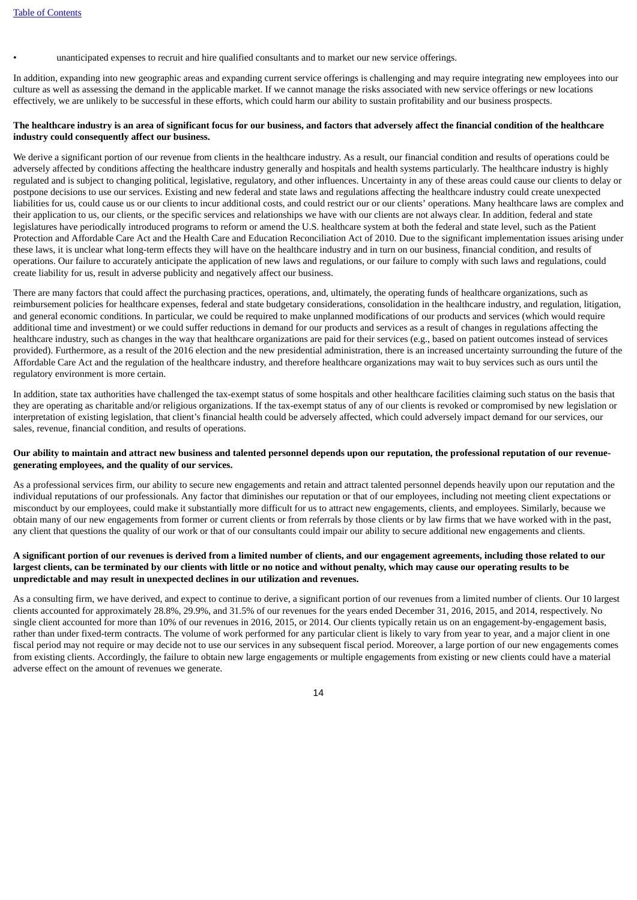- unanticipated expenses to recruit and hire qualified consultants and to market our new service offerings.

In addition, expanding into new geographic areas and expanding current service offerings is challenging and may require integrating new employees into our culture as well as assessing the demand in the applicable market. If we cannot manage the risks associated with new service offerings or new locations effectively, we are unlikely to be successful in these efforts, which could harm our ability to sustain profitability and our business prospects.

**The healthcare industry is an area of significant focus for our business, and factors that adversely affect the financial condition of the healthcare industry could consequently affect our business.**

We derive a significant portion of our revenue from clients in the healthcare industry. As a result, our financial condition and results of operations could be adversely affected by conditions affecting the healthcare industry generally and hospitals and health systems particularly. The healthcare industry is highly regulated and is subject to changing political, legislative, regulatory, and other influences. Uncertainty in any of these areas could cause our clients to delay or postpone decisions to use our services. Existing and new federal and state laws and regulations affecting the healthcare industry could create unexpected liabilities for us, could cause us or our clients to incur additional costs, and could restrict our or our clients' operations. Many healthcare laws are complex and their application to us, our clients, or the specific services and relationships we have with our clients are not always clear. In addition, federal and state legislatures have periodically introduced programs to reform or amend the U.S. healthcare system at both the federal and state level, such as the Patient Protection and Affordable Care Act and the Health Care and Education Reconciliation Act of 2010. Due to the significant implementation issues arising under these laws, it is unclear what long-term effects they will have on the healthcare industry and in turn on our business, financial condition, and results of operations. Our failure to accurately anticipate the application of new laws and regulations, or our failure to comply with such laws and regulations, could create liability for us, result in adverse publicity and negatively affect our business.

There are many factors that could affect the purchasing practices, operations, and, ultimately, the operating funds of healthcare organizations, such as reimbursement policies for healthcare expenses, federal and state budgetary considerations, consolidation in the healthcare industry, and regulation, litigation, and general economic conditions. In particular, we could be required to make unplanned modifications of our products and services (which would require additional time and investment) or we could suffer reductions in demand for our products and services as a result of changes in regulations affecting the healthcare industry, such as changes in the way that healthcare organizations are paid for their services (e.g., based on patient outcomes instead of services provided). Furthermore, as a result of the 2016 election and the new presidential administration, there is an increased uncertainty surrounding the future of the Affordable Care Act and the regulation of the healthcare industry, and therefore healthcare organizations may wait to buy services such as ours until the regulatory environment is more certain.

In addition, state tax authorities have challenged the tax-exempt status of some hospitals and other healthcare facilities claiming such status on the basis that they are operating as charitable and/or religious organizations. If the tax-exempt status of any of our clients is revoked or compromised by new legislation or interpretation of existing legislation, that client's financial health could be adversely affected, which could adversely impact demand for our services, our sales, revenue, financial condition, and results of operations.

**Our ability to maintain and attract new business and talented personnel depends upon our reputation, the professional reputation of our revenue-generating employees, and the quality of our services.**

As a professional services firm, our ability to secure new engagements and retain and attract talented personnel depends heavily upon our reputation and the individual reputations of our professionals. Any factor that diminishes our reputation or that of our employees, including not meeting client expectations or misconduct by our employees, could make it substantially more difficult for us to attract new engagements, clients, and employees. Similarly, because we obtain many of our new engagements from former or current clients or from referrals by those clients or by law firms that we have worked with in the past, any client that questions the quality of our work or that of our consultants could impair our ability to secure additional new engagements and clients.

**A significant portion of our revenues is derived from a limited number of clients, and our engagement agreements, including those related to our largest clients, can be terminated by our clients with little or no notice and without penalty, which may cause our operating results to be unpredictable and may result in unexpected declines in our utilization and revenues.**

As a consulting firm, we have derived, and expect to continue to derive, a significant portion of our revenues from a limited number of clients. Our 10 largest clients accounted for approximately 28.8%, 29.9%, and 31.5% of our revenues for the years ended December 31, 2016, 2015, and 2014, respectively. No single client accounted for more than 10% of our revenues in 2016, 2015, or 2014. Our clients typically retain us on an engagement-by-engagement basis, rather than under fixed-term contracts. The volume of work performed for any particular client is likely to vary from year to year, and a major client in one fiscal period may not require or may decide not to use our services in any subsequent fiscal period. Moreover, a large portion of our new engagements comes from existing clients. Accordingly, the failure to obtain new large engagements or multiple engagements from existing or new clients could have a material adverse effect on the amount of revenues we generate.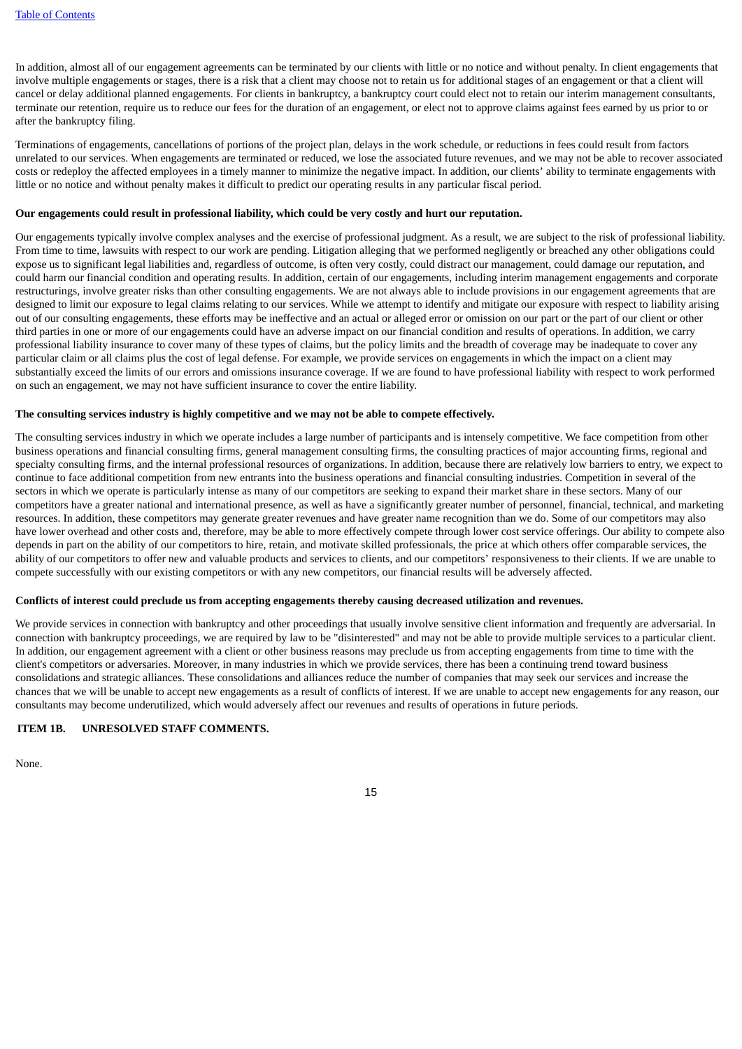In addition, almost all of our engagement agreements can be terminated by our clients with little or no notice and without penalty. In client engagements that involve multiple engagements or stages, there is a risk that a client may choose not to retain us for additional stages of an engagement or that a client will cancel or delay additional planned engagements. For clients in bankruptcy, a bankruptcy court could elect not to retain our interim management consultants, terminate our retention, require us to reduce our fees for the duration of an engagement, or elect not to approve claims against fees earned by us prior to or after the bankruptcy filing.

Terminations of engagements, cancellations of portions of the project plan, delays in the work schedule, or reductions in fees could result from factors unrelated to our services. When engagements are terminated or reduced, we lose the associated future revenues, and we may not be able to recover associated costs or redeploy the affected employees in a timely manner to minimize the negative impact. In addition, our clients' ability to terminate engagements with little or no notice and without penalty makes it difficult to predict our operating results in any particular fiscal period.

**Our engagements could result in professional liability, which could be very costly and hurt our reputation.**

Our engagements typically involve complex analyses and the exercise of professional judgment. As a result, we are subject to the risk of professional liability. From time to time, lawsuits with respect to our work are pending. Litigation alleging that we performed negligently or breached any other obligations could expose us to significant legal liabilities and, regardless of outcome, is often very costly, could distract our management, could damage our reputation, and could harm our financial condition and operating results. In addition, certain of our engagements, including interim management engagements and corporate restructurings, involve greater risks than other consulting engagements. We are not always able to include provisions in our engagement agreements that are designed to limit our exposure to legal claims relating to our services. While we attempt to identify and mitigate our exposure with respect to liability arising out of our consulting engagements, these efforts may be ineffective and an actual or alleged error or omission on our part or the part of our client or other third parties in one or more of our engagements could have an adverse impact on our financial condition and results of operations. In addition, we carry professional liability insurance to cover many of these types of claims, but the policy limits and the breadth of coverage may be inadequate to cover any particular claim or all claims plus the cost of legal defense. For example, we provide services on engagements in which the impact on a client may substantially exceed the limits of our errors and omissions insurance coverage. If we are found to have professional liability with respect to work performed on such an engagement, we may not have sufficient insurance to cover the entire liability.

**The consulting services industry is highly competitive and we may not be able to compete effectively.**

The consulting services industry in which we operate includes a large number of participants and is intensely competitive. We face competition from other business operations and financial consulting firms, general management consulting firms, the consulting practices of major accounting firms, regional and specialty consulting firms, and the internal professional resources of organizations. In addition, because there are relatively low barriers to entry, we expect to continue to face additional competition from new entrants into the business operations and financial consulting industries. Competition in several of the sectors in which we operate is particularly intense as many of our competitors are seeking to expand their market share in these sectors. Many of our competitors have a greater national and international presence, as well as have a significantly greater number of personnel, financial, technical, and marketing resources. In addition, these competitors may generate greater revenues and have greater name recognition than we do. Some of our competitors may also have lower overhead and other costs and, therefore, may be able to more effectively compete through lower cost service offerings. Our ability to compete also depends in part on the ability of our competitors to hire, retain, and motivate skilled professionals, the price at which others offer comparable services, the ability of our competitors to offer new and valuable products and services to clients, and our competitors' responsiveness to their clients. If we are unable to compete successfully with our existing competitors or with any new competitors, our financial results will be adversely affected.

**Conflicts of interest could preclude us from accepting engagements thereby causing decreased utilization and revenues.**

We provide services in connection with bankruptcy and other proceedings that usually involve sensitive client information and frequently are adversarial. In connection with bankruptcy proceedings, we are required by law to be "disinterested" and may not be able to provide multiple services to a particular client. In addition, our engagement agreement with a client or other business reasons may preclude us from accepting engagements from time to time with the client's competitors or adversaries. Moreover, in many industries in which we provide services, there has been a continuing trend toward business consolidations and strategic alliances. These consolidations and alliances reduce the number of companies that may seek our services and increase the chances that we will be unable to accept new engagements as a result of conflicts of interest. If we are unable to accept new engagements for any reason, our consultants may become underutilized, which would adversely affect our revenues and results of operations in future periods.

## ITEM 1B. UNRESOLVED STAFF COMMENTS.

None.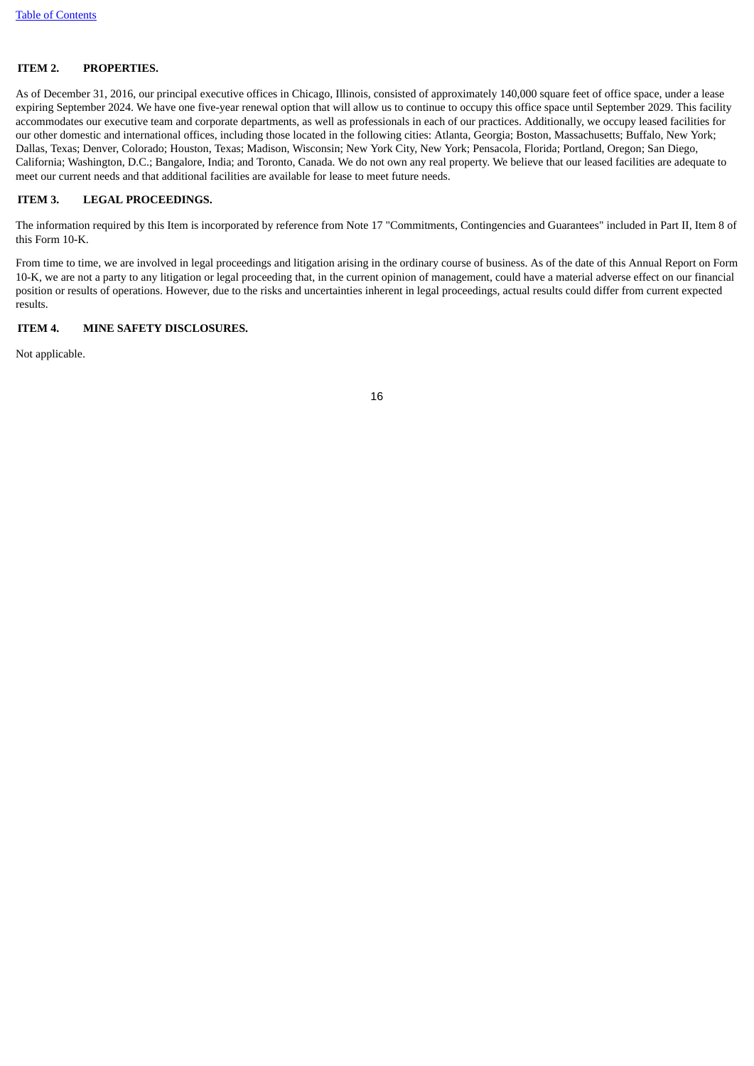## ITEM 2. PROPERTIES.

As of December 31, 2016, our principal executive offices in Chicago, Illinois, consisted of approximately 140,000 square feet of office space, under a lease expiring September 2024. We have one five-year renewal option that will allow us to continue to occupy this office space until September 2029. This facility accommodates our executive team and corporate departments, as well as professionals in each of our practices. Additionally, we occupy leased facilities for our other domestic and international offices, including those located in the following cities: Atlanta, Georgia; Boston, Massachusetts; Buffalo, New York; Dallas, Texas; Denver, Colorado; Houston, Texas; Madison, Wisconsin; New York City, New York; Pensacola, Florida; Portland, Oregon; San Diego, California; Washington, D.C.; Bangalore, India; and Toronto, Canada. We do not own any real property. We believe that our leased facilities are adequate to meet our current needs and that additional facilities are available for lease to meet future needs.

## ITEM 3. LEGAL PROCEEDINGS.

The information required by this Item is incorporated by reference from Note 17 "Commitments, Contingencies and Guarantees" included in Part II, Item 8 of this Form 10-K.

From time to time, we are involved in legal proceedings and litigation arising in the ordinary course of business. As of the date of this Annual Report on Form 10-K, we are not a party to any litigation or legal proceeding that, in the current opinion of management, could have a material adverse effect on our financial position or results of operations. However, due to the risks and uncertainties inherent in legal proceedings, actual results could differ from current expected results.

## ITEM 4. MINE SAFETY DISCLOSURES.

Not applicable.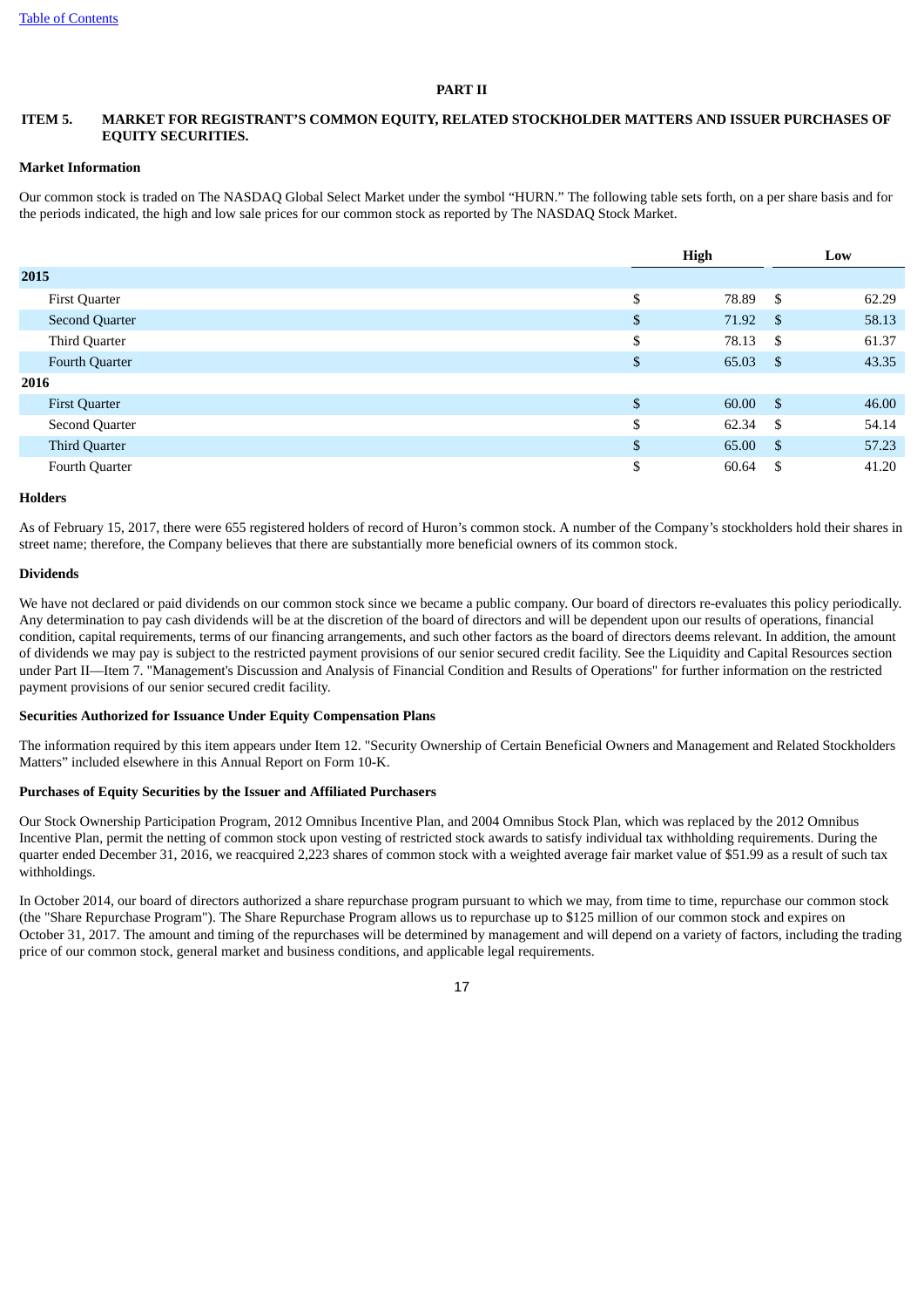## PART II

### ITEM 5. MARKET FOR REGISTRANT'S COMMON EQUITY, RELATED STOCKHOLDER MATTERS AND ISSUER PURCHASES OF EQUITY SECURITIES.

**Market Information**

Our common stock is traded on The NASDAQ Global Select Market under the symbol "HURN." The following table sets forth, on a per share basis and for the periods indicated, the high and low sale prices for our common stock as reported by The NASDAQ Stock Market.

| | High | Low |
|---|---|---|
| **2015** | | |
| First Quarter | $ 78.89 | $ 62.29 |
| Second Quarter | $ 71.92 | $ 58.13 |
| Third Quarter | $ 78.13 | $ 61.37 |
| Fourth Quarter | $ 65.03 | $ 43.35 |
| **2016** | | |
| First Quarter | $ 60.00 | $ 46.00 |
| Second Quarter | $ 62.34 | $ 54.14 |
| Third Quarter | $ 65.00 | $ 57.23 |
| Fourth Quarter | $ 60.64 | $ 41.20 |

**Holders**

As of February 15, 2017, there were 655 registered holders of record of Huron's common stock. A number of the Company's stockholders hold their shares in street name; therefore, the Company believes that there are substantially more beneficial owners of its common stock.

**Dividends**

We have not declared or paid dividends on our common stock since we became a public company. Our board of directors re-evaluates this policy periodically. Any determination to pay cash dividends will be at the discretion of the board of directors and will be dependent upon our results of operations, financial condition, capital requirements, terms of our financing arrangements, and such other factors as the board of directors deems relevant. In addition, the amount of dividends we may pay is subject to the restricted payment provisions of our senior secured credit facility. See the Liquidity and Capital Resources section under Part II—Item 7. "Management's Discussion and Analysis of Financial Condition and Results of Operations" for further information on the restricted payment provisions of our senior secured credit facility.

**Securities Authorized for Issuance Under Equity Compensation Plans**

The information required by this item appears under Item 12. "Security Ownership of Certain Beneficial Owners and Management and Related Stockholders Matters" included elsewhere in this Annual Report on Form 10-K.

**Purchases of Equity Securities by the Issuer and Affiliated Purchasers**

Our Stock Ownership Participation Program, 2012 Omnibus Incentive Plan, and 2004 Omnibus Stock Plan, which was replaced by the 2012 Omnibus Incentive Plan, permit the netting of common stock upon vesting of restricted stock awards to satisfy individual tax withholding requirements. During the quarter ended December 31, 2016, we reacquired 2,223 shares of common stock with a weighted average fair market value of $51.99 as a result of such tax withholdings.

In October 2014, our board of directors authorized a share repurchase program pursuant to which we may, from time to time, repurchase our common stock (the "Share Repurchase Program"). The Share Repurchase Program allows us to repurchase up to $125 million of our common stock and expires on October 31, 2017. The amount and timing of the repurchases will be determined by management and will depend on a variety of factors, including the trading price of our common stock, general market and business conditions, and applicable legal requirements.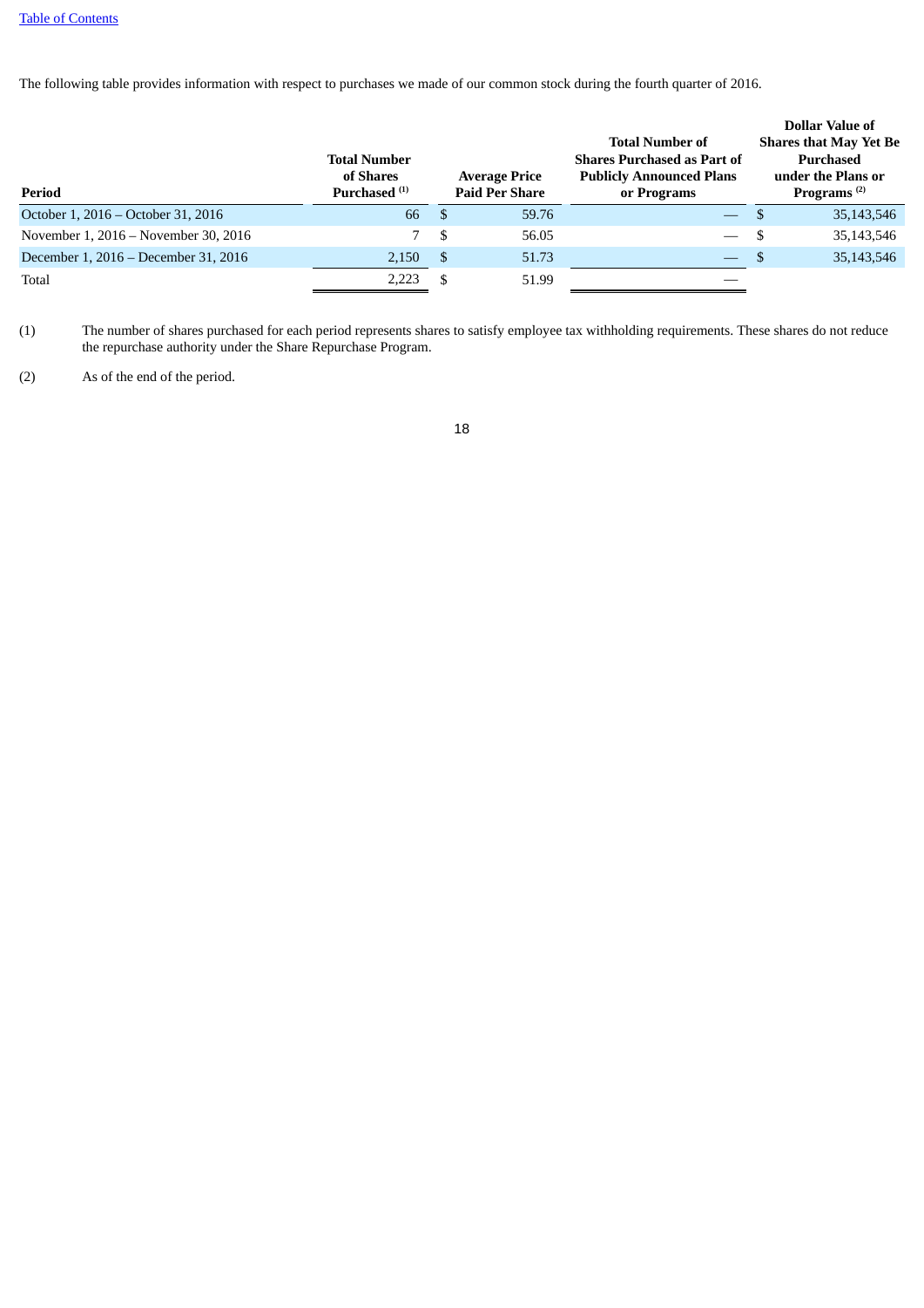The following table provides information with respect to purchases we made of our common stock during the fourth quarter of 2016.

| Period | Total Number of Shares Purchased [(1)] | Average Price Paid Per Share | Total Number of Shares Purchased as Part of Publicly Announced Plans or Programs | Dollar Value of Shares that May Yet Be Purchased under the Plans or Programs [(2)] |
|---|---|---|---|---|
| October 1, 2016 – October 31, 2016 | 66 | $ 59.76 | — | $ 35,143,546 |
| November 1, 2016 – November 30, 2016 | 7 | $ 56.05 | — | $ 35,143,546 |
| December 1, 2016 – December 31, 2016 | 2,150 | $ 51.73 | — | $ 35,143,546 |
| Total | 2,223 | $ 51.99 | — | |

(1) The number of shares purchased for each period represents shares to satisfy employee tax withholding requirements. These shares do not reduce the repurchase authority under the Share Repurchase Program.

(2) As of the end of the period.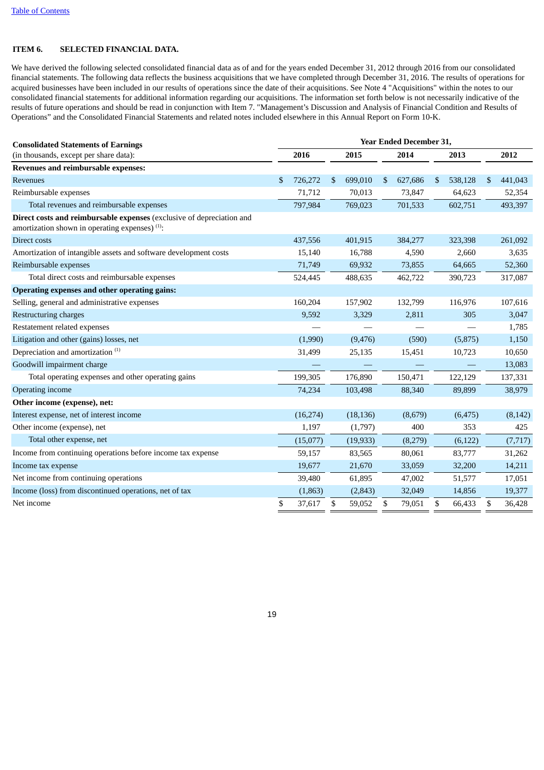[Table of Contents](#)

## ITEM 6. SELECTED FINANCIAL DATA.

We have derived the following selected consolidated financial data as of and for the years ended December 31, 2012 through 2016 from our consolidated financial statements. The following data reflects the business acquisitions that we have completed through December 31, 2016. The results of operations for acquired businesses have been included in our results of operations since the date of their acquisitions. See Note 4 "Acquisitions" within the notes to our consolidated financial statements for additional information regarding our acquisitions. The information set forth below is not necessarily indicative of the results of future operations and should be read in conjunction with Item 7. "Management's Discussion and Analysis of Financial Condition and Results of Operations" and the Consolidated Financial Statements and related notes included elsewhere in this Annual Report on Form 10-K.

| **Consolidated Statements of Earnings** | Year Ended December 31, | | | | |
|---|---|---|---|---|---|
| (in thousands, except per share data): | 2016 | 2015 | 2014 | 2013 | 2012 |
| **Revenues and reimbursable expenses:** | | | | | |
| Revenues | $ 726,272 | $ 699,010 | $ 627,686 | $ 538,128 | $ 441,043 |
| Reimbursable expenses | 71,712 | 70,013 | 73,847 | 64,623 | 52,354 |
| Total revenues and reimbursable expenses | 797,984 | 769,023 | 701,533 | 602,751 | 493,397 |
| **Direct costs and reimbursable expenses** (exclusive of depreciation and amortization shown in operating expenses) [(1)]: | | | | | |
| Direct costs | 437,556 | 401,915 | 384,277 | 323,398 | 261,092 |
| Amortization of intangible assets and software development costs | 15,140 | 16,788 | 4,590 | 2,660 | 3,635 |
| Reimbursable expenses | 71,749 | 69,932 | 73,855 | 64,665 | 52,360 |
| Total direct costs and reimbursable expenses | 524,445 | 488,635 | 462,722 | 390,723 | 317,087 |
| **Operating expenses and other operating gains:** | | | | | |
| Selling, general and administrative expenses | 160,204 | 157,902 | 132,799 | 116,976 | 107,616 |
| Restructuring charges | 9,592 | 3,329 | 2,811 | 305 | 3,047 |
| Restatement related expenses | — | — | — | — | 1,785 |
| Litigation and other (gains) losses, net | (1,990) | (9,476) | (590) | (5,875) | 1,150 |
| Depreciation and amortization [(1)] | 31,499 | 25,135 | 15,451 | 10,723 | 10,650 |
| Goodwill impairment charge | — | — | — | — | 13,083 |
| Total operating expenses and other operating gains | 199,305 | 176,890 | 150,471 | 122,129 | 137,331 |
| Operating income | 74,234 | 103,498 | 88,340 | 89,899 | 38,979 |
| **Other income (expense), net:** | | | | | |
| Interest expense, net of interest income | (16,274) | (18,136) | (8,679) | (6,475) | (8,142) |
| Other income (expense), net | 1,197 | (1,797) | 400 | 353 | 425 |
| Total other expense, net | (15,077) | (19,933) | (8,279) | (6,122) | (7,717) |
| Income from continuing operations before income tax expense | 59,157 | 83,565 | 80,061 | 83,777 | 31,262 |
| Income tax expense | 19,677 | 21,670 | 33,059 | 32,200 | 14,211 |
| Net income from continuing operations | 39,480 | 61,895 | 47,002 | 51,577 | 17,051 |
| Income (loss) from discontinued operations, net of tax | (1,863) | (2,843) | 32,049 | 14,856 | 19,377 |
| Net income | $ 37,617 | $ 59,052 | $ 79,051 | $ 66,433 | $ 36,428 |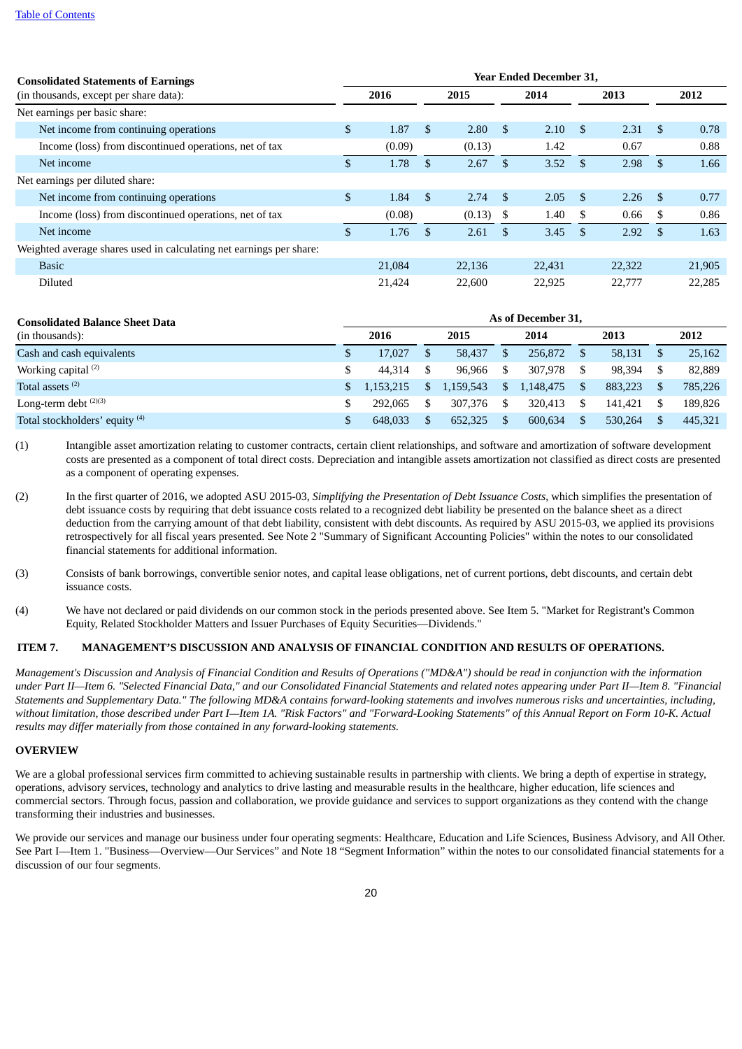| Consolidated Statements of Earnings (in thousands, except per share data): | Year Ended December 31, | | | | |
|---|---|---|---|---|---|
| | 2016 | 2015 | 2014 | 2013 | 2012 |
| Net earnings per basic share: | | | | | |
| Net income from continuing operations | $ 1.87 | $ 2.80 | $ 2.10 | $ 2.31 | $ 0.78 |
| Income (loss) from discontinued operations, net of tax | (0.09) | (0.13) | 1.42 | 0.67 | 0.88 |
| Net income | $ 1.78 | $ 2.67 | $ 3.52 | $ 2.98 | $ 1.66 |
| Net earnings per diluted share: | | | | | |
| Net income from continuing operations | $ 1.84 | $ 2.74 | $ 2.05 | $ 2.26 | $ 0.77 |
| Income (loss) from discontinued operations, net of tax | (0.08) | (0.13) | $ 1.40 | $ 0.66 | $ 0.86 |
| Net income | $ 1.76 | $ 2.61 | $ 3.45 | $ 2.92 | $ 1.63 |
| Weighted average shares used in calculating net earnings per share: | | | | | |
| Basic | 21,084 | 22,136 | 22,431 | 22,322 | 21,905 |
| Diluted | 21,424 | 22,600 | 22,925 | 22,777 | 22,285 |

| Consolidated Balance Sheet Data (in thousands): | As of December 31, | | | | |
|---|---|---|---|---|---|
| | 2016 | 2015 | 2014 | 2013 | 2012 |
| Cash and cash equivalents | $ 17,027 | $ 58,437 | $ 256,872 | $ 58,131 | $ 25,162 |
| Working capital [(2)] | $ 44,314 | $ 96,966 | $ 307,978 | $ 98,394 | $ 82,889 |
| Total assets [(2)] | $ 1,153,215 | $ 1,159,543 | $ 1,148,475 | $ 883,223 | $ 785,226 |
| Long-term debt [(2)(3)] | $ 292,065 | $ 307,376 | $ 320,413 | $ 141,421 | $ 189,826 |
| Total stockholders' equity [(4)] | $ 648,033 | $ 652,325 | $ 600,634 | $ 530,264 | $ 445,321 |

(1) Intangible asset amortization relating to customer contracts, certain client relationships, and software and amortization of software development costs are presented as a component of total direct costs. Depreciation and intangible assets amortization not classified as direct costs are presented as a component of operating expenses.

(2) In the first quarter of 2016, we adopted ASU 2015-03, *Simplifying the Presentation of Debt Issuance Costs*, which simplifies the presentation of debt issuance costs by requiring that debt issuance costs related to a recognized debt liability be presented on the balance sheet as a direct deduction from the carrying amount of that debt liability, consistent with debt discounts. As required by ASU 2015-03, we applied its provisions retrospectively for all fiscal years presented. See Note 2 "Summary of Significant Accounting Policies" within the notes to our consolidated financial statements for additional information.

(3) Consists of bank borrowings, convertible senior notes, and capital lease obligations, net of current portions, debt discounts, and certain debt issuance costs.

(4) We have not declared or paid dividends on our common stock in the periods presented above. See Item 5. "Market for Registrant's Common Equity, Related Stockholder Matters and Issuer Purchases of Equity Securities—Dividends."

## ITEM 7. MANAGEMENT'S DISCUSSION AND ANALYSIS OF FINANCIAL CONDITION AND RESULTS OF OPERATIONS.

*Management's Discussion and Analysis of Financial Condition and Results of Operations ("MD&A") should be read in conjunction with the information under Part II—Item 6. "Selected Financial Data," and our Consolidated Financial Statements and related notes appearing under Part II—Item 8. "Financial Statements and Supplementary Data." The following MD&A contains forward-looking statements and involves numerous risks and uncertainties, including, without limitation, those described under Part I—Item 1A. "Risk Factors" and "Forward-Looking Statements" of this Annual Report on Form 10-K. Actual results may differ materially from those contained in any forward-looking statements.*

### OVERVIEW

We are a global professional services firm committed to achieving sustainable results in partnership with clients. We bring a depth of expertise in strategy, operations, advisory services, technology and analytics to drive lasting and measurable results in the healthcare, higher education, life sciences and commercial sectors. Through focus, passion and collaboration, we provide guidance and services to support organizations as they contend with the change transforming their industries and businesses.

We provide our services and manage our business under four operating segments: Healthcare, Education and Life Sciences, Business Advisory, and All Other. See Part I—Item 1. "Business—Overview—Our Services" and Note 18 "Segment Information" within the notes to our consolidated financial statements for a discussion of our four segments.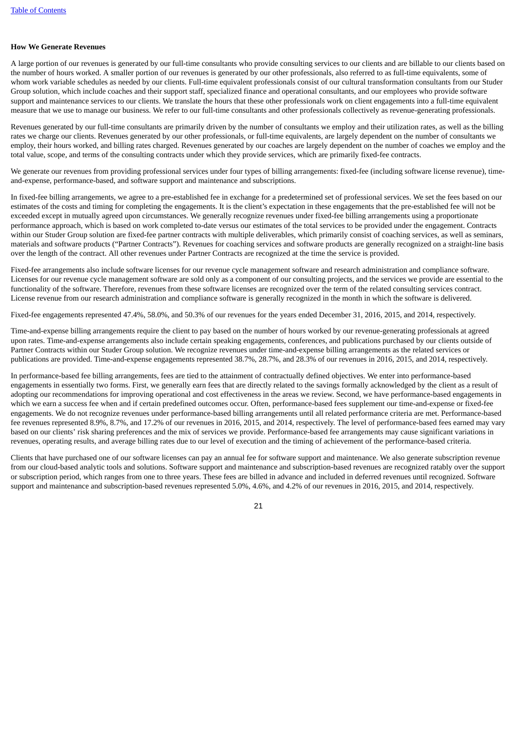### How We Generate Revenues

A large portion of our revenues is generated by our full-time consultants who provide consulting services to our clients and are billable to our clients based on the number of hours worked. A smaller portion of our revenues is generated by our other professionals, also referred to as full-time equivalents, some of whom work variable schedules as needed by our clients. Full-time equivalent professionals consist of our cultural transformation consultants from our Studer Group solution, which include coaches and their support staff, specialized finance and operational consultants, and our employees who provide software support and maintenance services to our clients. We translate the hours that these other professionals work on client engagements into a full-time equivalent measure that we use to manage our business. We refer to our full-time consultants and other professionals collectively as revenue-generating professionals.

Revenues generated by our full-time consultants are primarily driven by the number of consultants we employ and their utilization rates, as well as the billing rates we charge our clients. Revenues generated by our other professionals, or full-time equivalents, are largely dependent on the number of consultants we employ, their hours worked, and billing rates charged. Revenues generated by our coaches are largely dependent on the number of coaches we employ and the total value, scope, and terms of the consulting contracts under which they provide services, which are primarily fixed-fee contracts.

We generate our revenues from providing professional services under four types of billing arrangements: fixed-fee (including software license revenue), time-and-expense, performance-based, and software support and maintenance and subscriptions.

In fixed-fee billing arrangements, we agree to a pre-established fee in exchange for a predetermined set of professional services. We set the fees based on our estimates of the costs and timing for completing the engagements. It is the client's expectation in these engagements that the pre-established fee will not be exceeded except in mutually agreed upon circumstances. We generally recognize revenues under fixed-fee billing arrangements using a proportionate performance approach, which is based on work completed to-date versus our estimates of the total services to be provided under the engagement. Contracts within our Studer Group solution are fixed-fee partner contracts with multiple deliverables, which primarily consist of coaching services, as well as seminars, materials and software products ("Partner Contracts"). Revenues for coaching services and software products are generally recognized on a straight-line basis over the length of the contract. All other revenues under Partner Contracts are recognized at the time the service is provided.

Fixed-fee arrangements also include software licenses for our revenue cycle management software and research administration and compliance software. Licenses for our revenue cycle management software are sold only as a component of our consulting projects, and the services we provide are essential to the functionality of the software. Therefore, revenues from these software licenses are recognized over the term of the related consulting services contract. License revenue from our research administration and compliance software is generally recognized in the month in which the software is delivered.

Fixed-fee engagements represented 47.4%, 58.0%, and 50.3% of our revenues for the years ended December 31, 2016, 2015, and 2014, respectively.

Time-and-expense billing arrangements require the client to pay based on the number of hours worked by our revenue-generating professionals at agreed upon rates. Time-and-expense arrangements also include certain speaking engagements, conferences, and publications purchased by our clients outside of Partner Contracts within our Studer Group solution. We recognize revenues under time-and-expense billing arrangements as the related services or publications are provided. Time-and-expense engagements represented 38.7%, 28.7%, and 28.3% of our revenues in 2016, 2015, and 2014, respectively.

In performance-based fee billing arrangements, fees are tied to the attainment of contractually defined objectives. We enter into performance-based engagements in essentially two forms. First, we generally earn fees that are directly related to the savings formally acknowledged by the client as a result of adopting our recommendations for improving operational and cost effectiveness in the areas we review. Second, we have performance-based engagements in which we earn a success fee when and if certain predefined outcomes occur. Often, performance-based fees supplement our time-and-expense or fixed-fee engagements. We do not recognize revenues under performance-based billing arrangements until all related performance criteria are met. Performance-based fee revenues represented 8.9%, 8.7%, and 17.2% of our revenues in 2016, 2015, and 2014, respectively. The level of performance-based fees earned may vary based on our clients' risk sharing preferences and the mix of services we provide. Performance-based fee arrangements may cause significant variations in revenues, operating results, and average billing rates due to our level of execution and the timing of achievement of the performance-based criteria.

Clients that have purchased one of our software licenses can pay an annual fee for software support and maintenance. We also generate subscription revenue from our cloud-based analytic tools and solutions. Software support and maintenance and subscription-based revenues are recognized ratably over the support or subscription period, which ranges from one to three years. These fees are billed in advance and included in deferred revenues until recognized. Software support and maintenance and subscription-based revenues represented 5.0%, 4.6%, and 4.2% of our revenues in 2016, 2015, and 2014, respectively.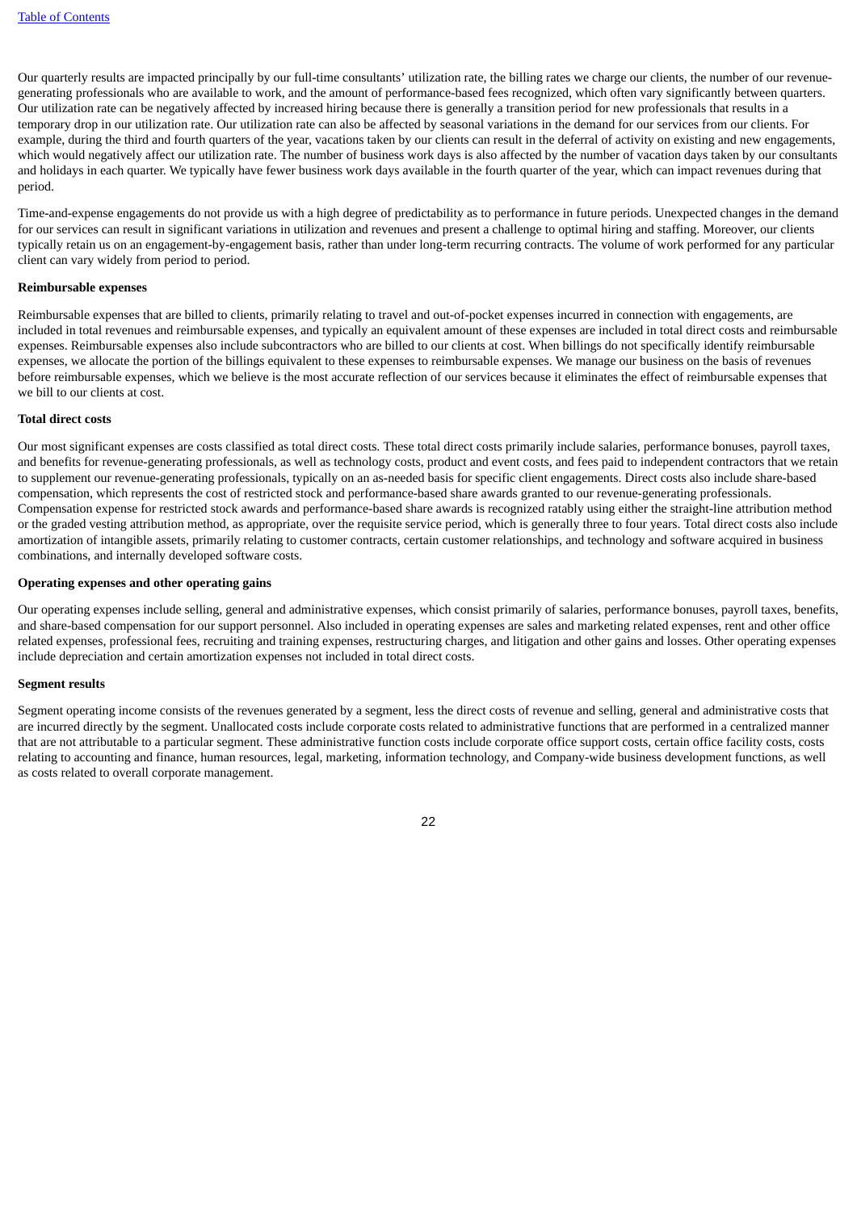Our quarterly results are impacted principally by our full-time consultants' utilization rate, the billing rates we charge our clients, the number of our revenue-generating professionals who are available to work, and the amount of performance-based fees recognized, which often vary significantly between quarters. Our utilization rate can be negatively affected by increased hiring because there is generally a transition period for new professionals that results in a temporary drop in our utilization rate. Our utilization rate can also be affected by seasonal variations in the demand for our services from our clients. For example, during the third and fourth quarters of the year, vacations taken by our clients can result in the deferral of activity on existing and new engagements, which would negatively affect our utilization rate. The number of business work days is also affected by the number of vacation days taken by our consultants and holidays in each quarter. We typically have fewer business work days available in the fourth quarter of the year, which can impact revenues during that period.

Time-and-expense engagements do not provide us with a high degree of predictability as to performance in future periods. Unexpected changes in the demand for our services can result in significant variations in utilization and revenues and present a challenge to optimal hiring and staffing. Moreover, our clients typically retain us on an engagement-by-engagement basis, rather than under long-term recurring contracts. The volume of work performed for any particular client can vary widely from period to period.

**Reimbursable expenses**

Reimbursable expenses that are billed to clients, primarily relating to travel and out-of-pocket expenses incurred in connection with engagements, are included in total revenues and reimbursable expenses, and typically an equivalent amount of these expenses are included in total direct costs and reimbursable expenses. Reimbursable expenses also include subcontractors who are billed to our clients at cost. When billings do not specifically identify reimbursable expenses, we allocate the portion of the billings equivalent to these expenses to reimbursable expenses. We manage our business on the basis of revenues before reimbursable expenses, which we believe is the most accurate reflection of our services because it eliminates the effect of reimbursable expenses that we bill to our clients at cost.

**Total direct costs**

Our most significant expenses are costs classified as total direct costs. These total direct costs primarily include salaries, performance bonuses, payroll taxes, and benefits for revenue-generating professionals, as well as technology costs, product and event costs, and fees paid to independent contractors that we retain to supplement our revenue-generating professionals, typically on an as-needed basis for specific client engagements. Direct costs also include share-based compensation, which represents the cost of restricted stock and performance-based share awards granted to our revenue-generating professionals. Compensation expense for restricted stock awards and performance-based share awards is recognized ratably using either the straight-line attribution method or the graded vesting attribution method, as appropriate, over the requisite service period, which is generally three to four years. Total direct costs also include amortization of intangible assets, primarily relating to customer contracts, certain customer relationships, and technology and software acquired in business combinations, and internally developed software costs.

**Operating expenses and other operating gains**

Our operating expenses include selling, general and administrative expenses, which consist primarily of salaries, performance bonuses, payroll taxes, benefits, and share-based compensation for our support personnel. Also included in operating expenses are sales and marketing related expenses, rent and other office related expenses, professional fees, recruiting and training expenses, restructuring charges, and litigation and other gains and losses. Other operating expenses include depreciation and certain amortization expenses not included in total direct costs.

**Segment results**

Segment operating income consists of the revenues generated by a segment, less the direct costs of revenue and selling, general and administrative costs that are incurred directly by the segment. Unallocated costs include corporate costs related to administrative functions that are performed in a centralized manner that are not attributable to a particular segment. These administrative function costs include corporate office support costs, certain office facility costs, costs relating to accounting and finance, human resources, legal, marketing, information technology, and Company-wide business development functions, as well as costs related to overall corporate management.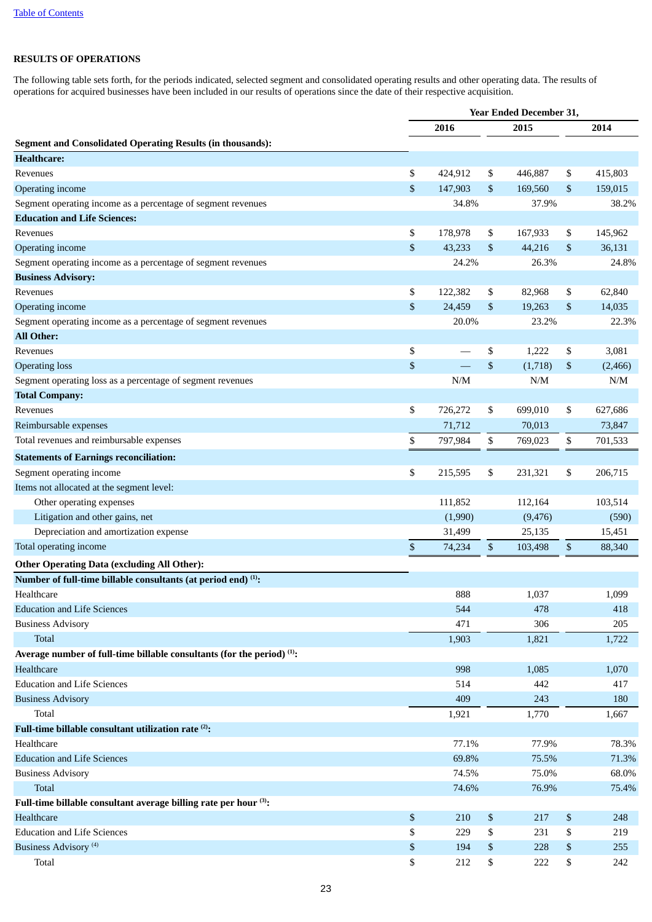## RESULTS OF OPERATIONS

The following table sets forth, for the periods indicated, selected segment and consolidated operating results and other operating data. The results of operations for acquired businesses have been included in our results of operations since the date of their respective acquisition.

| | Year Ended December 31, | | |
|---|---|---|---|
| | 2016 | 2015 | 2014 |
| **Segment and Consolidated Operating Results (in thousands):** | | | |
| **Healthcare:** | | | |
| Revenues | $ 424,912 | $ 446,887 | $ 415,803 |
| Operating income | $ 147,903 | $ 169,560 | $ 159,015 |
| Segment operating income as a percentage of segment revenues | 34.8% | 37.9% | 38.2% |
| **Education and Life Sciences:** | | | |
| Revenues | $ 178,978 | $ 167,933 | $ 145,962 |
| Operating income | $ 43,233 | $ 44,216 | $ 36,131 |
| Segment operating income as a percentage of segment revenues | 24.2% | 26.3% | 24.8% |
| **Business Advisory:** | | | |
| Revenues | $ 122,382 | $ 82,968 | $ 62,840 |
| Operating income | $ 24,459 | $ 19,263 | $ 14,035 |
| Segment operating income as a percentage of segment revenues | 20.0% | 23.2% | 22.3% |
| **All Other:** | | | |
| Revenues | $ — | $ 1,222 | $ 3,081 |
| Operating loss | $ — | $ (1,718) | $ (2,466) |
| Segment operating loss as a percentage of segment revenues | N/M | N/M | N/M |
| **Total Company:** | | | |
| Revenues | $ 726,272 | $ 699,010 | $ 627,686 |
| Reimbursable expenses | 71,712 | 70,013 | 73,847 |
| Total revenues and reimbursable expenses | $ 797,984 | $ 769,023 | $ 701,533 |
| **Statements of Earnings reconciliation:** | | | |
| Segment operating income | $ 215,595 | $ 231,321 | $ 206,715 |
| Items not allocated at the segment level: | | | |
| Other operating expenses | 111,852 | 112,164 | 103,514 |
| Litigation and other gains, net | (1,990) | (9,476) | (590) |
| Depreciation and amortization expense | 31,499 | 25,135 | 15,451 |
| Total operating income | $ 74,234 | $ 103,498 | $ 88,340 |
| **Other Operating Data (excluding All Other):** | | | |
| **Number of full-time billable consultants (at period end) [(1)]:** | | | |
| Healthcare | 888 | 1,037 | 1,099 |
| Education and Life Sciences | 544 | 478 | 418 |
| Business Advisory | 471 | 306 | 205 |
| Total | 1,903 | 1,821 | 1,722 |
| **Average number of full-time billable consultants (for the period) [(1)]:** | | | |
| Healthcare | 998 | 1,085 | 1,070 |
| Education and Life Sciences | 514 | 442 | 417 |
| Business Advisory | 409 | 243 | 180 |
| Total | 1,921 | 1,770 | 1,667 |
| **Full-time billable consultant utilization rate [(2)]:** | | | |
| Healthcare | 77.1% | 77.9% | 78.3% |
| Education and Life Sciences | 69.8% | 75.5% | 71.3% |
| Business Advisory | 74.5% | 75.0% | 68.0% |
| Total | 74.6% | 76.9% | 75.4% |
| **Full-time billable consultant average billing rate per hour [(3)]:** | | | |
| Healthcare | $ 210 | $ 217 | $ 248 |
| Education and Life Sciences | $ 229 | $ 231 | $ 219 |
| Business Advisory [(4)] | $ 194 | $ 228 | $ 255 |
| Total | $ 212 | $ 222 | $ 242 |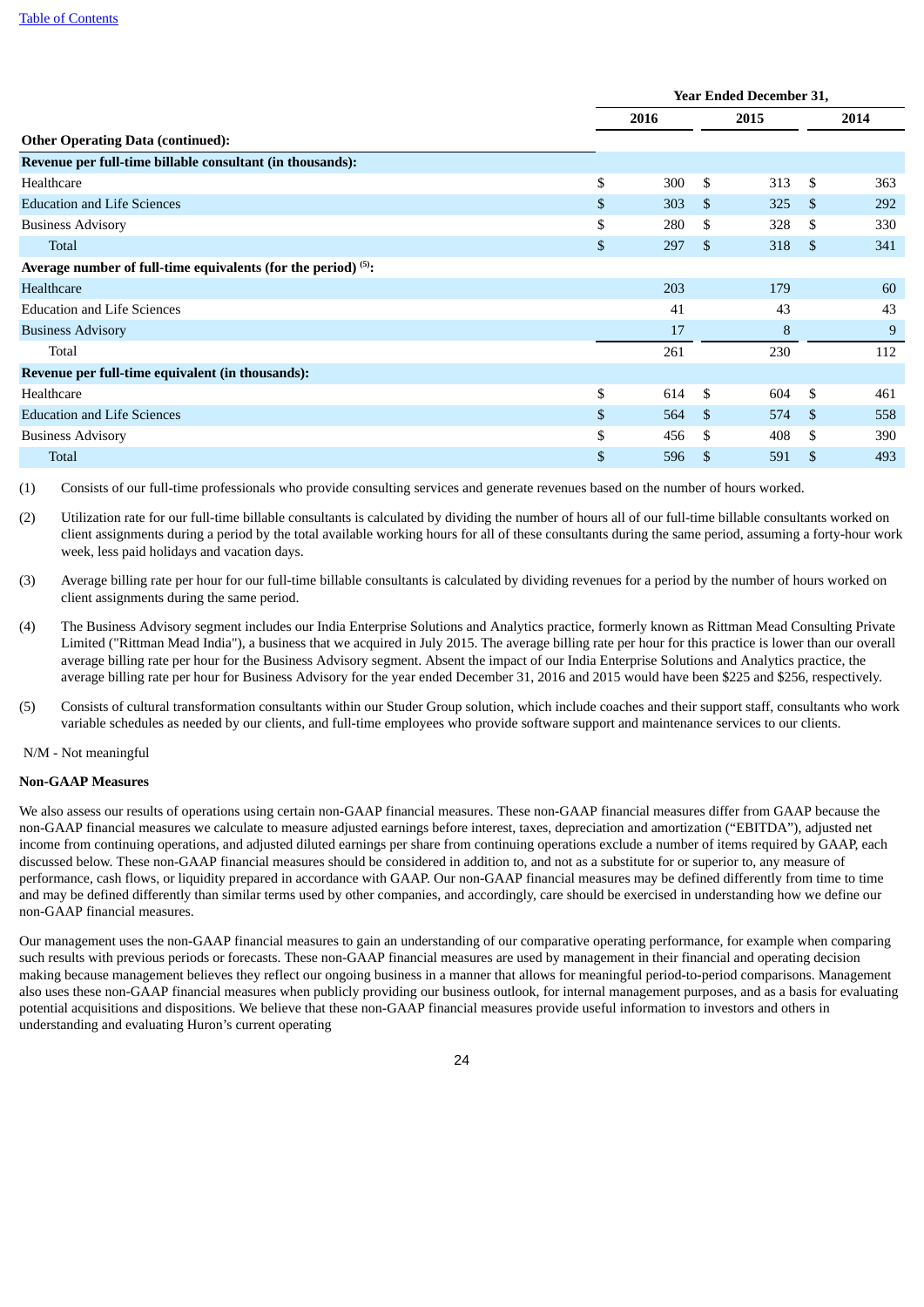| | Year Ended December 31, | | |
|---|---|---|---|
| | 2016 | 2015 | 2014 |
| **Other Operating Data (continued):** | | | |
| **Revenue per full-time billable consultant (in thousands):** | | | |
| Healthcare | $ 300 | $ 313 | $ 363 |
| Education and Life Sciences | $ 303 | $ 325 | $ 292 |
| Business Advisory | $ 280 | $ 328 | $ 330 |
| Total | $ 297 | $ 318 | $ 341 |
| **Average number of full-time equivalents (for the period) (5):** | | | |
| Healthcare | 203 | 179 | 60 |
| Education and Life Sciences | 41 | 43 | 43 |
| Business Advisory | 17 | 8 | 9 |
| Total | 261 | 230 | 112 |
| **Revenue per full-time equivalent (in thousands):** | | | |
| Healthcare | $ 614 | $ 604 | $ 461 |
| Education and Life Sciences | $ 564 | $ 574 | $ 558 |
| Business Advisory | $ 456 | $ 408 | $ 390 |
| Total | $ 596 | $ 591 | $ 493 |

(1) Consists of our full-time professionals who provide consulting services and generate revenues based on the number of hours worked.

(2) Utilization rate for our full-time billable consultants is calculated by dividing the number of hours all of our full-time billable consultants worked on client assignments during a period by the total available working hours for all of these consultants during the same period, assuming a forty-hour work week, less paid holidays and vacation days.

(3) Average billing rate per hour for our full-time billable consultants is calculated by dividing revenues for a period by the number of hours worked on client assignments during the same period.

(4) The Business Advisory segment includes our India Enterprise Solutions and Analytics practice, formerly known as Rittman Mead Consulting Private Limited ("Rittman Mead India"), a business that we acquired in July 2015. The average billing rate per hour for this practice is lower than our overall average billing rate per hour for the Business Advisory segment. Absent the impact of our India Enterprise Solutions and Analytics practice, the average billing rate per hour for Business Advisory for the year ended December 31, 2016 and 2015 would have been $225 and $256, respectively.

(5) Consists of cultural transformation consultants within our Studer Group solution, which include coaches and their support staff, consultants who work variable schedules as needed by our clients, and full-time employees who provide software support and maintenance services to our clients.

N/M - Not meaningful

**Non-GAAP Measures**

We also assess our results of operations using certain non-GAAP financial measures. These non-GAAP financial measures differ from GAAP because the non-GAAP financial measures we calculate to measure adjusted earnings before interest, taxes, depreciation and amortization ("EBITDA"), adjusted net income from continuing operations, and adjusted diluted earnings per share from continuing operations exclude a number of items required by GAAP, each discussed below. These non-GAAP financial measures should be considered in addition to, and not as a substitute for or superior to, any measure of performance, cash flows, or liquidity prepared in accordance with GAAP. Our non-GAAP financial measures may be defined differently from time to time and may be defined differently than similar terms used by other companies, and accordingly, care should be exercised in understanding how we define our non-GAAP financial measures.

Our management uses the non-GAAP financial measures to gain an understanding of our comparative operating performance, for example when comparing such results with previous periods or forecasts. These non-GAAP financial measures are used by management in their financial and operating decision making because management believes they reflect our ongoing business in a manner that allows for meaningful period-to-period comparisons. Management also uses these non-GAAP financial measures when publicly providing our business outlook, for internal management purposes, and as a basis for evaluating potential acquisitions and dispositions. We believe that these non-GAAP financial measures provide useful information to investors and others in understanding and evaluating Huron's current operating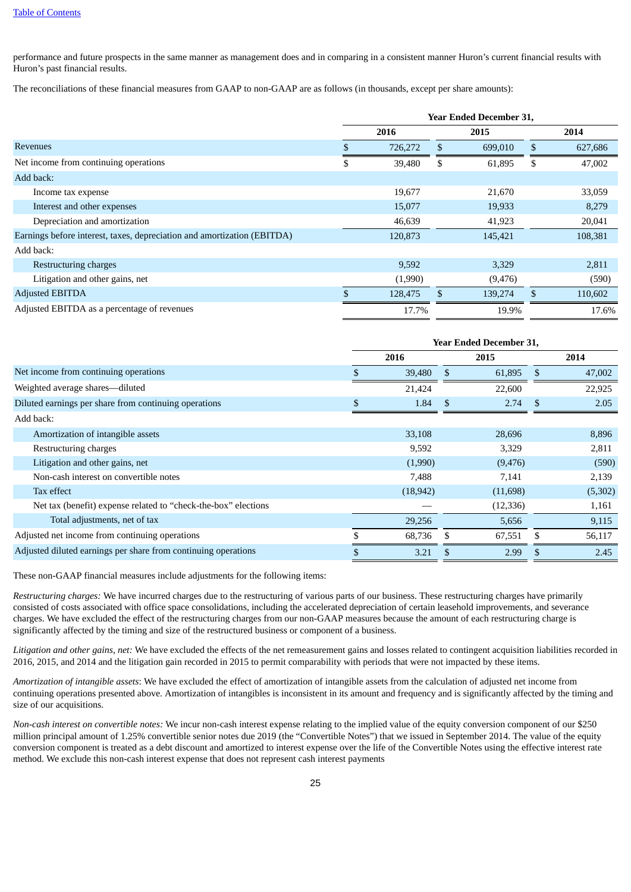performance and future prospects in the same manner as management does and in comparing in a consistent manner Huron's current financial results with Huron's past financial results.

The reconciliations of these financial measures from GAAP to non-GAAP are as follows (in thousands, except per share amounts):

| | Year Ended December 31, | | |
|---|---|---|---|
| | 2016 | 2015 | 2014 |
| Revenues | $ 726,272 | $ 699,010 | $ 627,686 |
| Net income from continuing operations | $ 39,480 | $ 61,895 | $ 47,002 |
| Add back: | | | |
| Income tax expense | 19,677 | 21,670 | 33,059 |
| Interest and other expenses | 15,077 | 19,933 | 8,279 |
| Depreciation and amortization | 46,639 | 41,923 | 20,041 |
| Earnings before interest, taxes, depreciation and amortization (EBITDA) | 120,873 | 145,421 | 108,381 |
| Add back: | | | |
| Restructuring charges | 9,592 | 3,329 | 2,811 |
| Litigation and other gains, net | (1,990) | (9,476) | (590) |
| Adjusted EBITDA | $ 128,475 | $ 139,274 | $ 110,602 |
| Adjusted EBITDA as a percentage of revenues | 17.7% | 19.9% | 17.6% |

| | Year Ended December 31, | | |
|---|---|---|---|
| | 2016 | 2015 | 2014 |
| Net income from continuing operations | $ 39,480 | $ 61,895 | $ 47,002 |
| Weighted average shares—diluted | 21,424 | 22,600 | 22,925 |
| Diluted earnings per share from continuing operations | $ 1.84 | $ 2.74 | $ 2.05 |
| Add back: | | | |
| Amortization of intangible assets | 33,108 | 28,696 | 8,896 |
| Restructuring charges | 9,592 | 3,329 | 2,811 |
| Litigation and other gains, net | (1,990) | (9,476) | (590) |
| Non-cash interest on convertible notes | 7,488 | 7,141 | 2,139 |
| Tax effect | (18,942) | (11,698) | (5,302) |
| Net tax (benefit) expense related to "check-the-box" elections | — | (12,336) | 1,161 |
| Total adjustments, net of tax | 29,256 | 5,656 | 9,115 |
| Adjusted net income from continuing operations | $ 68,736 | $ 67,551 | $ 56,117 |
| Adjusted diluted earnings per share from continuing operations | $ 3.21 | $ 2.99 | $ 2.45 |

These non-GAAP financial measures include adjustments for the following items:

*Restructuring charges:* We have incurred charges due to the restructuring of various parts of our business. These restructuring charges have primarily consisted of costs associated with office space consolidations, including the accelerated depreciation of certain leasehold improvements, and severance charges. We have excluded the effect of the restructuring charges from our non-GAAP measures because the amount of each restructuring charge is significantly affected by the timing and size of the restructured business or component of a business.

*Litigation and other gains, net:* We have excluded the effects of the net remeasurement gains and losses related to contingent acquisition liabilities recorded in 2016, 2015, and 2014 and the litigation gain recorded in 2015 to permit comparability with periods that were not impacted by these items.

*Amortization of intangible assets*: We have excluded the effect of amortization of intangible assets from the calculation of adjusted net income from continuing operations presented above. Amortization of intangibles is inconsistent in its amount and frequency and is significantly affected by the timing and size of our acquisitions.

*Non-cash interest on convertible notes:* We incur non-cash interest expense relating to the implied value of the equity conversion component of our $250 million principal amount of 1.25% convertible senior notes due 2019 (the "Convertible Notes") that we issued in September 2014. The value of the equity conversion component is treated as a debt discount and amortized to interest expense over the life of the Convertible Notes using the effective interest rate method. We exclude this non-cash interest expense that does not represent cash interest payments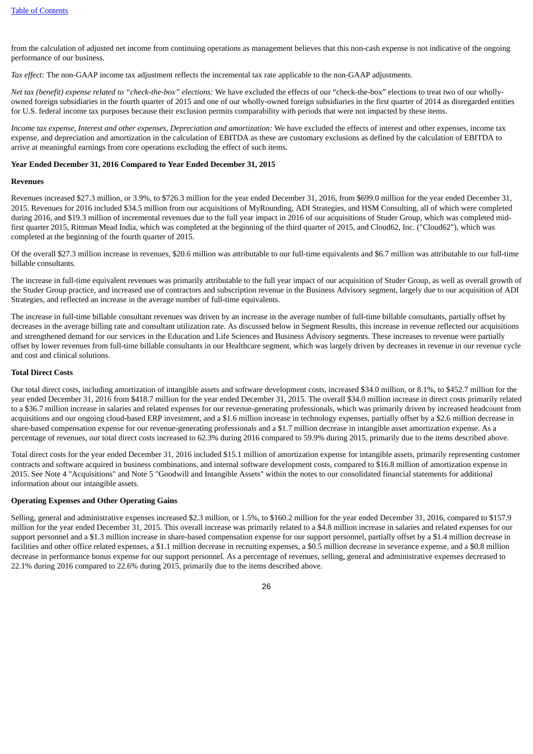from the calculation of adjusted net income from continuing operations as management believes that this non-cash expense is not indicative of the ongoing performance of our business.

*Tax effect:* The non-GAAP income tax adjustment reflects the incremental tax rate applicable to the non-GAAP adjustments.

*Net tax (benefit) expense related to "check-the-box" elections:* We have excluded the effects of our "check-the-box" elections to treat two of our wholly-owned foreign subsidiaries in the fourth quarter of 2015 and one of our wholly-owned foreign subsidiaries in the first quarter of 2014 as disregarded entities for U.S. federal income tax purposes because their exclusion permits comparability with periods that were not impacted by these items.

*Income tax expense, Interest and other expenses, Depreciation and amortization:* We have excluded the effects of interest and other expenses, income tax expense, and depreciation and amortization in the calculation of EBITDA as these are customary exclusions as defined by the calculation of EBITDA to arrive at meaningful earnings from core operations excluding the effect of such items.

**Year Ended December 31, 2016 Compared to Year Ended December 31, 2015**

**Revenues**

Revenues increased $27.3 million, or 3.9%, to $726.3 million for the year ended December 31, 2016, from $699.0 million for the year ended December 31, 2015. Revenues for 2016 included $34.5 million from our acquisitions of MyRounding, ADI Strategies, and HSM Consulting, all of which were completed during 2016, and $19.3 million of incremental revenues due to the full year impact in 2016 of our acquisitions of Studer Group, which was completed mid-first quarter 2015, Rittman Mead India, which was completed at the beginning of the third quarter of 2015, and Cloud62, Inc. ("Cloud62"), which was completed at the beginning of the fourth quarter of 2015.

Of the overall $27.3 million increase in revenues, $20.6 million was attributable to our full-time equivalents and $6.7 million was attributable to our full-time billable consultants.

The increase in full-time equivalent revenues was primarily attributable to the full year impact of our acquisition of Studer Group, as well as overall growth of the Studer Group practice, and increased use of contractors and subscription revenue in the Business Advisory segment, largely due to our acquisition of ADI Strategies, and reflected an increase in the average number of full-time equivalents.

The increase in full-time billable consultant revenues was driven by an increase in the average number of full-time billable consultants, partially offset by decreases in the average billing rate and consultant utilization rate. As discussed below in Segment Results, this increase in revenue reflected our acquisitions and strengthened demand for our services in the Education and Life Sciences and Business Advisory segments. These increases to revenue were partially offset by lower revenues from full-time billable consultants in our Healthcare segment, which was largely driven by decreases in revenue in our revenue cycle and cost and clinical solutions.

**Total Direct Costs**

Our total direct costs, including amortization of intangible assets and software development costs, increased $34.0 million, or 8.1%, to $452.7 million for the year ended December 31, 2016 from $418.7 million for the year ended December 31, 2015. The overall $34.0 million increase in direct costs primarily related to a $36.7 million increase in salaries and related expenses for our revenue-generating professionals, which was primarily driven by increased headcount from acquisitions and our ongoing cloud-based ERP investment, and a $1.6 million increase in technology expenses, partially offset by a $2.6 million decrease in share-based compensation expense for our revenue-generating professionals and a $1.7 million decrease in intangible asset amortization expense. As a percentage of revenues, our total direct costs increased to 62.3% during 2016 compared to 59.9% during 2015, primarily due to the items described above.

Total direct costs for the year ended December 31, 2016 included $15.1 million of amortization expense for intangible assets, primarily representing customer contracts and software acquired in business combinations, and internal software development costs, compared to $16.8 million of amortization expense in 2015. See Note 4 "Acquisitions" and Note 5 "Goodwill and Intangible Assets" within the notes to our consolidated financial statements for additional information about our intangible assets.

**Operating Expenses and Other Operating Gains**

Selling, general and administrative expenses increased $2.3 million, or 1.5%, to $160.2 million for the year ended December 31, 2016, compared to $157.9 million for the year ended December 31, 2015. This overall increase was primarily related to a $4.8 million increase in salaries and related expenses for our support personnel and a $1.3 million increase in share-based compensation expense for our support personnel, partially offset by a $1.4 million decrease in facilities and other office related expenses, a $1.1 million decrease in recruiting expenses, a $0.5 million decrease in severance expense, and a $0.8 million decrease in performance bonus expense for our support personnel. As a percentage of revenues, selling, general and administrative expenses decreased to 22.1% during 2016 compared to 22.6% during 2015, primarily due to the items described above.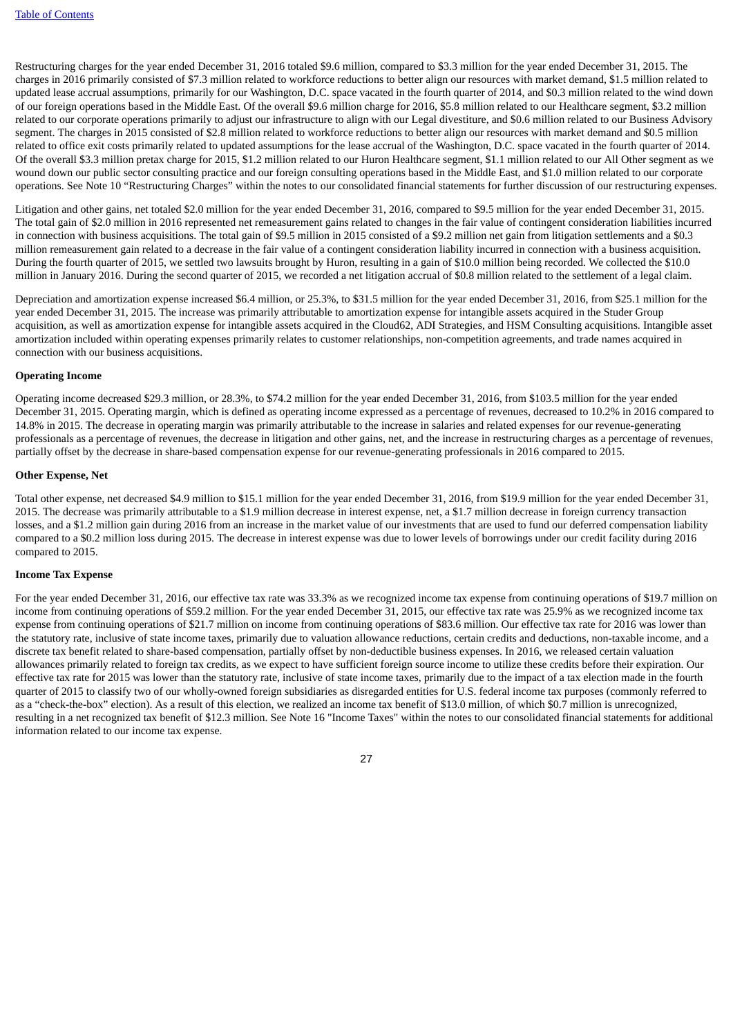Restructuring charges for the year ended December 31, 2016 totaled $9.6 million, compared to $3.3 million for the year ended December 31, 2015. The charges in 2016 primarily consisted of $7.3 million related to workforce reductions to better align our resources with market demand, $1.5 million related to updated lease accrual assumptions, primarily for our Washington, D.C. space vacated in the fourth quarter of 2014, and $0.3 million related to the wind down of our foreign operations based in the Middle East. Of the overall $9.6 million charge for 2016, $5.8 million related to our Healthcare segment, $3.2 million related to our corporate operations primarily to adjust our infrastructure to align with our Legal divestiture, and $0.6 million related to our Business Advisory segment. The charges in 2015 consisted of $2.8 million related to workforce reductions to better align our resources with market demand and $0.5 million related to office exit costs primarily related to updated assumptions for the lease accrual of the Washington, D.C. space vacated in the fourth quarter of 2014. Of the overall $3.3 million pretax charge for 2015, $1.2 million related to our Huron Healthcare segment, $1.1 million related to our All Other segment as we wound down our public sector consulting practice and our foreign consulting operations based in the Middle East, and $1.0 million related to our corporate operations. See Note 10 "Restructuring Charges" within the notes to our consolidated financial statements for further discussion of our restructuring expenses.

Litigation and other gains, net totaled $2.0 million for the year ended December 31, 2016, compared to $9.5 million for the year ended December 31, 2015. The total gain of $2.0 million in 2016 represented net remeasurement gains related to changes in the fair value of contingent consideration liabilities incurred in connection with business acquisitions. The total gain of $9.5 million in 2015 consisted of a $9.2 million net gain from litigation settlements and a $0.3 million remeasurement gain related to a decrease in the fair value of a contingent consideration liability incurred in connection with a business acquisition. During the fourth quarter of 2015, we settled two lawsuits brought by Huron, resulting in a gain of $10.0 million being recorded. We collected the $10.0 million in January 2016. During the second quarter of 2015, we recorded a net litigation accrual of $0.8 million related to the settlement of a legal claim.

Depreciation and amortization expense increased $6.4 million, or 25.3%, to $31.5 million for the year ended December 31, 2016, from $25.1 million for the year ended December 31, 2015. The increase was primarily attributable to amortization expense for intangible assets acquired in the Studer Group acquisition, as well as amortization expense for intangible assets acquired in the Cloud62, ADI Strategies, and HSM Consulting acquisitions. Intangible asset amortization included within operating expenses primarily relates to customer relationships, non-competition agreements, and trade names acquired in connection with our business acquisitions.

**Operating Income**

Operating income decreased $29.3 million, or 28.3%, to $74.2 million for the year ended December 31, 2016, from $103.5 million for the year ended December 31, 2015. Operating margin, which is defined as operating income expressed as a percentage of revenues, decreased to 10.2% in 2016 compared to 14.8% in 2015. The decrease in operating margin was primarily attributable to the increase in salaries and related expenses for our revenue-generating professionals as a percentage of revenues, the decrease in litigation and other gains, net, and the increase in restructuring charges as a percentage of revenues, partially offset by the decrease in share-based compensation expense for our revenue-generating professionals in 2016 compared to 2015.

**Other Expense, Net**

Total other expense, net decreased $4.9 million to $15.1 million for the year ended December 31, 2016, from $19.9 million for the year ended December 31, 2015. The decrease was primarily attributable to a $1.9 million decrease in interest expense, net, a $1.7 million decrease in foreign currency transaction losses, and a $1.2 million gain during 2016 from an increase in the market value of our investments that are used to fund our deferred compensation liability compared to a $0.2 million loss during 2015. The decrease in interest expense was due to lower levels of borrowings under our credit facility during 2016 compared to 2015.

**Income Tax Expense**

For the year ended December 31, 2016, our effective tax rate was 33.3% as we recognized income tax expense from continuing operations of $19.7 million on income from continuing operations of $59.2 million. For the year ended December 31, 2015, our effective tax rate was 25.9% as we recognized income tax expense from continuing operations of $21.7 million on income from continuing operations of $83.6 million. Our effective tax rate for 2016 was lower than the statutory rate, inclusive of state income taxes, primarily due to valuation allowance reductions, certain credits and deductions, non-taxable income, and a discrete tax benefit related to share-based compensation, partially offset by non-deductible business expenses. In 2016, we released certain valuation allowances primarily related to foreign tax credits, as we expect to have sufficient foreign source income to utilize these credits before their expiration. Our effective tax rate for 2015 was lower than the statutory rate, inclusive of state income taxes, primarily due to the impact of a tax election made in the fourth quarter of 2015 to classify two of our wholly-owned foreign subsidiaries as disregarded entities for U.S. federal income tax purposes (commonly referred to as a "check-the-box" election). As a result of this election, we realized an income tax benefit of $13.0 million, of which $0.7 million is unrecognized, resulting in a net recognized tax benefit of $12.3 million. See Note 16 "Income Taxes" within the notes to our consolidated financial statements for additional information related to our income tax expense.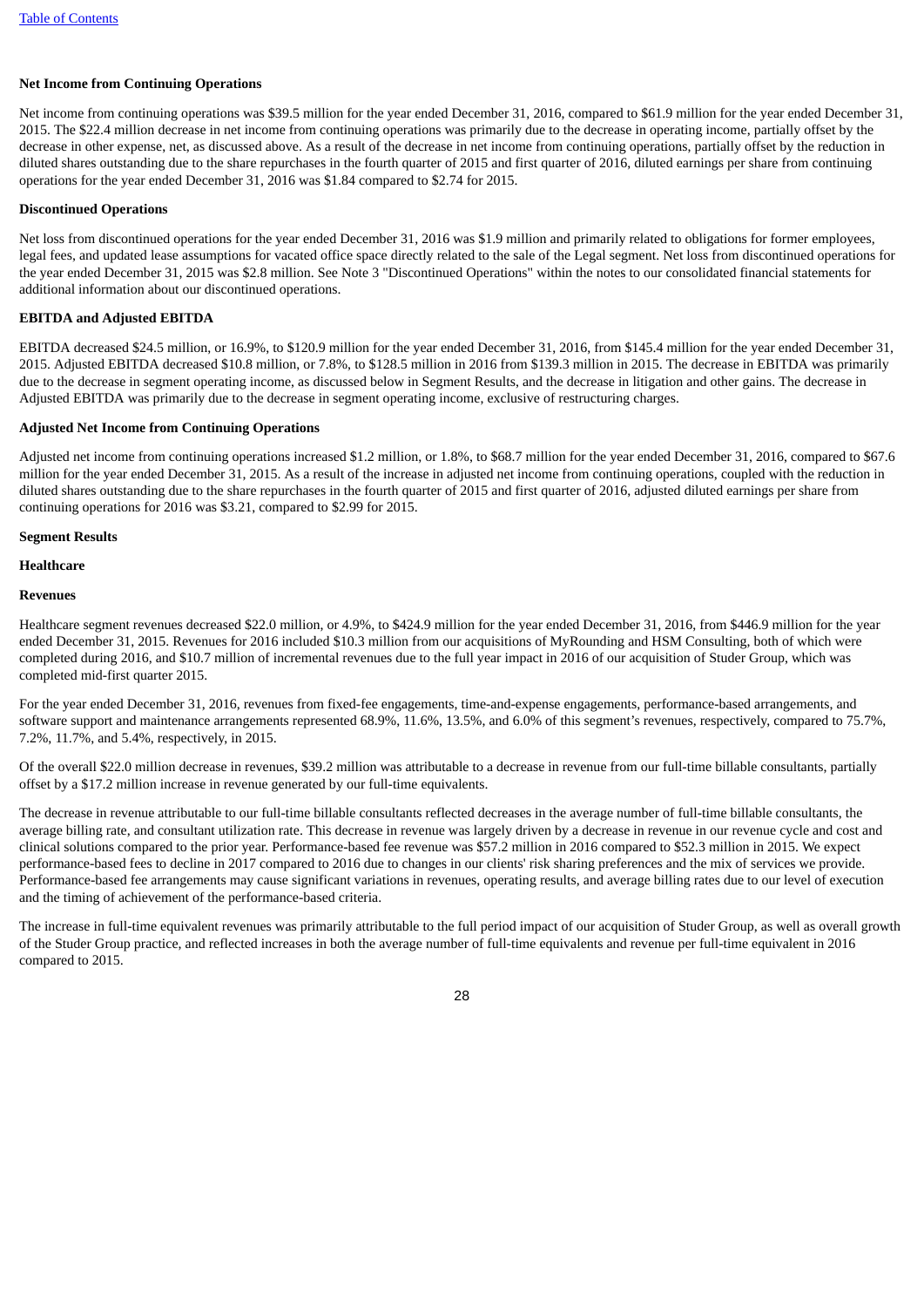**Net Income from Continuing Operations**

Net income from continuing operations was $39.5 million for the year ended December 31, 2016, compared to $61.9 million for the year ended December 31, 2015. The $22.4 million decrease in net income from continuing operations was primarily due to the decrease in operating income, partially offset by the decrease in other expense, net, as discussed above. As a result of the decrease in net income from continuing operations, partially offset by the reduction in diluted shares outstanding due to the share repurchases in the fourth quarter of 2015 and first quarter of 2016, diluted earnings per share from continuing operations for the year ended December 31, 2016 was $1.84 compared to $2.74 for 2015.

**Discontinued Operations**

Net loss from discontinued operations for the year ended December 31, 2016 was $1.9 million and primarily related to obligations for former employees, legal fees, and updated lease assumptions for vacated office space directly related to the sale of the Legal segment. Net loss from discontinued operations for the year ended December 31, 2015 was $2.8 million. See Note 3 "Discontinued Operations" within the notes to our consolidated financial statements for additional information about our discontinued operations.

**EBITDA and Adjusted EBITDA**

EBITDA decreased $24.5 million, or 16.9%, to $120.9 million for the year ended December 31, 2016, from $145.4 million for the year ended December 31, 2015. Adjusted EBITDA decreased $10.8 million, or 7.8%, to $128.5 million in 2016 from $139.3 million in 2015. The decrease in EBITDA was primarily due to the decrease in segment operating income, as discussed below in Segment Results, and the decrease in litigation and other gains. The decrease in Adjusted EBITDA was primarily due to the decrease in segment operating income, exclusive of restructuring charges.

**Adjusted Net Income from Continuing Operations**

Adjusted net income from continuing operations increased $1.2 million, or 1.8%, to $68.7 million for the year ended December 31, 2016, compared to $67.6 million for the year ended December 31, 2015. As a result of the increase in adjusted net income from continuing operations, coupled with the reduction in diluted shares outstanding due to the share repurchases in the fourth quarter of 2015 and first quarter of 2016, adjusted diluted earnings per share from continuing operations for 2016 was $3.21, compared to $2.99 for 2015.

**Segment Results**

**Healthcare**

**Revenues**

Healthcare segment revenues decreased $22.0 million, or 4.9%, to $424.9 million for the year ended December 31, 2016, from $446.9 million for the year ended December 31, 2015. Revenues for 2016 included $10.3 million from our acquisitions of MyRounding and HSM Consulting, both of which were completed during 2016, and $10.7 million of incremental revenues due to the full year impact in 2016 of our acquisition of Studer Group, which was completed mid-first quarter 2015.

For the year ended December 31, 2016, revenues from fixed-fee engagements, time-and-expense engagements, performance-based arrangements, and software support and maintenance arrangements represented 68.9%, 11.6%, 13.5%, and 6.0% of this segment's revenues, respectively, compared to 75.7%, 7.2%, 11.7%, and 5.4%, respectively, in 2015.

Of the overall $22.0 million decrease in revenues, $39.2 million was attributable to a decrease in revenue from our full-time billable consultants, partially offset by a $17.2 million increase in revenue generated by our full-time equivalents.

The decrease in revenue attributable to our full-time billable consultants reflected decreases in the average number of full-time billable consultants, the average billing rate, and consultant utilization rate. This decrease in revenue was largely driven by a decrease in revenue in our revenue cycle and cost and clinical solutions compared to the prior year. Performance-based fee revenue was $57.2 million in 2016 compared to $52.3 million in 2015. We expect performance-based fees to decline in 2017 compared to 2016 due to changes in our clients' risk sharing preferences and the mix of services we provide. Performance-based fee arrangements may cause significant variations in revenues, operating results, and average billing rates due to our level of execution and the timing of achievement of the performance-based criteria.

The increase in full-time equivalent revenues was primarily attributable to the full period impact of our acquisition of Studer Group, as well as overall growth of the Studer Group practice, and reflected increases in both the average number of full-time equivalents and revenue per full-time equivalent in 2016 compared to 2015.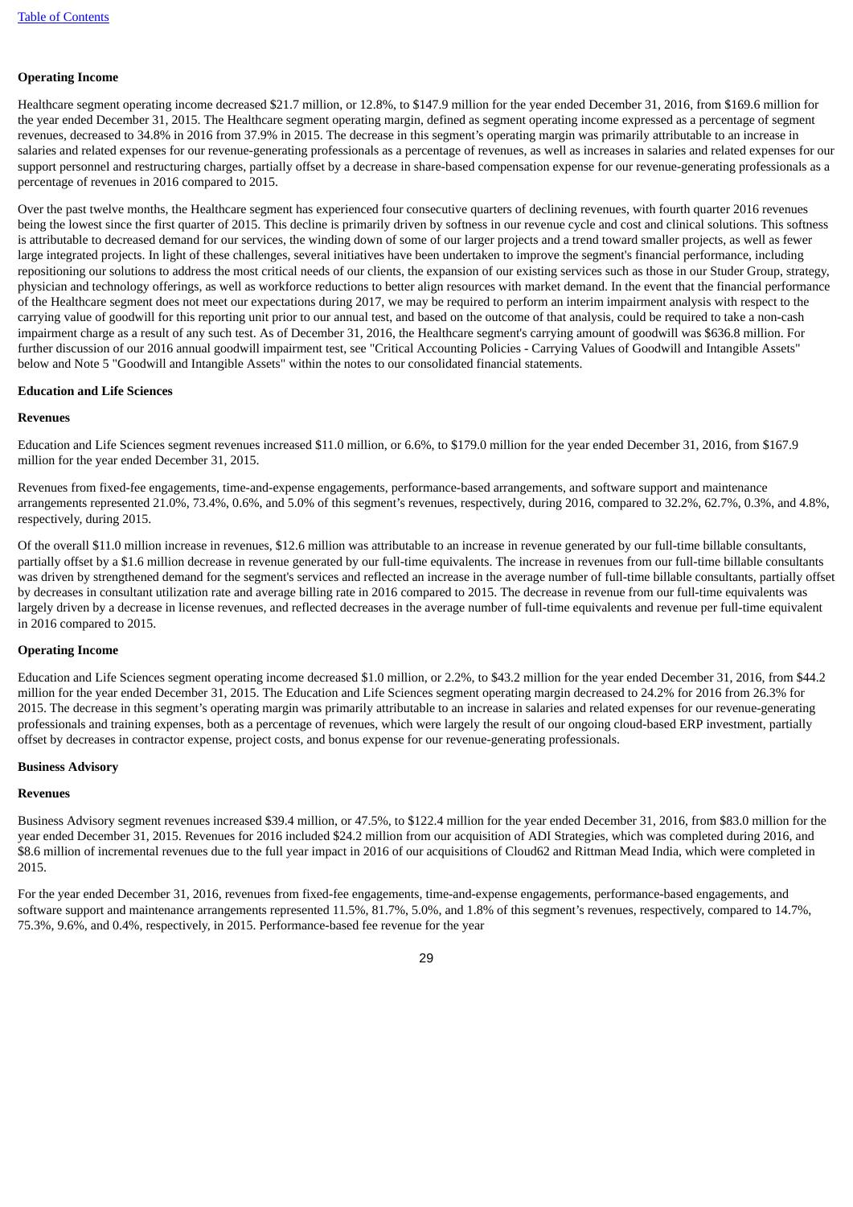**Operating Income**

Healthcare segment operating income decreased $21.7 million, or 12.8%, to $147.9 million for the year ended December 31, 2016, from $169.6 million for the year ended December 31, 2015. The Healthcare segment operating margin, defined as segment operating income expressed as a percentage of segment revenues, decreased to 34.8% in 2016 from 37.9% in 2015. The decrease in this segment's operating margin was primarily attributable to an increase in salaries and related expenses for our revenue-generating professionals as a percentage of revenues, as well as increases in salaries and related expenses for our support personnel and restructuring charges, partially offset by a decrease in share-based compensation expense for our revenue-generating professionals as a percentage of revenues in 2016 compared to 2015.

Over the past twelve months, the Healthcare segment has experienced four consecutive quarters of declining revenues, with fourth quarter 2016 revenues being the lowest since the first quarter of 2015. This decline is primarily driven by softness in our revenue cycle and cost and clinical solutions. This softness is attributable to decreased demand for our services, the winding down of some of our larger projects and a trend toward smaller projects, as well as fewer large integrated projects. In light of these challenges, several initiatives have been undertaken to improve the segment's financial performance, including repositioning our solutions to address the most critical needs of our clients, the expansion of our existing services such as those in our Studer Group, strategy, physician and technology offerings, as well as workforce reductions to better align resources with market demand. In the event that the financial performance of the Healthcare segment does not meet our expectations during 2017, we may be required to perform an interim impairment analysis with respect to the carrying value of goodwill for this reporting unit prior to our annual test, and based on the outcome of that analysis, could be required to take a non-cash impairment charge as a result of any such test. As of December 31, 2016, the Healthcare segment's carrying amount of goodwill was $636.8 million. For further discussion of our 2016 annual goodwill impairment test, see "Critical Accounting Policies - Carrying Values of Goodwill and Intangible Assets" below and Note 5 "Goodwill and Intangible Assets" within the notes to our consolidated financial statements.

**Education and Life Sciences**

**Revenues**

Education and Life Sciences segment revenues increased $11.0 million, or 6.6%, to $179.0 million for the year ended December 31, 2016, from $167.9 million for the year ended December 31, 2015.

Revenues from fixed-fee engagements, time-and-expense engagements, performance-based arrangements, and software support and maintenance arrangements represented 21.0%, 73.4%, 0.6%, and 5.0% of this segment's revenues, respectively, during 2016, compared to 32.2%, 62.7%, 0.3%, and 4.8%, respectively, during 2015.

Of the overall $11.0 million increase in revenues, $12.6 million was attributable to an increase in revenue generated by our full-time billable consultants, partially offset by a $1.6 million decrease in revenue generated by our full-time equivalents. The increase in revenues from our full-time billable consultants was driven by strengthened demand for the segment's services and reflected an increase in the average number of full-time billable consultants, partially offset by decreases in consultant utilization rate and average billing rate in 2016 compared to 2015. The decrease in revenue from our full-time equivalents was largely driven by a decrease in license revenues, and reflected decreases in the average number of full-time equivalents and revenue per full-time equivalent in 2016 compared to 2015.

**Operating Income**

Education and Life Sciences segment operating income decreased $1.0 million, or 2.2%, to $43.2 million for the year ended December 31, 2016, from $44.2 million for the year ended December 31, 2015. The Education and Life Sciences segment operating margin decreased to 24.2% for 2016 from 26.3% for 2015. The decrease in this segment's operating margin was primarily attributable to an increase in salaries and related expenses for our revenue-generating professionals and training expenses, both as a percentage of revenues, which were largely the result of our ongoing cloud-based ERP investment, partially offset by decreases in contractor expense, project costs, and bonus expense for our revenue-generating professionals.

**Business Advisory**

**Revenues**

Business Advisory segment revenues increased $39.4 million, or 47.5%, to $122.4 million for the year ended December 31, 2016, from $83.0 million for the year ended December 31, 2015. Revenues for 2016 included $24.2 million from our acquisition of ADI Strategies, which was completed during 2016, and $8.6 million of incremental revenues due to the full year impact in 2016 of our acquisitions of Cloud62 and Rittman Mead India, which were completed in 2015.

For the year ended December 31, 2016, revenues from fixed-fee engagements, time-and-expense engagements, performance-based engagements, and software support and maintenance arrangements represented 11.5%, 81.7%, 5.0%, and 1.8% of this segment's revenues, respectively, compared to 14.7%, 75.3%, 9.6%, and 0.4%, respectively, in 2015. Performance-based fee revenue for the year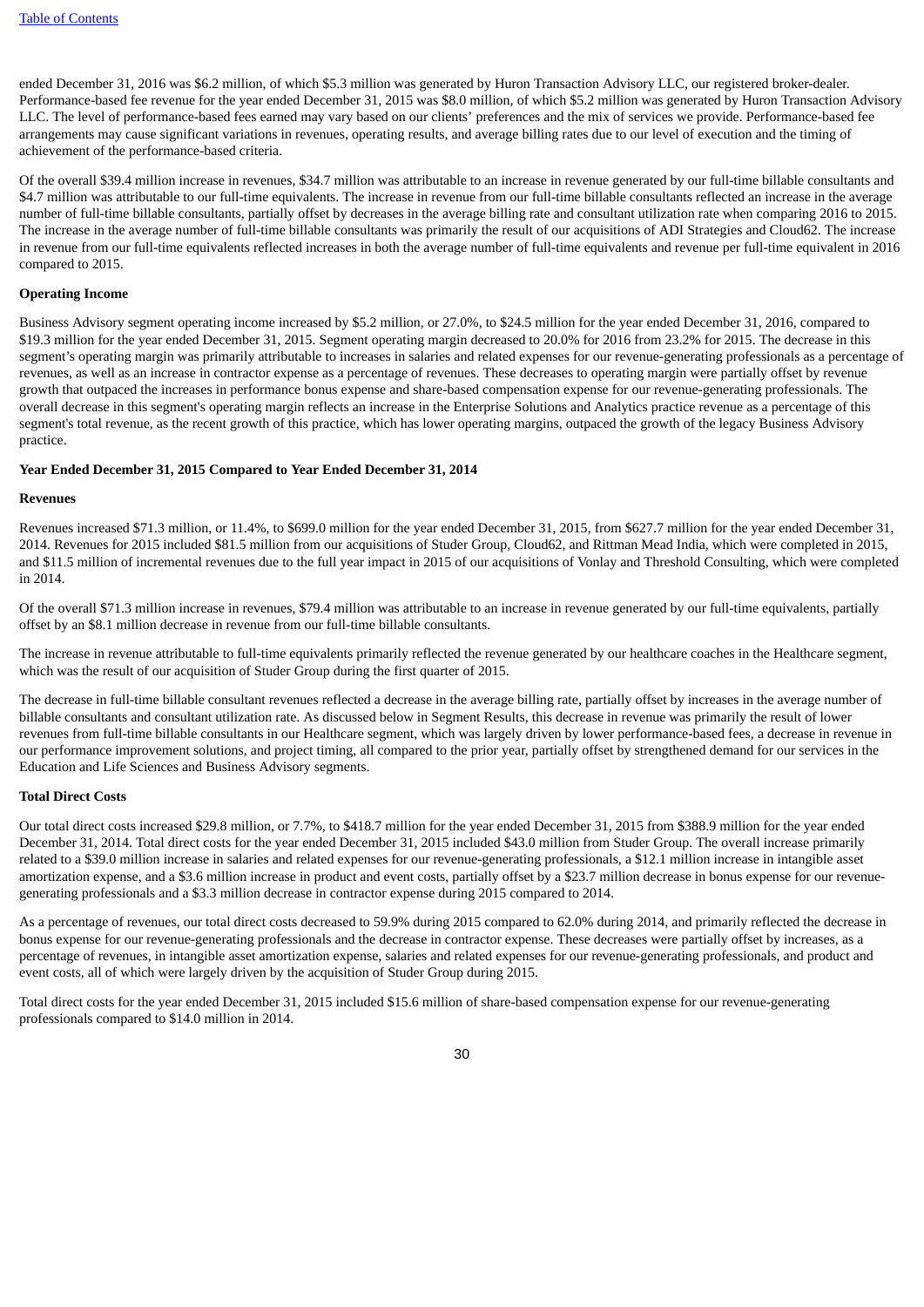ended December 31, 2016 was $6.2 million, of which $5.3 million was generated by Huron Transaction Advisory LLC, our registered broker-dealer. Performance-based fee revenue for the year ended December 31, 2015 was $8.0 million, of which $5.2 million was generated by Huron Transaction Advisory LLC. The level of performance-based fees earned may vary based on our clients' preferences and the mix of services we provide. Performance-based fee arrangements may cause significant variations in revenues, operating results, and average billing rates due to our level of execution and the timing of achievement of the performance-based criteria.

Of the overall $39.4 million increase in revenues, $34.7 million was attributable to an increase in revenue generated by our full-time billable consultants and $4.7 million was attributable to our full-time equivalents. The increase in revenue from our full-time billable consultants reflected an increase in the average number of full-time billable consultants, partially offset by decreases in the average billing rate and consultant utilization rate when comparing 2016 to 2015. The increase in the average number of full-time billable consultants was primarily the result of our acquisitions of ADI Strategies and Cloud62. The increase in revenue from our full-time equivalents reflected increases in both the average number of full-time equivalents and revenue per full-time equivalent in 2016 compared to 2015.

**Operating Income**

Business Advisory segment operating income increased by $5.2 million, or 27.0%, to $24.5 million for the year ended December 31, 2016, compared to $19.3 million for the year ended December 31, 2015. Segment operating margin decreased to 20.0% for 2016 from 23.2% for 2015. The decrease in this segment's operating margin was primarily attributable to increases in salaries and related expenses for our revenue-generating professionals as a percentage of revenues, as well as an increase in contractor expense as a percentage of revenues. These decreases to operating margin were partially offset by revenue growth that outpaced the increases in performance bonus expense and share-based compensation expense for our revenue-generating professionals. The overall decrease in this segment's operating margin reflects an increase in the Enterprise Solutions and Analytics practice revenue as a percentage of this segment's total revenue, as the recent growth of this practice, which has lower operating margins, outpaced the growth of the legacy Business Advisory practice.

**Year Ended December 31, 2015 Compared to Year Ended December 31, 2014**

**Revenues**

Revenues increased $71.3 million, or 11.4%, to $699.0 million for the year ended December 31, 2015, from $627.7 million for the year ended December 31, 2014. Revenues for 2015 included $81.5 million from our acquisitions of Studer Group, Cloud62, and Rittman Mead India, which were completed in 2015, and $11.5 million of incremental revenues due to the full year impact in 2015 of our acquisitions of Vonlay and Threshold Consulting, which were completed in 2014.

Of the overall $71.3 million increase in revenues, $79.4 million was attributable to an increase in revenue generated by our full-time equivalents, partially offset by an $8.1 million decrease in revenue from our full-time billable consultants.

The increase in revenue attributable to full-time equivalents primarily reflected the revenue generated by our healthcare coaches in the Healthcare segment, which was the result of our acquisition of Studer Group during the first quarter of 2015.

The decrease in full-time billable consultant revenues reflected a decrease in the average billing rate, partially offset by increases in the average number of billable consultants and consultant utilization rate. As discussed below in Segment Results, this decrease in revenue was primarily the result of lower revenues from full-time billable consultants in our Healthcare segment, which was largely driven by lower performance-based fees, a decrease in revenue in our performance improvement solutions, and project timing, all compared to the prior year, partially offset by strengthened demand for our services in the Education and Life Sciences and Business Advisory segments.

**Total Direct Costs**

Our total direct costs increased $29.8 million, or 7.7%, to $418.7 million for the year ended December 31, 2015 from $388.9 million for the year ended December 31, 2014. Total direct costs for the year ended December 31, 2015 included $43.0 million from Studer Group. The overall increase primarily related to a $39.0 million increase in salaries and related expenses for our revenue-generating professionals, a $12.1 million increase in intangible asset amortization expense, and a $3.6 million increase in product and event costs, partially offset by a $23.7 million decrease in bonus expense for our revenue-generating professionals and a $3.3 million decrease in contractor expense during 2015 compared to 2014.

As a percentage of revenues, our total direct costs decreased to 59.9% during 2015 compared to 62.0% during 2014, and primarily reflected the decrease in bonus expense for our revenue-generating professionals and the decrease in contractor expense. These decreases were partially offset by increases, as a percentage of revenues, in intangible asset amortization expense, salaries and related expenses for our revenue-generating professionals, and product and event costs, all of which were largely driven by the acquisition of Studer Group during 2015.

Total direct costs for the year ended December 31, 2015 included $15.6 million of share-based compensation expense for our revenue-generating professionals compared to $14.0 million in 2014.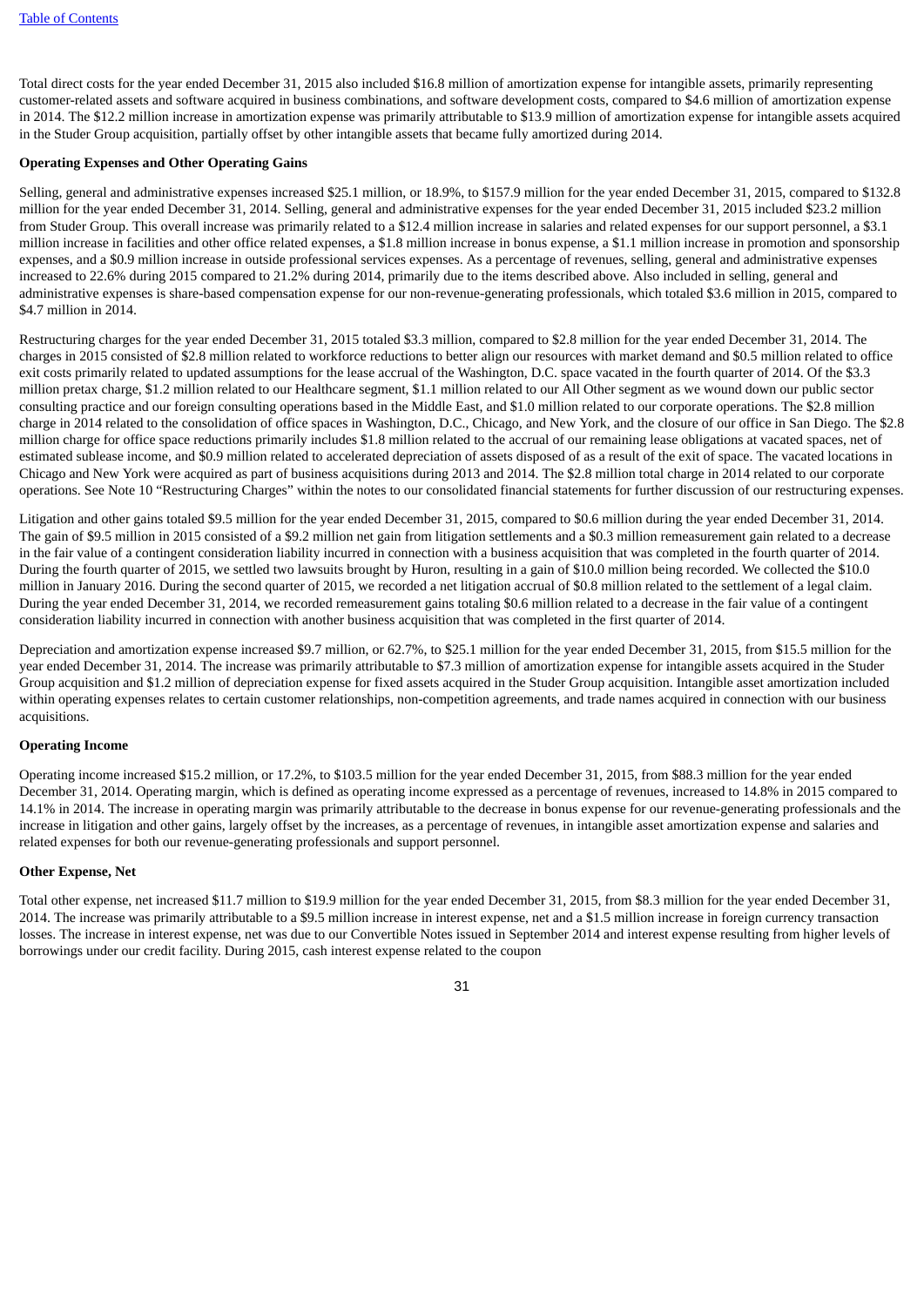Total direct costs for the year ended December 31, 2015 also included $16.8 million of amortization expense for intangible assets, primarily representing customer-related assets and software acquired in business combinations, and software development costs, compared to $4.6 million of amortization expense in 2014. The $12.2 million increase in amortization expense was primarily attributable to $13.9 million of amortization expense for intangible assets acquired in the Studer Group acquisition, partially offset by other intangible assets that became fully amortized during 2014.

**Operating Expenses and Other Operating Gains**

Selling, general and administrative expenses increased $25.1 million, or 18.9%, to $157.9 million for the year ended December 31, 2015, compared to $132.8 million for the year ended December 31, 2014. Selling, general and administrative expenses for the year ended December 31, 2015 included $23.2 million from Studer Group. This overall increase was primarily related to a $12.4 million increase in salaries and related expenses for our support personnel, a $3.1 million increase in facilities and other office related expenses, a $1.8 million increase in bonus expense, a $1.1 million increase in promotion and sponsorship expenses, and a $0.9 million increase in outside professional services expenses. As a percentage of revenues, selling, general and administrative expenses increased to 22.6% during 2015 compared to 21.2% during 2014, primarily due to the items described above. Also included in selling, general and administrative expenses is share-based compensation expense for our non-revenue-generating professionals, which totaled $3.6 million in 2015, compared to $4.7 million in 2014.

Restructuring charges for the year ended December 31, 2015 totaled $3.3 million, compared to $2.8 million for the year ended December 31, 2014. The charges in 2015 consisted of $2.8 million related to workforce reductions to better align our resources with market demand and $0.5 million related to office exit costs primarily related to updated assumptions for the lease accrual of the Washington, D.C. space vacated in the fourth quarter of 2014. Of the $3.3 million pretax charge, $1.2 million related to our Healthcare segment, $1.1 million related to our All Other segment as we wound down our public sector consulting practice and our foreign consulting operations based in the Middle East, and $1.0 million related to our corporate operations. The $2.8 million charge in 2014 related to the consolidation of office spaces in Washington, D.C., Chicago, and New York, and the closure of our office in San Diego. The $2.8 million charge for office space reductions primarily includes $1.8 million related to the accrual of our remaining lease obligations at vacated spaces, net of estimated sublease income, and $0.9 million related to accelerated depreciation of assets disposed of as a result of the exit of space. The vacated locations in Chicago and New York were acquired as part of business acquisitions during 2013 and 2014. The $2.8 million total charge in 2014 related to our corporate operations. See Note 10 "Restructuring Charges" within the notes to our consolidated financial statements for further discussion of our restructuring expenses.

Litigation and other gains totaled $9.5 million for the year ended December 31, 2015, compared to $0.6 million during the year ended December 31, 2014. The gain of $9.5 million in 2015 consisted of a $9.2 million net gain from litigation settlements and a $0.3 million remeasurement gain related to a decrease in the fair value of a contingent consideration liability incurred in connection with a business acquisition that was completed in the fourth quarter of 2014. During the fourth quarter of 2015, we settled two lawsuits brought by Huron, resulting in a gain of $10.0 million being recorded. We collected the $10.0 million in January 2016. During the second quarter of 2015, we recorded a net litigation accrual of $0.8 million related to the settlement of a legal claim. During the year ended December 31, 2014, we recorded remeasurement gains totaling $0.6 million related to a decrease in the fair value of a contingent consideration liability incurred in connection with another business acquisition that was completed in the first quarter of 2014.

Depreciation and amortization expense increased $9.7 million, or 62.7%, to $25.1 million for the year ended December 31, 2015, from $15.5 million for the year ended December 31, 2014. The increase was primarily attributable to $7.3 million of amortization expense for intangible assets acquired in the Studer Group acquisition and $1.2 million of depreciation expense for fixed assets acquired in the Studer Group acquisition. Intangible asset amortization included within operating expenses relates to certain customer relationships, non-competition agreements, and trade names acquired in connection with our business acquisitions.

**Operating Income**

Operating income increased $15.2 million, or 17.2%, to $103.5 million for the year ended December 31, 2015, from $88.3 million for the year ended December 31, 2014. Operating margin, which is defined as operating income expressed as a percentage of revenues, increased to 14.8% in 2015 compared to 14.1% in 2014. The increase in operating margin was primarily attributable to the decrease in bonus expense for our revenue-generating professionals and the increase in litigation and other gains, largely offset by the increases, as a percentage of revenues, in intangible asset amortization expense and salaries and related expenses for both our revenue-generating professionals and support personnel.

**Other Expense, Net**

Total other expense, net increased $11.7 million to $19.9 million for the year ended December 31, 2015, from $8.3 million for the year ended December 31, 2014. The increase was primarily attributable to a $9.5 million increase in interest expense, net and a $1.5 million increase in foreign currency transaction losses. The increase in interest expense, net was due to our Convertible Notes issued in September 2014 and interest expense resulting from higher levels of borrowings under our credit facility. During 2015, cash interest expense related to the coupon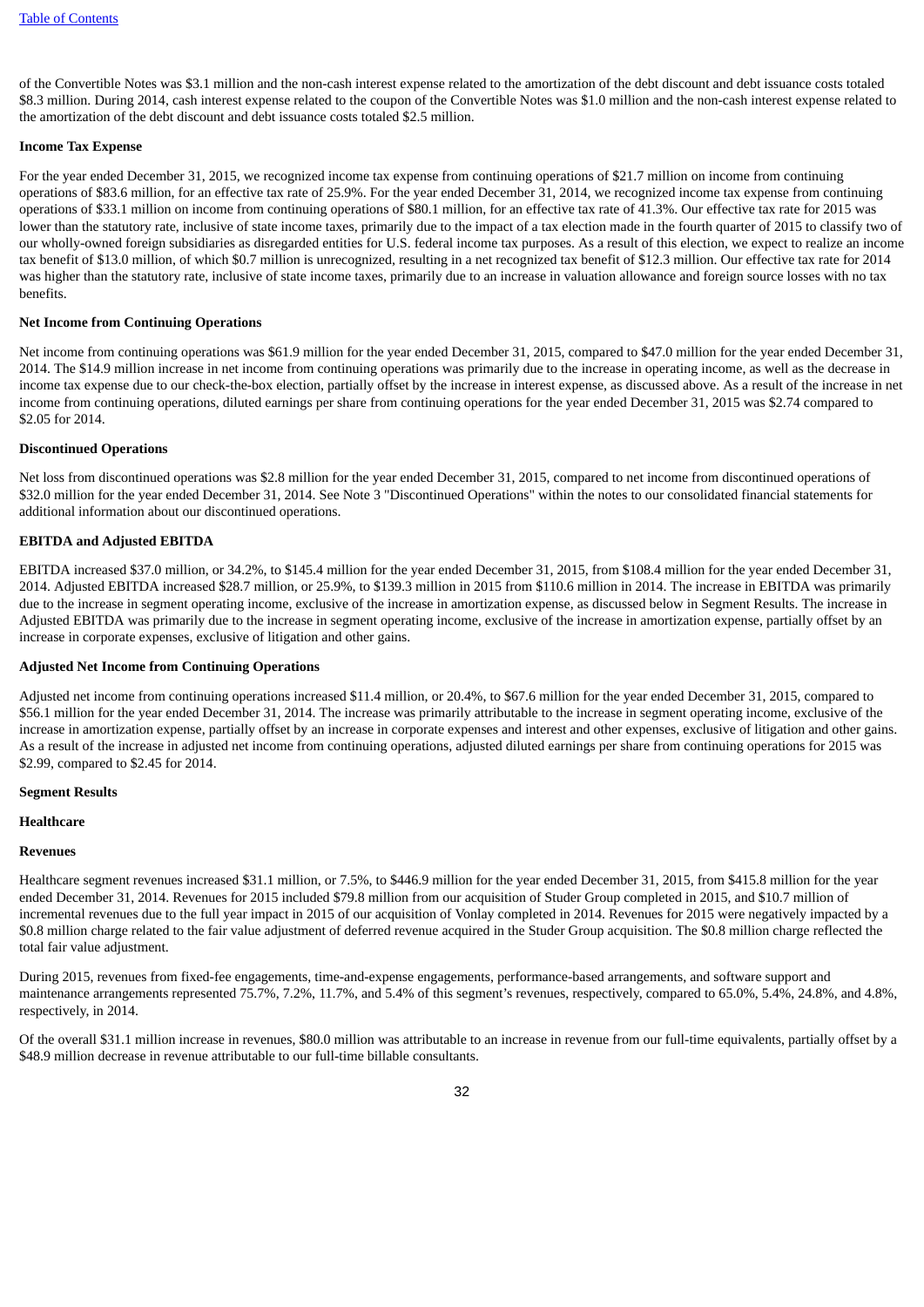of the Convertible Notes was $3.1 million and the non-cash interest expense related to the amortization of the debt discount and debt issuance costs totaled $8.3 million. During 2014, cash interest expense related to the coupon of the Convertible Notes was $1.0 million and the non-cash interest expense related to the amortization of the debt discount and debt issuance costs totaled $2.5 million.

**Income Tax Expense**

For the year ended December 31, 2015, we recognized income tax expense from continuing operations of $21.7 million on income from continuing operations of $83.6 million, for an effective tax rate of 25.9%. For the year ended December 31, 2014, we recognized income tax expense from continuing operations of $33.1 million on income from continuing operations of $80.1 million, for an effective tax rate of 41.3%. Our effective tax rate for 2015 was lower than the statutory rate, inclusive of state income taxes, primarily due to the impact of a tax election made in the fourth quarter of 2015 to classify two of our wholly-owned foreign subsidiaries as disregarded entities for U.S. federal income tax purposes. As a result of this election, we expect to realize an income tax benefit of $13.0 million, of which $0.7 million is unrecognized, resulting in a net recognized tax benefit of $12.3 million. Our effective tax rate for 2014 was higher than the statutory rate, inclusive of state income taxes, primarily due to an increase in valuation allowance and foreign source losses with no tax benefits.

**Net Income from Continuing Operations**

Net income from continuing operations was $61.9 million for the year ended December 31, 2015, compared to $47.0 million for the year ended December 31, 2014. The $14.9 million increase in net income from continuing operations was primarily due to the increase in operating income, as well as the decrease in income tax expense due to our check-the-box election, partially offset by the increase in interest expense, as discussed above. As a result of the increase in net income from continuing operations, diluted earnings per share from continuing operations for the year ended December 31, 2015 was $2.74 compared to $2.05 for 2014.

**Discontinued Operations**

Net loss from discontinued operations was $2.8 million for the year ended December 31, 2015, compared to net income from discontinued operations of $32.0 million for the year ended December 31, 2014. See Note 3 "Discontinued Operations" within the notes to our consolidated financial statements for additional information about our discontinued operations.

**EBITDA and Adjusted EBITDA**

EBITDA increased $37.0 million, or 34.2%, to $145.4 million for the year ended December 31, 2015, from $108.4 million for the year ended December 31, 2014. Adjusted EBITDA increased $28.7 million, or 25.9%, to $139.3 million in 2015 from $110.6 million in 2014. The increase in EBITDA was primarily due to the increase in segment operating income, exclusive of the increase in amortization expense, as discussed below in Segment Results. The increase in Adjusted EBITDA was primarily due to the increase in segment operating income, exclusive of the increase in amortization expense, partially offset by an increase in corporate expenses, exclusive of litigation and other gains.

**Adjusted Net Income from Continuing Operations**

Adjusted net income from continuing operations increased $11.4 million, or 20.4%, to $67.6 million for the year ended December 31, 2015, compared to $56.1 million for the year ended December 31, 2014. The increase was primarily attributable to the increase in segment operating income, exclusive of the increase in amortization expense, partially offset by an increase in corporate expenses and interest and other expenses, exclusive of litigation and other gains. As a result of the increase in adjusted net income from continuing operations, adjusted diluted earnings per share from continuing operations for 2015 was $2.99, compared to $2.45 for 2014.

**Segment Results**

**Healthcare**

**Revenues**

Healthcare segment revenues increased $31.1 million, or 7.5%, to $446.9 million for the year ended December 31, 2015, from $415.8 million for the year ended December 31, 2014. Revenues for 2015 included $79.8 million from our acquisition of Studer Group completed in 2015, and $10.7 million of incremental revenues due to the full year impact in 2015 of our acquisition of Vonlay completed in 2014. Revenues for 2015 were negatively impacted by a $0.8 million charge related to the fair value adjustment of deferred revenue acquired in the Studer Group acquisition. The $0.8 million charge reflected the total fair value adjustment.

During 2015, revenues from fixed-fee engagements, time-and-expense engagements, performance-based arrangements, and software support and maintenance arrangements represented 75.7%, 7.2%, 11.7%, and 5.4% of this segment's revenues, respectively, compared to 65.0%, 5.4%, 24.8%, and 4.8%, respectively, in 2014.

Of the overall $31.1 million increase in revenues, $80.0 million was attributable to an increase in revenue from our full-time equivalents, partially offset by a $48.9 million decrease in revenue attributable to our full-time billable consultants.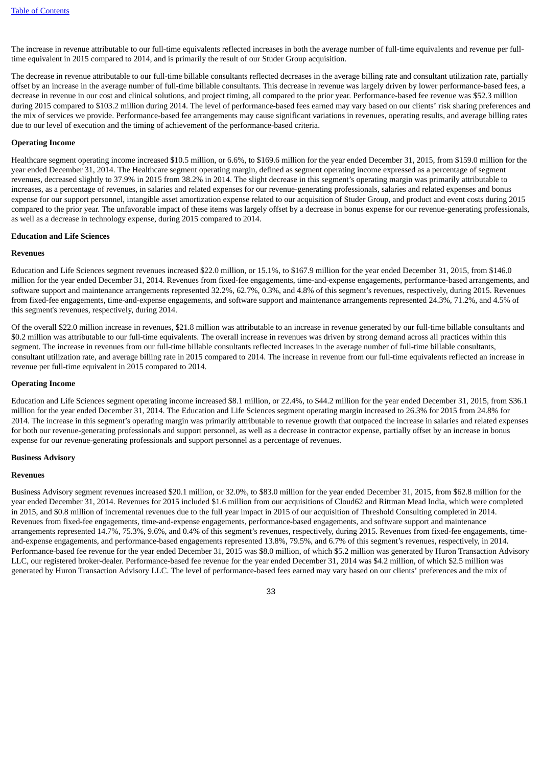The increase in revenue attributable to our full-time equivalents reflected increases in both the average number of full-time equivalents and revenue per full-time equivalent in 2015 compared to 2014, and is primarily the result of our Studer Group acquisition.

The decrease in revenue attributable to our full-time billable consultants reflected decreases in the average billing rate and consultant utilization rate, partially offset by an increase in the average number of full-time billable consultants. This decrease in revenue was largely driven by lower performance-based fees, a decrease in revenue in our cost and clinical solutions, and project timing, all compared to the prior year. Performance-based fee revenue was $52.3 million during 2015 compared to $103.2 million during 2014. The level of performance-based fees earned may vary based on our clients' risk sharing preferences and the mix of services we provide. Performance-based fee arrangements may cause significant variations in revenues, operating results, and average billing rates due to our level of execution and the timing of achievement of the performance-based criteria.

**Operating Income**

Healthcare segment operating income increased $10.5 million, or 6.6%, to $169.6 million for the year ended December 31, 2015, from $159.0 million for the year ended December 31, 2014. The Healthcare segment operating margin, defined as segment operating income expressed as a percentage of segment revenues, decreased slightly to 37.9% in 2015 from 38.2% in 2014. The slight decrease in this segment's operating margin was primarily attributable to increases, as a percentage of revenues, in salaries and related expenses for our revenue-generating professionals, salaries and related expenses and bonus expense for our support personnel, intangible asset amortization expense related to our acquisition of Studer Group, and product and event costs during 2015 compared to the prior year. The unfavorable impact of these items was largely offset by a decrease in bonus expense for our revenue-generating professionals, as well as a decrease in technology expense, during 2015 compared to 2014.

**Education and Life Sciences**

**Revenues**

Education and Life Sciences segment revenues increased $22.0 million, or 15.1%, to $167.9 million for the year ended December 31, 2015, from $146.0 million for the year ended December 31, 2014. Revenues from fixed-fee engagements, time-and-expense engagements, performance-based arrangements, and software support and maintenance arrangements represented 32.2%, 62.7%, 0.3%, and 4.8% of this segment's revenues, respectively, during 2015. Revenues from fixed-fee engagements, time-and-expense engagements, and software support and maintenance arrangements represented 24.3%, 71.2%, and 4.5% of this segment's revenues, respectively, during 2014.

Of the overall $22.0 million increase in revenues, $21.8 million was attributable to an increase in revenue generated by our full-time billable consultants and $0.2 million was attributable to our full-time equivalents. The overall increase in revenues was driven by strong demand across all practices within this segment. The increase in revenues from our full-time billable consultants reflected increases in the average number of full-time billable consultants, consultant utilization rate, and average billing rate in 2015 compared to 2014. The increase in revenue from our full-time equivalents reflected an increase in revenue per full-time equivalent in 2015 compared to 2014.

**Operating Income**

Education and Life Sciences segment operating income increased $8.1 million, or 22.4%, to $44.2 million for the year ended December 31, 2015, from $36.1 million for the year ended December 31, 2014. The Education and Life Sciences segment operating margin increased to 26.3% for 2015 from 24.8% for 2014. The increase in this segment's operating margin was primarily attributable to revenue growth that outpaced the increase in salaries and related expenses for both our revenue-generating professionals and support personnel, as well as a decrease in contractor expense, partially offset by an increase in bonus expense for our revenue-generating professionals and support personnel as a percentage of revenues.

**Business Advisory**

**Revenues**

Business Advisory segment revenues increased $20.1 million, or 32.0%, to $83.0 million for the year ended December 31, 2015, from $62.8 million for the year ended December 31, 2014. Revenues for 2015 included $1.6 million from our acquisitions of Cloud62 and Rittman Mead India, which were completed in 2015, and $0.8 million of incremental revenues due to the full year impact in 2015 of our acquisition of Threshold Consulting completed in 2014. Revenues from fixed-fee engagements, time-and-expense engagements, performance-based engagements, and software support and maintenance arrangements represented 14.7%, 75.3%, 9.6%, and 0.4% of this segment's revenues, respectively, during 2015. Revenues from fixed-fee engagements, time-and-expense engagements, and performance-based engagements represented 13.8%, 79.5%, and 6.7% of this segment's revenues, respectively, in 2014. Performance-based fee revenue for the year ended December 31, 2015 was $8.0 million, of which $5.2 million was generated by Huron Transaction Advisory LLC, our registered broker-dealer. Performance-based fee revenue for the year ended December 31, 2014 was $4.2 million, of which $2.5 million was generated by Huron Transaction Advisory LLC. The level of performance-based fees earned may vary based on our clients' preferences and the mix of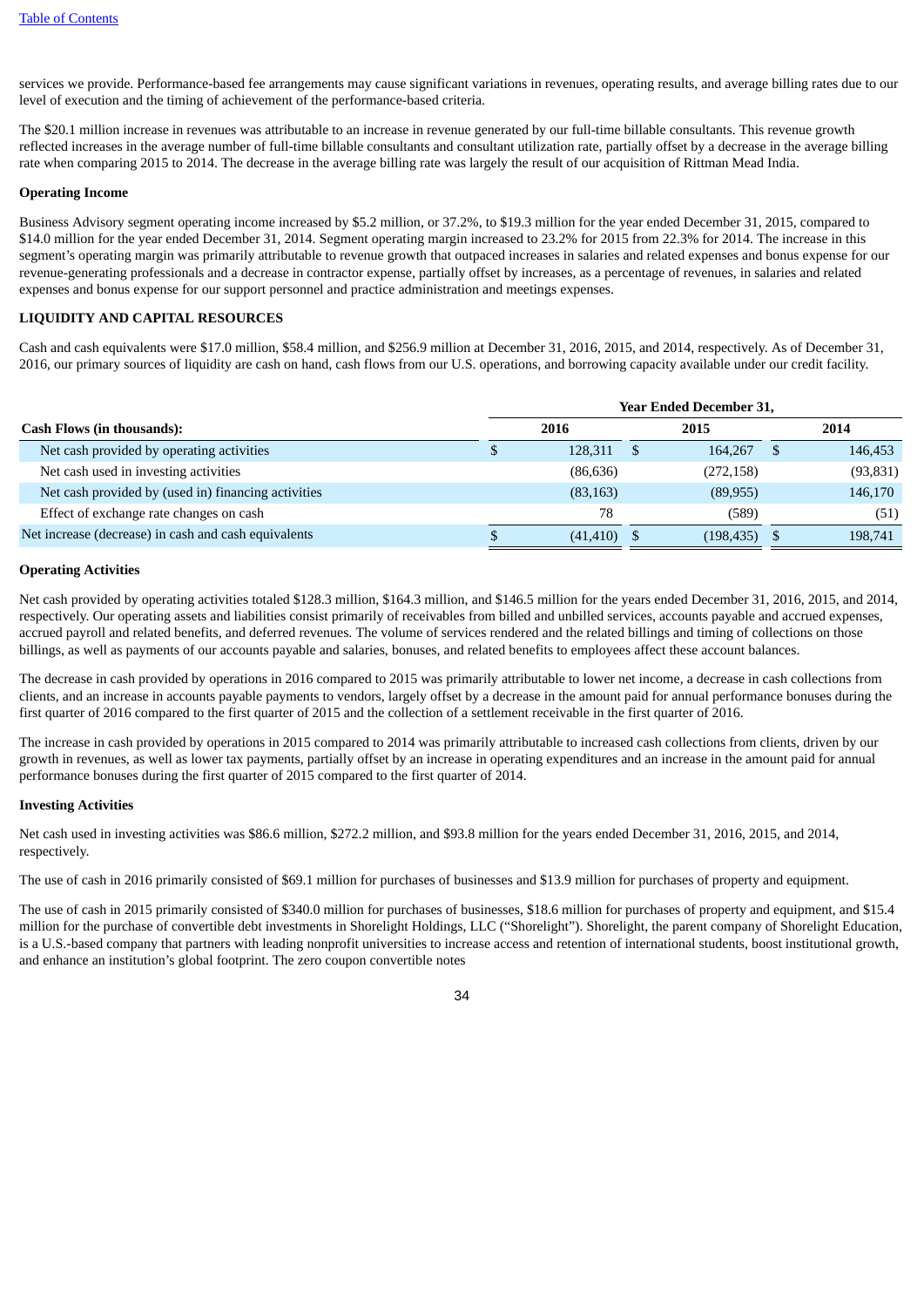services we provide. Performance-based fee arrangements may cause significant variations in revenues, operating results, and average billing rates due to our level of execution and the timing of achievement of the performance-based criteria.

The $20.1 million increase in revenues was attributable to an increase in revenue generated by our full-time billable consultants. This revenue growth reflected increases in the average number of full-time billable consultants and consultant utilization rate, partially offset by a decrease in the average billing rate when comparing 2015 to 2014. The decrease in the average billing rate was largely the result of our acquisition of Rittman Mead India.

**Operating Income**

Business Advisory segment operating income increased by $5.2 million, or 37.2%, to $19.3 million for the year ended December 31, 2015, compared to $14.0 million for the year ended December 31, 2014. Segment operating margin increased to 23.2% for 2015 from 22.3% for 2014. The increase in this segment's operating margin was primarily attributable to revenue growth that outpaced increases in salaries and related expenses and bonus expense for our revenue-generating professionals and a decrease in contractor expense, partially offset by increases, as a percentage of revenues, in salaries and related expenses and bonus expense for our support personnel and practice administration and meetings expenses.

## LIQUIDITY AND CAPITAL RESOURCES

Cash and cash equivalents were $17.0 million, $58.4 million, and $256.9 million at December 31, 2016, 2015, and 2014, respectively. As of December 31, 2016, our primary sources of liquidity are cash on hand, cash flows from our U.S. operations, and borrowing capacity available under our credit facility.

| | Year Ended December 31, | | |
|---|---|---|---|
| **Cash Flows (in thousands):** | **2016** | **2015** | **2014** |
| Net cash provided by operating activities | $ 128,311 | $ 164,267 | $ 146,453 |
| Net cash used in investing activities | (86,636) | (272,158) | (93,831) |
| Net cash provided by (used in) financing activities | (83,163) | (89,955) | 146,170 |
| Effect of exchange rate changes on cash | 78 | (589) | (51) |
| Net increase (decrease) in cash and cash equivalents | $ (41,410) | $ (198,435) | $ 198,741 |

**Operating Activities**

Net cash provided by operating activities totaled $128.3 million, $164.3 million, and $146.5 million for the years ended December 31, 2016, 2015, and 2014, respectively. Our operating assets and liabilities consist primarily of receivables from billed and unbilled services, accounts payable and accrued expenses, accrued payroll and related benefits, and deferred revenues. The volume of services rendered and the related billings and timing of collections on those billings, as well as payments of our accounts payable and salaries, bonuses, and related benefits to employees affect these account balances.

The decrease in cash provided by operations in 2016 compared to 2015 was primarily attributable to lower net income, a decrease in cash collections from clients, and an increase in accounts payable payments to vendors, largely offset by a decrease in the amount paid for annual performance bonuses during the first quarter of 2016 compared to the first quarter of 2015 and the collection of a settlement receivable in the first quarter of 2016.

The increase in cash provided by operations in 2015 compared to 2014 was primarily attributable to increased cash collections from clients, driven by our growth in revenues, as well as lower tax payments, partially offset by an increase in operating expenditures and an increase in the amount paid for annual performance bonuses during the first quarter of 2015 compared to the first quarter of 2014.

**Investing Activities**

Net cash used in investing activities was $86.6 million, $272.2 million, and $93.8 million for the years ended December 31, 2016, 2015, and 2014, respectively.

The use of cash in 2016 primarily consisted of $69.1 million for purchases of businesses and $13.9 million for purchases of property and equipment.

The use of cash in 2015 primarily consisted of $340.0 million for purchases of businesses, $18.6 million for purchases of property and equipment, and $15.4 million for the purchase of convertible debt investments in Shorelight Holdings, LLC ("Shorelight"). Shorelight, the parent company of Shorelight Education, is a U.S.-based company that partners with leading nonprofit universities to increase access and retention of international students, boost institutional growth, and enhance an institution's global footprint. The zero coupon convertible notes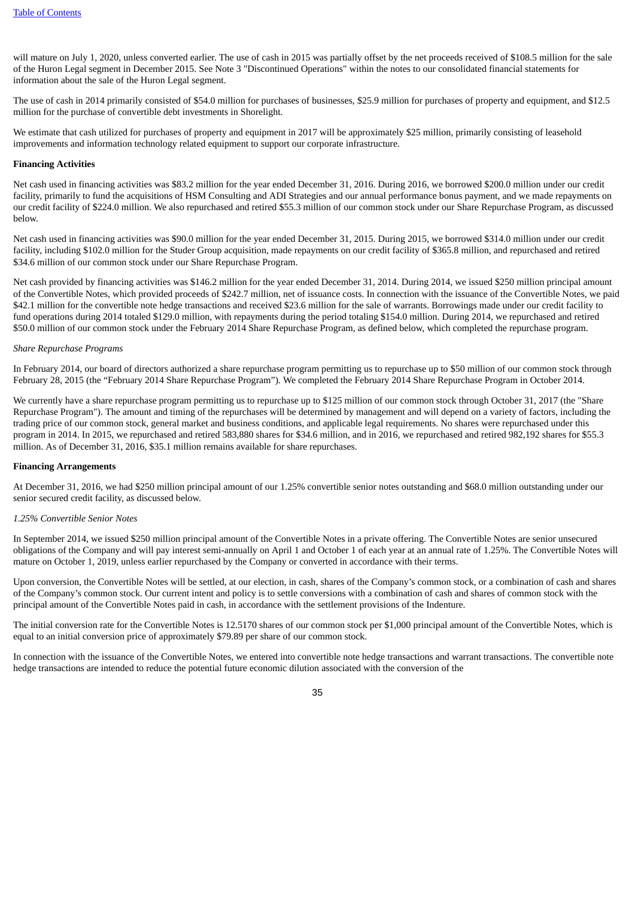will mature on July 1, 2020, unless converted earlier. The use of cash in 2015 was partially offset by the net proceeds received of $108.5 million for the sale of the Huron Legal segment in December 2015. See Note 3 "Discontinued Operations" within the notes to our consolidated financial statements for information about the sale of the Huron Legal segment.

The use of cash in 2014 primarily consisted of $54.0 million for purchases of businesses, $25.9 million for purchases of property and equipment, and $12.5 million for the purchase of convertible debt investments in Shorelight.

We estimate that cash utilized for purchases of property and equipment in 2017 will be approximately $25 million, primarily consisting of leasehold improvements and information technology related equipment to support our corporate infrastructure.

**Financing Activities**

Net cash used in financing activities was $83.2 million for the year ended December 31, 2016. During 2016, we borrowed $200.0 million under our credit facility, primarily to fund the acquisitions of HSM Consulting and ADI Strategies and our annual performance bonus payment, and we made repayments on our credit facility of $224.0 million. We also repurchased and retired $55.3 million of our common stock under our Share Repurchase Program, as discussed below.

Net cash used in financing activities was $90.0 million for the year ended December 31, 2015. During 2015, we borrowed $314.0 million under our credit facility, including $102.0 million for the Studer Group acquisition, made repayments on our credit facility of $365.8 million, and repurchased and retired $34.6 million of our common stock under our Share Repurchase Program.

Net cash provided by financing activities was $146.2 million for the year ended December 31, 2014. During 2014, we issued $250 million principal amount of the Convertible Notes, which provided proceeds of $242.7 million, net of issuance costs. In connection with the issuance of the Convertible Notes, we paid $42.1 million for the convertible note hedge transactions and received $23.6 million for the sale of warrants. Borrowings made under our credit facility to fund operations during 2014 totaled $129.0 million, with repayments during the period totaling $154.0 million. During 2014, we repurchased and retired $50.0 million of our common stock under the February 2014 Share Repurchase Program, as defined below, which completed the repurchase program.

*Share Repurchase Programs*

In February 2014, our board of directors authorized a share repurchase program permitting us to repurchase up to $50 million of our common stock through February 28, 2015 (the "February 2014 Share Repurchase Program"). We completed the February 2014 Share Repurchase Program in October 2014.

We currently have a share repurchase program permitting us to repurchase up to $125 million of our common stock through October 31, 2017 (the "Share Repurchase Program"). The amount and timing of the repurchases will be determined by management and will depend on a variety of factors, including the trading price of our common stock, general market and business conditions, and applicable legal requirements. No shares were repurchased under this program in 2014. In 2015, we repurchased and retired 583,880 shares for $34.6 million, and in 2016, we repurchased and retired 982,192 shares for $55.3 million. As of December 31, 2016, $35.1 million remains available for share repurchases.

**Financing Arrangements**

At December 31, 2016, we had $250 million principal amount of our 1.25% convertible senior notes outstanding and $68.0 million outstanding under our senior secured credit facility, as discussed below.

*1.25% Convertible Senior Notes*

In September 2014, we issued $250 million principal amount of the Convertible Notes in a private offering. The Convertible Notes are senior unsecured obligations of the Company and will pay interest semi-annually on April 1 and October 1 of each year at an annual rate of 1.25%. The Convertible Notes will mature on October 1, 2019, unless earlier repurchased by the Company or converted in accordance with their terms.

Upon conversion, the Convertible Notes will be settled, at our election, in cash, shares of the Company's common stock, or a combination of cash and shares of the Company's common stock. Our current intent and policy is to settle conversions with a combination of cash and shares of common stock with the principal amount of the Convertible Notes paid in cash, in accordance with the settlement provisions of the Indenture.

The initial conversion rate for the Convertible Notes is 12.5170 shares of our common stock per $1,000 principal amount of the Convertible Notes, which is equal to an initial conversion price of approximately $79.89 per share of our common stock.

In connection with the issuance of the Convertible Notes, we entered into convertible note hedge transactions and warrant transactions. The convertible note hedge transactions are intended to reduce the potential future economic dilution associated with the conversion of the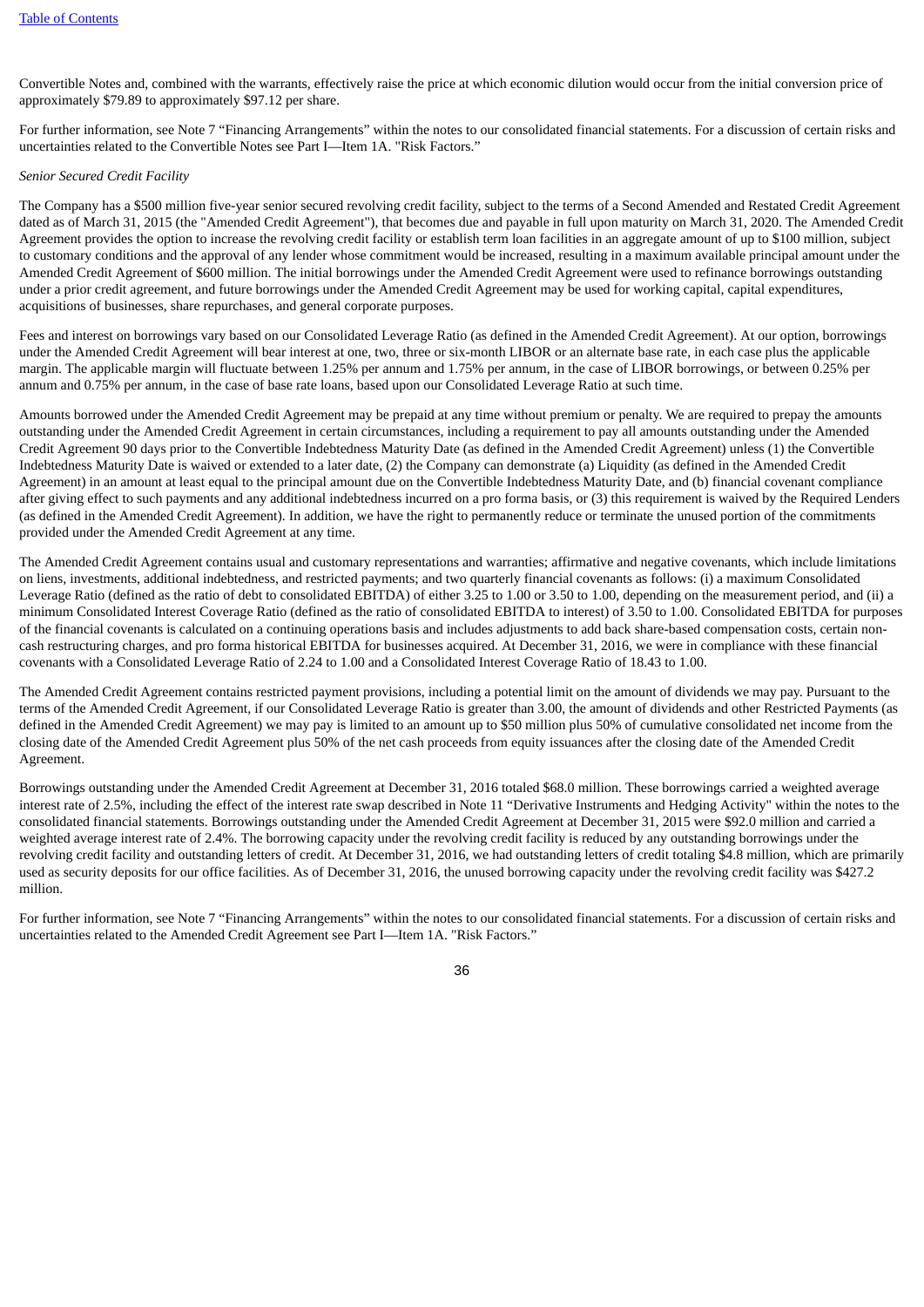Convertible Notes and, combined with the warrants, effectively raise the price at which economic dilution would occur from the initial conversion price of approximately $79.89 to approximately $97.12 per share.

For further information, see Note 7 "Financing Arrangements" within the notes to our consolidated financial statements. For a discussion of certain risks and uncertainties related to the Convertible Notes see Part I—Item 1A. "Risk Factors."

*Senior Secured Credit Facility*

The Company has a $500 million five-year senior secured revolving credit facility, subject to the terms of a Second Amended and Restated Credit Agreement dated as of March 31, 2015 (the "Amended Credit Agreement"), that becomes due and payable in full upon maturity on March 31, 2020. The Amended Credit Agreement provides the option to increase the revolving credit facility or establish term loan facilities in an aggregate amount of up to $100 million, subject to customary conditions and the approval of any lender whose commitment would be increased, resulting in a maximum available principal amount under the Amended Credit Agreement of $600 million. The initial borrowings under the Amended Credit Agreement were used to refinance borrowings outstanding under a prior credit agreement, and future borrowings under the Amended Credit Agreement may be used for working capital, capital expenditures, acquisitions of businesses, share repurchases, and general corporate purposes.

Fees and interest on borrowings vary based on our Consolidated Leverage Ratio (as defined in the Amended Credit Agreement). At our option, borrowings under the Amended Credit Agreement will bear interest at one, two, three or six-month LIBOR or an alternate base rate, in each case plus the applicable margin. The applicable margin will fluctuate between 1.25% per annum and 1.75% per annum, in the case of LIBOR borrowings, or between 0.25% per annum and 0.75% per annum, in the case of base rate loans, based upon our Consolidated Leverage Ratio at such time.

Amounts borrowed under the Amended Credit Agreement may be prepaid at any time without premium or penalty. We are required to prepay the amounts outstanding under the Amended Credit Agreement in certain circumstances, including a requirement to pay all amounts outstanding under the Amended Credit Agreement 90 days prior to the Convertible Indebtedness Maturity Date (as defined in the Amended Credit Agreement) unless (1) the Convertible Indebtedness Maturity Date is waived or extended to a later date, (2) the Company can demonstrate (a) Liquidity (as defined in the Amended Credit Agreement) in an amount at least equal to the principal amount due on the Convertible Indebtedness Maturity Date, and (b) financial covenant compliance after giving effect to such payments and any additional indebtedness incurred on a pro forma basis, or (3) this requirement is waived by the Required Lenders (as defined in the Amended Credit Agreement). In addition, we have the right to permanently reduce or terminate the unused portion of the commitments provided under the Amended Credit Agreement at any time.

The Amended Credit Agreement contains usual and customary representations and warranties; affirmative and negative covenants, which include limitations on liens, investments, additional indebtedness, and restricted payments; and two quarterly financial covenants as follows: (i) a maximum Consolidated Leverage Ratio (defined as the ratio of debt to consolidated EBITDA) of either 3.25 to 1.00 or 3.50 to 1.00, depending on the measurement period, and (ii) a minimum Consolidated Interest Coverage Ratio (defined as the ratio of consolidated EBITDA to interest) of 3.50 to 1.00. Consolidated EBITDA for purposes of the financial covenants is calculated on a continuing operations basis and includes adjustments to add back share-based compensation costs, certain non-cash restructuring charges, and pro forma historical EBITDA for businesses acquired. At December 31, 2016, we were in compliance with these financial covenants with a Consolidated Leverage Ratio of 2.24 to 1.00 and a Consolidated Interest Coverage Ratio of 18.43 to 1.00.

The Amended Credit Agreement contains restricted payment provisions, including a potential limit on the amount of dividends we may pay. Pursuant to the terms of the Amended Credit Agreement, if our Consolidated Leverage Ratio is greater than 3.00, the amount of dividends and other Restricted Payments (as defined in the Amended Credit Agreement) we may pay is limited to an amount up to $50 million plus 50% of cumulative consolidated net income from the closing date of the Amended Credit Agreement plus 50% of the net cash proceeds from equity issuances after the closing date of the Amended Credit Agreement.

Borrowings outstanding under the Amended Credit Agreement at December 31, 2016 totaled $68.0 million. These borrowings carried a weighted average interest rate of 2.5%, including the effect of the interest rate swap described in Note 11 "Derivative Instruments and Hedging Activity" within the notes to the consolidated financial statements. Borrowings outstanding under the Amended Credit Agreement at December 31, 2015 were $92.0 million and carried a weighted average interest rate of 2.4%. The borrowing capacity under the revolving credit facility is reduced by any outstanding borrowings under the revolving credit facility and outstanding letters of credit. At December 31, 2016, we had outstanding letters of credit totaling $4.8 million, which are primarily used as security deposits for our office facilities. As of December 31, 2016, the unused borrowing capacity under the revolving credit facility was $427.2 million.

For further information, see Note 7 "Financing Arrangements" within the notes to our consolidated financial statements. For a discussion of certain risks and uncertainties related to the Amended Credit Agreement see Part I—Item 1A. "Risk Factors."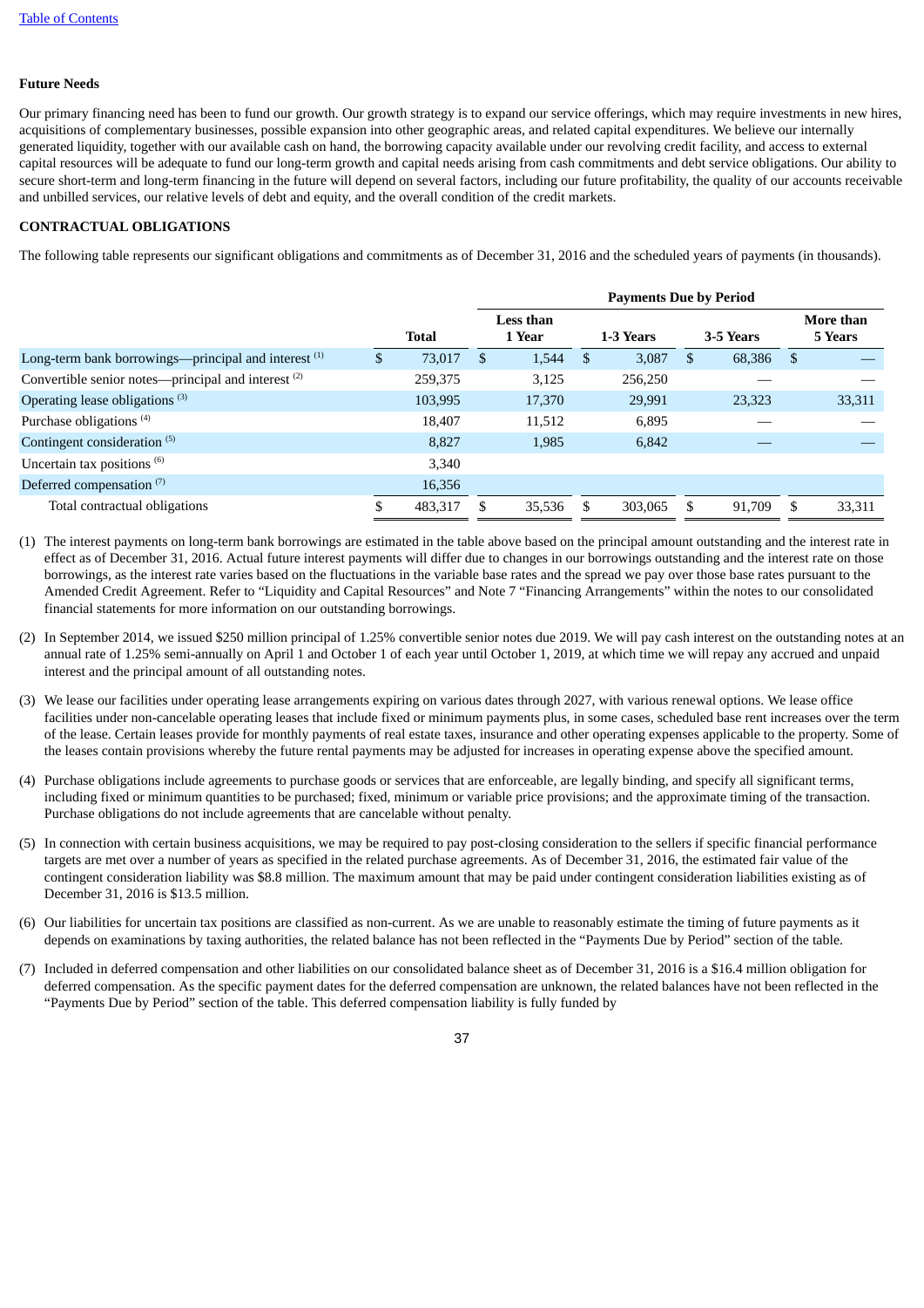**Future Needs**

Our primary financing need has been to fund our growth. Our growth strategy is to expand our service offerings, which may require investments in new hires, acquisitions of complementary businesses, possible expansion into other geographic areas, and related capital expenditures. We believe our internally generated liquidity, together with our available cash on hand, the borrowing capacity available under our revolving credit facility, and access to external capital resources will be adequate to fund our long-term growth and capital needs arising from cash commitments and debt service obligations. Our ability to secure short-term and long-term financing in the future will depend on several factors, including our future profitability, the quality of our accounts receivable and unbilled services, our relative levels of debt and equity, and the overall condition of the credit markets.

**CONTRACTUAL OBLIGATIONS**

The following table represents our significant obligations and commitments as of December 31, 2016 and the scheduled years of payments (in thousands).

| | | Payments Due by Period | | | |
|---|---|---|---|---|---|
| | Total | Less than 1 Year | 1-3 Years | 3-5 Years | More than 5 Years |
| Long-term bank borrowings—principal and interest [1] | $ 73,017 | $ 1,544 | $ 3,087 | $ 68,386 | $ — |
| Convertible senior notes—principal and interest [2] | 259,375 | 3,125 | 256,250 | — | — |
| Operating lease obligations [3] | 103,995 | 17,370 | 29,991 | 23,323 | 33,311 |
| Purchase obligations [4] | 18,407 | 11,512 | 6,895 | — | — |
| Contingent consideration [5] | 8,827 | 1,985 | 6,842 | — | — |
| Uncertain tax positions [6] | 3,340 | | | | |
| Deferred compensation [7] | 16,356 | | | | |
| Total contractual obligations | $ 483,317 | $ 35,536 | $ 303,065 | $ 91,709 | $ 33,311 |

(1) The interest payments on long-term bank borrowings are estimated in the table above based on the principal amount outstanding and the interest rate in effect as of December 31, 2016. Actual future interest payments will differ due to changes in our borrowings outstanding and the interest rate on those borrowings, as the interest rate varies based on the fluctuations in the variable base rates and the spread we pay over those base rates pursuant to the Amended Credit Agreement. Refer to "Liquidity and Capital Resources" and Note 7 "Financing Arrangements" within the notes to our consolidated financial statements for more information on our outstanding borrowings.

(2) In September 2014, we issued $250 million principal of 1.25% convertible senior notes due 2019. We will pay cash interest on the outstanding notes at an annual rate of 1.25% semi-annually on April 1 and October 1 of each year until October 1, 2019, at which time we will repay any accrued and unpaid interest and the principal amount of all outstanding notes.

(3) We lease our facilities under operating lease arrangements expiring on various dates through 2027, with various renewal options. We lease office facilities under non-cancelable operating leases that include fixed or minimum payments plus, in some cases, scheduled base rent increases over the term of the lease. Certain leases provide for monthly payments of real estate taxes, insurance and other operating expenses applicable to the property. Some of the leases contain provisions whereby the future rental payments may be adjusted for increases in operating expense above the specified amount.

(4) Purchase obligations include agreements to purchase goods or services that are enforceable, are legally binding, and specify all significant terms, including fixed or minimum quantities to be purchased; fixed, minimum or variable price provisions; and the approximate timing of the transaction. Purchase obligations do not include agreements that are cancelable without penalty.

(5) In connection with certain business acquisitions, we may be required to pay post-closing consideration to the sellers if specific financial performance targets are met over a number of years as specified in the related purchase agreements. As of December 31, 2016, the estimated fair value of the contingent consideration liability was $8.8 million. The maximum amount that may be paid under contingent consideration liabilities existing as of December 31, 2016 is $13.5 million.

(6) Our liabilities for uncertain tax positions are classified as non-current. As we are unable to reasonably estimate the timing of future payments as it depends on examinations by taxing authorities, the related balance has not been reflected in the "Payments Due by Period" section of the table.

(7) Included in deferred compensation and other liabilities on our consolidated balance sheet as of December 31, 2016 is a $16.4 million obligation for deferred compensation. As the specific payment dates for the deferred compensation are unknown, the related balances have not been reflected in the "Payments Due by Period" section of the table. This deferred compensation liability is fully funded by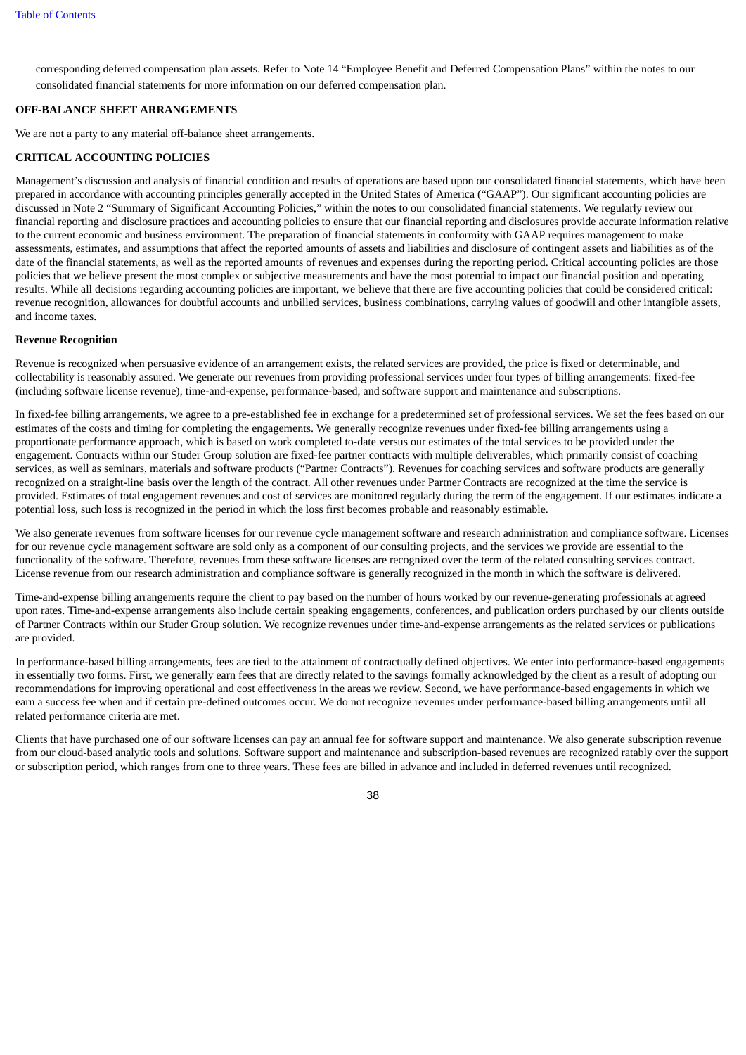corresponding deferred compensation plan assets. Refer to Note 14 "Employee Benefit and Deferred Compensation Plans" within the notes to our consolidated financial statements for more information on our deferred compensation plan.

**OFF-BALANCE SHEET ARRANGEMENTS**

We are not a party to any material off-balance sheet arrangements.

**CRITICAL ACCOUNTING POLICIES**

Management's discussion and analysis of financial condition and results of operations are based upon our consolidated financial statements, which have been prepared in accordance with accounting principles generally accepted in the United States of America ("GAAP"). Our significant accounting policies are discussed in Note 2 "Summary of Significant Accounting Policies," within the notes to our consolidated financial statements. We regularly review our financial reporting and disclosure practices and accounting policies to ensure that our financial reporting and disclosures provide accurate information relative to the current economic and business environment. The preparation of financial statements in conformity with GAAP requires management to make assessments, estimates, and assumptions that affect the reported amounts of assets and liabilities and disclosure of contingent assets and liabilities as of the date of the financial statements, as well as the reported amounts of revenues and expenses during the reporting period. Critical accounting policies are those policies that we believe present the most complex or subjective measurements and have the most potential to impact our financial position and operating results. While all decisions regarding accounting policies are important, we believe that there are five accounting policies that could be considered critical: revenue recognition, allowances for doubtful accounts and unbilled services, business combinations, carrying values of goodwill and other intangible assets, and income taxes.

**Revenue Recognition**

Revenue is recognized when persuasive evidence of an arrangement exists, the related services are provided, the price is fixed or determinable, and collectability is reasonably assured. We generate our revenues from providing professional services under four types of billing arrangements: fixed-fee (including software license revenue), time-and-expense, performance-based, and software support and maintenance and subscriptions.

In fixed-fee billing arrangements, we agree to a pre-established fee in exchange for a predetermined set of professional services. We set the fees based on our estimates of the costs and timing for completing the engagements. We generally recognize revenues under fixed-fee billing arrangements using a proportionate performance approach, which is based on work completed to-date versus our estimates of the total services to be provided under the engagement. Contracts within our Studer Group solution are fixed-fee partner contracts with multiple deliverables, which primarily consist of coaching services, as well as seminars, materials and software products ("Partner Contracts"). Revenues for coaching services and software products are generally recognized on a straight-line basis over the length of the contract. All other revenues under Partner Contracts are recognized at the time the service is provided. Estimates of total engagement revenues and cost of services are monitored regularly during the term of the engagement. If our estimates indicate a potential loss, such loss is recognized in the period in which the loss first becomes probable and reasonably estimable.

We also generate revenues from software licenses for our revenue cycle management software and research administration and compliance software. Licenses for our revenue cycle management software are sold only as a component of our consulting projects, and the services we provide are essential to the functionality of the software. Therefore, revenues from these software licenses are recognized over the term of the related consulting services contract. License revenue from our research administration and compliance software is generally recognized in the month in which the software is delivered.

Time-and-expense billing arrangements require the client to pay based on the number of hours worked by our revenue-generating professionals at agreed upon rates. Time-and-expense arrangements also include certain speaking engagements, conferences, and publication orders purchased by our clients outside of Partner Contracts within our Studer Group solution. We recognize revenues under time-and-expense arrangements as the related services or publications are provided.

In performance-based billing arrangements, fees are tied to the attainment of contractually defined objectives. We enter into performance-based engagements in essentially two forms. First, we generally earn fees that are directly related to the savings formally acknowledged by the client as a result of adopting our recommendations for improving operational and cost effectiveness in the areas we review. Second, we have performance-based engagements in which we earn a success fee when and if certain pre-defined outcomes occur. We do not recognize revenues under performance-based billing arrangements until all related performance criteria are met.

Clients that have purchased one of our software licenses can pay an annual fee for software support and maintenance. We also generate subscription revenue from our cloud-based analytic tools and solutions. Software support and maintenance and subscription-based revenues are recognized ratably over the support or subscription period, which ranges from one to three years. These fees are billed in advance and included in deferred revenues until recognized.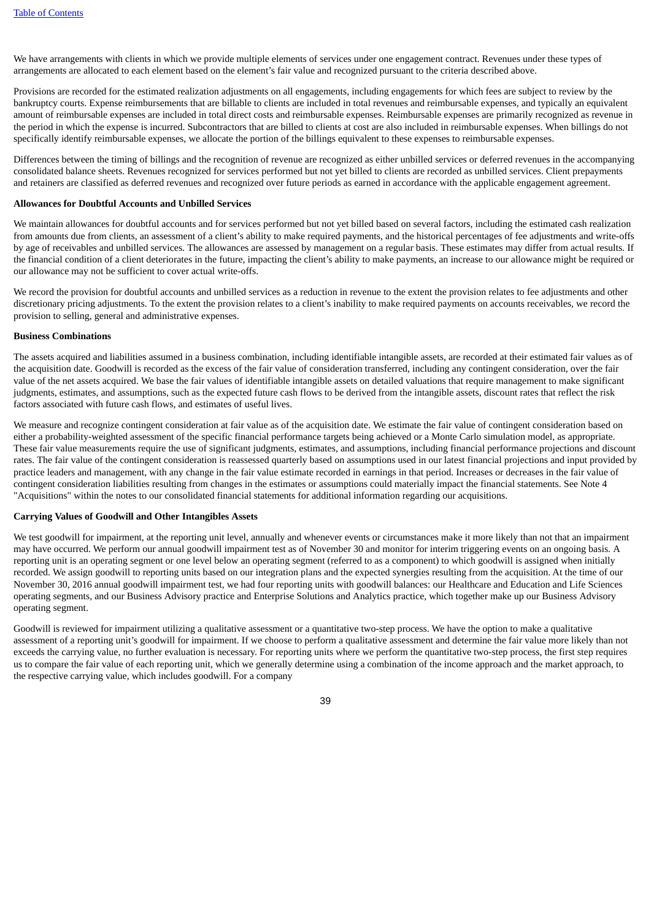We have arrangements with clients in which we provide multiple elements of services under one engagement contract. Revenues under these types of arrangements are allocated to each element based on the element's fair value and recognized pursuant to the criteria described above.

Provisions are recorded for the estimated realization adjustments on all engagements, including engagements for which fees are subject to review by the bankruptcy courts. Expense reimbursements that are billable to clients are included in total revenues and reimbursable expenses, and typically an equivalent amount of reimbursable expenses are included in total direct costs and reimbursable expenses. Reimbursable expenses are primarily recognized as revenue in the period in which the expense is incurred. Subcontractors that are billed to clients at cost are also included in reimbursable expenses. When billings do not specifically identify reimbursable expenses, we allocate the portion of the billings equivalent to these expenses to reimbursable expenses.

Differences between the timing of billings and the recognition of revenue are recognized as either unbilled services or deferred revenues in the accompanying consolidated balance sheets. Revenues recognized for services performed but not yet billed to clients are recorded as unbilled services. Client prepayments and retainers are classified as deferred revenues and recognized over future periods as earned in accordance with the applicable engagement agreement.

**Allowances for Doubtful Accounts and Unbilled Services**

We maintain allowances for doubtful accounts and for services performed but not yet billed based on several factors, including the estimated cash realization from amounts due from clients, an assessment of a client's ability to make required payments, and the historical percentages of fee adjustments and write-offs by age of receivables and unbilled services. The allowances are assessed by management on a regular basis. These estimates may differ from actual results. If the financial condition of a client deteriorates in the future, impacting the client's ability to make payments, an increase to our allowance might be required or our allowance may not be sufficient to cover actual write-offs.

We record the provision for doubtful accounts and unbilled services as a reduction in revenue to the extent the provision relates to fee adjustments and other discretionary pricing adjustments. To the extent the provision relates to a client's inability to make required payments on accounts receivables, we record the provision to selling, general and administrative expenses.

**Business Combinations**

The assets acquired and liabilities assumed in a business combination, including identifiable intangible assets, are recorded at their estimated fair values as of the acquisition date. Goodwill is recorded as the excess of the fair value of consideration transferred, including any contingent consideration, over the fair value of the net assets acquired. We base the fair values of identifiable intangible assets on detailed valuations that require management to make significant judgments, estimates, and assumptions, such as the expected future cash flows to be derived from the intangible assets, discount rates that reflect the risk factors associated with future cash flows, and estimates of useful lives.

We measure and recognize contingent consideration at fair value as of the acquisition date. We estimate the fair value of contingent consideration based on either a probability-weighted assessment of the specific financial performance targets being achieved or a Monte Carlo simulation model, as appropriate. These fair value measurements require the use of significant judgments, estimates, and assumptions, including financial performance projections and discount rates. The fair value of the contingent consideration is reassessed quarterly based on assumptions used in our latest financial projections and input provided by practice leaders and management, with any change in the fair value estimate recorded in earnings in that period. Increases or decreases in the fair value of contingent consideration liabilities resulting from changes in the estimates or assumptions could materially impact the financial statements. See Note 4 "Acquisitions" within the notes to our consolidated financial statements for additional information regarding our acquisitions.

**Carrying Values of Goodwill and Other Intangibles Assets**

We test goodwill for impairment, at the reporting unit level, annually and whenever events or circumstances make it more likely than not that an impairment may have occurred. We perform our annual goodwill impairment test as of November 30 and monitor for interim triggering events on an ongoing basis. A reporting unit is an operating segment or one level below an operating segment (referred to as a component) to which goodwill is assigned when initially recorded. We assign goodwill to reporting units based on our integration plans and the expected synergies resulting from the acquisition. At the time of our November 30, 2016 annual goodwill impairment test, we had four reporting units with goodwill balances: our Healthcare and Education and Life Sciences operating segments, and our Business Advisory practice and Enterprise Solutions and Analytics practice, which together make up our Business Advisory operating segment.

Goodwill is reviewed for impairment utilizing a qualitative assessment or a quantitative two-step process. We have the option to make a qualitative assessment of a reporting unit's goodwill for impairment. If we choose to perform a qualitative assessment and determine the fair value more likely than not exceeds the carrying value, no further evaluation is necessary. For reporting units where we perform the quantitative two-step process, the first step requires us to compare the fair value of each reporting unit, which we generally determine using a combination of the income approach and the market approach, to the respective carrying value, which includes goodwill. For a company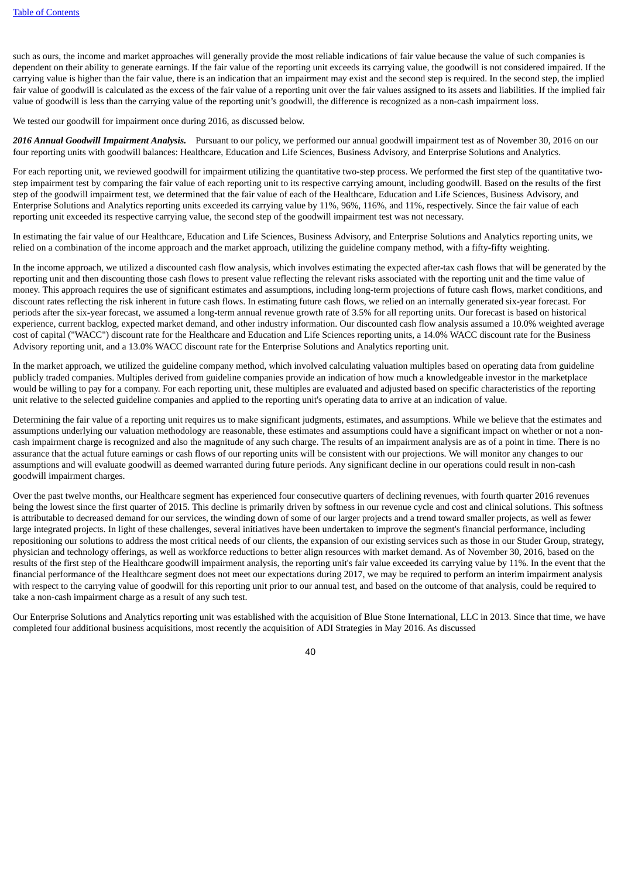such as ours, the income and market approaches will generally provide the most reliable indications of fair value because the value of such companies is dependent on their ability to generate earnings. If the fair value of the reporting unit exceeds its carrying value, the goodwill is not considered impaired. If the carrying value is higher than the fair value, there is an indication that an impairment may exist and the second step is required. In the second step, the implied fair value of goodwill is calculated as the excess of the fair value of a reporting unit over the fair values assigned to its assets and liabilities. If the implied fair value of goodwill is less than the carrying value of the reporting unit's goodwill, the difference is recognized as a non-cash impairment loss.

We tested our goodwill for impairment once during 2016, as discussed below.

***2016 Annual Goodwill Impairment Analysis.*** Pursuant to our policy, we performed our annual goodwill impairment test as of November 30, 2016 on our four reporting units with goodwill balances: Healthcare, Education and Life Sciences, Business Advisory, and Enterprise Solutions and Analytics.

For each reporting unit, we reviewed goodwill for impairment utilizing the quantitative two-step process. We performed the first step of the quantitative two-step impairment test by comparing the fair value of each reporting unit to its respective carrying amount, including goodwill. Based on the results of the first step of the goodwill impairment test, we determined that the fair value of each of the Healthcare, Education and Life Sciences, Business Advisory, and Enterprise Solutions and Analytics reporting units exceeded its carrying value by 11%, 96%, 116%, and 11%, respectively. Since the fair value of each reporting unit exceeded its respective carrying value, the second step of the goodwill impairment test was not necessary.

In estimating the fair value of our Healthcare, Education and Life Sciences, Business Advisory, and Enterprise Solutions and Analytics reporting units, we relied on a combination of the income approach and the market approach, utilizing the guideline company method, with a fifty-fifty weighting.

In the income approach, we utilized a discounted cash flow analysis, which involves estimating the expected after-tax cash flows that will be generated by the reporting unit and then discounting those cash flows to present value reflecting the relevant risks associated with the reporting unit and the time value of money. This approach requires the use of significant estimates and assumptions, including long-term projections of future cash flows, market conditions, and discount rates reflecting the risk inherent in future cash flows. In estimating future cash flows, we relied on an internally generated six-year forecast. For periods after the six-year forecast, we assumed a long-term annual revenue growth rate of 3.5% for all reporting units. Our forecast is based on historical experience, current backlog, expected market demand, and other industry information. Our discounted cash flow analysis assumed a 10.0% weighted average cost of capital ("WACC") discount rate for the Healthcare and Education and Life Sciences reporting units, a 14.0% WACC discount rate for the Business Advisory reporting unit, and a 13.0% WACC discount rate for the Enterprise Solutions and Analytics reporting unit.

In the market approach, we utilized the guideline company method, which involved calculating valuation multiples based on operating data from guideline publicly traded companies. Multiples derived from guideline companies provide an indication of how much a knowledgeable investor in the marketplace would be willing to pay for a company. For each reporting unit, these multiples are evaluated and adjusted based on specific characteristics of the reporting unit relative to the selected guideline companies and applied to the reporting unit's operating data to arrive at an indication of value.

Determining the fair value of a reporting unit requires us to make significant judgments, estimates, and assumptions. While we believe that the estimates and assumptions underlying our valuation methodology are reasonable, these estimates and assumptions could have a significant impact on whether or not a non-cash impairment charge is recognized and also the magnitude of any such charge. The results of an impairment analysis are as of a point in time. There is no assurance that the actual future earnings or cash flows of our reporting units will be consistent with our projections. We will monitor any changes to our assumptions and will evaluate goodwill as deemed warranted during future periods. Any significant decline in our operations could result in non-cash goodwill impairment charges.

Over the past twelve months, our Healthcare segment has experienced four consecutive quarters of declining revenues, with fourth quarter 2016 revenues being the lowest since the first quarter of 2015. This decline is primarily driven by softness in our revenue cycle and cost and clinical solutions. This softness is attributable to decreased demand for our services, the winding down of some of our larger projects and a trend toward smaller projects, as well as fewer large integrated projects. In light of these challenges, several initiatives have been undertaken to improve the segment's financial performance, including repositioning our solutions to address the most critical needs of our clients, the expansion of our existing services such as those in our Studer Group, strategy, physician and technology offerings, as well as workforce reductions to better align resources with market demand. As of November 30, 2016, based on the results of the first step of the Healthcare goodwill impairment analysis, the reporting unit's fair value exceeded its carrying value by 11%. In the event that the financial performance of the Healthcare segment does not meet our expectations during 2017, we may be required to perform an interim impairment analysis with respect to the carrying value of goodwill for this reporting unit prior to our annual test, and based on the outcome of that analysis, could be required to take a non-cash impairment charge as a result of any such test.

Our Enterprise Solutions and Analytics reporting unit was established with the acquisition of Blue Stone International, LLC in 2013. Since that time, we have completed four additional business acquisitions, most recently the acquisition of ADI Strategies in May 2016. As discussed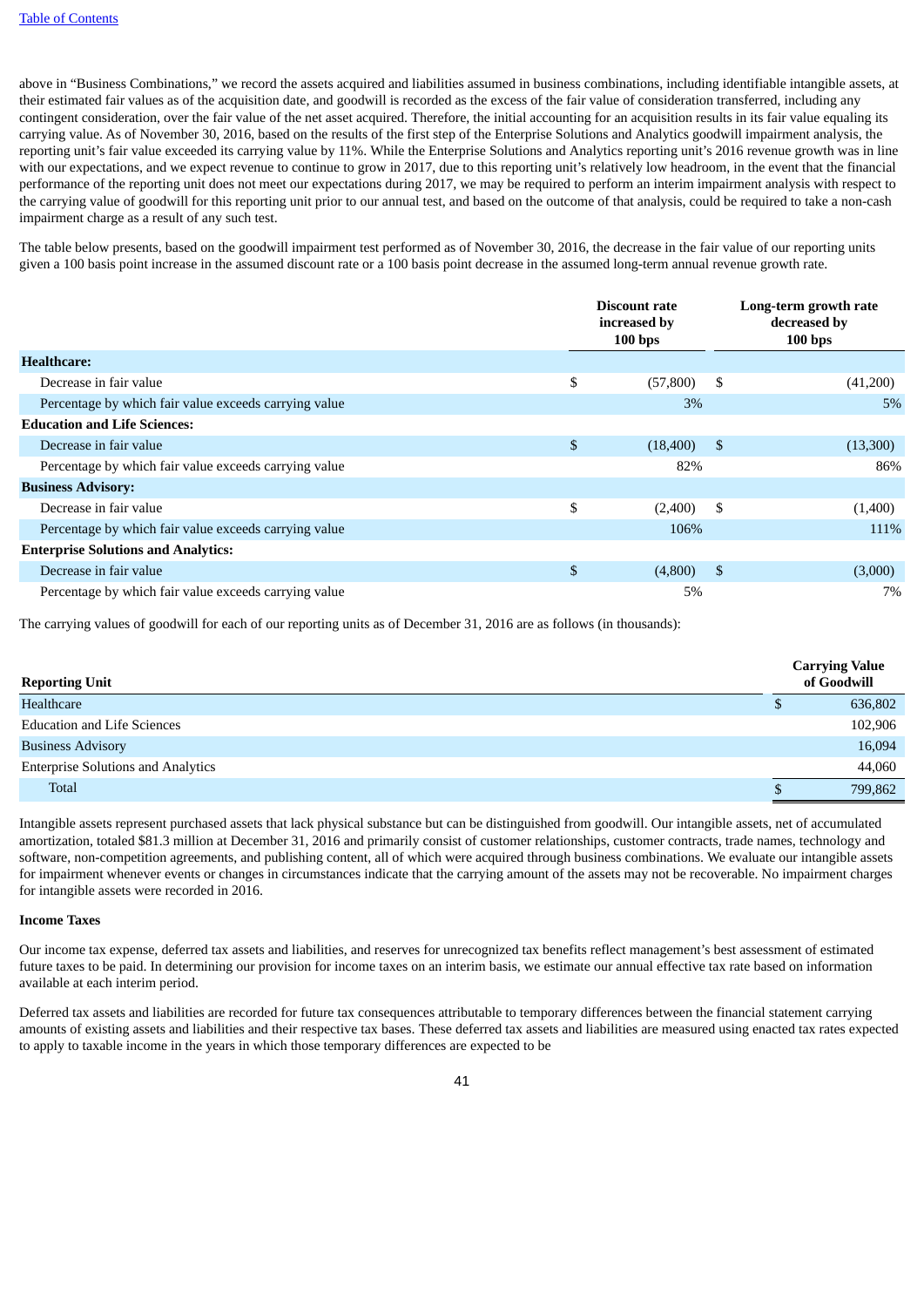above in "Business Combinations," we record the assets acquired and liabilities assumed in business combinations, including identifiable intangible assets, at their estimated fair values as of the acquisition date, and goodwill is recorded as the excess of the fair value of consideration transferred, including any contingent consideration, over the fair value of the net asset acquired. Therefore, the initial accounting for an acquisition results in its fair value equaling its carrying value. As of November 30, 2016, based on the results of the first step of the Enterprise Solutions and Analytics goodwill impairment analysis, the reporting unit's fair value exceeded its carrying value by 11%. While the Enterprise Solutions and Analytics reporting unit's 2016 revenue growth was in line with our expectations, and we expect revenue to continue to grow in 2017, due to this reporting unit's relatively low headroom, in the event that the financial performance of the reporting unit does not meet our expectations during 2017, we may be required to perform an interim impairment analysis with respect to the carrying value of goodwill for this reporting unit prior to our annual test, and based on the outcome of that analysis, could be required to take a non-cash impairment charge as a result of any such test.

The table below presents, based on the goodwill impairment test performed as of November 30, 2016, the decrease in the fair value of our reporting units given a 100 basis point increase in the assumed discount rate or a 100 basis point decrease in the assumed long-term annual revenue growth rate.

| | Discount rate increased by 100 bps | Long-term growth rate decreased by 100 bps |
|---|---|---|
| **Healthcare:** | | |
| Decrease in fair value | $ (57,800) | $ (41,200) |
| Percentage by which fair value exceeds carrying value | 3% | 5% |
| **Education and Life Sciences:** | | |
| Decrease in fair value | $ (18,400) | $ (13,300) |
| Percentage by which fair value exceeds carrying value | 82% | 86% |
| **Business Advisory:** | | |
| Decrease in fair value | $ (2,400) | $ (1,400) |
| Percentage by which fair value exceeds carrying value | 106% | 111% |
| **Enterprise Solutions and Analytics:** | | |
| Decrease in fair value | $ (4,800) | $ (3,000) |
| Percentage by which fair value exceeds carrying value | 5% | 7% |

The carrying values of goodwill for each of our reporting units as of December 31, 2016 are as follows (in thousands):

| Reporting Unit | Carrying Value of Goodwill |
|---|---|
| Healthcare | $ 636,802 |
| Education and Life Sciences | 102,906 |
| Business Advisory | 16,094 |
| Enterprise Solutions and Analytics | 44,060 |
| Total | $ 799,862 |

Intangible assets represent purchased assets that lack physical substance but can be distinguished from goodwill. Our intangible assets, net of accumulated amortization, totaled $81.3 million at December 31, 2016 and primarily consist of customer relationships, customer contracts, trade names, technology and software, non-competition agreements, and publishing content, all of which were acquired through business combinations. We evaluate our intangible assets for impairment whenever events or changes in circumstances indicate that the carrying amount of the assets may not be recoverable. No impairment charges for intangible assets were recorded in 2016.

**Income Taxes**

Our income tax expense, deferred tax assets and liabilities, and reserves for unrecognized tax benefits reflect management's best assessment of estimated future taxes to be paid. In determining our provision for income taxes on an interim basis, we estimate our annual effective tax rate based on information available at each interim period.

Deferred tax assets and liabilities are recorded for future tax consequences attributable to temporary differences between the financial statement carrying amounts of existing assets and liabilities and their respective tax bases. These deferred tax assets and liabilities are measured using enacted tax rates expected to apply to taxable income in the years in which those temporary differences are expected to be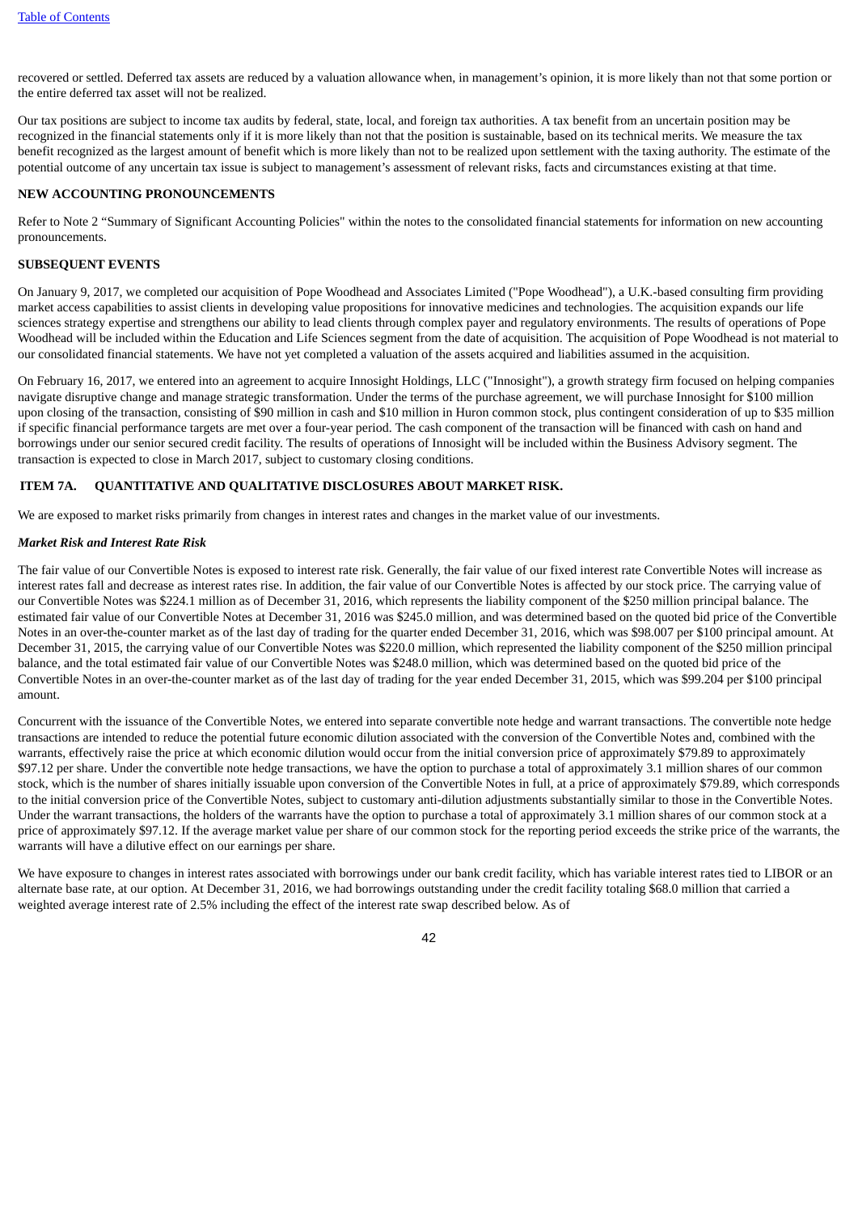recovered or settled. Deferred tax assets are reduced by a valuation allowance when, in management's opinion, it is more likely than not that some portion or the entire deferred tax asset will not be realized.

Our tax positions are subject to income tax audits by federal, state, local, and foreign tax authorities. A tax benefit from an uncertain position may be recognized in the financial statements only if it is more likely than not that the position is sustainable, based on its technical merits. We measure the tax benefit recognized as the largest amount of benefit which is more likely than not to be realized upon settlement with the taxing authority. The estimate of the potential outcome of any uncertain tax issue is subject to management's assessment of relevant risks, facts and circumstances existing at that time.

**NEW ACCOUNTING PRONOUNCEMENTS**

Refer to Note 2 "Summary of Significant Accounting Policies" within the notes to the consolidated financial statements for information on new accounting pronouncements.

**SUBSEQUENT EVENTS**

On January 9, 2017, we completed our acquisition of Pope Woodhead and Associates Limited ("Pope Woodhead"), a U.K.-based consulting firm providing market access capabilities to assist clients in developing value propositions for innovative medicines and technologies. The acquisition expands our life sciences strategy expertise and strengthens our ability to lead clients through complex payer and regulatory environments. The results of operations of Pope Woodhead will be included within the Education and Life Sciences segment from the date of acquisition. The acquisition of Pope Woodhead is not material to our consolidated financial statements. We have not yet completed a valuation of the assets acquired and liabilities assumed in the acquisition.

On February 16, 2017, we entered into an agreement to acquire Innosight Holdings, LLC ("Innosight"), a growth strategy firm focused on helping companies navigate disruptive change and manage strategic transformation. Under the terms of the purchase agreement, we will purchase Innosight for $100 million upon closing of the transaction, consisting of $90 million in cash and $10 million in Huron common stock, plus contingent consideration of up to $35 million if specific financial performance targets are met over a four-year period. The cash component of the transaction will be financed with cash on hand and borrowings under our senior secured credit facility. The results of operations of Innosight will be included within the Business Advisory segment. The transaction is expected to close in March 2017, subject to customary closing conditions.

## ITEM 7A. QUANTITATIVE AND QUALITATIVE DISCLOSURES ABOUT MARKET RISK.

We are exposed to market risks primarily from changes in interest rates and changes in the market value of our investments.

***Market Risk and Interest Rate Risk***

The fair value of our Convertible Notes is exposed to interest rate risk. Generally, the fair value of our fixed interest rate Convertible Notes will increase as interest rates fall and decrease as interest rates rise. In addition, the fair value of our Convertible Notes is affected by our stock price. The carrying value of our Convertible Notes was $224.1 million as of December 31, 2016, which represents the liability component of the $250 million principal balance. The estimated fair value of our Convertible Notes at December 31, 2016 was $245.0 million, and was determined based on the quoted bid price of the Convertible Notes in an over-the-counter market as of the last day of trading for the quarter ended December 31, 2016, which was $98.007 per $100 principal amount. At December 31, 2015, the carrying value of our Convertible Notes was $220.0 million, which represented the liability component of the $250 million principal balance, and the total estimated fair value of our Convertible Notes was $248.0 million, which was determined based on the quoted bid price of the Convertible Notes in an over-the-counter market as of the last day of trading for the year ended December 31, 2015, which was $99.204 per $100 principal amount.

Concurrent with the issuance of the Convertible Notes, we entered into separate convertible note hedge and warrant transactions. The convertible note hedge transactions are intended to reduce the potential future economic dilution associated with the conversion of the Convertible Notes and, combined with the warrants, effectively raise the price at which economic dilution would occur from the initial conversion price of approximately $79.89 to approximately $97.12 per share. Under the convertible note hedge transactions, we have the option to purchase a total of approximately 3.1 million shares of our common stock, which is the number of shares initially issuable upon conversion of the Convertible Notes in full, at a price of approximately $79.89, which corresponds to the initial conversion price of the Convertible Notes, subject to customary anti-dilution adjustments substantially similar to those in the Convertible Notes. Under the warrant transactions, the holders of the warrants have the option to purchase a total of approximately 3.1 million shares of our common stock at a price of approximately $97.12. If the average market value per share of our common stock for the reporting period exceeds the strike price of the warrants, the warrants will have a dilutive effect on our earnings per share.

We have exposure to changes in interest rates associated with borrowings under our bank credit facility, which has variable interest rates tied to LIBOR or an alternate base rate, at our option. At December 31, 2016, we had borrowings outstanding under the credit facility totaling $68.0 million that carried a weighted average interest rate of 2.5% including the effect of the interest rate swap described below. As of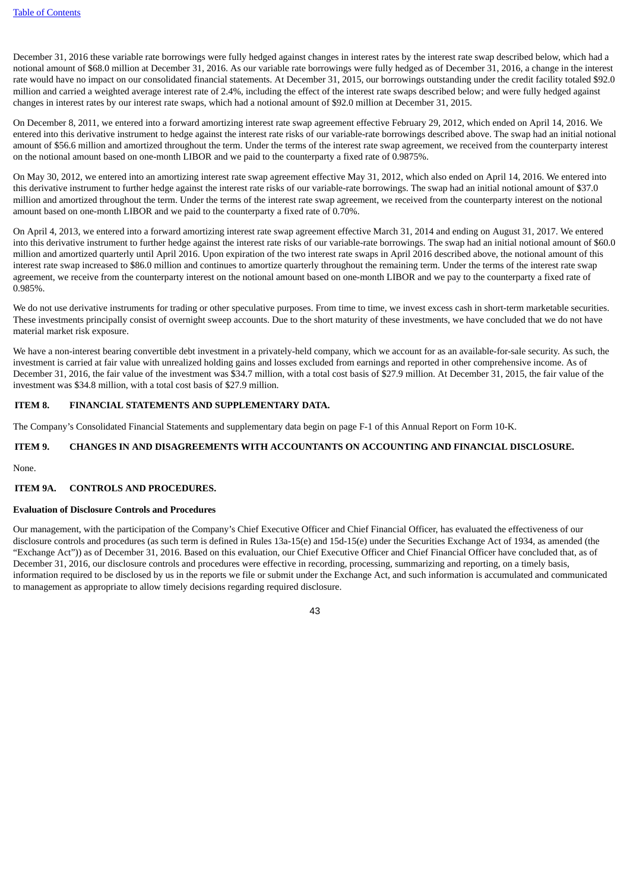December 31, 2016 these variable rate borrowings were fully hedged against changes in interest rates by the interest rate swap described below, which had a notional amount of $68.0 million at December 31, 2016. As our variable rate borrowings were fully hedged as of December 31, 2016, a change in the interest rate would have no impact on our consolidated financial statements. At December 31, 2015, our borrowings outstanding under the credit facility totaled $92.0 million and carried a weighted average interest rate of 2.4%, including the effect of the interest rate swaps described below; and were fully hedged against changes in interest rates by our interest rate swaps, which had a notional amount of $92.0 million at December 31, 2015.

On December 8, 2011, we entered into a forward amortizing interest rate swap agreement effective February 29, 2012, which ended on April 14, 2016. We entered into this derivative instrument to hedge against the interest rate risks of our variable-rate borrowings described above. The swap had an initial notional amount of $56.6 million and amortized throughout the term. Under the terms of the interest rate swap agreement, we received from the counterparty interest on the notional amount based on one-month LIBOR and we paid to the counterparty a fixed rate of 0.9875%.

On May 30, 2012, we entered into an amortizing interest rate swap agreement effective May 31, 2012, which also ended on April 14, 2016. We entered into this derivative instrument to further hedge against the interest rate risks of our variable-rate borrowings. The swap had an initial notional amount of $37.0 million and amortized throughout the term. Under the terms of the interest rate swap agreement, we received from the counterparty interest on the notional amount based on one-month LIBOR and we paid to the counterparty a fixed rate of 0.70%.

On April 4, 2013, we entered into a forward amortizing interest rate swap agreement effective March 31, 2014 and ending on August 31, 2017. We entered into this derivative instrument to further hedge against the interest rate risks of our variable-rate borrowings. The swap had an initial notional amount of $60.0 million and amortized quarterly until April 2016. Upon expiration of the two interest rate swaps in April 2016 described above, the notional amount of this interest rate swap increased to $86.0 million and continues to amortize quarterly throughout the remaining term. Under the terms of the interest rate swap agreement, we receive from the counterparty interest on the notional amount based on one-month LIBOR and we pay to the counterparty a fixed rate of 0.985%.

We do not use derivative instruments for trading or other speculative purposes. From time to time, we invest excess cash in short-term marketable securities. These investments principally consist of overnight sweep accounts. Due to the short maturity of these investments, we have concluded that we do not have material market risk exposure.

We have a non-interest bearing convertible debt investment in a privately-held company, which we account for as an available-for-sale security. As such, the investment is carried at fair value with unrealized holding gains and losses excluded from earnings and reported in other comprehensive income. As of December 31, 2016, the fair value of the investment was $34.7 million, with a total cost basis of $27.9 million. At December 31, 2015, the fair value of the investment was $34.8 million, with a total cost basis of $27.9 million.

## ITEM 8. FINANCIAL STATEMENTS AND SUPPLEMENTARY DATA.

The Company's Consolidated Financial Statements and supplementary data begin on page F-1 of this Annual Report on Form 10-K.

## ITEM 9. CHANGES IN AND DISAGREEMENTS WITH ACCOUNTANTS ON ACCOUNTING AND FINANCIAL DISCLOSURE.

None.

## ITEM 9A. CONTROLS AND PROCEDURES.

**Evaluation of Disclosure Controls and Procedures**

Our management, with the participation of the Company's Chief Executive Officer and Chief Financial Officer, has evaluated the effectiveness of our disclosure controls and procedures (as such term is defined in Rules 13a-15(e) and 15d-15(e) under the Securities Exchange Act of 1934, as amended (the "Exchange Act")) as of December 31, 2016. Based on this evaluation, our Chief Executive Officer and Chief Financial Officer have concluded that, as of December 31, 2016, our disclosure controls and procedures were effective in recording, processing, summarizing and reporting, on a timely basis, information required to be disclosed by us in the reports we file or submit under the Exchange Act, and such information is accumulated and communicated to management as appropriate to allow timely decisions regarding required disclosure.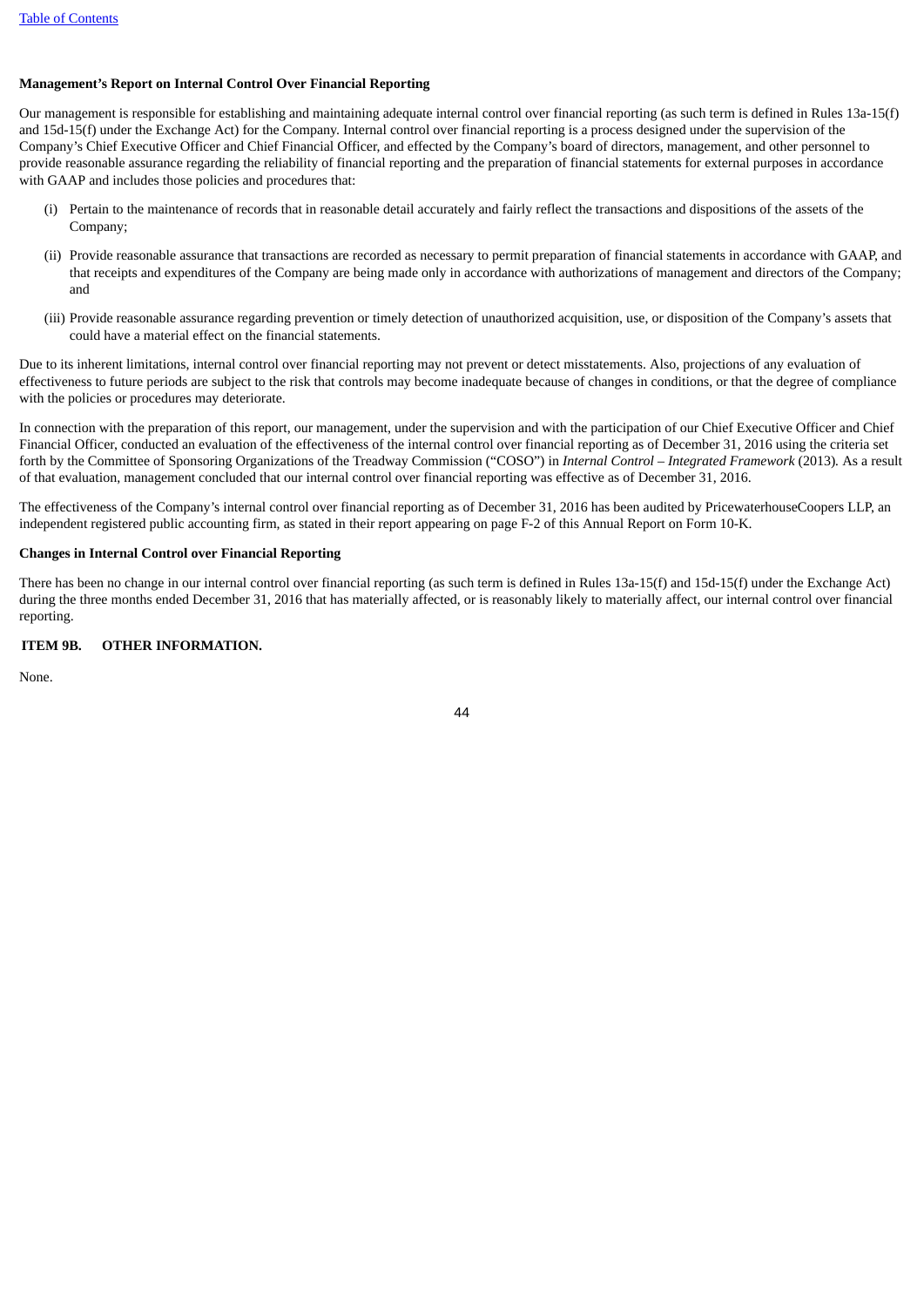**Management's Report on Internal Control Over Financial Reporting**

Our management is responsible for establishing and maintaining adequate internal control over financial reporting (as such term is defined in Rules 13a-15(f) and 15d-15(f) under the Exchange Act) for the Company. Internal control over financial reporting is a process designed under the supervision of the Company's Chief Executive Officer and Chief Financial Officer, and effected by the Company's board of directors, management, and other personnel to provide reasonable assurance regarding the reliability of financial reporting and the preparation of financial statements for external purposes in accordance with GAAP and includes those policies and procedures that:

(i) Pertain to the maintenance of records that in reasonable detail accurately and fairly reflect the transactions and dispositions of the assets of the Company;

(ii) Provide reasonable assurance that transactions are recorded as necessary to permit preparation of financial statements in accordance with GAAP, and that receipts and expenditures of the Company are being made only in accordance with authorizations of management and directors of the Company; and

(iii) Provide reasonable assurance regarding prevention or timely detection of unauthorized acquisition, use, or disposition of the Company's assets that could have a material effect on the financial statements.

Due to its inherent limitations, internal control over financial reporting may not prevent or detect misstatements. Also, projections of any evaluation of effectiveness to future periods are subject to the risk that controls may become inadequate because of changes in conditions, or that the degree of compliance with the policies or procedures may deteriorate.

In connection with the preparation of this report, our management, under the supervision and with the participation of our Chief Executive Officer and Chief Financial Officer, conducted an evaluation of the effectiveness of the internal control over financial reporting as of December 31, 2016 using the criteria set forth by the Committee of Sponsoring Organizations of the Treadway Commission ("COSO") in *Internal Control – Integrated Framework* (2013)*.* As a result of that evaluation, management concluded that our internal control over financial reporting was effective as of December 31, 2016.

The effectiveness of the Company's internal control over financial reporting as of December 31, 2016 has been audited by PricewaterhouseCoopers LLP, an independent registered public accounting firm, as stated in their report appearing on page F-2 of this Annual Report on Form 10-K.

**Changes in Internal Control over Financial Reporting**

There has been no change in our internal control over financial reporting (as such term is defined in Rules 13a-15(f) and 15d-15(f) under the Exchange Act) during the three months ended December 31, 2016 that has materially affected, or is reasonably likely to materially affect, our internal control over financial reporting.

**ITEM 9B. OTHER INFORMATION.**

None.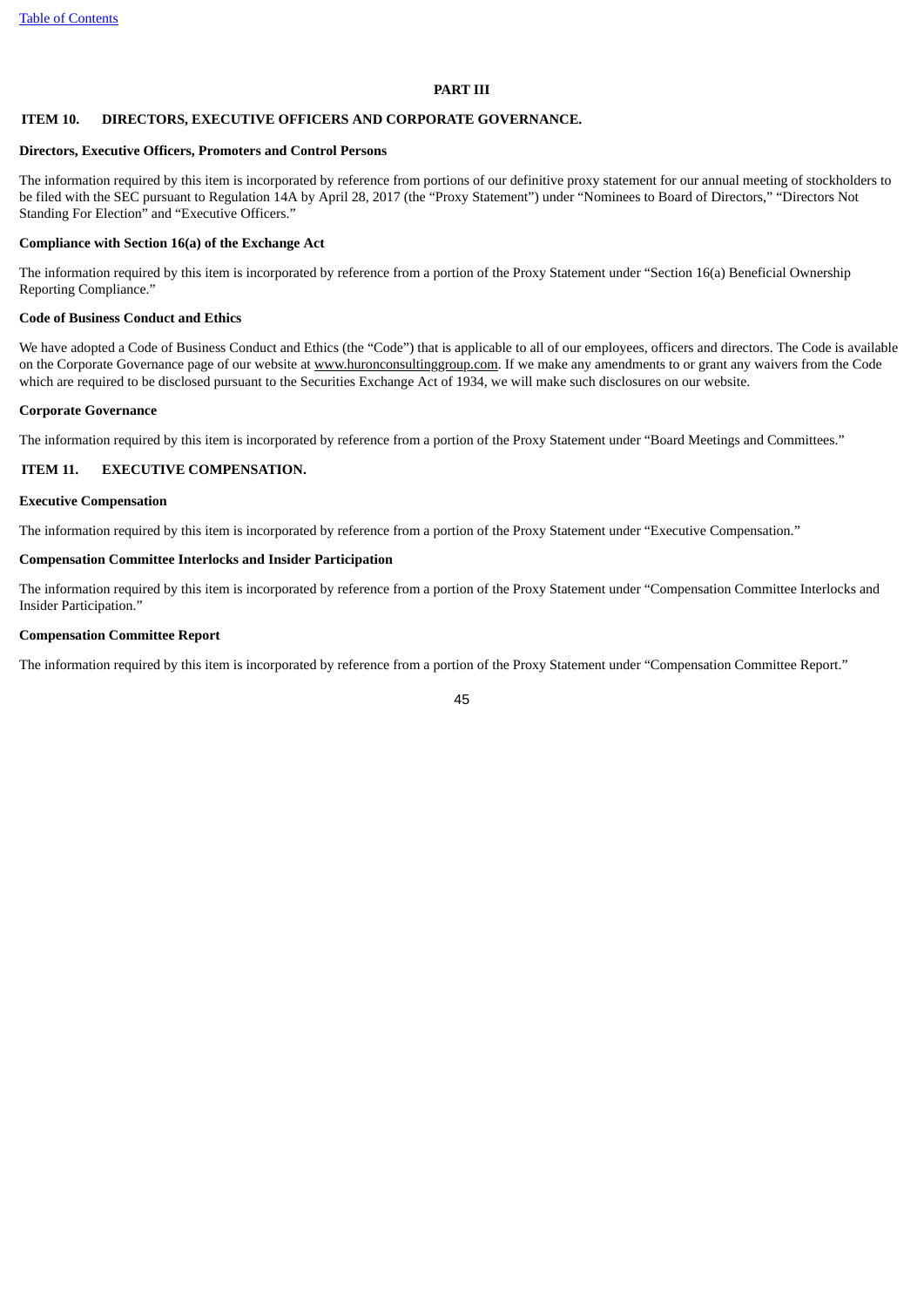## PART III

### ITEM 10. DIRECTORS, EXECUTIVE OFFICERS AND CORPORATE GOVERNANCE.

**Directors, Executive Officers, Promoters and Control Persons**

The information required by this item is incorporated by reference from portions of our definitive proxy statement for our annual meeting of stockholders to be filed with the SEC pursuant to Regulation 14A by April 28, 2017 (the "Proxy Statement") under "Nominees to Board of Directors," "Directors Not Standing For Election" and "Executive Officers."

**Compliance with Section 16(a) of the Exchange Act**

The information required by this item is incorporated by reference from a portion of the Proxy Statement under "Section 16(a) Beneficial Ownership Reporting Compliance."

**Code of Business Conduct and Ethics**

We have adopted a Code of Business Conduct and Ethics (the "Code") that is applicable to all of our employees, officers and directors. The Code is available on the Corporate Governance page of our website at www.huronconsultinggroup.com. If we make any amendments to or grant any waivers from the Code which are required to be disclosed pursuant to the Securities Exchange Act of 1934, we will make such disclosures on our website.

**Corporate Governance**

The information required by this item is incorporated by reference from a portion of the Proxy Statement under "Board Meetings and Committees."

### ITEM 11. EXECUTIVE COMPENSATION.

**Executive Compensation**

The information required by this item is incorporated by reference from a portion of the Proxy Statement under "Executive Compensation."

**Compensation Committee Interlocks and Insider Participation**

The information required by this item is incorporated by reference from a portion of the Proxy Statement under "Compensation Committee Interlocks and Insider Participation."

**Compensation Committee Report**

The information required by this item is incorporated by reference from a portion of the Proxy Statement under "Compensation Committee Report."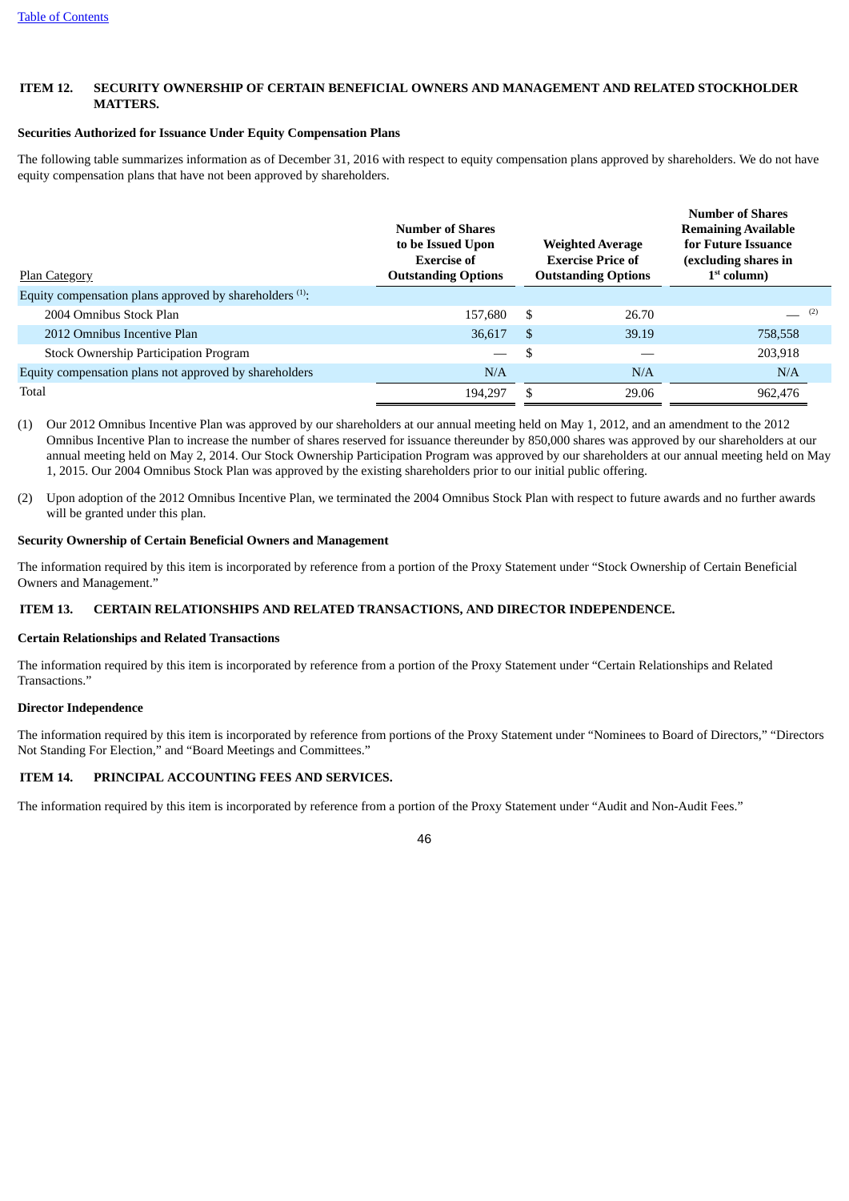## ITEM 12. SECURITY OWNERSHIP OF CERTAIN BENEFICIAL OWNERS AND MANAGEMENT AND RELATED STOCKHOLDER MATTERS.

**Securities Authorized for Issuance Under Equity Compensation Plans**

The following table summarizes information as of December 31, 2016 with respect to equity compensation plans approved by shareholders. We do not have equity compensation plans that have not been approved by shareholders.

| Plan Category | Number of Shares to be Issued Upon Exercise of Outstanding Options | Weighted Average Exercise Price of Outstanding Options | Number of Shares Remaining Available for Future Issuance (excluding shares in 1st column) |
|---|---|---|---|
| Equity compensation plans approved by shareholders [1]: | | | |
| 2004 Omnibus Stock Plan | 157,680 | $ 26.70 | — [2] |
| 2012 Omnibus Incentive Plan | 36,617 | $ 39.19 | 758,558 |
| Stock Ownership Participation Program | — | $ — | 203,918 |
| Equity compensation plans not approved by shareholders | N/A | N/A | N/A |
| Total | 194,297 | $ 29.06 | 962,476 |

(1) Our 2012 Omnibus Incentive Plan was approved by our shareholders at our annual meeting held on May 1, 2012, and an amendment to the 2012 Omnibus Incentive Plan to increase the number of shares reserved for issuance thereunder by 850,000 shares was approved by our shareholders at our annual meeting held on May 2, 2014. Our Stock Ownership Participation Program was approved by our shareholders at our annual meeting held on May 1, 2015. Our 2004 Omnibus Stock Plan was approved by the existing shareholders prior to our initial public offering.

(2) Upon adoption of the 2012 Omnibus Incentive Plan, we terminated the 2004 Omnibus Stock Plan with respect to future awards and no further awards will be granted under this plan.

**Security Ownership of Certain Beneficial Owners and Management**

The information required by this item is incorporated by reference from a portion of the Proxy Statement under "Stock Ownership of Certain Beneficial Owners and Management."

## ITEM 13. CERTAIN RELATIONSHIPS AND RELATED TRANSACTIONS, AND DIRECTOR INDEPENDENCE.

**Certain Relationships and Related Transactions**

The information required by this item is incorporated by reference from a portion of the Proxy Statement under "Certain Relationships and Related Transactions."

**Director Independence**

The information required by this item is incorporated by reference from portions of the Proxy Statement under "Nominees to Board of Directors," "Directors Not Standing For Election," and "Board Meetings and Committees."

## ITEM 14. PRINCIPAL ACCOUNTING FEES AND SERVICES.

The information required by this item is incorporated by reference from a portion of the Proxy Statement under "Audit and Non-Audit Fees."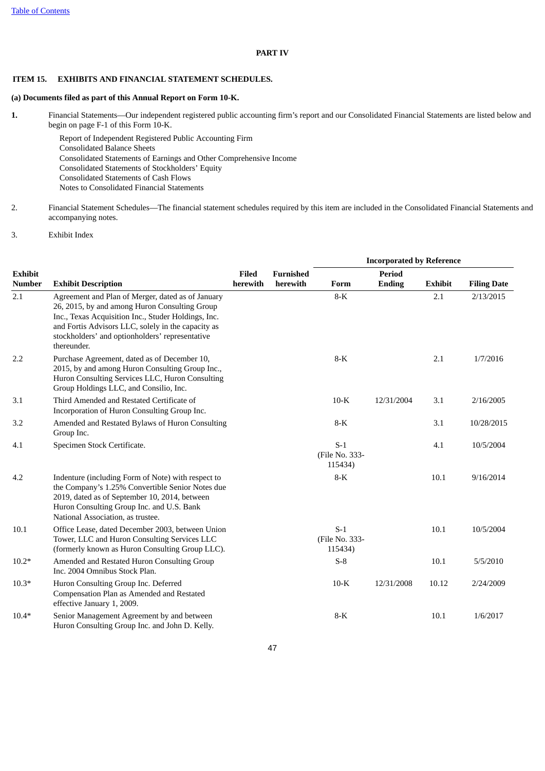## PART IV

### ITEM 15. EXHIBITS AND FINANCIAL STATEMENT SCHEDULES.

**(a) Documents filed as part of this Annual Report on Form 10-K.**

**1.** Financial Statements—Our independent registered public accounting firm's report and our Consolidated Financial Statements are listed below and begin on page F-1 of this Form 10-K.

Report of Independent Registered Public Accounting Firm
Consolidated Balance Sheets
Consolidated Statements of Earnings and Other Comprehensive Income
Consolidated Statements of Stockholders' Equity
Consolidated Statements of Cash Flows
Notes to Consolidated Financial Statements

2. Financial Statement Schedules—The financial statement schedules required by this item are included in the Consolidated Financial Statements and accompanying notes.

3. Exhibit Index

| Exhibit Number | Exhibit Description | Filed herewith | Furnished herewith | Incorporated by Reference | | | |
|---|---|---|---|---|---|---|---|
| | | | | Form | Period Ending | Exhibit | Filing Date |
| 2.1 | Agreement and Plan of Merger, dated as of January 26, 2015, by and among Huron Consulting Group Inc., Texas Acquisition Inc., Studer Holdings, Inc. and Fortis Advisors LLC, solely in the capacity as stockholders' and optionholders' representative thereunder. | | | 8-K | | 2.1 | 2/13/2015 |
| 2.2 | Purchase Agreement, dated as of December 10, 2015, by and among Huron Consulting Group Inc., Huron Consulting Services LLC, Huron Consulting Group Holdings LLC, and Consilio, Inc. | | | 8-K | | 2.1 | 1/7/2016 |
| 3.1 | Third Amended and Restated Certificate of Incorporation of Huron Consulting Group Inc. | | | 10-K | 12/31/2004 | 3.1 | 2/16/2005 |
| 3.2 | Amended and Restated Bylaws of Huron Consulting Group Inc. | | | 8-K | | 3.1 | 10/28/2015 |
| 4.1 | Specimen Stock Certificate. | | | S-1 (File No. 333-115434) | | 4.1 | 10/5/2004 |
| 4.2 | Indenture (including Form of Note) with respect to the Company's 1.25% Convertible Senior Notes due 2019, dated as of September 10, 2014, between Huron Consulting Group Inc. and U.S. Bank National Association, as trustee. | | | 8-K | | 10.1 | 9/16/2014 |
| 10.1 | Office Lease, dated December 2003, between Union Tower, LLC and Huron Consulting Services LLC (formerly known as Huron Consulting Group LLC). | | | S-1 (File No. 333-115434) | | 10.1 | 10/5/2004 |
| 10.2* | Amended and Restated Huron Consulting Group Inc. 2004 Omnibus Stock Plan. | | | S-8 | | 10.1 | 5/5/2010 |
| 10.3* | Huron Consulting Group Inc. Deferred Compensation Plan as Amended and Restated effective January 1, 2009. | | | 10-K | 12/31/2008 | 10.12 | 2/24/2009 |
| 10.4* | Senior Management Agreement by and between Huron Consulting Group Inc. and John D. Kelly. | | | 8-K | | 10.1 | 1/6/2017 |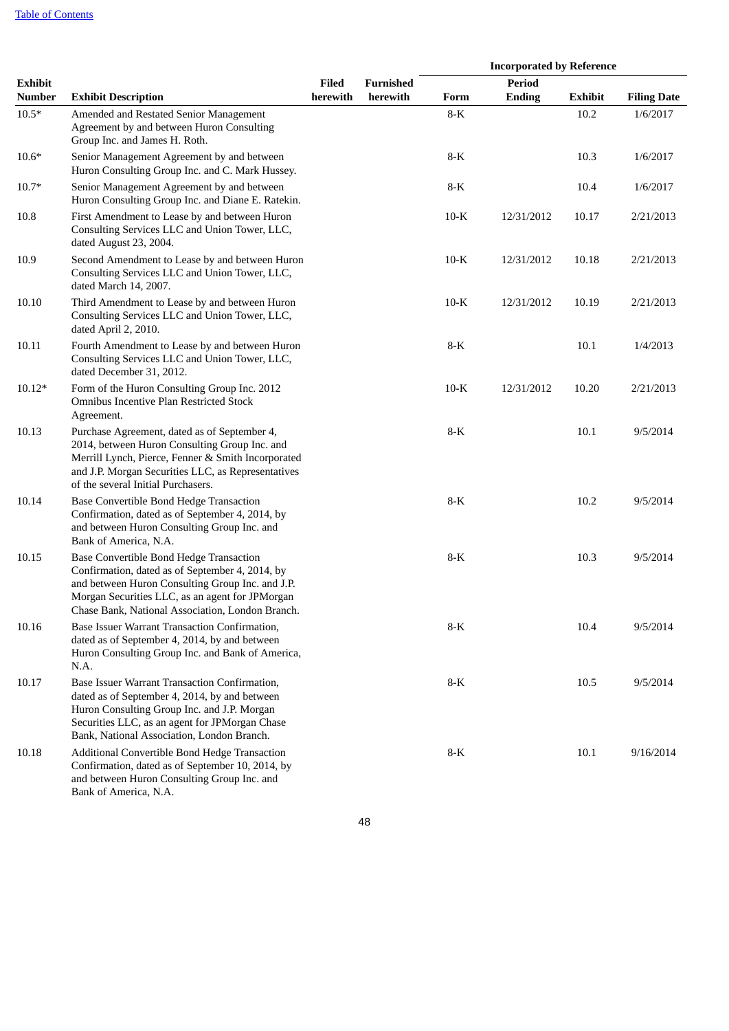| Exhibit Number | Exhibit Description | Filed herewith | Furnished herewith | Incorporated by Reference | | | |
|---|---|---|---|---|---|---|---|
| | | | | Form | Period Ending | Exhibit | Filing Date |
| 10.5* | Amended and Restated Senior Management Agreement by and between Huron Consulting Group Inc. and James H. Roth. | | | 8-K | | 10.2 | 1/6/2017 |
| 10.6* | Senior Management Agreement by and between Huron Consulting Group Inc. and C. Mark Hussey. | | | 8-K | | 10.3 | 1/6/2017 |
| 10.7* | Senior Management Agreement by and between Huron Consulting Group Inc. and Diane E. Ratekin. | | | 8-K | | 10.4 | 1/6/2017 |
| 10.8 | First Amendment to Lease by and between Huron Consulting Services LLC and Union Tower, LLC, dated August 23, 2004. | | | 10-K | 12/31/2012 | 10.17 | 2/21/2013 |
| 10.9 | Second Amendment to Lease by and between Huron Consulting Services LLC and Union Tower, LLC, dated March 14, 2007. | | | 10-K | 12/31/2012 | 10.18 | 2/21/2013 |
| 10.10 | Third Amendment to Lease by and between Huron Consulting Services LLC and Union Tower, LLC, dated April 2, 2010. | | | 10-K | 12/31/2012 | 10.19 | 2/21/2013 |
| 10.11 | Fourth Amendment to Lease by and between Huron Consulting Services LLC and Union Tower, LLC, dated December 31, 2012. | | | 8-K | | 10.1 | 1/4/2013 |
| 10.12* | Form of the Huron Consulting Group Inc. 2012 Omnibus Incentive Plan Restricted Stock Agreement. | | | 10-K | 12/31/2012 | 10.20 | 2/21/2013 |
| 10.13 | Purchase Agreement, dated as of September 4, 2014, between Huron Consulting Group Inc. and Merrill Lynch, Pierce, Fenner & Smith Incorporated and J.P. Morgan Securities LLC, as Representatives of the several Initial Purchasers. | | | 8-K | | 10.1 | 9/5/2014 |
| 10.14 | Base Convertible Bond Hedge Transaction Confirmation, dated as of September 4, 2014, by and between Huron Consulting Group Inc. and Bank of America, N.A. | | | 8-K | | 10.2 | 9/5/2014 |
| 10.15 | Base Convertible Bond Hedge Transaction Confirmation, dated as of September 4, 2014, by and between Huron Consulting Group Inc. and J.P. Morgan Securities LLC, as an agent for JPMorgan Chase Bank, National Association, London Branch. | | | 8-K | | 10.3 | 9/5/2014 |
| 10.16 | Base Issuer Warrant Transaction Confirmation, dated as of September 4, 2014, by and between Huron Consulting Group Inc. and Bank of America, N.A. | | | 8-K | | 10.4 | 9/5/2014 |
| 10.17 | Base Issuer Warrant Transaction Confirmation, dated as of September 4, 2014, by and between Huron Consulting Group Inc. and J.P. Morgan Securities LLC, as an agent for JPMorgan Chase Bank, National Association, London Branch. | | | 8-K | | 10.5 | 9/5/2014 |
| 10.18 | Additional Convertible Bond Hedge Transaction Confirmation, dated as of September 10, 2014, by and between Huron Consulting Group Inc. and Bank of America, N.A. | | | 8-K | | 10.1 | 9/16/2014 |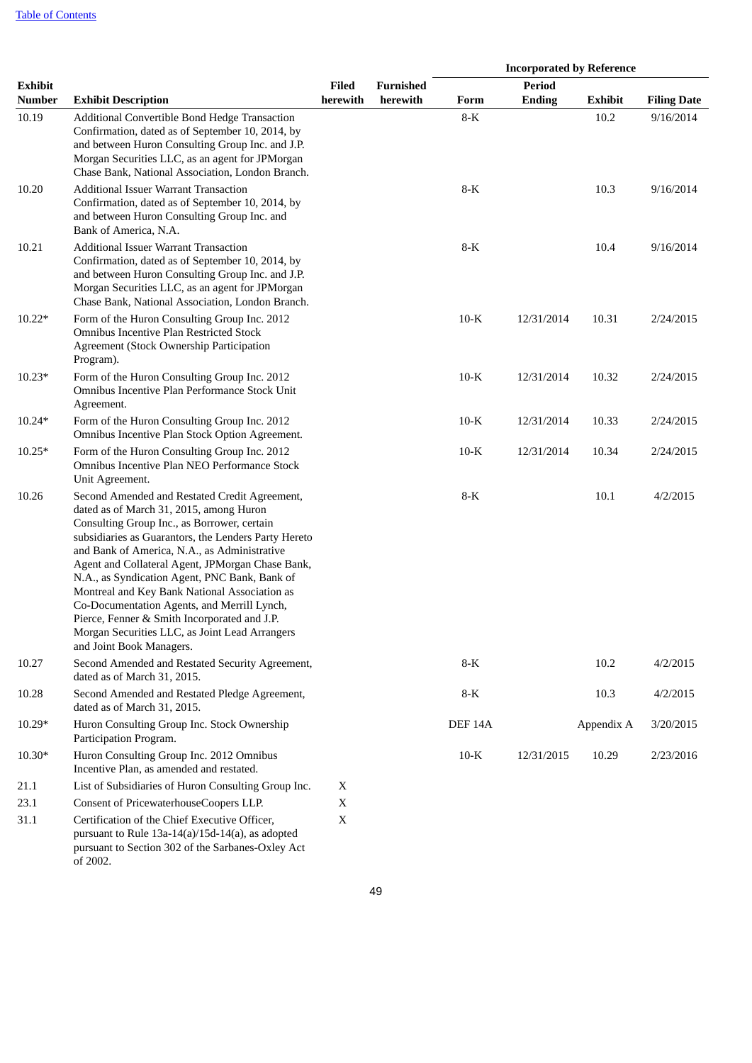[Table of Contents](#)

| Exhibit Number | Exhibit Description | Filed herewith | Furnished herewith | Incorporated by Reference | | | |
|---|---|---|---|---|---|---|---|
| | | | | Form | Period Ending | Exhibit | Filing Date |
| 10.19 | Additional Convertible Bond Hedge Transaction Confirmation, dated as of September 10, 2014, by and between Huron Consulting Group Inc. and J.P. Morgan Securities LLC, as an agent for JPMorgan Chase Bank, National Association, London Branch. | | | 8-K | | 10.2 | 9/16/2014 |
| 10.20 | Additional Issuer Warrant Transaction Confirmation, dated as of September 10, 2014, by and between Huron Consulting Group Inc. and Bank of America, N.A. | | | 8-K | | 10.3 | 9/16/2014 |
| 10.21 | Additional Issuer Warrant Transaction Confirmation, dated as of September 10, 2014, by and between Huron Consulting Group Inc. and J.P. Morgan Securities LLC, as an agent for JPMorgan Chase Bank, National Association, London Branch. | | | 8-K | | 10.4 | 9/16/2014 |
| 10.22* | Form of the Huron Consulting Group Inc. 2012 Omnibus Incentive Plan Restricted Stock Agreement (Stock Ownership Participation Program). | | | 10-K | 12/31/2014 | 10.31 | 2/24/2015 |
| 10.23* | Form of the Huron Consulting Group Inc. 2012 Omnibus Incentive Plan Performance Stock Unit Agreement. | | | 10-K | 12/31/2014 | 10.32 | 2/24/2015 |
| 10.24* | Form of the Huron Consulting Group Inc. 2012 Omnibus Incentive Plan Stock Option Agreement. | | | 10-K | 12/31/2014 | 10.33 | 2/24/2015 |
| 10.25* | Form of the Huron Consulting Group Inc. 2012 Omnibus Incentive Plan NEO Performance Stock Unit Agreement. | | | 10-K | 12/31/2014 | 10.34 | 2/24/2015 |
| 10.26 | Second Amended and Restated Credit Agreement, dated as of March 31, 2015, among Huron Consulting Group Inc., as Borrower, certain subsidiaries as Guarantors, the Lenders Party Hereto and Bank of America, N.A., as Administrative Agent and Collateral Agent, JPMorgan Chase Bank, N.A., as Syndication Agent, PNC Bank, Bank of Montreal and Key Bank National Association as Co-Documentation Agents, and Merrill Lynch, Pierce, Fenner & Smith Incorporated and J.P. Morgan Securities LLC, as Joint Lead Arrangers and Joint Book Managers. | | | 8-K | | 10.1 | 4/2/2015 |
| 10.27 | Second Amended and Restated Security Agreement, dated as of March 31, 2015. | | | 8-K | | 10.2 | 4/2/2015 |
| 10.28 | Second Amended and Restated Pledge Agreement, dated as of March 31, 2015. | | | 8-K | | 10.3 | 4/2/2015 |
| 10.29* | Huron Consulting Group Inc. Stock Ownership Participation Program. | | | DEF 14A | | Appendix A | 3/20/2015 |
| 10.30* | Huron Consulting Group Inc. 2012 Omnibus Incentive Plan, as amended and restated. | | | 10-K | 12/31/2015 | 10.29 | 2/23/2016 |
| 21.1 | List of Subsidiaries of Huron Consulting Group Inc. | X | | | | | |
| 23.1 | Consent of PricewaterhouseCoopers LLP. | X | | | | | |
| 31.1 | Certification of the Chief Executive Officer, pursuant to Rule 13a-14(a)/15d-14(a), as adopted pursuant to Section 302 of the Sarbanes-Oxley Act of 2002. | X | | | | | |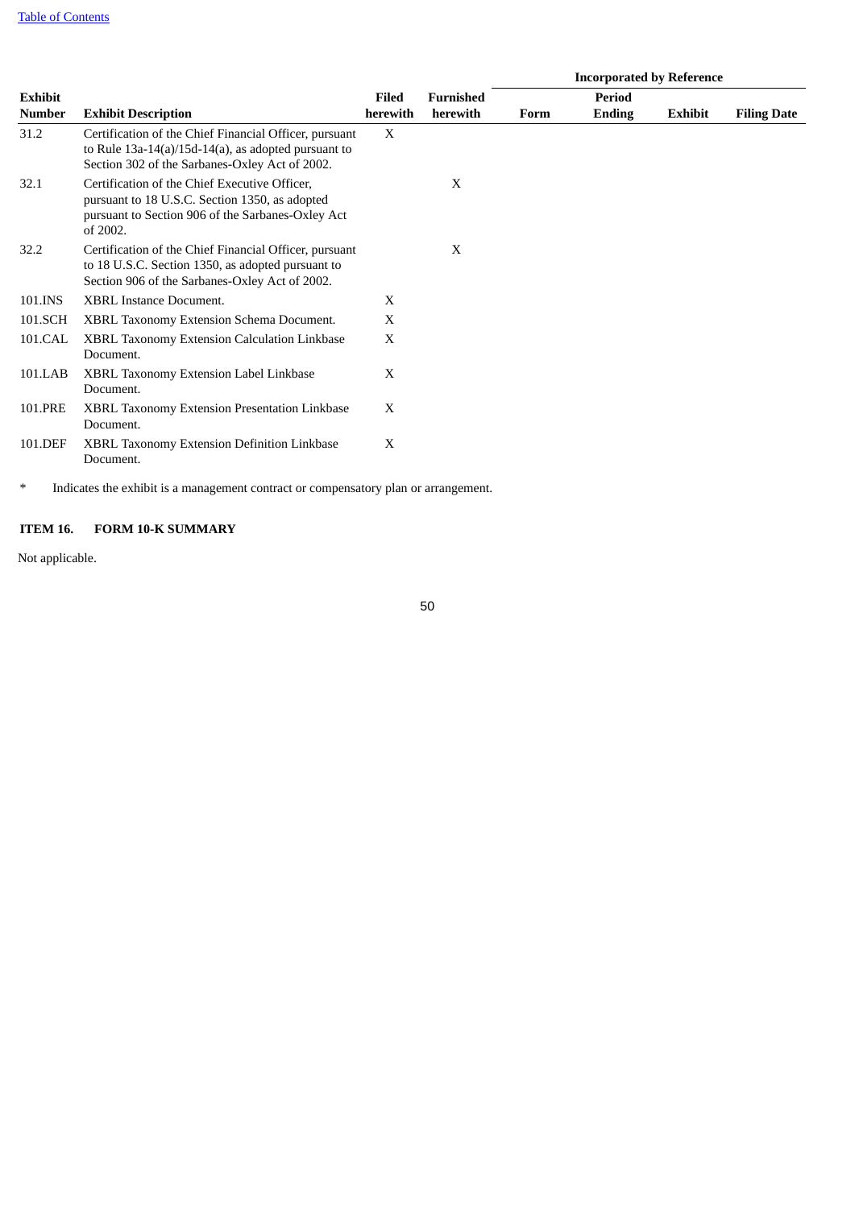| Exhibit Number | Exhibit Description | Filed herewith | Furnished herewith | Incorporated by Reference | | | |
|---|---|---|---|---|---|---|---|
| | | | | Form | Period Ending | Exhibit | Filing Date |
| 31.2 | Certification of the Chief Financial Officer, pursuant to Rule 13a-14(a)/15d-14(a), as adopted pursuant to Section 302 of the Sarbanes-Oxley Act of 2002. | X | | | | | |
| 32.1 | Certification of the Chief Executive Officer, pursuant to 18 U.S.C. Section 1350, as adopted pursuant to Section 906 of the Sarbanes-Oxley Act of 2002. | | X | | | | |
| 32.2 | Certification of the Chief Financial Officer, pursuant to 18 U.S.C. Section 1350, as adopted pursuant to Section 906 of the Sarbanes-Oxley Act of 2002. | | X | | | | |
| 101.INS | XBRL Instance Document. | X | | | | | |
| 101.SCH | XBRL Taxonomy Extension Schema Document. | X | | | | | |
| 101.CAL | XBRL Taxonomy Extension Calculation Linkbase Document. | X | | | | | |
| 101.LAB | XBRL Taxonomy Extension Label Linkbase Document. | X | | | | | |
| 101.PRE | XBRL Taxonomy Extension Presentation Linkbase Document. | X | | | | | |
| 101.DEF | XBRL Taxonomy Extension Definition Linkbase Document. | X | | | | | |

* Indicates the exhibit is a management contract or compensatory plan or arrangement.

**ITEM 16. FORM 10-K SUMMARY**

Not applicable.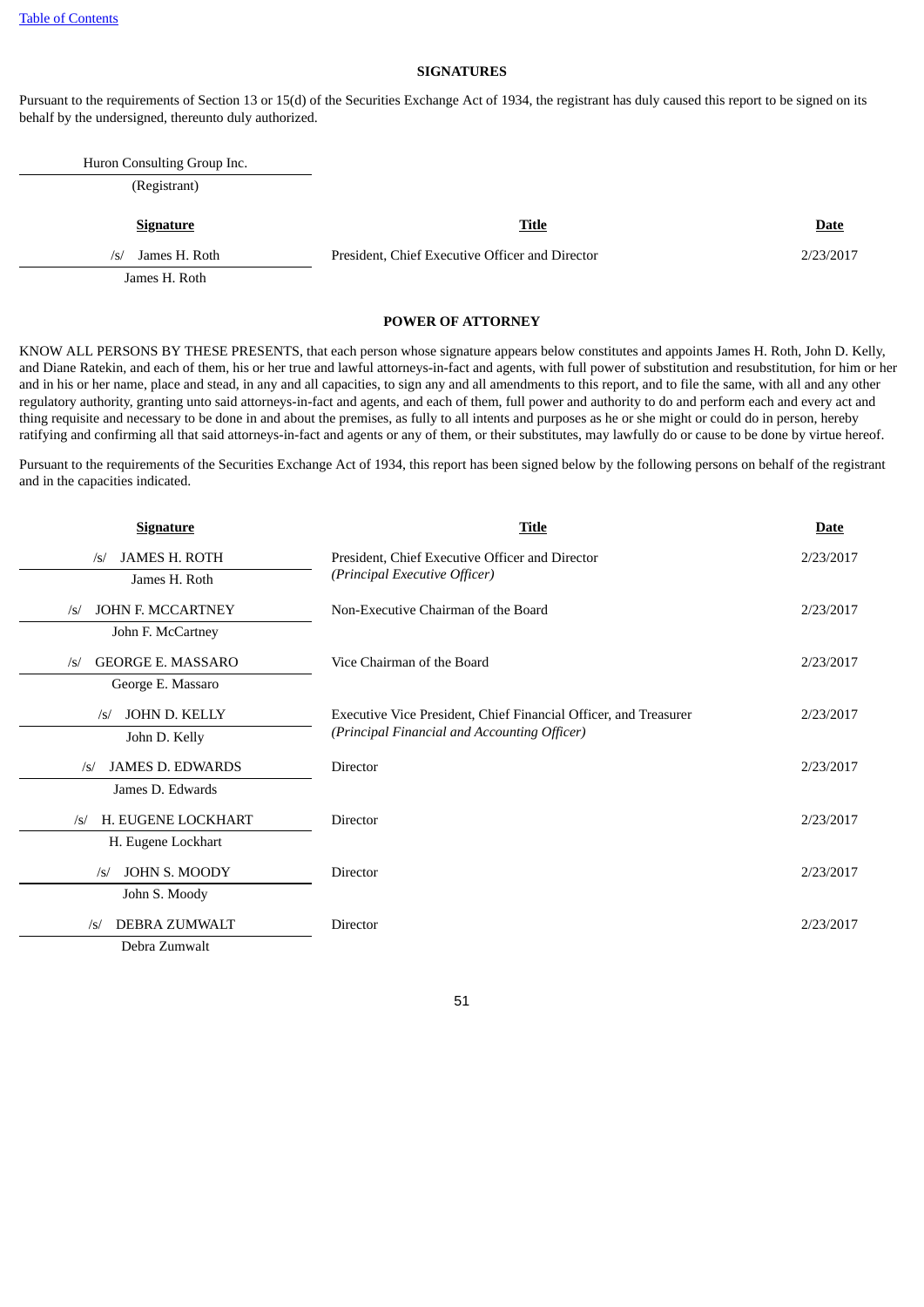## SIGNATURES

Pursuant to the requirements of Section 13 or 15(d) of the Securities Exchange Act of 1934, the registrant has duly caused this report to be signed on its behalf by the undersigned, thereunto duly authorized.

Huron Consulting Group Inc.

(Registrant)

| Signature | Title | Date |
|---|---|---|
| /s/ James H. Roth<br>James H. Roth | President, Chief Executive Officer and Director | 2/23/2017 |

## POWER OF ATTORNEY

KNOW ALL PERSONS BY THESE PRESENTS, that each person whose signature appears below constitutes and appoints James H. Roth, John D. Kelly, and Diane Ratekin, and each of them, his or her true and lawful attorneys-in-fact and agents, with full power of substitution and resubstitution, for him or her and in his or her name, place and stead, in any and all capacities, to sign any and all amendments to this report, and to file the same, with all and any other regulatory authority, granting unto said attorneys-in-fact and agents, and each of them, full power and authority to do and perform each and every act and thing requisite and necessary to be done in and about the premises, as fully to all intents and purposes as he or she might or could do in person, hereby ratifying and confirming all that said attorneys-in-fact and agents or any of them, or their substitutes, may lawfully do or cause to be done by virtue hereof.

Pursuant to the requirements of the Securities Exchange Act of 1934, this report has been signed below by the following persons on behalf of the registrant and in the capacities indicated.

| Signature | Title | Date |
|---|---|---|
| /s/ JAMES H. ROTH<br>James H. Roth | President, Chief Executive Officer and Director<br>*(Principal Executive Officer)* | 2/23/2017 |
| /s/ JOHN F. MCCARTNEY<br>John F. McCartney | Non-Executive Chairman of the Board | 2/23/2017 |
| /s/ GEORGE E. MASSARO<br>George E. Massaro | Vice Chairman of the Board | 2/23/2017 |
| /s/ JOHN D. KELLY<br>John D. Kelly | Executive Vice President, Chief Financial Officer, and Treasurer<br>*(Principal Financial and Accounting Officer)* | 2/23/2017 |
| /s/ JAMES D. EDWARDS<br>James D. Edwards | Director | 2/23/2017 |
| /s/ H. EUGENE LOCKHART<br>H. Eugene Lockhart | Director | 2/23/2017 |
| /s/ JOHN S. MOODY<br>John S. Moody | Director | 2/23/2017 |
| /s/ DEBRA ZUMWALT<br>Debra Zumwalt | Director | 2/23/2017 |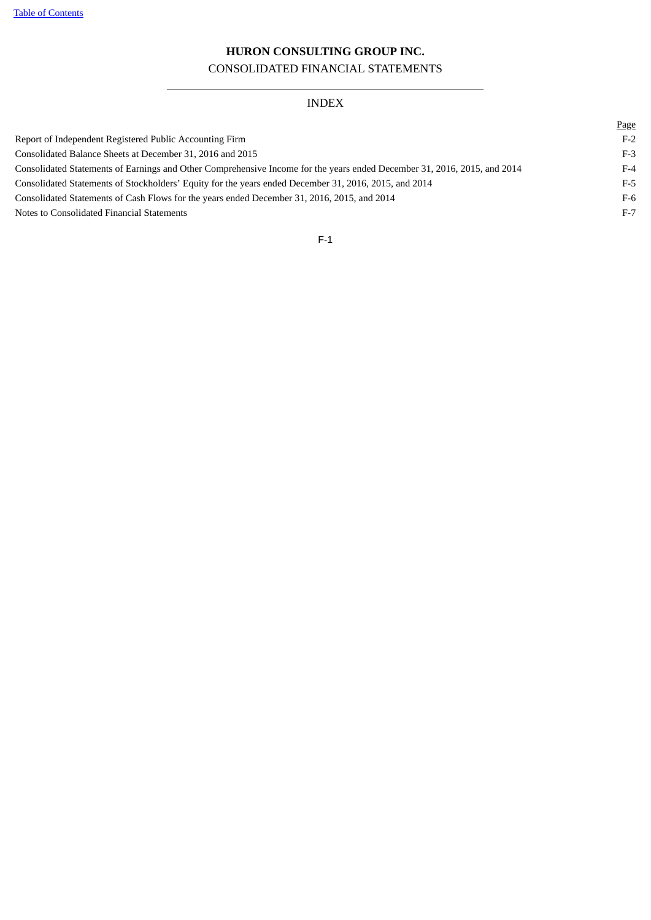# HURON CONSULTING GROUP INC.

## CONSOLIDATED FINANCIAL STATEMENTS

### INDEX

| | Page |
| --- | --- |
| Report of Independent Registered Public Accounting Firm | F-2 |
| Consolidated Balance Sheets at December 31, 2016 and 2015 | F-3 |
| Consolidated Statements of Earnings and Other Comprehensive Income for the years ended December 31, 2016, 2015, and 2014 | F-4 |
| Consolidated Statements of Stockholders' Equity for the years ended December 31, 2016, 2015, and 2014 | F-5 |
| Consolidated Statements of Cash Flows for the years ended December 31, 2016, 2015, and 2014 | F-6 |
| Notes to Consolidated Financial Statements | F-7 |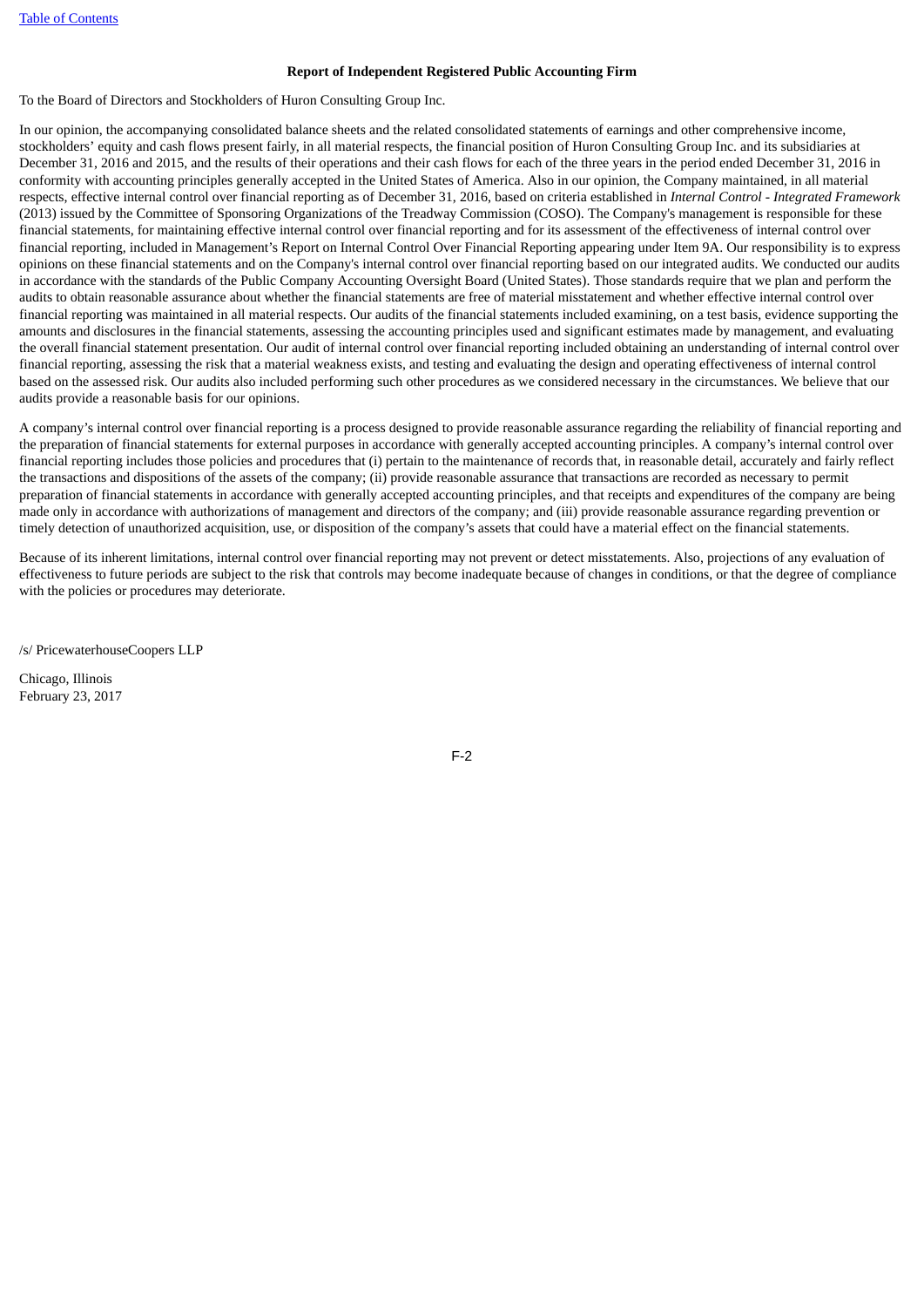**Report of Independent Registered Public Accounting Firm**

To the Board of Directors and Stockholders of Huron Consulting Group Inc.

In our opinion, the accompanying consolidated balance sheets and the related consolidated statements of earnings and other comprehensive income, stockholders' equity and cash flows present fairly, in all material respects, the financial position of Huron Consulting Group Inc. and its subsidiaries at December 31, 2016 and 2015, and the results of their operations and their cash flows for each of the three years in the period ended December 31, 2016 in conformity with accounting principles generally accepted in the United States of America. Also in our opinion, the Company maintained, in all material respects, effective internal control over financial reporting as of December 31, 2016, based on criteria established in *Internal Control - Integrated Framework* (2013) issued by the Committee of Sponsoring Organizations of the Treadway Commission (COSO). The Company's management is responsible for these financial statements, for maintaining effective internal control over financial reporting and for its assessment of the effectiveness of internal control over financial reporting, included in Management's Report on Internal Control Over Financial Reporting appearing under Item 9A. Our responsibility is to express opinions on these financial statements and on the Company's internal control over financial reporting based on our integrated audits. We conducted our audits in accordance with the standards of the Public Company Accounting Oversight Board (United States). Those standards require that we plan and perform the audits to obtain reasonable assurance about whether the financial statements are free of material misstatement and whether effective internal control over financial reporting was maintained in all material respects. Our audits of the financial statements included examining, on a test basis, evidence supporting the amounts and disclosures in the financial statements, assessing the accounting principles used and significant estimates made by management, and evaluating the overall financial statement presentation. Our audit of internal control over financial reporting included obtaining an understanding of internal control over financial reporting, assessing the risk that a material weakness exists, and testing and evaluating the design and operating effectiveness of internal control based on the assessed risk. Our audits also included performing such other procedures as we considered necessary in the circumstances. We believe that our audits provide a reasonable basis for our opinions.

A company's internal control over financial reporting is a process designed to provide reasonable assurance regarding the reliability of financial reporting and the preparation of financial statements for external purposes in accordance with generally accepted accounting principles. A company's internal control over financial reporting includes those policies and procedures that (i) pertain to the maintenance of records that, in reasonable detail, accurately and fairly reflect the transactions and dispositions of the assets of the company; (ii) provide reasonable assurance that transactions are recorded as necessary to permit preparation of financial statements in accordance with generally accepted accounting principles, and that receipts and expenditures of the company are being made only in accordance with authorizations of management and directors of the company; and (iii) provide reasonable assurance regarding prevention or timely detection of unauthorized acquisition, use, or disposition of the company's assets that could have a material effect on the financial statements.

Because of its inherent limitations, internal control over financial reporting may not prevent or detect misstatements. Also, projections of any evaluation of effectiveness to future periods are subject to the risk that controls may become inadequate because of changes in conditions, or that the degree of compliance with the policies or procedures may deteriorate.

/s/ PricewaterhouseCoopers LLP

Chicago, Illinois
February 23, 2017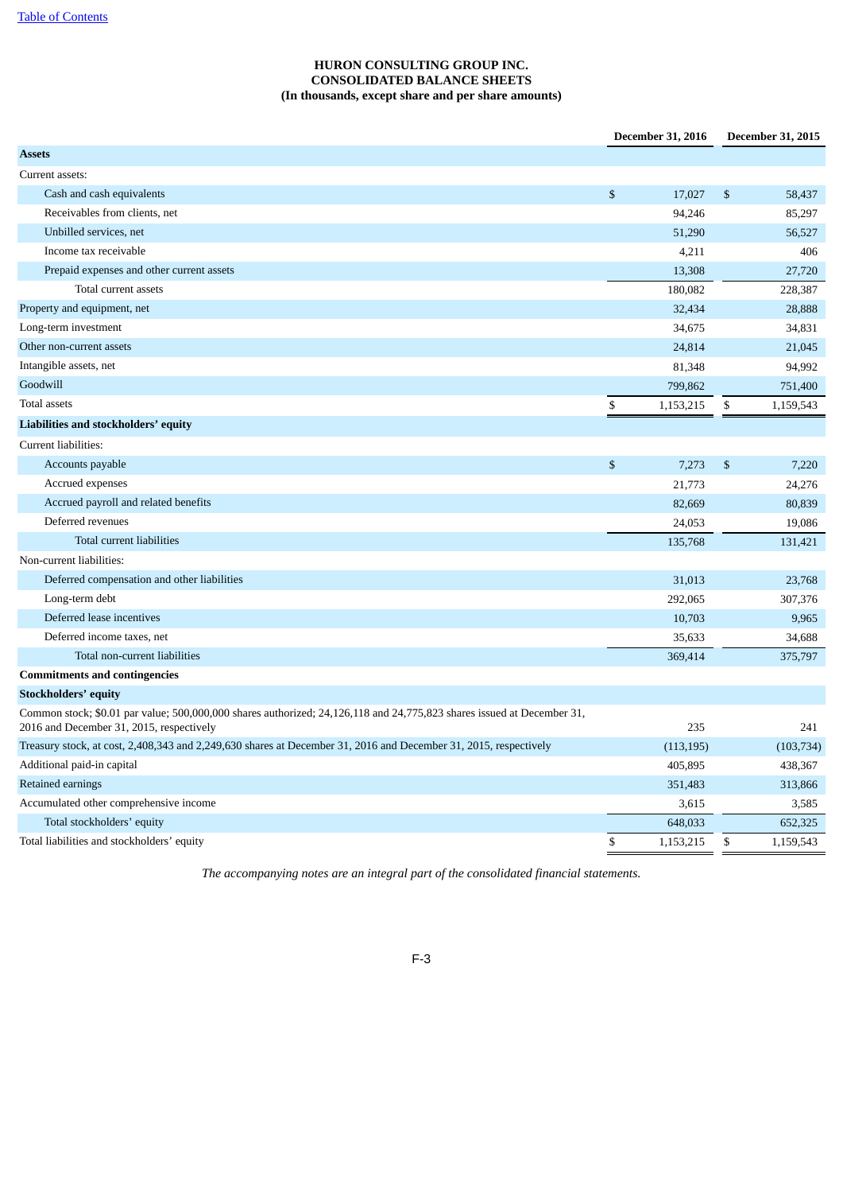[Table of Contents](#)

**HURON CONSULTING GROUP INC.**
**CONSOLIDATED BALANCE SHEETS**
**(In thousands, except share and per share amounts)**

| | December 31, 2016 | December 31, 2015 |
|---|---|---|
| **Assets** | | |
| Current assets: | | |
| Cash and cash equivalents | $ 17,027 | $ 58,437 |
| Receivables from clients, net | 94,246 | 85,297 |
| Unbilled services, net | 51,290 | 56,527 |
| Income tax receivable | 4,211 | 406 |
| Prepaid expenses and other current assets | 13,308 | 27,720 |
| Total current assets | 180,082 | 228,387 |
| Property and equipment, net | 32,434 | 28,888 |
| Long-term investment | 34,675 | 34,831 |
| Other non-current assets | 24,814 | 21,045 |
| Intangible assets, net | 81,348 | 94,992 |
| Goodwill | 799,862 | 751,400 |
| Total assets | $ 1,153,215 | $ 1,159,543 |
| **Liabilities and stockholders' equity** | | |
| Current liabilities: | | |
| Accounts payable | $ 7,273 | $ 7,220 |
| Accrued expenses | 21,773 | 24,276 |
| Accrued payroll and related benefits | 82,669 | 80,839 |
| Deferred revenues | 24,053 | 19,086 |
| Total current liabilities | 135,768 | 131,421 |
| Non-current liabilities: | | |
| Deferred compensation and other liabilities | 31,013 | 23,768 |
| Long-term debt | 292,065 | 307,376 |
| Deferred lease incentives | 10,703 | 9,965 |
| Deferred income taxes, net | 35,633 | 34,688 |
| Total non-current liabilities | 369,414 | 375,797 |
| **Commitments and contingencies** | | |
| **Stockholders' equity** | | |
| Common stock; $0.01 par value; 500,000,000 shares authorized; 24,126,118 and 24,775,823 shares issued at December 31, 2016 and December 31, 2015, respectively | 235 | 241 |
| Treasury stock, at cost, 2,408,343 and 2,249,630 shares at December 31, 2016 and December 31, 2015, respectively | (113,195) | (103,734) |
| Additional paid-in capital | 405,895 | 438,367 |
| Retained earnings | 351,483 | 313,866 |
| Accumulated other comprehensive income | 3,615 | 3,585 |
| Total stockholders' equity | 648,033 | 652,325 |
| Total liabilities and stockholders' equity | $ 1,153,215 | $ 1,159,543 |

*The accompanying notes are an integral part of the consolidated financial statements.*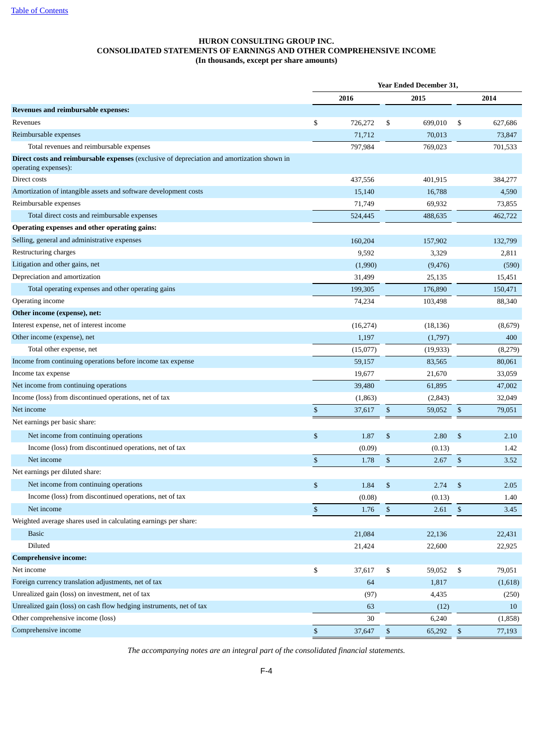[Table of Contents](#)

**HURON CONSULTING GROUP INC.**
**CONSOLIDATED STATEMENTS OF EARNINGS AND OTHER COMPREHENSIVE INCOME**
**(In thousands, except per share amounts)**

| | Year Ended December 31, | | |
|---|---|---|---|
| | 2016 | 2015 | 2014 |
| **Revenues and reimbursable expenses:** | | | |
| Revenues | $ 726,272 | $ 699,010 | $ 627,686 |
| Reimbursable expenses | 71,712 | 70,013 | 73,847 |
| Total revenues and reimbursable expenses | 797,984 | 769,023 | 701,533 |
| **Direct costs and reimbursable expenses** (exclusive of depreciation and amortization shown in operating expenses): | | | |
| Direct costs | 437,556 | 401,915 | 384,277 |
| Amortization of intangible assets and software development costs | 15,140 | 16,788 | 4,590 |
| Reimbursable expenses | 71,749 | 69,932 | 73,855 |
| Total direct costs and reimbursable expenses | 524,445 | 488,635 | 462,722 |
| **Operating expenses and other operating gains:** | | | |
| Selling, general and administrative expenses | 160,204 | 157,902 | 132,799 |
| Restructuring charges | 9,592 | 3,329 | 2,811 |
| Litigation and other gains, net | (1,990) | (9,476) | (590) |
| Depreciation and amortization | 31,499 | 25,135 | 15,451 |
| Total operating expenses and other operating gains | 199,305 | 176,890 | 150,471 |
| Operating income | 74,234 | 103,498 | 88,340 |
| **Other income (expense), net:** | | | |
| Interest expense, net of interest income | (16,274) | (18,136) | (8,679) |
| Other income (expense), net | 1,197 | (1,797) | 400 |
| Total other expense, net | (15,077) | (19,933) | (8,279) |
| Income from continuing operations before income tax expense | 59,157 | 83,565 | 80,061 |
| Income tax expense | 19,677 | 21,670 | 33,059 |
| Net income from continuing operations | 39,480 | 61,895 | 47,002 |
| Income (loss) from discontinued operations, net of tax | (1,863) | (2,843) | 32,049 |
| Net income | $ 37,617 | $ 59,052 | $ 79,051 |
| Net earnings per basic share: | | | |
| Net income from continuing operations | $ 1.87 | $ 2.80 | $ 2.10 |
| Income (loss) from discontinued operations, net of tax | (0.09) | (0.13) | 1.42 |
| Net income | $ 1.78 | $ 2.67 | $ 3.52 |
| Net earnings per diluted share: | | | |
| Net income from continuing operations | $ 1.84 | $ 2.74 | $ 2.05 |
| Income (loss) from discontinued operations, net of tax | (0.08) | (0.13) | 1.40 |
| Net income | $ 1.76 | $ 2.61 | $ 3.45 |
| Weighted average shares used in calculating earnings per share: | | | |
| Basic | 21,084 | 22,136 | 22,431 |
| Diluted | 21,424 | 22,600 | 22,925 |
| **Comprehensive income:** | | | |
| Net income | $ 37,617 | $ 59,052 | $ 79,051 |
| Foreign currency translation adjustments, net of tax | 64 | 1,817 | (1,618) |
| Unrealized gain (loss) on investment, net of tax | (97) | 4,435 | (250) |
| Unrealized gain (loss) on cash flow hedging instruments, net of tax | 63 | (12) | 10 |
| Other comprehensive income (loss) | 30 | 6,240 | (1,858) |
| Comprehensive income | $ 37,647 | $ 65,292 | $ 77,193 |

*The accompanying notes are an integral part of the consolidated financial statements.*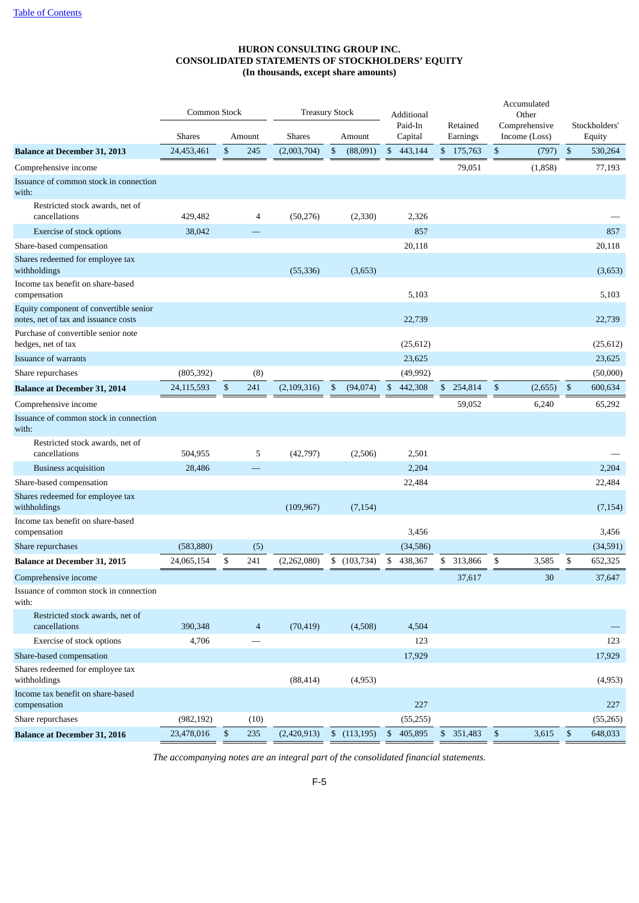**HURON CONSULTING GROUP INC.**
**CONSOLIDATED STATEMENTS OF STOCKHOLDERS' EQUITY**
**(In thousands, except share amounts)**

| | Common Stock | | Treasury Stock | | Additional Paid-In Capital | Retained Earnings | Accumulated Other Comprehensive Income (Loss) | Stockholders' Equity |
|---|---|---|---|---|---|---|---|---|
| | Shares | Amount | Shares | Amount | | | | |
| **Balance at December 31, 2013** | 24,453,461 | $ 245 | (2,003,704) | $ (88,091) | $ 443,144 | $ 175,763 | $ (797) | $ 530,264 |
| Comprehensive income | | | | | | 79,051 | (1,858) | 77,193 |
| Issuance of common stock in connection with: | | | | | | | | |
| Restricted stock awards, net of cancellations | 429,482 | 4 | (50,276) | (2,330) | 2,326 | | | — |
| Exercise of stock options | 38,042 | — | | | 857 | | | 857 |
| Share-based compensation | | | | | 20,118 | | | 20,118 |
| Shares redeemed for employee tax withholdings | | | (55,336) | (3,653) | | | | (3,653) |
| Income tax benefit on share-based compensation | | | | | 5,103 | | | 5,103 |
| Equity component of convertible senior notes, net of tax and issuance costs | | | | | 22,739 | | | 22,739 |
| Purchase of convertible senior note hedges, net of tax | | | | | (25,612) | | | (25,612) |
| Issuance of warrants | | | | | 23,625 | | | 23,625 |
| Share repurchases | (805,392) | (8) | | | (49,992) | | | (50,000) |
| **Balance at December 31, 2014** | 24,115,593 | $ 241 | (2,109,316) | $ (94,074) | $ 442,308 | $ 254,814 | $ (2,655) | $ 600,634 |
| Comprehensive income | | | | | | 59,052 | 6,240 | 65,292 |
| Issuance of common stock in connection with: | | | | | | | | |
| Restricted stock awards, net of cancellations | 504,955 | 5 | (42,797) | (2,506) | 2,501 | | | — |
| Business acquisition | 28,486 | — | | | 2,204 | | | 2,204 |
| Share-based compensation | | | | | 22,484 | | | 22,484 |
| Shares redeemed for employee tax withholdings | | | (109,967) | (7,154) | | | | (7,154) |
| Income tax benefit on share-based compensation | | | | | 3,456 | | | 3,456 |
| Share repurchases | (583,880) | (5) | | | (34,586) | | | (34,591) |
| **Balance at December 31, 2015** | 24,065,154 | $ 241 | (2,262,080) | $ (103,734) | $ 438,367 | $ 313,866 | $ 3,585 | $ 652,325 |
| Comprehensive income | | | | | | 37,617 | 30 | 37,647 |
| Issuance of common stock in connection with: | | | | | | | | |
| Restricted stock awards, net of cancellations | 390,348 | 4 | (70,419) | (4,508) | 4,504 | | | — |
| Exercise of stock options | 4,706 | — | | | 123 | | | 123 |
| Share-based compensation | | | | | 17,929 | | | 17,929 |
| Shares redeemed for employee tax withholdings | | | (88,414) | (4,953) | | | | (4,953) |
| Income tax benefit on share-based compensation | | | | | 227 | | | 227 |
| Share repurchases | (982,192) | (10) | | | (55,255) | | | (55,265) |
| **Balance at December 31, 2016** | 23,478,016 | $ 235 | (2,420,913) | $ (113,195) | $ 405,895 | $ 351,483 | $ 3,615 | $ 648,033 |

*The accompanying notes are an integral part of the consolidated financial statements.*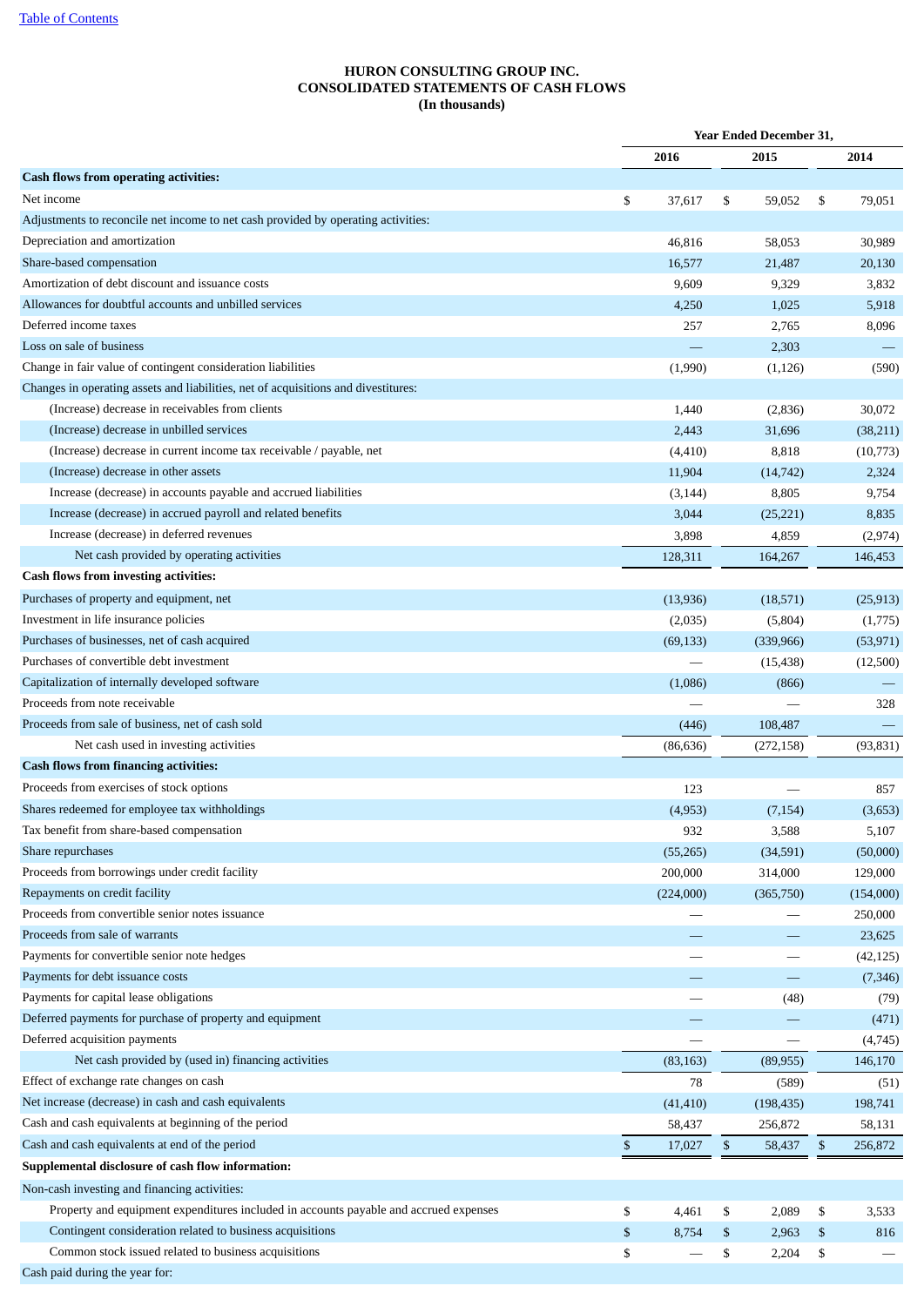[Table of Contents](#)

**HURON CONSULTING GROUP INC.**
**CONSOLIDATED STATEMENTS OF CASH FLOWS**
**(In thousands)**

| | Year Ended December 31, | | |
|---|---|---|---|
| | 2016 | 2015 | 2014 |
| **Cash flows from operating activities:** | | | |
| Net income | $ 37,617 | $ 59,052 | $ 79,051 |
| Adjustments to reconcile net income to net cash provided by operating activities: | | | |
| Depreciation and amortization | 46,816 | 58,053 | 30,989 |
| Share-based compensation | 16,577 | 21,487 | 20,130 |
| Amortization of debt discount and issuance costs | 9,609 | 9,329 | 3,832 |
| Allowances for doubtful accounts and unbilled services | 4,250 | 1,025 | 5,918 |
| Deferred income taxes | 257 | 2,765 | 8,096 |
| Loss on sale of business | — | 2,303 | — |
| Change in fair value of contingent consideration liabilities | (1,990) | (1,126) | (590) |
| Changes in operating assets and liabilities, net of acquisitions and divestitures: | | | |
| (Increase) decrease in receivables from clients | 1,440 | (2,836) | 30,072 |
| (Increase) decrease in unbilled services | 2,443 | 31,696 | (38,211) |
| (Increase) decrease in current income tax receivable / payable, net | (4,410) | 8,818 | (10,773) |
| (Increase) decrease in other assets | 11,904 | (14,742) | 2,324 |
| Increase (decrease) in accounts payable and accrued liabilities | (3,144) | 8,805 | 9,754 |
| Increase (decrease) in accrued payroll and related benefits | 3,044 | (25,221) | 8,835 |
| Increase (decrease) in deferred revenues | 3,898 | 4,859 | (2,974) |
| Net cash provided by operating activities | 128,311 | 164,267 | 146,453 |
| **Cash flows from investing activities:** | | | |
| Purchases of property and equipment, net | (13,936) | (18,571) | (25,913) |
| Investment in life insurance policies | (2,035) | (5,804) | (1,775) |
| Purchases of businesses, net of cash acquired | (69,133) | (339,966) | (53,971) |
| Purchases of convertible debt investment | — | (15,438) | (12,500) |
| Capitalization of internally developed software | (1,086) | (866) | — |
| Proceeds from note receivable | — | — | 328 |
| Proceeds from sale of business, net of cash sold | (446) | 108,487 | — |
| Net cash used in investing activities | (86,636) | (272,158) | (93,831) |
| **Cash flows from financing activities:** | | | |
| Proceeds from exercises of stock options | 123 | — | 857 |
| Shares redeemed for employee tax withholdings | (4,953) | (7,154) | (3,653) |
| Tax benefit from share-based compensation | 932 | 3,588 | 5,107 |
| Share repurchases | (55,265) | (34,591) | (50,000) |
| Proceeds from borrowings under credit facility | 200,000 | 314,000 | 129,000 |
| Repayments on credit facility | (224,000) | (365,750) | (154,000) |
| Proceeds from convertible senior notes issuance | — | — | 250,000 |
| Proceeds from sale of warrants | — | — | 23,625 |
| Payments for convertible senior note hedges | — | — | (42,125) |
| Payments for debt issuance costs | — | — | (7,346) |
| Payments for capital lease obligations | — | (48) | (79) |
| Deferred payments for purchase of property and equipment | — | — | (471) |
| Deferred acquisition payments | — | — | (4,745) |
| Net cash provided by (used in) financing activities | (83,163) | (89,955) | 146,170 |
| Effect of exchange rate changes on cash | 78 | (589) | (51) |
| Net increase (decrease) in cash and cash equivalents | (41,410) | (198,435) | 198,741 |
| Cash and cash equivalents at beginning of the period | 58,437 | 256,872 | 58,131 |
| Cash and cash equivalents at end of the period | $ 17,027 | $ 58,437 | $ 256,872 |
| **Supplemental disclosure of cash flow information:** | | | |
| Non-cash investing and financing activities: | | | |
| Property and equipment expenditures included in accounts payable and accrued expenses | $ 4,461 | $ 2,089 | $ 3,533 |
| Contingent consideration related to business acquisitions | $ 8,754 | $ 2,963 | $ 816 |
| Common stock issued related to business acquisitions | $ — | $ 2,204 | $ — |
| Cash paid during the year for: | | | |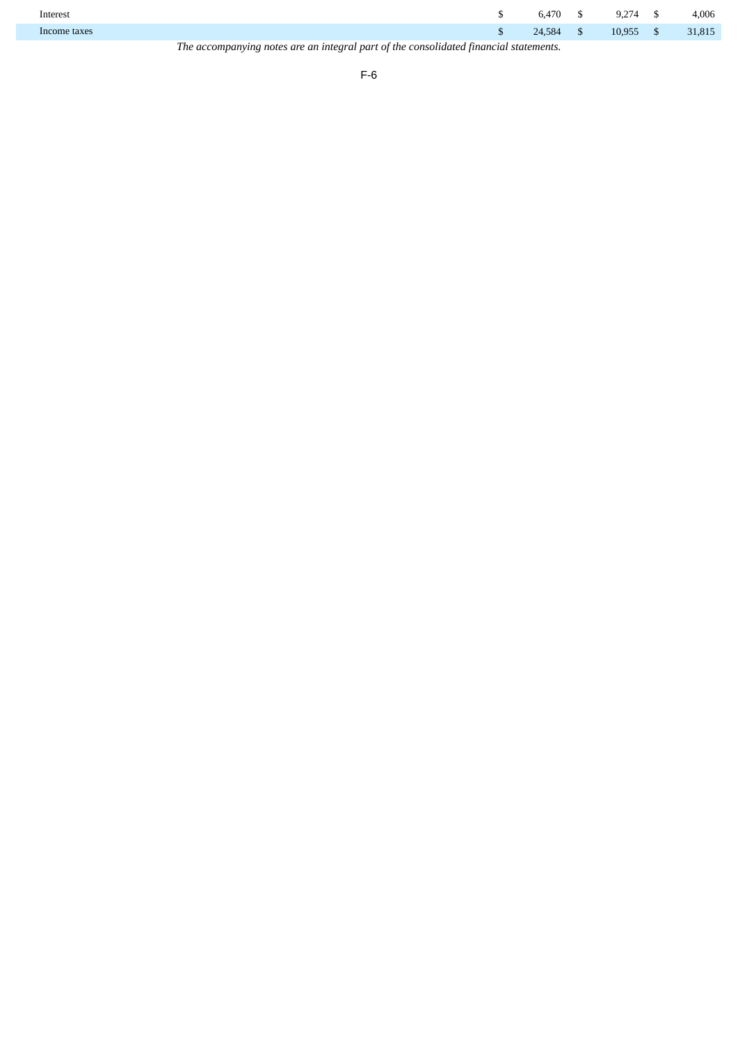| | | | |
|---|---|---|---|
| Interest | $ 6,470 | $ 9,274 | $ 4,006 |
| Income taxes | $ 24,584 | $ 10,955 | $ 31,815 |

*The accompanying notes are an integral part of the consolidated financial statements.*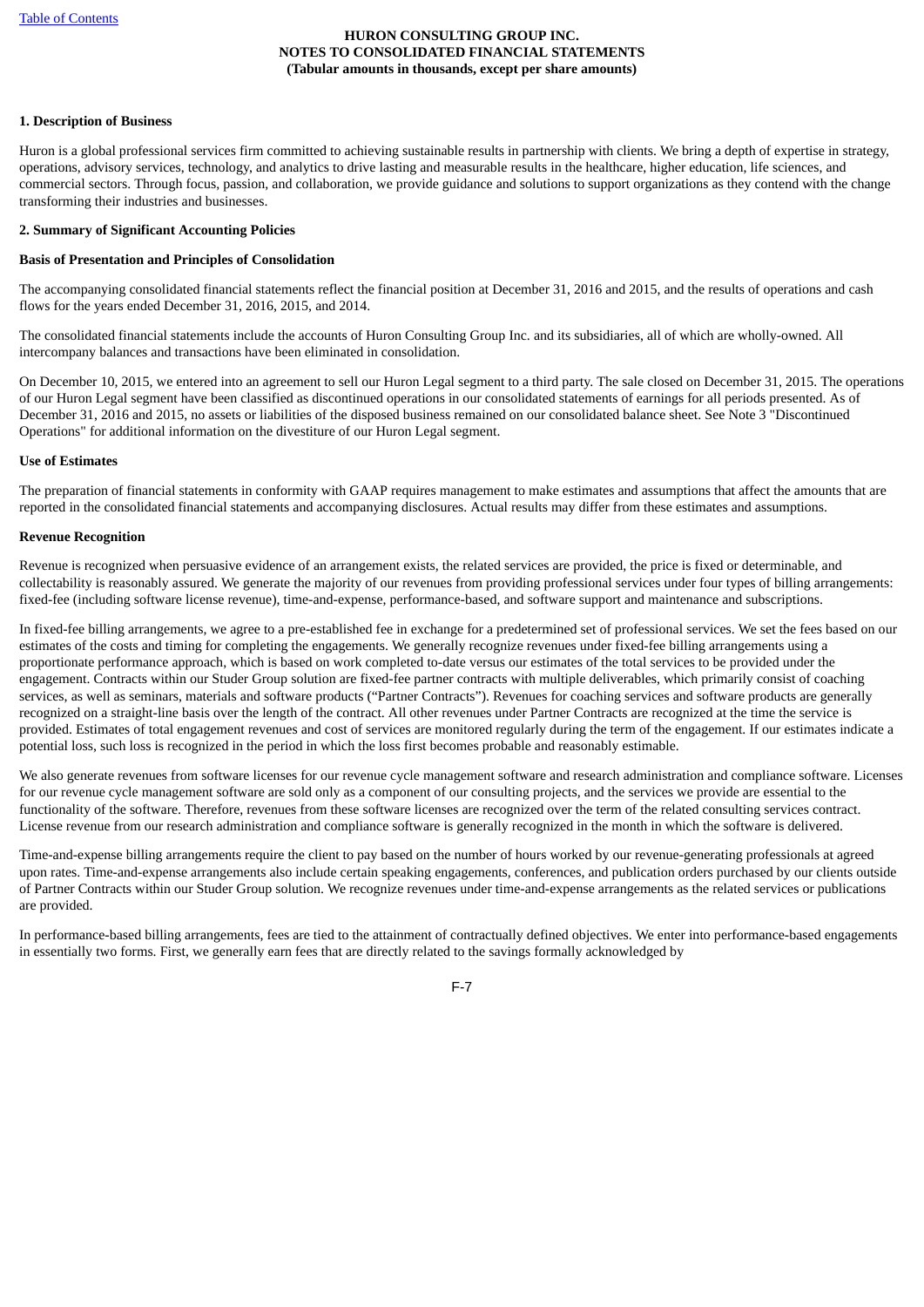**HURON CONSULTING GROUP INC.**
**NOTES TO CONSOLIDATED FINANCIAL STATEMENTS**
**(Tabular amounts in thousands, except per share amounts)**

**1. Description of Business**

Huron is a global professional services firm committed to achieving sustainable results in partnership with clients. We bring a depth of expertise in strategy, operations, advisory services, technology, and analytics to drive lasting and measurable results in the healthcare, higher education, life sciences, and commercial sectors. Through focus, passion, and collaboration, we provide guidance and solutions to support organizations as they contend with the change transforming their industries and businesses.

**2. Summary of Significant Accounting Policies**

**Basis of Presentation and Principles of Consolidation**

The accompanying consolidated financial statements reflect the financial position at December 31, 2016 and 2015, and the results of operations and cash flows for the years ended December 31, 2016, 2015, and 2014.

The consolidated financial statements include the accounts of Huron Consulting Group Inc. and its subsidiaries, all of which are wholly-owned. All intercompany balances and transactions have been eliminated in consolidation.

On December 10, 2015, we entered into an agreement to sell our Huron Legal segment to a third party. The sale closed on December 31, 2015. The operations of our Huron Legal segment have been classified as discontinued operations in our consolidated statements of earnings for all periods presented. As of December 31, 2016 and 2015, no assets or liabilities of the disposed business remained on our consolidated balance sheet. See Note 3 "Discontinued Operations" for additional information on the divestiture of our Huron Legal segment.

**Use of Estimates**

The preparation of financial statements in conformity with GAAP requires management to make estimates and assumptions that affect the amounts that are reported in the consolidated financial statements and accompanying disclosures. Actual results may differ from these estimates and assumptions.

**Revenue Recognition**

Revenue is recognized when persuasive evidence of an arrangement exists, the related services are provided, the price is fixed or determinable, and collectability is reasonably assured. We generate the majority of our revenues from providing professional services under four types of billing arrangements: fixed-fee (including software license revenue), time-and-expense, performance-based, and software support and maintenance and subscriptions.

In fixed-fee billing arrangements, we agree to a pre-established fee in exchange for a predetermined set of professional services. We set the fees based on our estimates of the costs and timing for completing the engagements. We generally recognize revenues under fixed-fee billing arrangements using a proportionate performance approach, which is based on work completed to-date versus our estimates of the total services to be provided under the engagement. Contracts within our Studer Group solution are fixed-fee partner contracts with multiple deliverables, which primarily consist of coaching services, as well as seminars, materials and software products ("Partner Contracts"). Revenues for coaching services and software products are generally recognized on a straight-line basis over the length of the contract. All other revenues under Partner Contracts are recognized at the time the service is provided. Estimates of total engagement revenues and cost of services are monitored regularly during the term of the engagement. If our estimates indicate a potential loss, such loss is recognized in the period in which the loss first becomes probable and reasonably estimable.

We also generate revenues from software licenses for our revenue cycle management software and research administration and compliance software. Licenses for our revenue cycle management software are sold only as a component of our consulting projects, and the services we provide are essential to the functionality of the software. Therefore, revenues from these software licenses are recognized over the term of the related consulting services contract. License revenue from our research administration and compliance software is generally recognized in the month in which the software is delivered.

Time-and-expense billing arrangements require the client to pay based on the number of hours worked by our revenue-generating professionals at agreed upon rates. Time-and-expense arrangements also include certain speaking engagements, conferences, and publication orders purchased by our clients outside of Partner Contracts within our Studer Group solution. We recognize revenues under time-and-expense arrangements as the related services or publications are provided.

In performance-based billing arrangements, fees are tied to the attainment of contractually defined objectives. We enter into performance-based engagements in essentially two forms. First, we generally earn fees that are directly related to the savings formally acknowledged by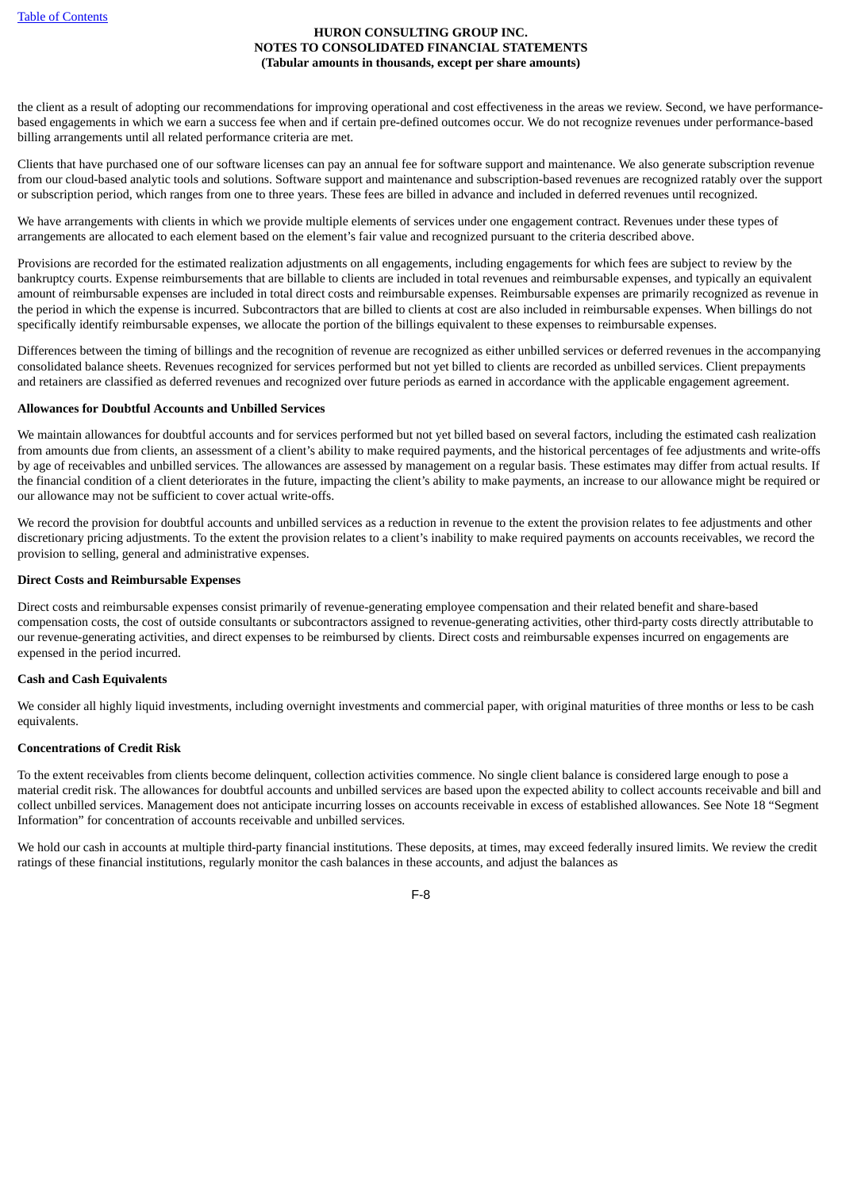the client as a result of adopting our recommendations for improving operational and cost effectiveness in the areas we review. Second, we have performance-based engagements in which we earn a success fee when and if certain pre-defined outcomes occur. We do not recognize revenues under performance-based billing arrangements until all related performance criteria are met.

Clients that have purchased one of our software licenses can pay an annual fee for software support and maintenance. We also generate subscription revenue from our cloud-based analytic tools and solutions. Software support and maintenance and subscription-based revenues are recognized ratably over the support or subscription period, which ranges from one to three years. These fees are billed in advance and included in deferred revenues until recognized.

We have arrangements with clients in which we provide multiple elements of services under one engagement contract. Revenues under these types of arrangements are allocated to each element based on the element's fair value and recognized pursuant to the criteria described above.

Provisions are recorded for the estimated realization adjustments on all engagements, including engagements for which fees are subject to review by the bankruptcy courts. Expense reimbursements that are billable to clients are included in total revenues and reimbursable expenses, and typically an equivalent amount of reimbursable expenses are included in total direct costs and reimbursable expenses. Reimbursable expenses are primarily recognized as revenue in the period in which the expense is incurred. Subcontractors that are billed to clients at cost are also included in reimbursable expenses. When billings do not specifically identify reimbursable expenses, we allocate the portion of the billings equivalent to these expenses to reimbursable expenses.

Differences between the timing of billings and the recognition of revenue are recognized as either unbilled services or deferred revenues in the accompanying consolidated balance sheets. Revenues recognized for services performed but not yet billed to clients are recorded as unbilled services. Client prepayments and retainers are classified as deferred revenues and recognized over future periods as earned in accordance with the applicable engagement agreement.

**Allowances for Doubtful Accounts and Unbilled Services**

We maintain allowances for doubtful accounts and for services performed but not yet billed based on several factors, including the estimated cash realization from amounts due from clients, an assessment of a client's ability to make required payments, and the historical percentages of fee adjustments and write-offs by age of receivables and unbilled services. The allowances are assessed by management on a regular basis. These estimates may differ from actual results. If the financial condition of a client deteriorates in the future, impacting the client's ability to make payments, an increase to our allowance might be required or our allowance may not be sufficient to cover actual write-offs.

We record the provision for doubtful accounts and unbilled services as a reduction in revenue to the extent the provision relates to fee adjustments and other discretionary pricing adjustments. To the extent the provision relates to a client's inability to make required payments on accounts receivables, we record the provision to selling, general and administrative expenses.

**Direct Costs and Reimbursable Expenses**

Direct costs and reimbursable expenses consist primarily of revenue-generating employee compensation and their related benefit and share-based compensation costs, the cost of outside consultants or subcontractors assigned to revenue-generating activities, other third-party costs directly attributable to our revenue-generating activities, and direct expenses to be reimbursed by clients. Direct costs and reimbursable expenses incurred on engagements are expensed in the period incurred.

**Cash and Cash Equivalents**

We consider all highly liquid investments, including overnight investments and commercial paper, with original maturities of three months or less to be cash equivalents.

**Concentrations of Credit Risk**

To the extent receivables from clients become delinquent, collection activities commence. No single client balance is considered large enough to pose a material credit risk. The allowances for doubtful accounts and unbilled services are based upon the expected ability to collect accounts receivable and bill and collect unbilled services. Management does not anticipate incurring losses on accounts receivable in excess of established allowances. See Note 18 "Segment Information" for concentration of accounts receivable and unbilled services.

We hold our cash in accounts at multiple third-party financial institutions. These deposits, at times, may exceed federally insured limits. We review the credit ratings of these financial institutions, regularly monitor the cash balances in these accounts, and adjust the balances as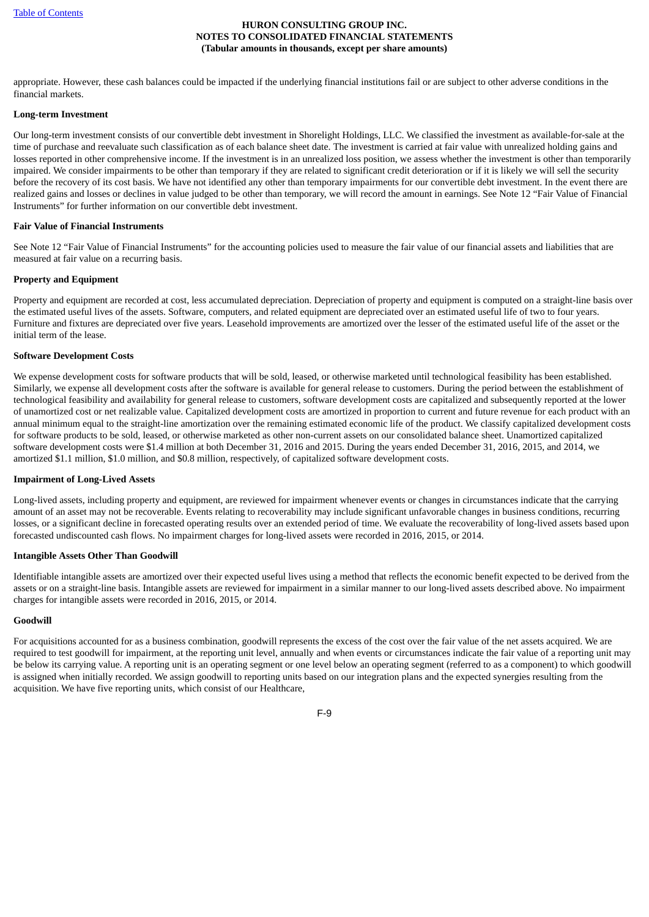appropriate. However, these cash balances could be impacted if the underlying financial institutions fail or are subject to other adverse conditions in the financial markets.

**Long-term Investment**

Our long-term investment consists of our convertible debt investment in Shorelight Holdings, LLC. We classified the investment as available-for-sale at the time of purchase and reevaluate such classification as of each balance sheet date. The investment is carried at fair value with unrealized holding gains and losses reported in other comprehensive income. If the investment is in an unrealized loss position, we assess whether the investment is other than temporarily impaired. We consider impairments to be other than temporary if they are related to significant credit deterioration or if it is likely we will sell the security before the recovery of its cost basis. We have not identified any other than temporary impairments for our convertible debt investment. In the event there are realized gains and losses or declines in value judged to be other than temporary, we will record the amount in earnings. See Note 12 "Fair Value of Financial Instruments" for further information on our convertible debt investment.

**Fair Value of Financial Instruments**

See Note 12 "Fair Value of Financial Instruments" for the accounting policies used to measure the fair value of our financial assets and liabilities that are measured at fair value on a recurring basis.

**Property and Equipment**

Property and equipment are recorded at cost, less accumulated depreciation. Depreciation of property and equipment is computed on a straight-line basis over the estimated useful lives of the assets. Software, computers, and related equipment are depreciated over an estimated useful life of two to four years. Furniture and fixtures are depreciated over five years. Leasehold improvements are amortized over the lesser of the estimated useful life of the asset or the initial term of the lease.

**Software Development Costs**

We expense development costs for software products that will be sold, leased, or otherwise marketed until technological feasibility has been established. Similarly, we expense all development costs after the software is available for general release to customers. During the period between the establishment of technological feasibility and availability for general release to customers, software development costs are capitalized and subsequently reported at the lower of unamortized cost or net realizable value. Capitalized development costs are amortized in proportion to current and future revenue for each product with an annual minimum equal to the straight-line amortization over the remaining estimated economic life of the product. We classify capitalized development costs for software products to be sold, leased, or otherwise marketed as other non-current assets on our consolidated balance sheet. Unamortized capitalized software development costs were $1.4 million at both December 31, 2016 and 2015. During the years ended December 31, 2016, 2015, and 2014, we amortized $1.1 million, $1.0 million, and $0.8 million, respectively, of capitalized software development costs.

**Impairment of Long-Lived Assets**

Long-lived assets, including property and equipment, are reviewed for impairment whenever events or changes in circumstances indicate that the carrying amount of an asset may not be recoverable. Events relating to recoverability may include significant unfavorable changes in business conditions, recurring losses, or a significant decline in forecasted operating results over an extended period of time. We evaluate the recoverability of long-lived assets based upon forecasted undiscounted cash flows. No impairment charges for long-lived assets were recorded in 2016, 2015, or 2014.

**Intangible Assets Other Than Goodwill**

Identifiable intangible assets are amortized over their expected useful lives using a method that reflects the economic benefit expected to be derived from the assets or on a straight-line basis. Intangible assets are reviewed for impairment in a similar manner to our long-lived assets described above. No impairment charges for intangible assets were recorded in 2016, 2015, or 2014.

**Goodwill**

For acquisitions accounted for as a business combination, goodwill represents the excess of the cost over the fair value of the net assets acquired. We are required to test goodwill for impairment, at the reporting unit level, annually and when events or circumstances indicate the fair value of a reporting unit may be below its carrying value. A reporting unit is an operating segment or one level below an operating segment (referred to as a component) to which goodwill is assigned when initially recorded. We assign goodwill to reporting units based on our integration plans and the expected synergies resulting from the acquisition. We have five reporting units, which consist of our Healthcare,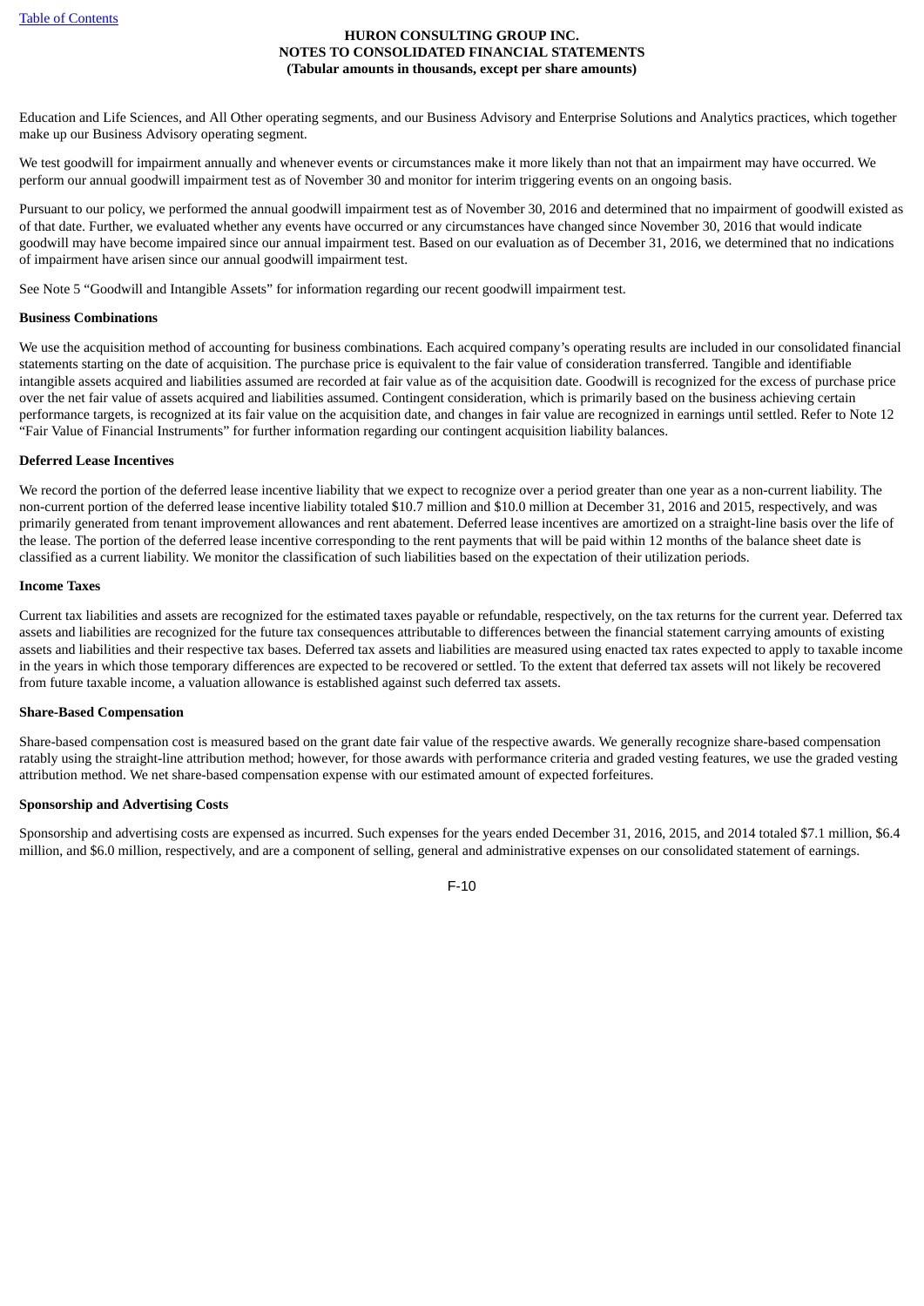Education and Life Sciences, and All Other operating segments, and our Business Advisory and Enterprise Solutions and Analytics practices, which together make up our Business Advisory operating segment.

We test goodwill for impairment annually and whenever events or circumstances make it more likely than not that an impairment may have occurred. We perform our annual goodwill impairment test as of November 30 and monitor for interim triggering events on an ongoing basis.

Pursuant to our policy, we performed the annual goodwill impairment test as of November 30, 2016 and determined that no impairment of goodwill existed as of that date. Further, we evaluated whether any events have occurred or any circumstances have changed since November 30, 2016 that would indicate goodwill may have become impaired since our annual impairment test. Based on our evaluation as of December 31, 2016, we determined that no indications of impairment have arisen since our annual goodwill impairment test.

See Note 5 "Goodwill and Intangible Assets" for information regarding our recent goodwill impairment test.

**Business Combinations**

We use the acquisition method of accounting for business combinations. Each acquired company's operating results are included in our consolidated financial statements starting on the date of acquisition. The purchase price is equivalent to the fair value of consideration transferred. Tangible and identifiable intangible assets acquired and liabilities assumed are recorded at fair value as of the acquisition date. Goodwill is recognized for the excess of purchase price over the net fair value of assets acquired and liabilities assumed. Contingent consideration, which is primarily based on the business achieving certain performance targets, is recognized at its fair value on the acquisition date, and changes in fair value are recognized in earnings until settled. Refer to Note 12 "Fair Value of Financial Instruments" for further information regarding our contingent acquisition liability balances.

**Deferred Lease Incentives**

We record the portion of the deferred lease incentive liability that we expect to recognize over a period greater than one year as a non-current liability. The non-current portion of the deferred lease incentive liability totaled $10.7 million and $10.0 million at December 31, 2016 and 2015, respectively, and was primarily generated from tenant improvement allowances and rent abatement. Deferred lease incentives are amortized on a straight-line basis over the life of the lease. The portion of the deferred lease incentive corresponding to the rent payments that will be paid within 12 months of the balance sheet date is classified as a current liability. We monitor the classification of such liabilities based on the expectation of their utilization periods.

**Income Taxes**

Current tax liabilities and assets are recognized for the estimated taxes payable or refundable, respectively, on the tax returns for the current year. Deferred tax assets and liabilities are recognized for the future tax consequences attributable to differences between the financial statement carrying amounts of existing assets and liabilities and their respective tax bases. Deferred tax assets and liabilities are measured using enacted tax rates expected to apply to taxable income in the years in which those temporary differences are expected to be recovered or settled. To the extent that deferred tax assets will not likely be recovered from future taxable income, a valuation allowance is established against such deferred tax assets.

**Share-Based Compensation**

Share-based compensation cost is measured based on the grant date fair value of the respective awards. We generally recognize share-based compensation ratably using the straight-line attribution method; however, for those awards with performance criteria and graded vesting features, we use the graded vesting attribution method. We net share-based compensation expense with our estimated amount of expected forfeitures.

**Sponsorship and Advertising Costs**

Sponsorship and advertising costs are expensed as incurred. Such expenses for the years ended December 31, 2016, 2015, and 2014 totaled $7.1 million, $6.4 million, and $6.0 million, respectively, and are a component of selling, general and administrative expenses on our consolidated statement of earnings.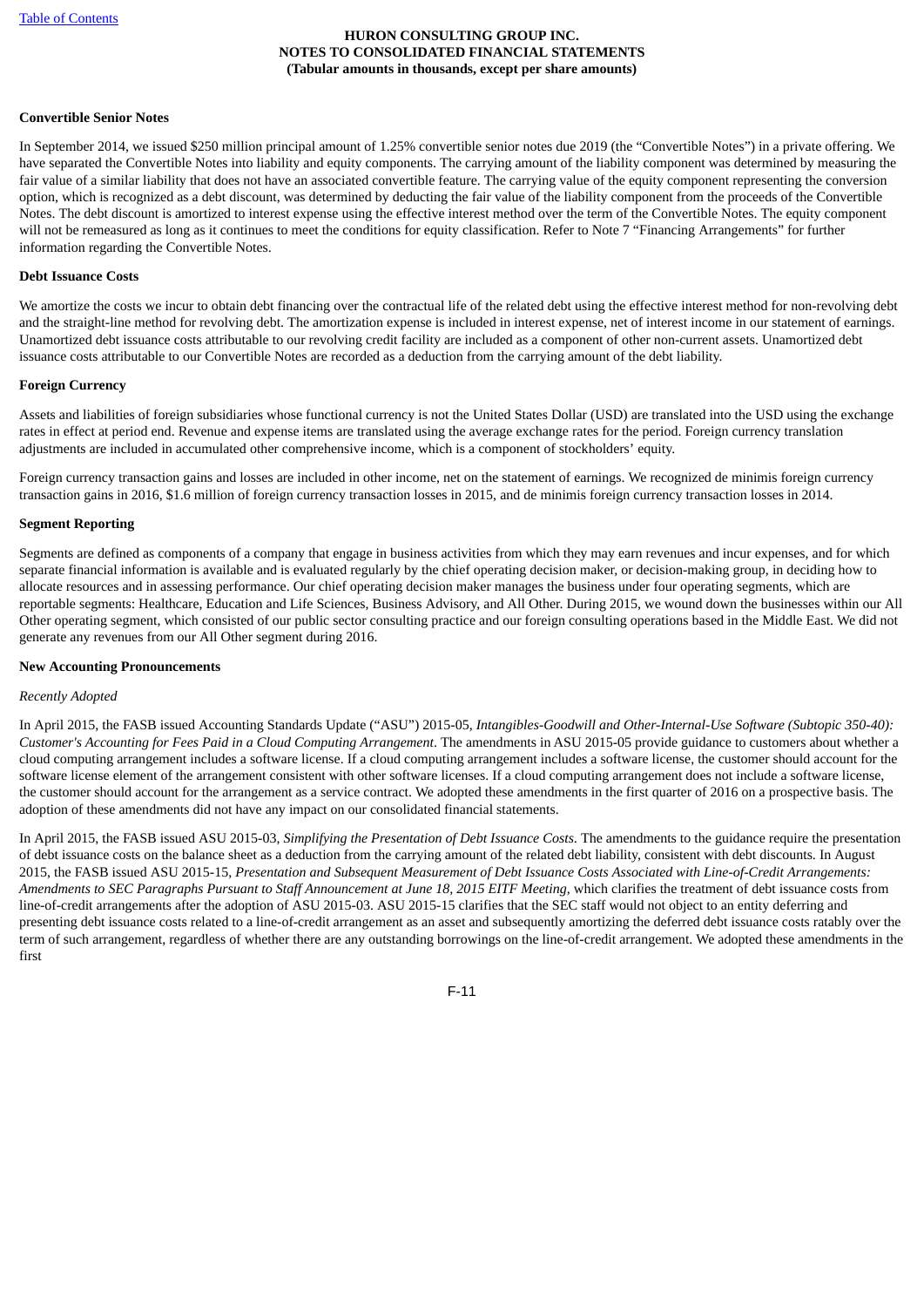**Convertible Senior Notes**

In September 2014, we issued $250 million principal amount of 1.25% convertible senior notes due 2019 (the "Convertible Notes") in a private offering. We have separated the Convertible Notes into liability and equity components. The carrying amount of the liability component was determined by measuring the fair value of a similar liability that does not have an associated convertible feature. The carrying value of the equity component representing the conversion option, which is recognized as a debt discount, was determined by deducting the fair value of the liability component from the proceeds of the Convertible Notes. The debt discount is amortized to interest expense using the effective interest method over the term of the Convertible Notes. The equity component will not be remeasured as long as it continues to meet the conditions for equity classification. Refer to Note 7 "Financing Arrangements" for further information regarding the Convertible Notes.

**Debt Issuance Costs**

We amortize the costs we incur to obtain debt financing over the contractual life of the related debt using the effective interest method for non-revolving debt and the straight-line method for revolving debt. The amortization expense is included in interest expense, net of interest income in our statement of earnings. Unamortized debt issuance costs attributable to our revolving credit facility are included as a component of other non-current assets. Unamortized debt issuance costs attributable to our Convertible Notes are recorded as a deduction from the carrying amount of the debt liability.

**Foreign Currency**

Assets and liabilities of foreign subsidiaries whose functional currency is not the United States Dollar (USD) are translated into the USD using the exchange rates in effect at period end. Revenue and expense items are translated using the average exchange rates for the period. Foreign currency translation adjustments are included in accumulated other comprehensive income, which is a component of stockholders' equity.

Foreign currency transaction gains and losses are included in other income, net on the statement of earnings. We recognized de minimis foreign currency transaction gains in 2016, $1.6 million of foreign currency transaction losses in 2015, and de minimis foreign currency transaction losses in 2014.

**Segment Reporting**

Segments are defined as components of a company that engage in business activities from which they may earn revenues and incur expenses, and for which separate financial information is available and is evaluated regularly by the chief operating decision maker, or decision-making group, in deciding how to allocate resources and in assessing performance. Our chief operating decision maker manages the business under four operating segments, which are reportable segments: Healthcare, Education and Life Sciences, Business Advisory, and All Other. During 2015, we wound down the businesses within our All Other operating segment, which consisted of our public sector consulting practice and our foreign consulting operations based in the Middle East. We did not generate any revenues from our All Other segment during 2016.

**New Accounting Pronouncements**

*Recently Adopted*

In April 2015, the FASB issued Accounting Standards Update ("ASU") 2015-05, *Intangibles-Goodwill and Other-Internal-Use Software (Subtopic 350-40): Customer's Accounting for Fees Paid in a Cloud Computing Arrangement*. The amendments in ASU 2015-05 provide guidance to customers about whether a cloud computing arrangement includes a software license. If a cloud computing arrangement includes a software license, the customer should account for the software license element of the arrangement consistent with other software licenses. If a cloud computing arrangement does not include a software license, the customer should account for the arrangement as a service contract. We adopted these amendments in the first quarter of 2016 on a prospective basis. The adoption of these amendments did not have any impact on our consolidated financial statements.

In April 2015, the FASB issued ASU 2015-03, *Simplifying the Presentation of Debt Issuance Costs.* The amendments to the guidance require the presentation of debt issuance costs on the balance sheet as a deduction from the carrying amount of the related debt liability, consistent with debt discounts. In August 2015, the FASB issued ASU 2015-15, *Presentation and Subsequent Measurement of Debt Issuance Costs Associated with Line-of-Credit Arrangements: Amendments to SEC Paragraphs Pursuant to Staff Announcement at June 18, 2015 EITF Meeting,* which clarifies the treatment of debt issuance costs from line-of-credit arrangements after the adoption of ASU 2015-03. ASU 2015-15 clarifies that the SEC staff would not object to an entity deferring and presenting debt issuance costs related to a line-of-credit arrangement as an asset and subsequently amortizing the deferred debt issuance costs ratably over the term of such arrangement, regardless of whether there are any outstanding borrowings on the line-of-credit arrangement. We adopted these amendments in the first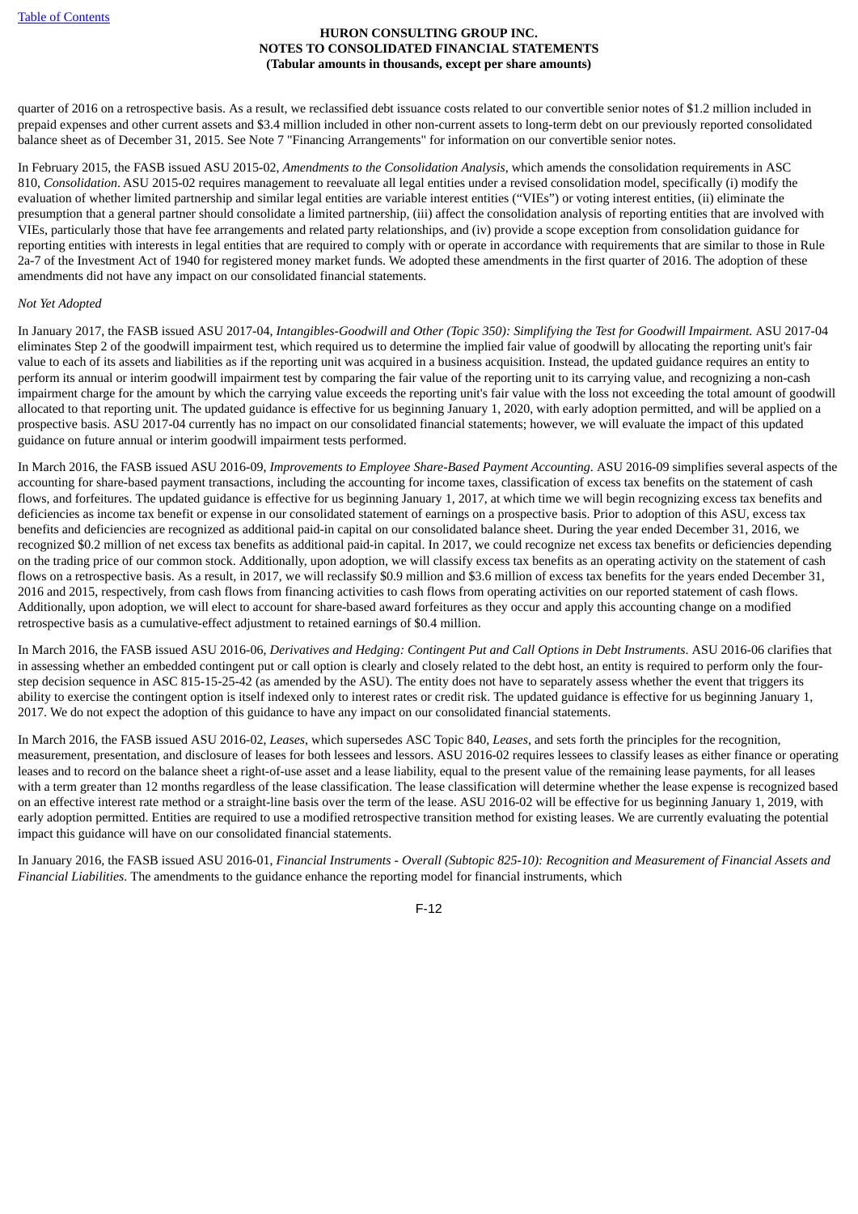quarter of 2016 on a retrospective basis. As a result, we reclassified debt issuance costs related to our convertible senior notes of $1.2 million included in prepaid expenses and other current assets and $3.4 million included in other non-current assets to long-term debt on our previously reported consolidated balance sheet as of December 31, 2015. See Note 7 "Financing Arrangements" for information on our convertible senior notes.

In February 2015, the FASB issued ASU 2015-02, *Amendments to the Consolidation Analysis*, which amends the consolidation requirements in ASC 810, *Consolidation*. ASU 2015-02 requires management to reevaluate all legal entities under a revised consolidation model, specifically (i) modify the evaluation of whether limited partnership and similar legal entities are variable interest entities ("VIEs") or voting interest entities, (ii) eliminate the presumption that a general partner should consolidate a limited partnership, (iii) affect the consolidation analysis of reporting entities that are involved with VIEs, particularly those that have fee arrangements and related party relationships, and (iv) provide a scope exception from consolidation guidance for reporting entities with interests in legal entities that are required to comply with or operate in accordance with requirements that are similar to those in Rule 2a-7 of the Investment Act of 1940 for registered money market funds. We adopted these amendments in the first quarter of 2016. The adoption of these amendments did not have any impact on our consolidated financial statements.

*Not Yet Adopted*

In January 2017, the FASB issued ASU 2017-04, *Intangibles-Goodwill and Other (Topic 350): Simplifying the Test for Goodwill Impairment.* ASU 2017-04 eliminates Step 2 of the goodwill impairment test, which required us to determine the implied fair value of goodwill by allocating the reporting unit's fair value to each of its assets and liabilities as if the reporting unit was acquired in a business acquisition. Instead, the updated guidance requires an entity to perform its annual or interim goodwill impairment test by comparing the fair value of the reporting unit to its carrying value, and recognizing a non-cash impairment charge for the amount by which the carrying value exceeds the reporting unit's fair value with the loss not exceeding the total amount of goodwill allocated to that reporting unit. The updated guidance is effective for us beginning January 1, 2020, with early adoption permitted, and will be applied on a prospective basis. ASU 2017-04 currently has no impact on our consolidated financial statements; however, we will evaluate the impact of this updated guidance on future annual or interim goodwill impairment tests performed.

In March 2016, the FASB issued ASU 2016-09, *Improvements to Employee Share-Based Payment Accounting*. ASU 2016-09 simplifies several aspects of the accounting for share-based payment transactions, including the accounting for income taxes, classification of excess tax benefits on the statement of cash flows, and forfeitures. The updated guidance is effective for us beginning January 1, 2017, at which time we will begin recognizing excess tax benefits and deficiencies as income tax benefit or expense in our consolidated statement of earnings on a prospective basis. Prior to adoption of this ASU, excess tax benefits and deficiencies are recognized as additional paid-in capital on our consolidated balance sheet. During the year ended December 31, 2016, we recognized $0.2 million of net excess tax benefits as additional paid-in capital. In 2017, we could recognize net excess tax benefits or deficiencies depending on the trading price of our common stock. Additionally, upon adoption, we will classify excess tax benefits as an operating activity on the statement of cash flows on a retrospective basis. As a result, in 2017, we will reclassify $0.9 million and $3.6 million of excess tax benefits for the years ended December 31, 2016 and 2015, respectively, from cash flows from financing activities to cash flows from operating activities on our reported statement of cash flows. Additionally, upon adoption, we will elect to account for share-based award forfeitures as they occur and apply this accounting change on a modified retrospective basis as a cumulative-effect adjustment to retained earnings of $0.4 million.

In March 2016, the FASB issued ASU 2016-06, *Derivatives and Hedging: Contingent Put and Call Options in Debt Instruments*. ASU 2016-06 clarifies that in assessing whether an embedded contingent put or call option is clearly and closely related to the debt host, an entity is required to perform only the four-step decision sequence in ASC 815-15-25-42 (as amended by the ASU). The entity does not have to separately assess whether the event that triggers its ability to exercise the contingent option is itself indexed only to interest rates or credit risk. The updated guidance is effective for us beginning January 1, 2017. We do not expect the adoption of this guidance to have any impact on our consolidated financial statements.

In March 2016, the FASB issued ASU 2016-02, *Leases*, which supersedes ASC Topic 840, *Leases*, and sets forth the principles for the recognition, measurement, presentation, and disclosure of leases for both lessees and lessors. ASU 2016-02 requires lessees to classify leases as either finance or operating leases and to record on the balance sheet a right-of-use asset and a lease liability, equal to the present value of the remaining lease payments, for all leases with a term greater than 12 months regardless of the lease classification. The lease classification will determine whether the lease expense is recognized based on an effective interest rate method or a straight-line basis over the term of the lease. ASU 2016-02 will be effective for us beginning January 1, 2019, with early adoption permitted. Entities are required to use a modified retrospective transition method for existing leases. We are currently evaluating the potential impact this guidance will have on our consolidated financial statements.

In January 2016, the FASB issued ASU 2016-01, *Financial Instruments - Overall (Subtopic 825-10): Recognition and Measurement of Financial Assets and Financial Liabilities*. The amendments to the guidance enhance the reporting model for financial instruments, which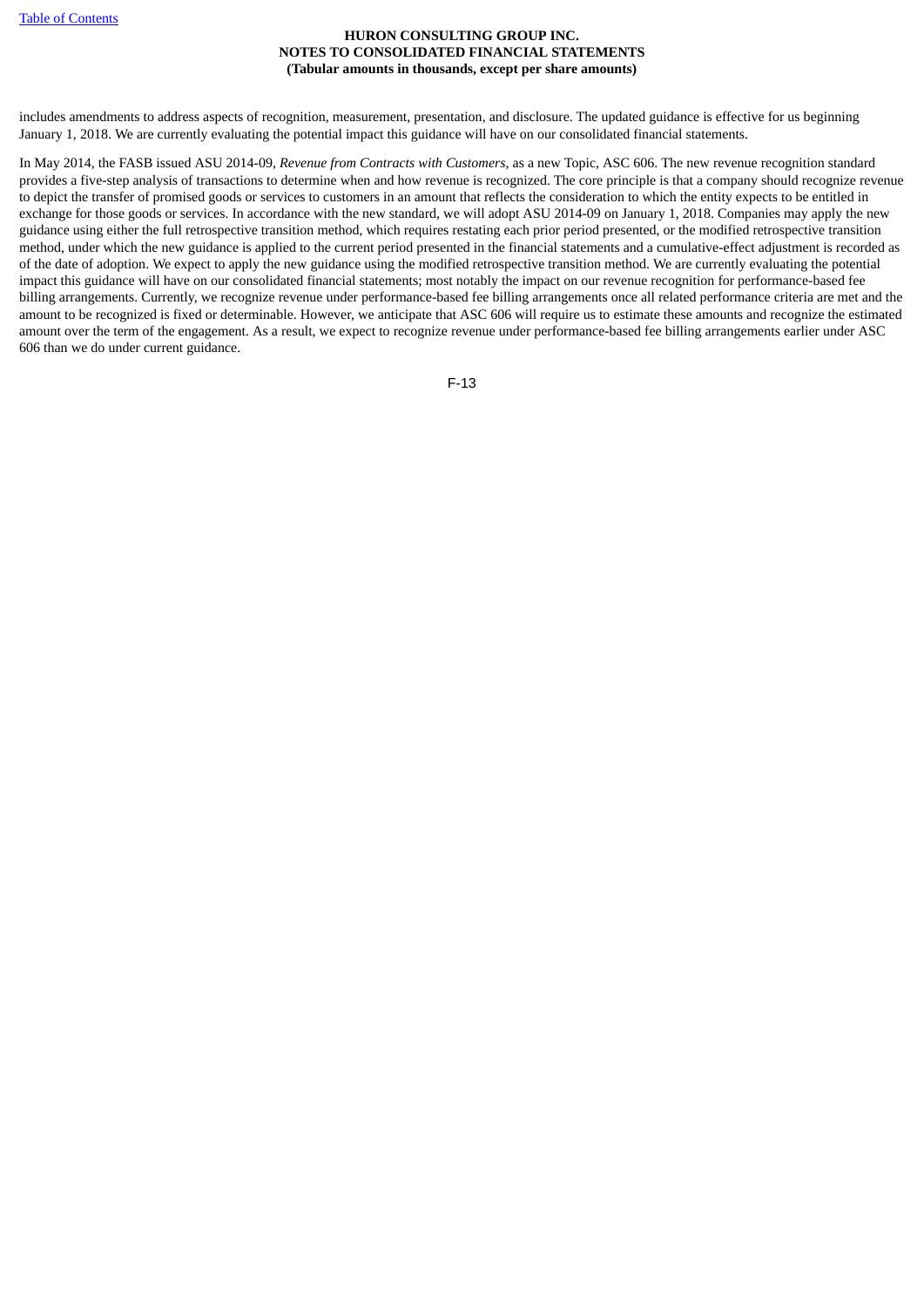includes amendments to address aspects of recognition, measurement, presentation, and disclosure. The updated guidance is effective for us beginning January 1, 2018. We are currently evaluating the potential impact this guidance will have on our consolidated financial statements.

In May 2014, the FASB issued ASU 2014-09, *Revenue from Contracts with Customers*, as a new Topic, ASC 606. The new revenue recognition standard provides a five-step analysis of transactions to determine when and how revenue is recognized. The core principle is that a company should recognize revenue to depict the transfer of promised goods or services to customers in an amount that reflects the consideration to which the entity expects to be entitled in exchange for those goods or services. In accordance with the new standard, we will adopt ASU 2014-09 on January 1, 2018. Companies may apply the new guidance using either the full retrospective transition method, which requires restating each prior period presented, or the modified retrospective transition method, under which the new guidance is applied to the current period presented in the financial statements and a cumulative-effect adjustment is recorded as of the date of adoption. We expect to apply the new guidance using the modified retrospective transition method. We are currently evaluating the potential impact this guidance will have on our consolidated financial statements; most notably the impact on our revenue recognition for performance-based fee billing arrangements. Currently, we recognize revenue under performance-based fee billing arrangements once all related performance criteria are met and the amount to be recognized is fixed or determinable. However, we anticipate that ASC 606 will require us to estimate these amounts and recognize the estimated amount over the term of the engagement. As a result, we expect to recognize revenue under performance-based fee billing arrangements earlier under ASC 606 than we do under current guidance.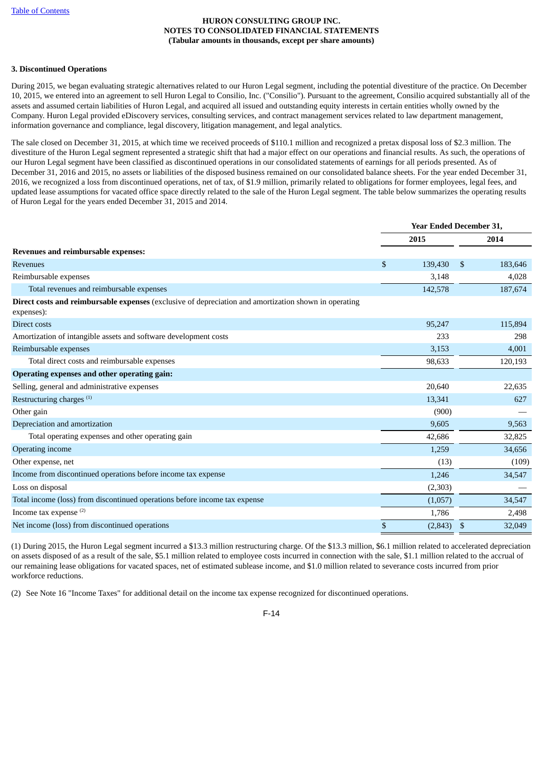**HURON CONSULTING GROUP INC.**
**NOTES TO CONSOLIDATED FINANCIAL STATEMENTS**
**(Tabular amounts in thousands, except per share amounts)**

**3. Discontinued Operations**

During 2015, we began evaluating strategic alternatives related to our Huron Legal segment, including the potential divestiture of the practice. On December 10, 2015, we entered into an agreement to sell Huron Legal to Consilio, Inc. ("Consilio"). Pursuant to the agreement, Consilio acquired substantially all of the assets and assumed certain liabilities of Huron Legal, and acquired all issued and outstanding equity interests in certain entities wholly owned by the Company. Huron Legal provided eDiscovery services, consulting services, and contract management services related to law department management, information governance and compliance, legal discovery, litigation management, and legal analytics.

The sale closed on December 31, 2015, at which time we received proceeds of $110.1 million and recognized a pretax disposal loss of $2.3 million. The divestiture of the Huron Legal segment represented a strategic shift that had a major effect on our operations and financial results. As such, the operations of our Huron Legal segment have been classified as discontinued operations in our consolidated statements of earnings for all periods presented. As of December 31, 2016 and 2015, no assets or liabilities of the disposed business remained on our consolidated balance sheets. For the year ended December 31, 2016, we recognized a loss from discontinued operations, net of tax, of $1.9 million, primarily related to obligations for former employees, legal fees, and updated lease assumptions for vacated office space directly related to the sale of the Huron Legal segment. The table below summarizes the operating results of Huron Legal for the years ended December 31, 2015 and 2014.

| | Year Ended December 31, | |
|---|---|---|
| | 2015 | 2014 |
| **Revenues and reimbursable expenses:** | | |
| Revenues | $ 139,430 | $ 183,646 |
| Reimbursable expenses | 3,148 | 4,028 |
| Total revenues and reimbursable expenses | 142,578 | 187,674 |
| **Direct costs and reimbursable expenses** (exclusive of depreciation and amortization shown in operating expenses): | | |
| Direct costs | 95,247 | 115,894 |
| Amortization of intangible assets and software development costs | 233 | 298 |
| Reimbursable expenses | 3,153 | 4,001 |
| Total direct costs and reimbursable expenses | 98,633 | 120,193 |
| **Operating expenses and other operating gain:** | | |
| Selling, general and administrative expenses | 20,640 | 22,635 |
| Restructuring charges [(1)] | 13,341 | 627 |
| Other gain | (900) | — |
| Depreciation and amortization | 9,605 | 9,563 |
| Total operating expenses and other operating gain | 42,686 | 32,825 |
| Operating income | 1,259 | 34,656 |
| Other expense, net | (13) | (109) |
| Income from discontinued operations before income tax expense | 1,246 | 34,547 |
| Loss on disposal | (2,303) | — |
| Total income (loss) from discontinued operations before income tax expense | (1,057) | 34,547 |
| Income tax expense [(2)] | 1,786 | 2,498 |
| Net income (loss) from discontinued operations | $ (2,843) | $ 32,049 |

(1) During 2015, the Huron Legal segment incurred a $13.3 million restructuring charge. Of the $13.3 million, $6.1 million related to accelerated depreciation on assets disposed of as a result of the sale, $5.1 million related to employee costs incurred in connection with the sale, $1.1 million related to the accrual of our remaining lease obligations for vacated spaces, net of estimated sublease income, and $1.0 million related to severance costs incurred from prior workforce reductions.

(2) See Note 16 "Income Taxes" for additional detail on the income tax expense recognized for discontinued operations.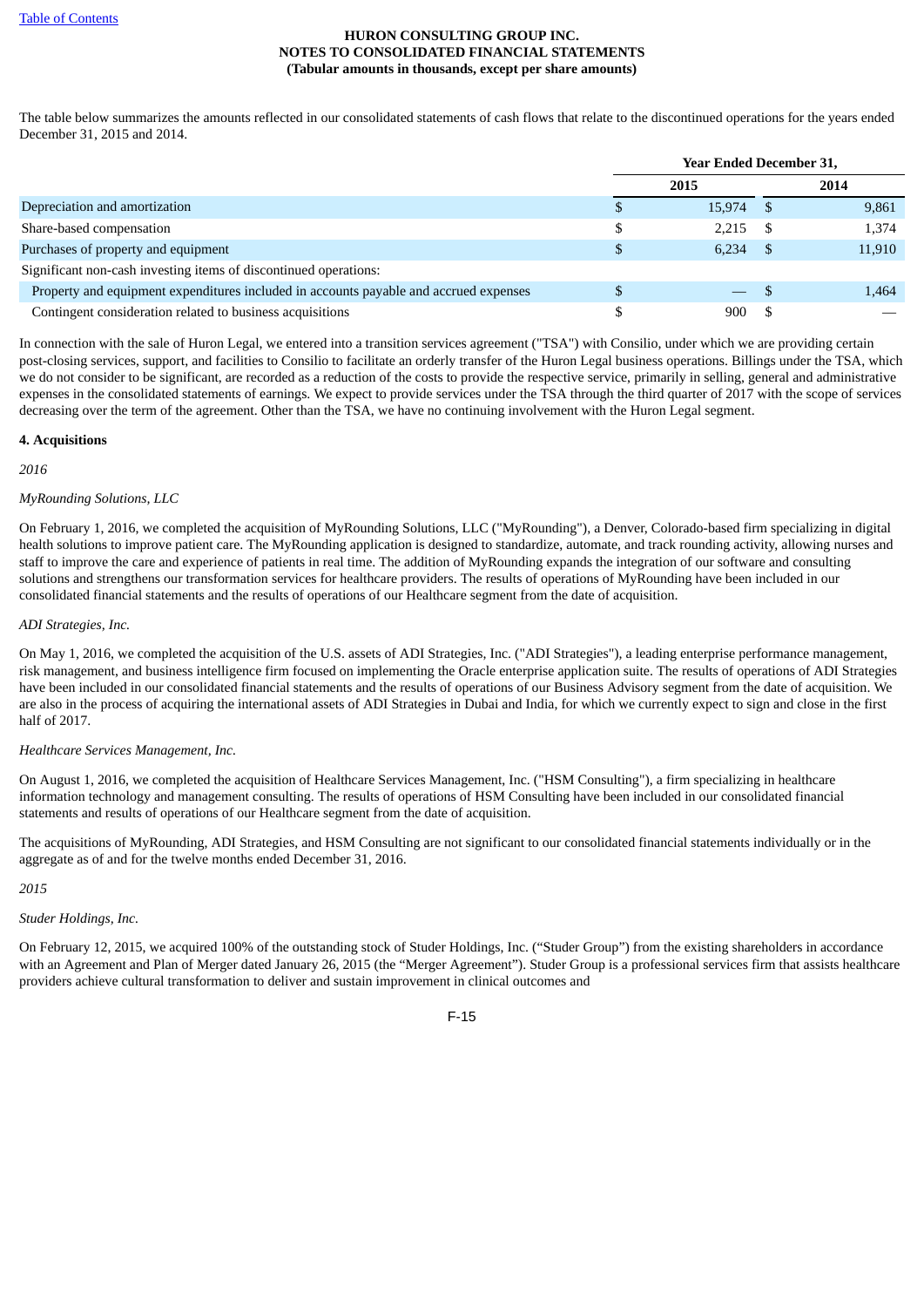The table below summarizes the amounts reflected in our consolidated statements of cash flows that relate to the discontinued operations for the years ended December 31, 2015 and 2014.

| | Year Ended December 31, | |
|---|---|---|
| | 2015 | 2014 |
| Depreciation and amortization | $ 15,974 | $ 9,861 |
| Share-based compensation | $ 2,215 | $ 1,374 |
| Purchases of property and equipment | $ 6,234 | $ 11,910 |
| Significant non-cash investing items of discontinued operations: | | |
| Property and equipment expenditures included in accounts payable and accrued expenses | $ — | $ 1,464 |
| Contingent consideration related to business acquisitions | $ 900 | $ — |

In connection with the sale of Huron Legal, we entered into a transition services agreement ("TSA") with Consilio, under which we are providing certain post-closing services, support, and facilities to Consilio to facilitate an orderly transfer of the Huron Legal business operations. Billings under the TSA, which we do not consider to be significant, are recorded as a reduction of the costs to provide the respective service, primarily in selling, general and administrative expenses in the consolidated statements of earnings. We expect to provide services under the TSA through the third quarter of 2017 with the scope of services decreasing over the term of the agreement. Other than the TSA, we have no continuing involvement with the Huron Legal segment.

**4. Acquisitions**

*2016*

*MyRounding Solutions, LLC*

On February 1, 2016, we completed the acquisition of MyRounding Solutions, LLC ("MyRounding"), a Denver, Colorado-based firm specializing in digital health solutions to improve patient care. The MyRounding application is designed to standardize, automate, and track rounding activity, allowing nurses and staff to improve the care and experience of patients in real time. The addition of MyRounding expands the integration of our software and consulting solutions and strengthens our transformation services for healthcare providers. The results of operations of MyRounding have been included in our consolidated financial statements and the results of operations of our Healthcare segment from the date of acquisition.

*ADI Strategies, Inc.*

On May 1, 2016, we completed the acquisition of the U.S. assets of ADI Strategies, Inc. ("ADI Strategies"), a leading enterprise performance management, risk management, and business intelligence firm focused on implementing the Oracle enterprise application suite. The results of operations of ADI Strategies have been included in our consolidated financial statements and the results of operations of our Business Advisory segment from the date of acquisition. We are also in the process of acquiring the international assets of ADI Strategies in Dubai and India, for which we currently expect to sign and close in the first half of 2017.

*Healthcare Services Management, Inc.*

On August 1, 2016, we completed the acquisition of Healthcare Services Management, Inc. ("HSM Consulting"), a firm specializing in healthcare information technology and management consulting. The results of operations of HSM Consulting have been included in our consolidated financial statements and results of operations of our Healthcare segment from the date of acquisition.

The acquisitions of MyRounding, ADI Strategies, and HSM Consulting are not significant to our consolidated financial statements individually or in the aggregate as of and for the twelve months ended December 31, 2016.

*2015*

*Studer Holdings, Inc.*

On February 12, 2015, we acquired 100% of the outstanding stock of Studer Holdings, Inc. ("Studer Group") from the existing shareholders in accordance with an Agreement and Plan of Merger dated January 26, 2015 (the "Merger Agreement"). Studer Group is a professional services firm that assists healthcare providers achieve cultural transformation to deliver and sustain improvement in clinical outcomes and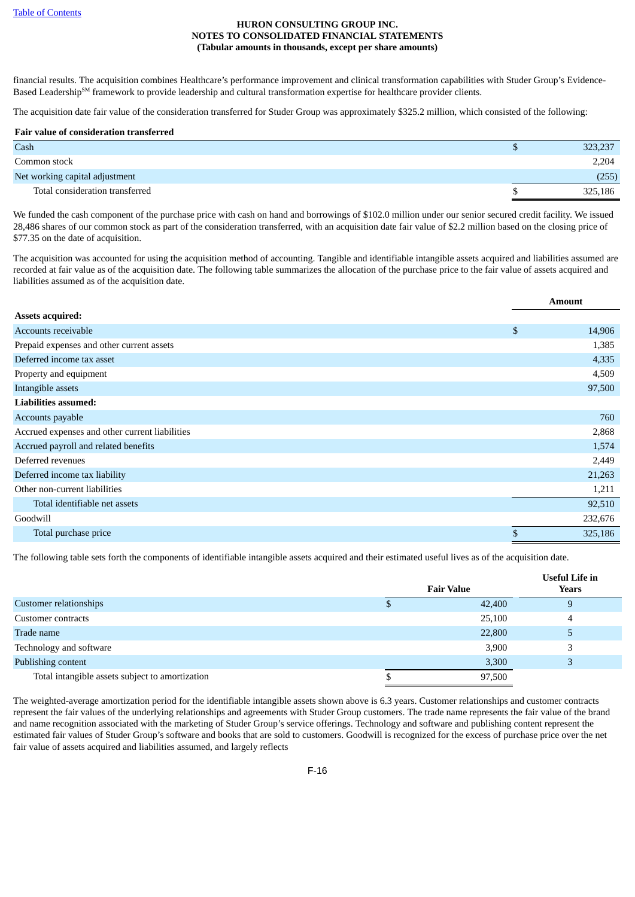financial results. The acquisition combines Healthcare's performance improvement and clinical transformation capabilities with Studer Group's Evidence-Based Leadership[SM] framework to provide leadership and cultural transformation expertise for healthcare provider clients.

The acquisition date fair value of the consideration transferred for Studer Group was approximately $325.2 million, which consisted of the following:

| Fair value of consideration transferred | | |
|---|---|---|
| Cash | $ | 323,237 |
| Common stock | | 2,204 |
| Net working capital adjustment | | (255) |
| Total consideration transferred | $ | 325,186 |

We funded the cash component of the purchase price with cash on hand and borrowings of $102.0 million under our senior secured credit facility. We issued 28,486 shares of our common stock as part of the consideration transferred, with an acquisition date fair value of $2.2 million based on the closing price of $77.35 on the date of acquisition.

The acquisition was accounted for using the acquisition method of accounting. Tangible and identifiable intangible assets acquired and liabilities assumed are recorded at fair value as of the acquisition date. The following table summarizes the allocation of the purchase price to the fair value of assets acquired and liabilities assumed as of the acquisition date.

| | | Amount |
|---|---|---|
| **Assets acquired:** | | |
| Accounts receivable | $ | 14,906 |
| Prepaid expenses and other current assets | | 1,385 |
| Deferred income tax asset | | 4,335 |
| Property and equipment | | 4,509 |
| Intangible assets | | 97,500 |
| **Liabilities assumed:** | | |
| Accounts payable | | 760 |
| Accrued expenses and other current liabilities | | 2,868 |
| Accrued payroll and related benefits | | 1,574 |
| Deferred revenues | | 2,449 |
| Deferred income tax liability | | 21,263 |
| Other non-current liabilities | | 1,211 |
| Total identifiable net assets | | 92,510 |
| Goodwill | | 232,676 |
| Total purchase price | $ | 325,186 |

The following table sets forth the components of identifiable intangible assets acquired and their estimated useful lives as of the acquisition date.

| | | Fair Value | Useful Life in Years |
|---|---|---|---|
| Customer relationships | $ | 42,400 | 9 |
| Customer contracts | | 25,100 | 4 |
| Trade name | | 22,800 | 5 |
| Technology and software | | 3,900 | 3 |
| Publishing content | | 3,300 | 3 |
| Total intangible assets subject to amortization | $ | 97,500 | |

The weighted-average amortization period for the identifiable intangible assets shown above is 6.3 years. Customer relationships and customer contracts represent the fair values of the underlying relationships and agreements with Studer Group customers. The trade name represents the fair value of the brand and name recognition associated with the marketing of Studer Group's service offerings. Technology and software and publishing content represent the estimated fair values of Studer Group's software and books that are sold to customers. Goodwill is recognized for the excess of purchase price over the net fair value of assets acquired and liabilities assumed, and largely reflects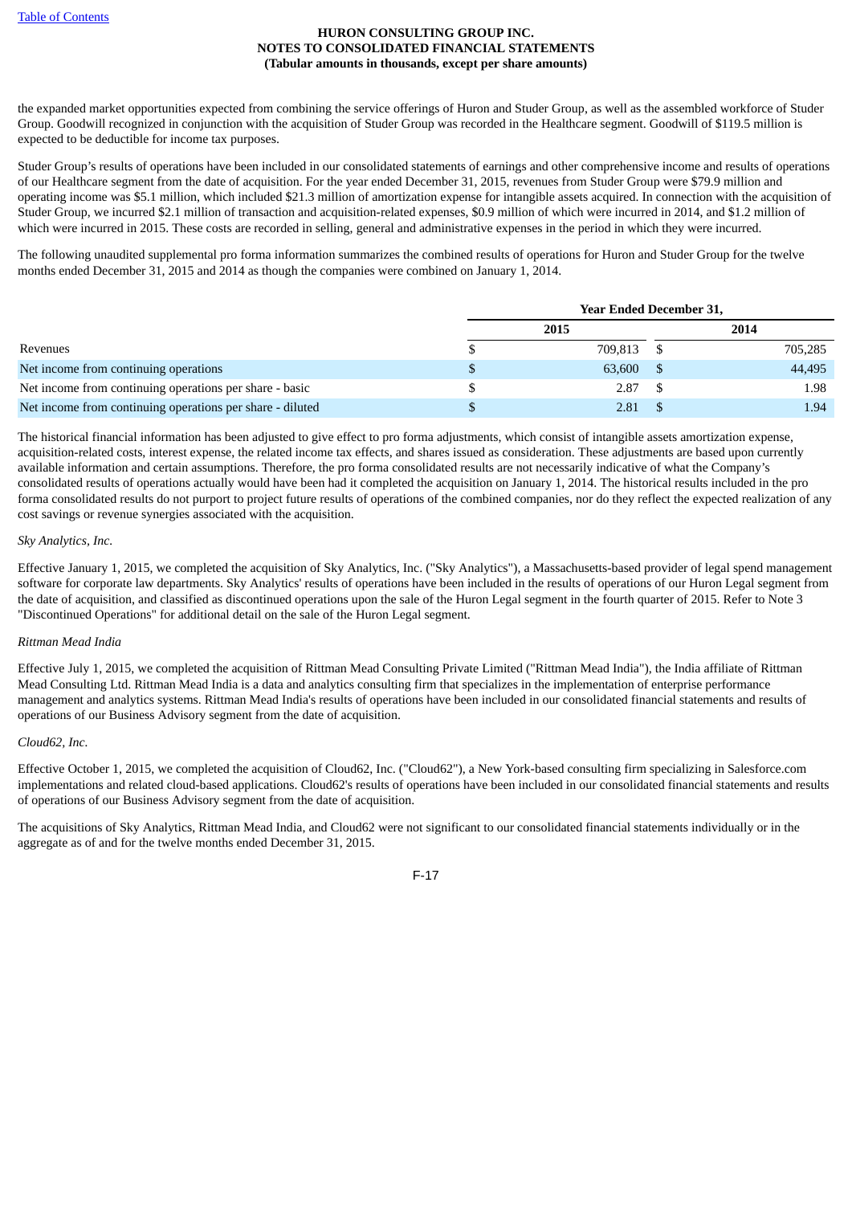the expanded market opportunities expected from combining the service offerings of Huron and Studer Group, as well as the assembled workforce of Studer Group. Goodwill recognized in conjunction with the acquisition of Studer Group was recorded in the Healthcare segment. Goodwill of $119.5 million is expected to be deductible for income tax purposes.

Studer Group's results of operations have been included in our consolidated statements of earnings and other comprehensive income and results of operations of our Healthcare segment from the date of acquisition. For the year ended December 31, 2015, revenues from Studer Group were $79.9 million and operating income was $5.1 million, which included $21.3 million of amortization expense for intangible assets acquired. In connection with the acquisition of Studer Group, we incurred $2.1 million of transaction and acquisition-related expenses, $0.9 million of which were incurred in 2014, and $1.2 million of which were incurred in 2015. These costs are recorded in selling, general and administrative expenses in the period in which they were incurred.

The following unaudited supplemental pro forma information summarizes the combined results of operations for Huron and Studer Group for the twelve months ended December 31, 2015 and 2014 as though the companies were combined on January 1, 2014.

| | Year Ended December 31, | |
|---|---|---|
| | 2015 | 2014 |
| Revenues | $ 709,813 | $ 705,285 |
| Net income from continuing operations | $ 63,600 | $ 44,495 |
| Net income from continuing operations per share - basic | $ 2.87 | $ 1.98 |
| Net income from continuing operations per share - diluted | $ 2.81 | $ 1.94 |

The historical financial information has been adjusted to give effect to pro forma adjustments, which consist of intangible assets amortization expense, acquisition-related costs, interest expense, the related income tax effects, and shares issued as consideration. These adjustments are based upon currently available information and certain assumptions. Therefore, the pro forma consolidated results are not necessarily indicative of what the Company's consolidated results of operations actually would have been had it completed the acquisition on January 1, 2014. The historical results included in the pro forma consolidated results do not purport to project future results of operations of the combined companies, nor do they reflect the expected realization of any cost savings or revenue synergies associated with the acquisition.

*Sky Analytics, Inc.*

Effective January 1, 2015, we completed the acquisition of Sky Analytics, Inc. ("Sky Analytics"), a Massachusetts-based provider of legal spend management software for corporate law departments. Sky Analytics' results of operations have been included in the results of operations of our Huron Legal segment from the date of acquisition, and classified as discontinued operations upon the sale of the Huron Legal segment in the fourth quarter of 2015. Refer to Note 3 "Discontinued Operations" for additional detail on the sale of the Huron Legal segment.

*Rittman Mead India*

Effective July 1, 2015, we completed the acquisition of Rittman Mead Consulting Private Limited ("Rittman Mead India"), the India affiliate of Rittman Mead Consulting Ltd. Rittman Mead India is a data and analytics consulting firm that specializes in the implementation of enterprise performance management and analytics systems. Rittman Mead India's results of operations have been included in our consolidated financial statements and results of operations of our Business Advisory segment from the date of acquisition.

*Cloud62, Inc.*

Effective October 1, 2015, we completed the acquisition of Cloud62, Inc. ("Cloud62"), a New York-based consulting firm specializing in Salesforce.com implementations and related cloud-based applications. Cloud62's results of operations have been included in our consolidated financial statements and results of operations of our Business Advisory segment from the date of acquisition.

The acquisitions of Sky Analytics, Rittman Mead India, and Cloud62 were not significant to our consolidated financial statements individually or in the aggregate as of and for the twelve months ended December 31, 2015.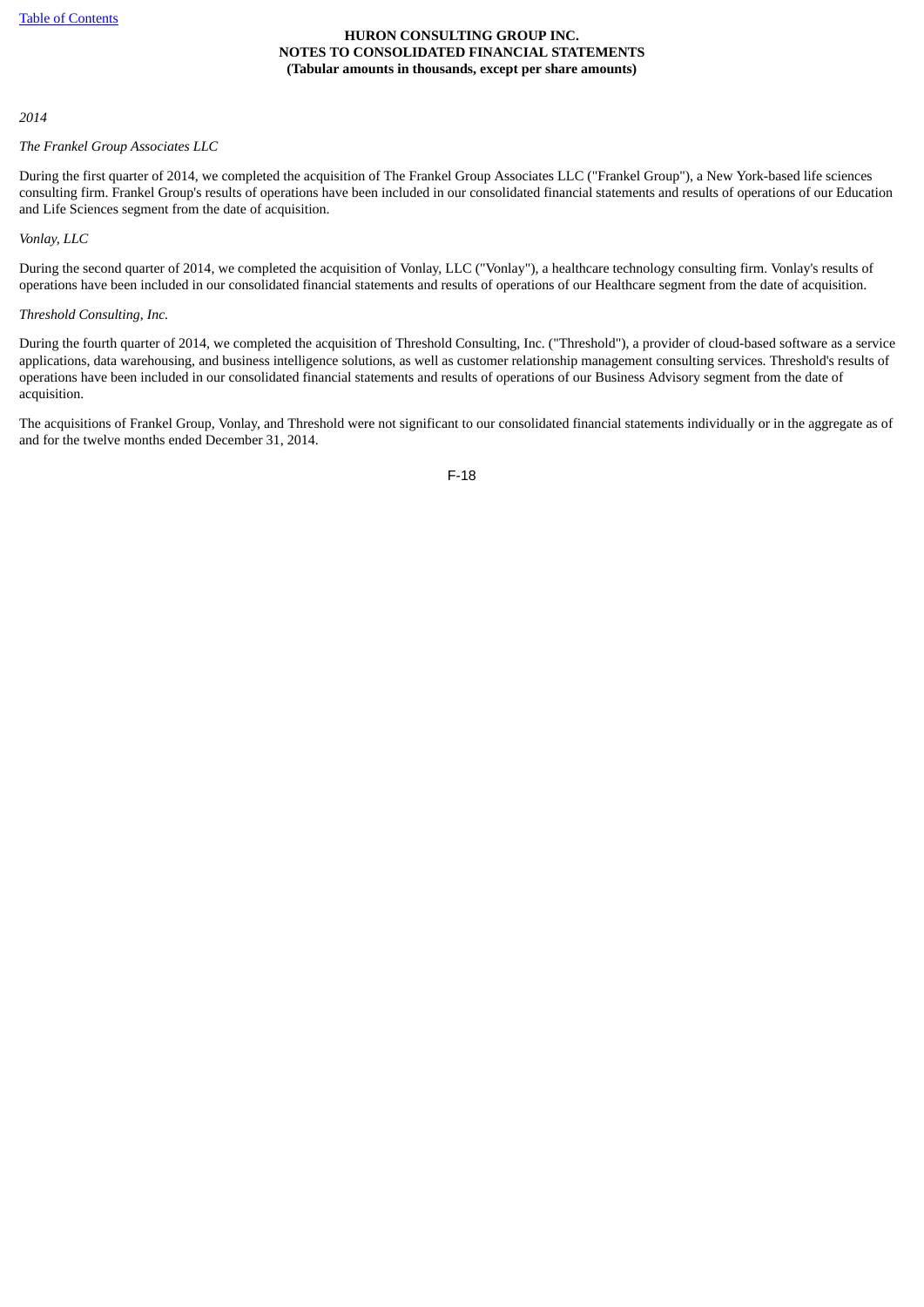*2014*

*The Frankel Group Associates LLC*

During the first quarter of 2014, we completed the acquisition of The Frankel Group Associates LLC ("Frankel Group"), a New York-based life sciences consulting firm. Frankel Group's results of operations have been included in our consolidated financial statements and results of operations of our Education and Life Sciences segment from the date of acquisition.

*Vonlay, LLC*

During the second quarter of 2014, we completed the acquisition of Vonlay, LLC ("Vonlay"), a healthcare technology consulting firm. Vonlay's results of operations have been included in our consolidated financial statements and results of operations of our Healthcare segment from the date of acquisition.

*Threshold Consulting, Inc.*

During the fourth quarter of 2014, we completed the acquisition of Threshold Consulting, Inc. ("Threshold"), a provider of cloud-based software as a service applications, data warehousing, and business intelligence solutions, as well as customer relationship management consulting services. Threshold's results of operations have been included in our consolidated financial statements and results of operations of our Business Advisory segment from the date of acquisition.

The acquisitions of Frankel Group, Vonlay, and Threshold were not significant to our consolidated financial statements individually or in the aggregate as of and for the twelve months ended December 31, 2014.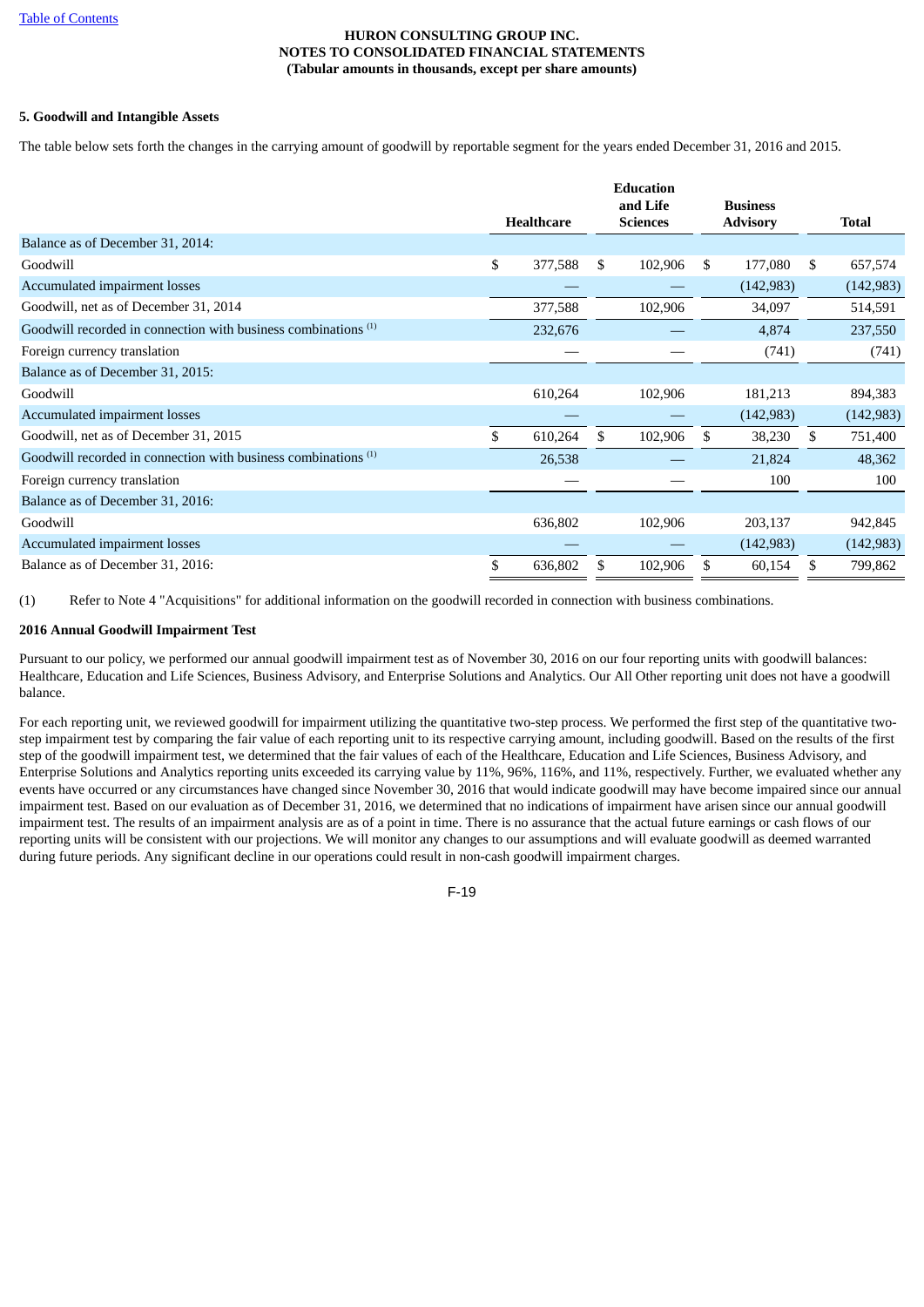HURON CONSULTING GROUP INC.
NOTES TO CONSOLIDATED FINANCIAL STATEMENTS
(Tabular amounts in thousands, except per share amounts)

**5. Goodwill and Intangible Assets**

The table below sets forth the changes in the carrying amount of goodwill by reportable segment for the years ended December 31, 2016 and 2015.

| | Healthcare | Education and Life Sciences | Business Advisory | Total |
|---|---|---|---|---|
| Balance as of December 31, 2014: | | | | |
| Goodwill | $ 377,588 | $ 102,906 | $ 177,080 | $ 657,574 |
| Accumulated impairment losses | — | — | (142,983) | (142,983) |
| Goodwill, net as of December 31, 2014 | 377,588 | 102,906 | 34,097 | 514,591 |
| Goodwill recorded in connection with business combinations (1) | 232,676 | — | 4,874 | 237,550 |
| Foreign currency translation | — | — | (741) | (741) |
| Balance as of December 31, 2015: | | | | |
| Goodwill | 610,264 | 102,906 | 181,213 | 894,383 |
| Accumulated impairment losses | — | — | (142,983) | (142,983) |
| Goodwill, net as of December 31, 2015 | $ 610,264 | $ 102,906 | $ 38,230 | $ 751,400 |
| Goodwill recorded in connection with business combinations (1) | 26,538 | — | 21,824 | 48,362 |
| Foreign currency translation | — | — | 100 | 100 |
| Balance as of December 31, 2016: | | | | |
| Goodwill | 636,802 | 102,906 | 203,137 | 942,845 |
| Accumulated impairment losses | — | — | (142,983) | (142,983) |
| Balance as of December 31, 2016: | $ 636,802 | $ 102,906 | $ 60,154 | $ 799,862 |

(1) Refer to Note 4 "Acquisitions" for additional information on the goodwill recorded in connection with business combinations.

**2016 Annual Goodwill Impairment Test**

Pursuant to our policy, we performed our annual goodwill impairment test as of November 30, 2016 on our four reporting units with goodwill balances: Healthcare, Education and Life Sciences, Business Advisory, and Enterprise Solutions and Analytics. Our All Other reporting unit does not have a goodwill balance.

For each reporting unit, we reviewed goodwill for impairment utilizing the quantitative two-step process. We performed the first step of the quantitative two-step impairment test by comparing the fair value of each reporting unit to its respective carrying amount, including goodwill. Based on the results of the first step of the goodwill impairment test, we determined that the fair values of each of the Healthcare, Education and Life Sciences, Business Advisory, and Enterprise Solutions and Analytics reporting units exceeded its carrying value by 11%, 96%, 116%, and 11%, respectively. Further, we evaluated whether any events have occurred or any circumstances have changed since November 30, 2016 that would indicate goodwill may have become impaired since our annual impairment test. Based on our evaluation as of December 31, 2016, we determined that no indications of impairment have arisen since our annual goodwill impairment test. The results of an impairment analysis are as of a point in time. There is no assurance that the actual future earnings or cash flows of our reporting units will be consistent with our projections. We will monitor any changes to our assumptions and will evaluate goodwill as deemed warranted during future periods. Any significant decline in our operations could result in non-cash goodwill impairment charges.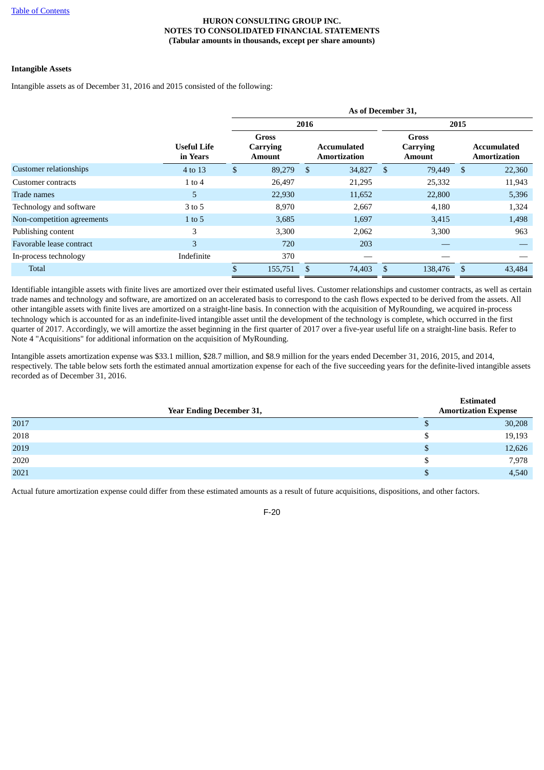HURON CONSULTING GROUP INC.
NOTES TO CONSOLIDATED FINANCIAL STATEMENTS
(Tabular amounts in thousands, except per share amounts)

**Intangible Assets**

Intangible assets as of December 31, 2016 and 2015 consisted of the following:

| | | As of December 31, | | | |
|---|---|---|---|---|---|
| | | 2016 | | 2015 | |
| | Useful Life in Years | Gross Carrying Amount | Accumulated Amortization | Gross Carrying Amount | Accumulated Amortization |
| Customer relationships | 4 to 13 | $ 89,279 | $ 34,827 | $ 79,449 | $ 22,360 |
| Customer contracts | 1 to 4 | 26,497 | 21,295 | 25,332 | 11,943 |
| Trade names | 5 | 22,930 | 11,652 | 22,800 | 5,396 |
| Technology and software | 3 to 5 | 8,970 | 2,667 | 4,180 | 1,324 |
| Non-competition agreements | 1 to 5 | 3,685 | 1,697 | 3,415 | 1,498 |
| Publishing content | 3 | 3,300 | 2,062 | 3,300 | 963 |
| Favorable lease contract | 3 | 720 | 203 | — | — |
| In-process technology | Indefinite | 370 | — | — | — |
| Total | | $ 155,751 | $ 74,403 | $ 138,476 | $ 43,484 |

Identifiable intangible assets with finite lives are amortized over their estimated useful lives. Customer relationships and customer contracts, as well as certain trade names and technology and software, are amortized on an accelerated basis to correspond to the cash flows expected to be derived from the assets. All other intangible assets with finite lives are amortized on a straight-line basis. In connection with the acquisition of MyRounding, we acquired in-process technology which is accounted for as an indefinite-lived intangible asset until the development of the technology is complete, which occurred in the first quarter of 2017. Accordingly, we will amortize the asset beginning in the first quarter of 2017 over a five-year useful life on a straight-line basis. Refer to Note 4 "Acquisitions" for additional information on the acquisition of MyRounding.

Intangible assets amortization expense was $33.1 million, $28.7 million, and $8.9 million for the years ended December 31, 2016, 2015, and 2014, respectively. The table below sets forth the estimated annual amortization expense for each of the five succeeding years for the definite-lived intangible assets recorded as of December 31, 2016.

| Year Ending December 31, | Estimated Amortization Expense |
|---|---|
| 2017 | $ 30,208 |
| 2018 | $ 19,193 |
| 2019 | $ 12,626 |
| 2020 | $ 7,978 |
| 2021 | $ 4,540 |

Actual future amortization expense could differ from these estimated amounts as a result of future acquisitions, dispositions, and other factors.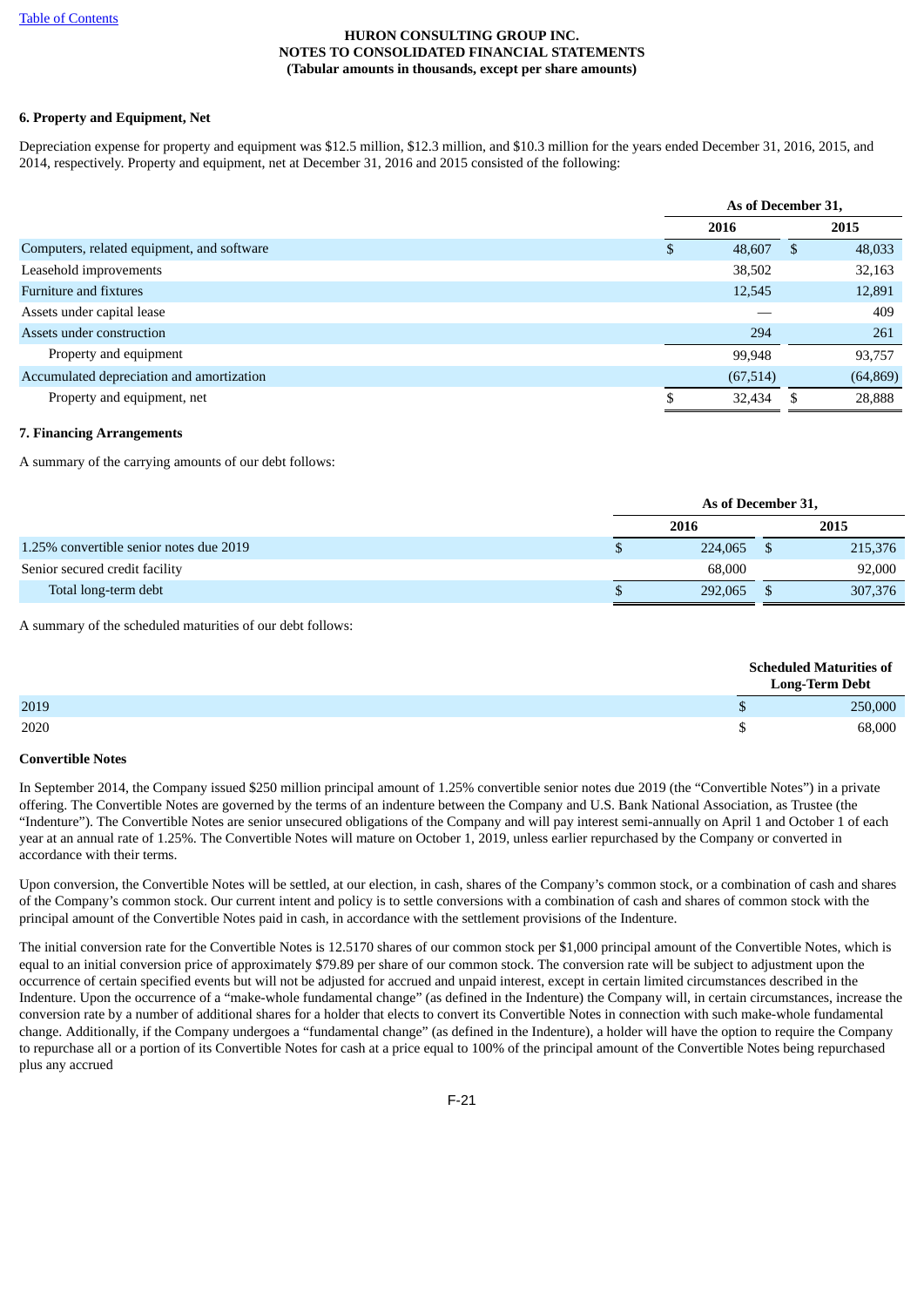HURON CONSULTING GROUP INC.
NOTES TO CONSOLIDATED FINANCIAL STATEMENTS
(Tabular amounts in thousands, except per share amounts)

### 6. Property and Equipment, Net

Depreciation expense for property and equipment was $12.5 million, $12.3 million, and $10.3 million for the years ended December 31, 2016, 2015, and 2014, respectively. Property and equipment, net at December 31, 2016 and 2015 consisted of the following:

| | As of December 31, | |
|---|---|---|
| | 2016 | 2015 |
| Computers, related equipment, and software | $ 48,607 | $ 48,033 |
| Leasehold improvements | 38,502 | 32,163 |
| Furniture and fixtures | 12,545 | 12,891 |
| Assets under capital lease | — | 409 |
| Assets under construction | 294 | 261 |
| Property and equipment | 99,948 | 93,757 |
| Accumulated depreciation and amortization | (67,514) | (64,869) |
| Property and equipment, net | $ 32,434 | $ 28,888 |

### 7. Financing Arrangements

A summary of the carrying amounts of our debt follows:

| | As of December 31, | |
|---|---|---|
| | 2016 | 2015 |
| 1.25% convertible senior notes due 2019 | $ 224,065 | $ 215,376 |
| Senior secured credit facility | 68,000 | 92,000 |
| Total long-term debt | $ 292,065 | $ 307,376 |

A summary of the scheduled maturities of our debt follows:

| | Scheduled Maturities of Long-Term Debt |
|---|---|
| 2019 | $ 250,000 |
| 2020 | $ 68,000 |

**Convertible Notes**

In September 2014, the Company issued $250 million principal amount of 1.25% convertible senior notes due 2019 (the "Convertible Notes") in a private offering. The Convertible Notes are governed by the terms of an indenture between the Company and U.S. Bank National Association, as Trustee (the "Indenture"). The Convertible Notes are senior unsecured obligations of the Company and will pay interest semi-annually on April 1 and October 1 of each year at an annual rate of 1.25%. The Convertible Notes will mature on October 1, 2019, unless earlier repurchased by the Company or converted in accordance with their terms.

Upon conversion, the Convertible Notes will be settled, at our election, in cash, shares of the Company's common stock, or a combination of cash and shares of the Company's common stock. Our current intent and policy is to settle conversions with a combination of cash and shares of common stock with the principal amount of the Convertible Notes paid in cash, in accordance with the settlement provisions of the Indenture.

The initial conversion rate for the Convertible Notes is 12.5170 shares of our common stock per $1,000 principal amount of the Convertible Notes, which is equal to an initial conversion price of approximately $79.89 per share of our common stock. The conversion rate will be subject to adjustment upon the occurrence of certain specified events but will not be adjusted for accrued and unpaid interest, except in certain limited circumstances described in the Indenture. Upon the occurrence of a "make-whole fundamental change" (as defined in the Indenture) the Company will, in certain circumstances, increase the conversion rate by a number of additional shares for a holder that elects to convert its Convertible Notes in connection with such make-whole fundamental change. Additionally, if the Company undergoes a "fundamental change" (as defined in the Indenture), a holder will have the option to require the Company to repurchase all or a portion of its Convertible Notes for cash at a price equal to 100% of the principal amount of the Convertible Notes being repurchased plus any accrued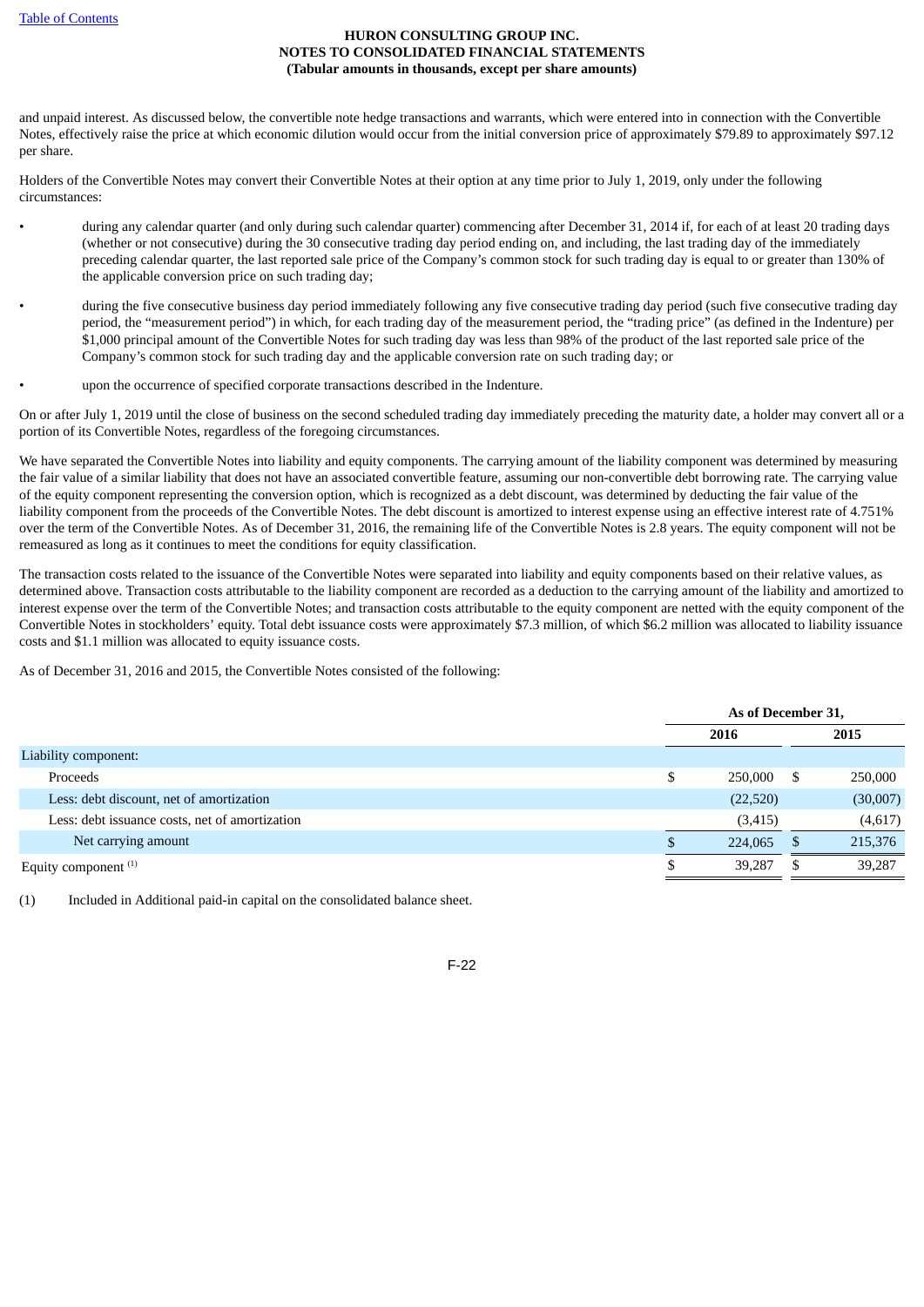and unpaid interest. As discussed below, the convertible note hedge transactions and warrants, which were entered into in connection with the Convertible Notes, effectively raise the price at which economic dilution would occur from the initial conversion price of approximately $79.89 to approximately $97.12 per share.

Holders of the Convertible Notes may convert their Convertible Notes at their option at any time prior to July 1, 2019, only under the following circumstances:

- during any calendar quarter (and only during such calendar quarter) commencing after December 31, 2014 if, for each of at least 20 trading days (whether or not consecutive) during the 30 consecutive trading day period ending on, and including, the last trading day of the immediately preceding calendar quarter, the last reported sale price of the Company's common stock for such trading day is equal to or greater than 130% of the applicable conversion price on such trading day;
- during the five consecutive business day period immediately following any five consecutive trading day period (such five consecutive trading day period, the "measurement period") in which, for each trading day of the measurement period, the "trading price" (as defined in the Indenture) per $1,000 principal amount of the Convertible Notes for such trading day was less than 98% of the product of the last reported sale price of the Company's common stock for such trading day and the applicable conversion rate on such trading day; or
- upon the occurrence of specified corporate transactions described in the Indenture.

On or after July 1, 2019 until the close of business on the second scheduled trading day immediately preceding the maturity date, a holder may convert all or a portion of its Convertible Notes, regardless of the foregoing circumstances.

We have separated the Convertible Notes into liability and equity components. The carrying amount of the liability component was determined by measuring the fair value of a similar liability that does not have an associated convertible feature, assuming our non-convertible debt borrowing rate. The carrying value of the equity component representing the conversion option, which is recognized as a debt discount, was determined by deducting the fair value of the liability component from the proceeds of the Convertible Notes. The debt discount is amortized to interest expense using an effective interest rate of 4.751% over the term of the Convertible Notes. As of December 31, 2016, the remaining life of the Convertible Notes is 2.8 years. The equity component will not be remeasured as long as it continues to meet the conditions for equity classification.

The transaction costs related to the issuance of the Convertible Notes were separated into liability and equity components based on their relative values, as determined above. Transaction costs attributable to the liability component are recorded as a deduction to the carrying amount of the liability and amortized to interest expense over the term of the Convertible Notes; and transaction costs attributable to the equity component are netted with the equity component of the Convertible Notes in stockholders' equity. Total debt issuance costs were approximately $7.3 million, of which $6.2 million was allocated to liability issuance costs and $1.1 million was allocated to equity issuance costs.

As of December 31, 2016 and 2015, the Convertible Notes consisted of the following:

| | As of December 31, | |
|---|---|---|
| | 2016 | 2015 |
| Liability component: | | |
| Proceeds | $ 250,000 | $ 250,000 |
| Less: debt discount, net of amortization | (22,520) | (30,007) |
| Less: debt issuance costs, net of amortization | (3,415) | (4,617) |
| Net carrying amount | $ 224,065 | $ 215,376 |
| Equity component [(1)] | $ 39,287 | $ 39,287 |

(1) Included in Additional paid-in capital on the consolidated balance sheet.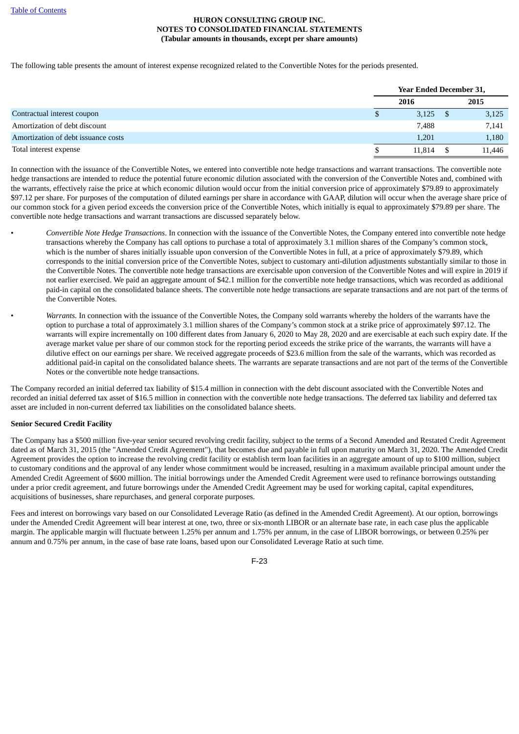The following table presents the amount of interest expense recognized related to the Convertible Notes for the periods presented.

| | Year Ended December 31, | |
|---|---|---|
| | 2016 | 2015 |
| Contractual interest coupon | $ 3,125 | $ 3,125 |
| Amortization of debt discount | 7,488 | 7,141 |
| Amortization of debt issuance costs | 1,201 | 1,180 |
| Total interest expense | $ 11,814 | $ 11,446 |

In connection with the issuance of the Convertible Notes, we entered into convertible note hedge transactions and warrant transactions. The convertible note hedge transactions are intended to reduce the potential future economic dilution associated with the conversion of the Convertible Notes and, combined with the warrants, effectively raise the price at which economic dilution would occur from the initial conversion price of approximately $79.89 to approximately $97.12 per share. For purposes of the computation of diluted earnings per share in accordance with GAAP, dilution will occur when the average share price of our common stock for a given period exceeds the conversion price of the Convertible Notes, which initially is equal to approximately $79.89 per share. The convertible note hedge transactions and warrant transactions are discussed separately below.

- *Convertible Note Hedge Transactions*. In connection with the issuance of the Convertible Notes, the Company entered into convertible note hedge transactions whereby the Company has call options to purchase a total of approximately 3.1 million shares of the Company's common stock, which is the number of shares initially issuable upon conversion of the Convertible Notes in full, at a price of approximately $79.89, which corresponds to the initial conversion price of the Convertible Notes, subject to customary anti-dilution adjustments substantially similar to those in the Convertible Notes. The convertible note hedge transactions are exercisable upon conversion of the Convertible Notes and will expire in 2019 if not earlier exercised. We paid an aggregate amount of $42.1 million for the convertible note hedge transactions, which was recorded as additional paid-in capital on the consolidated balance sheets. The convertible note hedge transactions are separate transactions and are not part of the terms of the Convertible Notes.
- *Warrants.* In connection with the issuance of the Convertible Notes, the Company sold warrants whereby the holders of the warrants have the option to purchase a total of approximately 3.1 million shares of the Company's common stock at a strike price of approximately $97.12. The warrants will expire incrementally on 100 different dates from January 6, 2020 to May 28, 2020 and are exercisable at each such expiry date. If the average market value per share of our common stock for the reporting period exceeds the strike price of the warrants, the warrants will have a dilutive effect on our earnings per share. We received aggregate proceeds of $23.6 million from the sale of the warrants, which was recorded as additional paid-in capital on the consolidated balance sheets. The warrants are separate transactions and are not part of the terms of the Convertible Notes or the convertible note hedge transactions.

The Company recorded an initial deferred tax liability of $15.4 million in connection with the debt discount associated with the Convertible Notes and recorded an initial deferred tax asset of $16.5 million in connection with the convertible note hedge transactions. The deferred tax liability and deferred tax asset are included in non-current deferred tax liabilities on the consolidated balance sheets.

**Senior Secured Credit Facility**

The Company has a $500 million five-year senior secured revolving credit facility, subject to the terms of a Second Amended and Restated Credit Agreement dated as of March 31, 2015 (the "Amended Credit Agreement"), that becomes due and payable in full upon maturity on March 31, 2020. The Amended Credit Agreement provides the option to increase the revolving credit facility or establish term loan facilities in an aggregate amount of up to $100 million, subject to customary conditions and the approval of any lender whose commitment would be increased, resulting in a maximum available principal amount under the Amended Credit Agreement of $600 million. The initial borrowings under the Amended Credit Agreement were used to refinance borrowings outstanding under a prior credit agreement, and future borrowings under the Amended Credit Agreement may be used for working capital, capital expenditures, acquisitions of businesses, share repurchases, and general corporate purposes.

Fees and interest on borrowings vary based on our Consolidated Leverage Ratio (as defined in the Amended Credit Agreement). At our option, borrowings under the Amended Credit Agreement will bear interest at one, two, three or six-month LIBOR or an alternate base rate, in each case plus the applicable margin. The applicable margin will fluctuate between 1.25% per annum and 1.75% per annum, in the case of LIBOR borrowings, or between 0.25% per annum and 0.75% per annum, in the case of base rate loans, based upon our Consolidated Leverage Ratio at such time.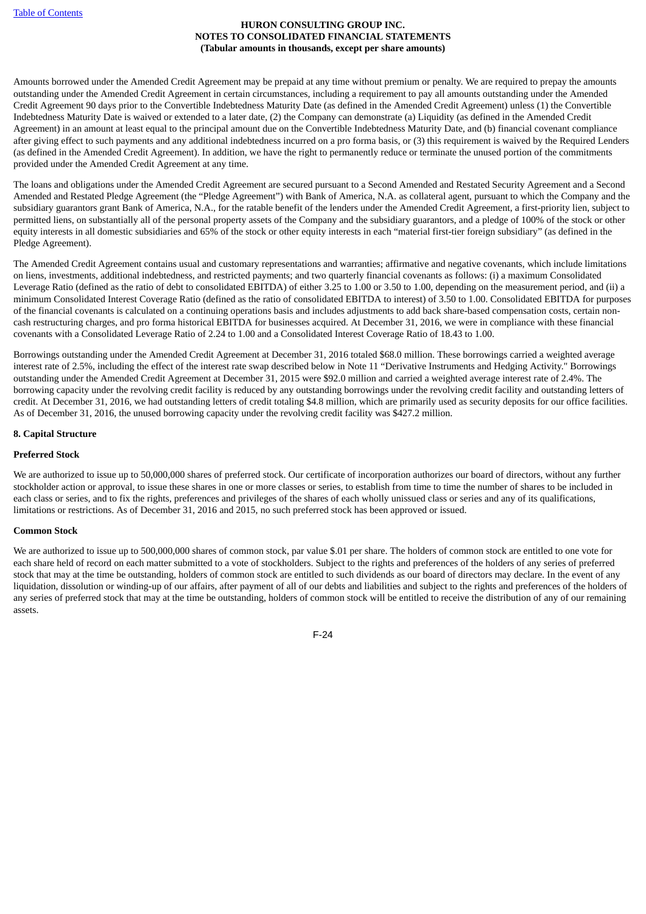Amounts borrowed under the Amended Credit Agreement may be prepaid at any time without premium or penalty. We are required to prepay the amounts outstanding under the Amended Credit Agreement in certain circumstances, including a requirement to pay all amounts outstanding under the Amended Credit Agreement 90 days prior to the Convertible Indebtedness Maturity Date (as defined in the Amended Credit Agreement) unless (1) the Convertible Indebtedness Maturity Date is waived or extended to a later date, (2) the Company can demonstrate (a) Liquidity (as defined in the Amended Credit Agreement) in an amount at least equal to the principal amount due on the Convertible Indebtedness Maturity Date, and (b) financial covenant compliance after giving effect to such payments and any additional indebtedness incurred on a pro forma basis, or (3) this requirement is waived by the Required Lenders (as defined in the Amended Credit Agreement). In addition, we have the right to permanently reduce or terminate the unused portion of the commitments provided under the Amended Credit Agreement at any time.

The loans and obligations under the Amended Credit Agreement are secured pursuant to a Second Amended and Restated Security Agreement and a Second Amended and Restated Pledge Agreement (the "Pledge Agreement") with Bank of America, N.A. as collateral agent, pursuant to which the Company and the subsidiary guarantors grant Bank of America, N.A., for the ratable benefit of the lenders under the Amended Credit Agreement, a first-priority lien, subject to permitted liens, on substantially all of the personal property assets of the Company and the subsidiary guarantors, and a pledge of 100% of the stock or other equity interests in all domestic subsidiaries and 65% of the stock or other equity interests in each "material first-tier foreign subsidiary" (as defined in the Pledge Agreement).

The Amended Credit Agreement contains usual and customary representations and warranties; affirmative and negative covenants, which include limitations on liens, investments, additional indebtedness, and restricted payments; and two quarterly financial covenants as follows: (i) a maximum Consolidated Leverage Ratio (defined as the ratio of debt to consolidated EBITDA) of either 3.25 to 1.00 or 3.50 to 1.00, depending on the measurement period, and (ii) a minimum Consolidated Interest Coverage Ratio (defined as the ratio of consolidated EBITDA to interest) of 3.50 to 1.00. Consolidated EBITDA for purposes of the financial covenants is calculated on a continuing operations basis and includes adjustments to add back share-based compensation costs, certain non-cash restructuring charges, and pro forma historical EBITDA for businesses acquired. At December 31, 2016, we were in compliance with these financial covenants with a Consolidated Leverage Ratio of 2.24 to 1.00 and a Consolidated Interest Coverage Ratio of 18.43 to 1.00.

Borrowings outstanding under the Amended Credit Agreement at December 31, 2016 totaled $68.0 million. These borrowings carried a weighted average interest rate of 2.5%, including the effect of the interest rate swap described below in Note 11 "Derivative Instruments and Hedging Activity." Borrowings outstanding under the Amended Credit Agreement at December 31, 2015 were $92.0 million and carried a weighted average interest rate of 2.4%. The borrowing capacity under the revolving credit facility is reduced by any outstanding borrowings under the revolving credit facility and outstanding letters of credit. At December 31, 2016, we had outstanding letters of credit totaling $4.8 million, which are primarily used as security deposits for our office facilities. As of December 31, 2016, the unused borrowing capacity under the revolving credit facility was $427.2 million.

## 8. Capital Structure

### Preferred Stock

We are authorized to issue up to 50,000,000 shares of preferred stock. Our certificate of incorporation authorizes our board of directors, without any further stockholder action or approval, to issue these shares in one or more classes or series, to establish from time to time the number of shares to be included in each class or series, and to fix the rights, preferences and privileges of the shares of each wholly unissued class or series and any of its qualifications, limitations or restrictions. As of December 31, 2016 and 2015, no such preferred stock has been approved or issued.

### Common Stock

We are authorized to issue up to 500,000,000 shares of common stock, par value $.01 per share. The holders of common stock are entitled to one vote for each share held of record on each matter submitted to a vote of stockholders. Subject to the rights and preferences of the holders of any series of preferred stock that may at the time be outstanding, holders of common stock are entitled to such dividends as our board of directors may declare. In the event of any liquidation, dissolution or winding-up of our affairs, after payment of all of our debts and liabilities and subject to the rights and preferences of the holders of any series of preferred stock that may at the time be outstanding, holders of common stock will be entitled to receive the distribution of any of our remaining assets.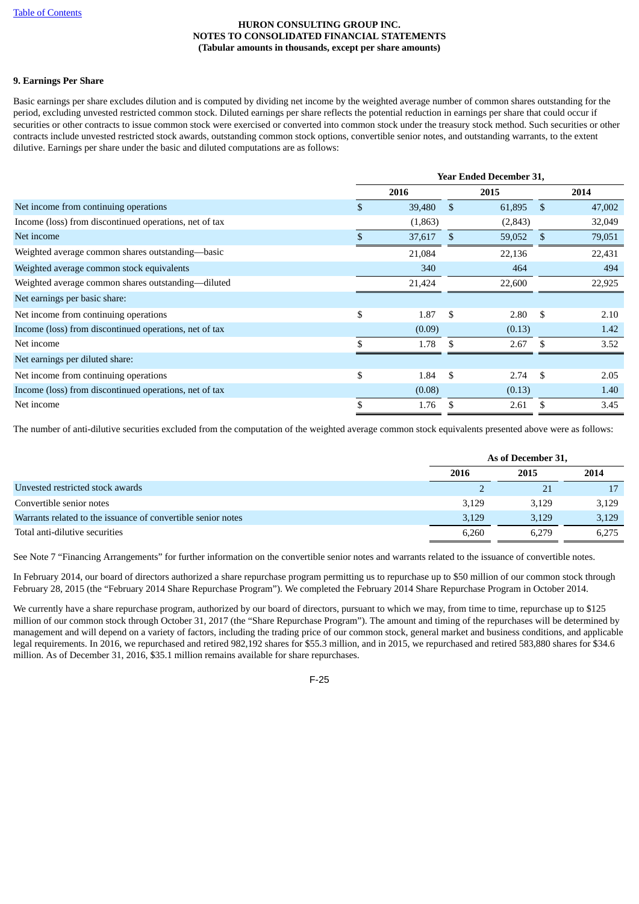**HURON CONSULTING GROUP INC.**
**NOTES TO CONSOLIDATED FINANCIAL STATEMENTS**
**(Tabular amounts in thousands, except per share amounts)**

**9. Earnings Per Share**

Basic earnings per share excludes dilution and is computed by dividing net income by the weighted average number of common shares outstanding for the period, excluding unvested restricted common stock. Diluted earnings per share reflects the potential reduction in earnings per share that could occur if securities or other contracts to issue common stock were exercised or converted into common stock under the treasury stock method. Such securities or other contracts include unvested restricted stock awards, outstanding common stock options, convertible senior notes, and outstanding warrants, to the extent dilutive. Earnings per share under the basic and diluted computations are as follows:

| | Year Ended December 31, | | |
|---|---|---|---|
| | 2016 | 2015 | 2014 |
| Net income from continuing operations | $ 39,480 | $ 61,895 | $ 47,002 |
| Income (loss) from discontinued operations, net of tax | (1,863) | (2,843) | 32,049 |
| Net income | $ 37,617 | $ 59,052 | $ 79,051 |
| Weighted average common shares outstanding—basic | 21,084 | 22,136 | 22,431 |
| Weighted average common stock equivalents | 340 | 464 | 494 |
| Weighted average common shares outstanding—diluted | 21,424 | 22,600 | 22,925 |
| Net earnings per basic share: | | | |
| Net income from continuing operations | $ 1.87 | $ 2.80 | $ 2.10 |
| Income (loss) from discontinued operations, net of tax | (0.09) | (0.13) | 1.42 |
| Net income | $ 1.78 | $ 2.67 | $ 3.52 |
| Net earnings per diluted share: | | | |
| Net income from continuing operations | $ 1.84 | $ 2.74 | $ 2.05 |
| Income (loss) from discontinued operations, net of tax | (0.08) | (0.13) | 1.40 |
| Net income | $ 1.76 | $ 2.61 | $ 3.45 |

The number of anti-dilutive securities excluded from the computation of the weighted average common stock equivalents presented above were as follows:

| | As of December 31, | | |
|---|---|---|---|
| | 2016 | 2015 | 2014 |
| Unvested restricted stock awards | 2 | 21 | 17 |
| Convertible senior notes | 3,129 | 3,129 | 3,129 |
| Warrants related to the issuance of convertible senior notes | 3,129 | 3,129 | 3,129 |
| Total anti-dilutive securities | 6,260 | 6,279 | 6,275 |

See Note 7 "Financing Arrangements" for further information on the convertible senior notes and warrants related to the issuance of convertible notes.

In February 2014, our board of directors authorized a share repurchase program permitting us to repurchase up to $50 million of our common stock through February 28, 2015 (the "February 2014 Share Repurchase Program"). We completed the February 2014 Share Repurchase Program in October 2014.

We currently have a share repurchase program, authorized by our board of directors, pursuant to which we may, from time to time, repurchase up to $125 million of our common stock through October 31, 2017 (the "Share Repurchase Program"). The amount and timing of the repurchases will be determined by management and will depend on a variety of factors, including the trading price of our common stock, general market and business conditions, and applicable legal requirements. In 2016, we repurchased and retired 982,192 shares for $55.3 million, and in 2015, we repurchased and retired 583,880 shares for $34.6 million. As of December 31, 2016, $35.1 million remains available for share repurchases.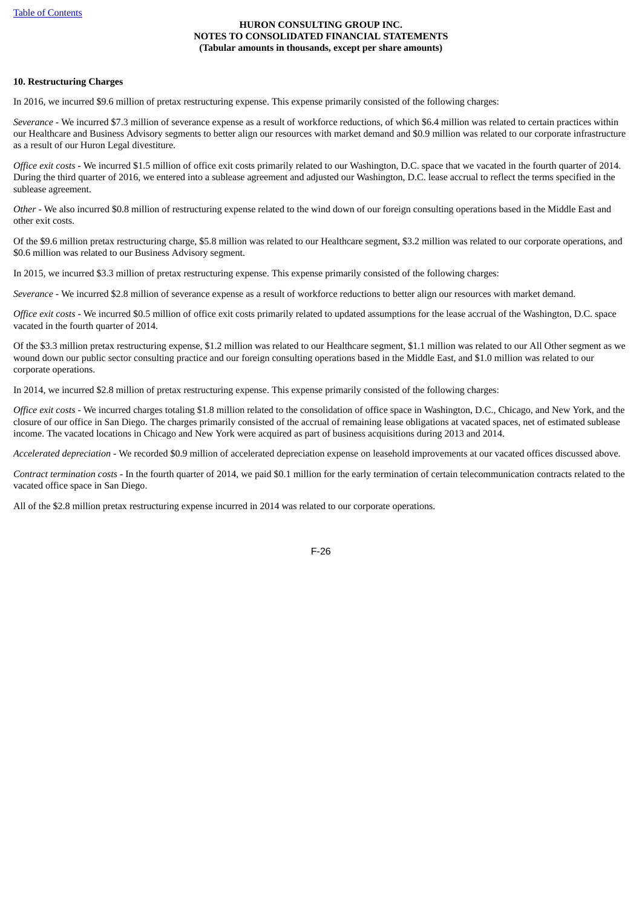## 10. Restructuring Charges

In 2016, we incurred $9.6 million of pretax restructuring expense. This expense primarily consisted of the following charges:

*Severance* - We incurred $7.3 million of severance expense as a result of workforce reductions, of which $6.4 million was related to certain practices within our Healthcare and Business Advisory segments to better align our resources with market demand and $0.9 million was related to our corporate infrastructure as a result of our Huron Legal divestiture.

*Office exit costs* - We incurred $1.5 million of office exit costs primarily related to our Washington, D.C. space that we vacated in the fourth quarter of 2014. During the third quarter of 2016, we entered into a sublease agreement and adjusted our Washington, D.C. lease accrual to reflect the terms specified in the sublease agreement.

*Other* - We also incurred $0.8 million of restructuring expense related to the wind down of our foreign consulting operations based in the Middle East and other exit costs.

Of the $9.6 million pretax restructuring charge, $5.8 million was related to our Healthcare segment, $3.2 million was related to our corporate operations, and $0.6 million was related to our Business Advisory segment.

In 2015, we incurred $3.3 million of pretax restructuring expense. This expense primarily consisted of the following charges:

*Severance* - We incurred $2.8 million of severance expense as a result of workforce reductions to better align our resources with market demand.

*Office exit costs* - We incurred $0.5 million of office exit costs primarily related to updated assumptions for the lease accrual of the Washington, D.C. space vacated in the fourth quarter of 2014.

Of the $3.3 million pretax restructuring expense, $1.2 million was related to our Healthcare segment, $1.1 million was related to our All Other segment as we wound down our public sector consulting practice and our foreign consulting operations based in the Middle East, and $1.0 million was related to our corporate operations.

In 2014, we incurred $2.8 million of pretax restructuring expense. This expense primarily consisted of the following charges:

*Office exit costs* - We incurred charges totaling $1.8 million related to the consolidation of office space in Washington, D.C., Chicago, and New York, and the closure of our office in San Diego. The charges primarily consisted of the accrual of remaining lease obligations at vacated spaces, net of estimated sublease income. The vacated locations in Chicago and New York were acquired as part of business acquisitions during 2013 and 2014.

*Accelerated depreciation* - We recorded $0.9 million of accelerated depreciation expense on leasehold improvements at our vacated offices discussed above.

*Contract termination costs* - In the fourth quarter of 2014, we paid $0.1 million for the early termination of certain telecommunication contracts related to the vacated office space in San Diego.

All of the $2.8 million pretax restructuring expense incurred in 2014 was related to our corporate operations.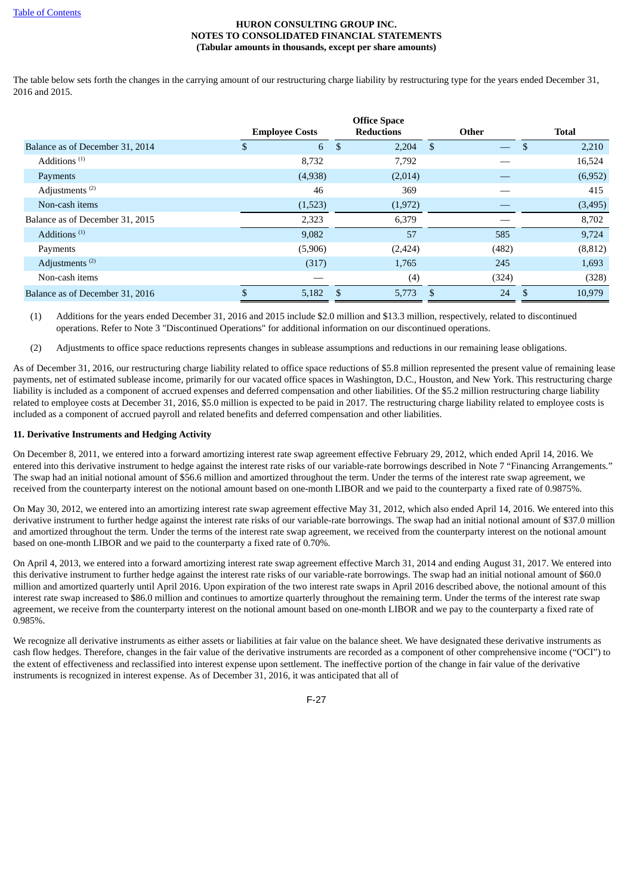The table below sets forth the changes in the carrying amount of our restructuring charge liability by restructuring type for the years ended December 31, 2016 and 2015.

| | Employee Costs | Office Space Reductions | Other | Total |
|---|---|---|---|---|
| Balance as of December 31, 2014 | $ 6 | $ 2,204 | $ — | $ 2,210 |
| Additions [(1)] | 8,732 | 7,792 | — | 16,524 |
| Payments | (4,938) | (2,014) | — | (6,952) |
| Adjustments [(2)] | 46 | 369 | — | 415 |
| Non-cash items | (1,523) | (1,972) | — | (3,495) |
| Balance as of December 31, 2015 | 2,323 | 6,379 | — | 8,702 |
| Additions [(1)] | 9,082 | 57 | 585 | 9,724 |
| Payments | (5,906) | (2,424) | (482) | (8,812) |
| Adjustments [(2)] | (317) | 1,765 | 245 | 1,693 |
| Non-cash items | — | (4) | (324) | (328) |
| Balance as of December 31, 2016 | $ 5,182 | $ 5,773 | $ 24 | $ 10,979 |

(1) Additions for the years ended December 31, 2016 and 2015 include $2.0 million and $13.3 million, respectively, related to discontinued operations. Refer to Note 3 "Discontinued Operations" for additional information on our discontinued operations.

(2) Adjustments to office space reductions represents changes in sublease assumptions and reductions in our remaining lease obligations.

As of December 31, 2016, our restructuring charge liability related to office space reductions of $5.8 million represented the present value of remaining lease payments, net of estimated sublease income, primarily for our vacated office spaces in Washington, D.C., Houston, and New York. This restructuring charge liability is included as a component of accrued expenses and deferred compensation and other liabilities. Of the $5.2 million restructuring charge liability related to employee costs at December 31, 2016, $5.0 million is expected to be paid in 2017. The restructuring charge liability related to employee costs is included as a component of accrued payroll and related benefits and deferred compensation and other liabilities.

## 11. Derivative Instruments and Hedging Activity

On December 8, 2011, we entered into a forward amortizing interest rate swap agreement effective February 29, 2012, which ended April 14, 2016. We entered into this derivative instrument to hedge against the interest rate risks of our variable-rate borrowings described in Note 7 "Financing Arrangements." The swap had an initial notional amount of $56.6 million and amortized throughout the term. Under the terms of the interest rate swap agreement, we received from the counterparty interest on the notional amount based on one-month LIBOR and we paid to the counterparty a fixed rate of 0.9875%.

On May 30, 2012, we entered into an amortizing interest rate swap agreement effective May 31, 2012, which also ended April 14, 2016. We entered into this derivative instrument to further hedge against the interest rate risks of our variable-rate borrowings. The swap had an initial notional amount of $37.0 million and amortized throughout the term. Under the terms of the interest rate swap agreement, we received from the counterparty interest on the notional amount based on one-month LIBOR and we paid to the counterparty a fixed rate of 0.70%.

On April 4, 2013, we entered into a forward amortizing interest rate swap agreement effective March 31, 2014 and ending August 31, 2017. We entered into this derivative instrument to further hedge against the interest rate risks of our variable-rate borrowings. The swap had an initial notional amount of $60.0 million and amortized quarterly until April 2016. Upon expiration of the two interest rate swaps in April 2016 described above, the notional amount of this interest rate swap increased to $86.0 million and continues to amortize quarterly throughout the remaining term. Under the terms of the interest rate swap agreement, we receive from the counterparty interest on the notional amount based on one-month LIBOR and we pay to the counterparty a fixed rate of 0.985%.

We recognize all derivative instruments as either assets or liabilities at fair value on the balance sheet. We have designated these derivative instruments as cash flow hedges. Therefore, changes in the fair value of the derivative instruments are recorded as a component of other comprehensive income ("OCI") to the extent of effectiveness and reclassified into interest expense upon settlement. The ineffective portion of the change in fair value of the derivative instruments is recognized in interest expense. As of December 31, 2016, it was anticipated that all of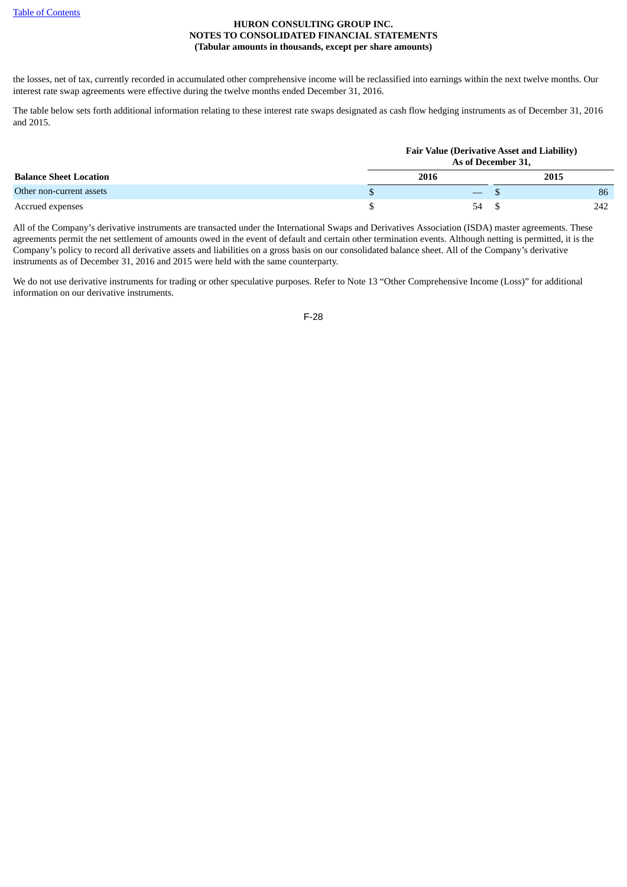the losses, net of tax, currently recorded in accumulated other comprehensive income will be reclassified into earnings within the next twelve months. Our interest rate swap agreements were effective during the twelve months ended December 31, 2016.

The table below sets forth additional information relating to these interest rate swaps designated as cash flow hedging instruments as of December 31, 2016 and 2015.

| | Fair Value (Derivative Asset and Liability) As of December 31, | |
|---|---|---|
| **Balance Sheet Location** | **2016** | **2015** |
| Other non-current assets | $ — | $ 86 |
| Accrued expenses | $ 54 | $ 242 |

All of the Company's derivative instruments are transacted under the International Swaps and Derivatives Association (ISDA) master agreements. These agreements permit the net settlement of amounts owed in the event of default and certain other termination events. Although netting is permitted, it is the Company's policy to record all derivative assets and liabilities on a gross basis on our consolidated balance sheet. All of the Company's derivative instruments as of December 31, 2016 and 2015 were held with the same counterparty.

We do not use derivative instruments for trading or other speculative purposes. Refer to Note 13 "Other Comprehensive Income (Loss)" for additional information on our derivative instruments.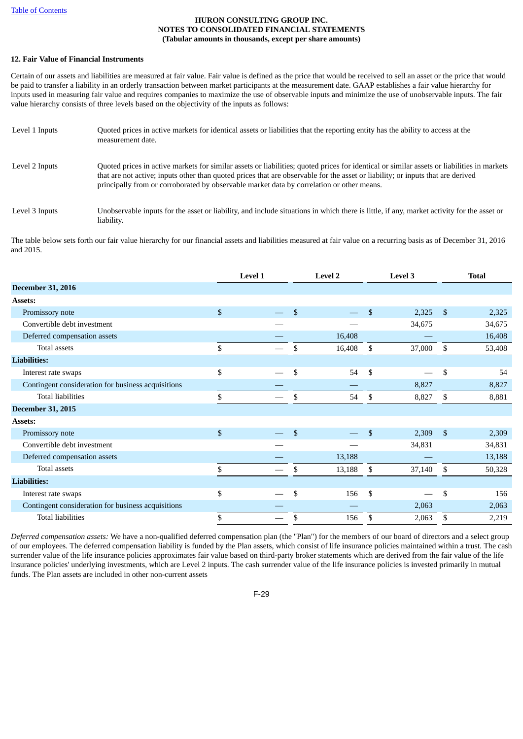**HURON CONSULTING GROUP INC.**
**NOTES TO CONSOLIDATED FINANCIAL STATEMENTS**
**(Tabular amounts in thousands, except per share amounts)**

### 12. Fair Value of Financial Instruments

Certain of our assets and liabilities are measured at fair value. Fair value is defined as the price that would be received to sell an asset or the price that would be paid to transfer a liability in an orderly transaction between market participants at the measurement date. GAAP establishes a fair value hierarchy for inputs used in measuring fair value and requires companies to maximize the use of observable inputs and minimize the use of unobservable inputs. The fair value hierarchy consists of three levels based on the objectivity of the inputs as follows:

| | |
|---|---|
| Level 1 Inputs | Quoted prices in active markets for identical assets or liabilities that the reporting entity has the ability to access at the measurement date. |
| Level 2 Inputs | Quoted prices in active markets for similar assets or liabilities; quoted prices for identical or similar assets or liabilities in markets that are not active; inputs other than quoted prices that are observable for the asset or liability; or inputs that are derived principally from or corroborated by observable market data by correlation or other means. |
| Level 3 Inputs | Unobservable inputs for the asset or liability, and include situations in which there is little, if any, market activity for the asset or liability. |

The table below sets forth our fair value hierarchy for our financial assets and liabilities measured at fair value on a recurring basis as of December 31, 2016 and 2015.

| | Level 1 | Level 2 | Level 3 | Total |
|---|---|---|---|---|
| **December 31, 2016** | | | | |
| **Assets:** | | | | |
| Promissory note | $ — | $ — | $ 2,325 | $ 2,325 |
| Convertible debt investment | — | — | 34,675 | 34,675 |
| Deferred compensation assets | — | 16,408 | — | 16,408 |
| Total assets | $ — | $ 16,408 | $ 37,000 | $ 53,408 |
| **Liabilities:** | | | | |
| Interest rate swaps | $ — | $ 54 | $ — | $ 54 |
| Contingent consideration for business acquisitions | — | — | 8,827 | 8,827 |
| Total liabilities | $ — | $ 54 | $ 8,827 | $ 8,881 |
| **December 31, 2015** | | | | |
| **Assets:** | | | | |
| Promissory note | $ — | $ — | $ 2,309 | $ 2,309 |
| Convertible debt investment | — | — | 34,831 | 34,831 |
| Deferred compensation assets | — | 13,188 | — | 13,188 |
| Total assets | $ — | $ 13,188 | $ 37,140 | $ 50,328 |
| **Liabilities:** | | | | |
| Interest rate swaps | $ — | $ 156 | $ — | $ 156 |
| Contingent consideration for business acquisitions | — | — | 2,063 | 2,063 |
| Total liabilities | $ — | $ 156 | $ 2,063 | $ 2,219 |

*Deferred compensation assets:* We have a non-qualified deferred compensation plan (the "Plan") for the members of our board of directors and a select group of our employees. The deferred compensation liability is funded by the Plan assets, which consist of life insurance policies maintained within a trust. The cash surrender value of the life insurance policies approximates fair value based on third-party broker statements which are derived from the fair value of the life insurance policies' underlying investments, which are Level 2 inputs. The cash surrender value of the life insurance policies is invested primarily in mutual funds. The Plan assets are included in other non-current assets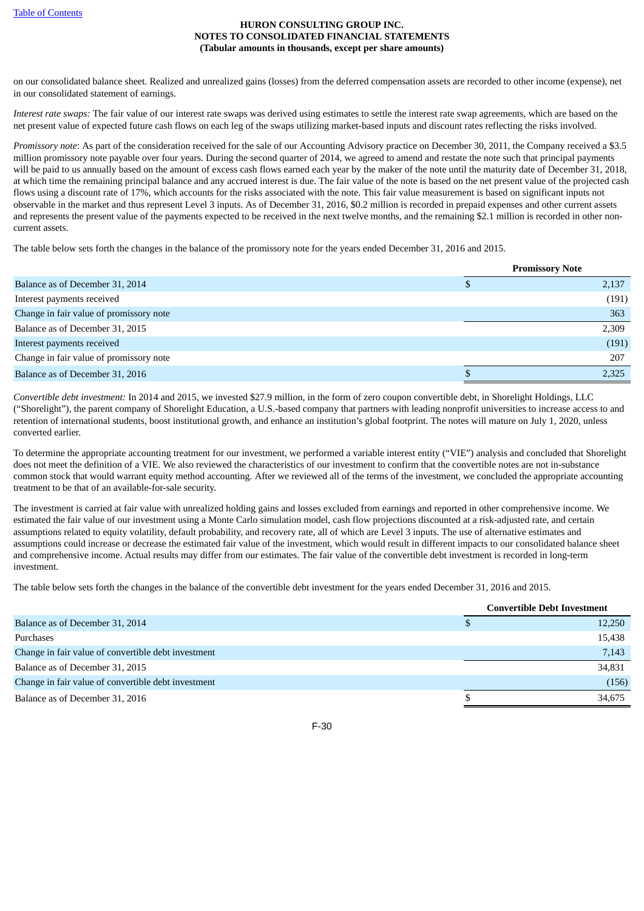on our consolidated balance sheet. Realized and unrealized gains (losses) from the deferred compensation assets are recorded to other income (expense), net in our consolidated statement of earnings.

*Interest rate swaps:* The fair value of our interest rate swaps was derived using estimates to settle the interest rate swap agreements, which are based on the net present value of expected future cash flows on each leg of the swaps utilizing market-based inputs and discount rates reflecting the risks involved.

*Promissory note*: As part of the consideration received for the sale of our Accounting Advisory practice on December 30, 2011, the Company received a $3.5 million promissory note payable over four years. During the second quarter of 2014, we agreed to amend and restate the note such that principal payments will be paid to us annually based on the amount of excess cash flows earned each year by the maker of the note until the maturity date of December 31, 2018, at which time the remaining principal balance and any accrued interest is due. The fair value of the note is based on the net present value of the projected cash flows using a discount rate of 17%, which accounts for the risks associated with the note. This fair value measurement is based on significant inputs not observable in the market and thus represent Level 3 inputs. As of December 31, 2016, $0.2 million is recorded in prepaid expenses and other current assets and represents the present value of the payments expected to be received in the next twelve months, and the remaining $2.1 million is recorded in other non-current assets.

The table below sets forth the changes in the balance of the promissory note for the years ended December 31, 2016 and 2015.

| | Promissory Note |
|---|---|
| Balance as of December 31, 2014 | $ 2,137 |
| Interest payments received | (191) |
| Change in fair value of promissory note | 363 |
| Balance as of December 31, 2015 | 2,309 |
| Interest payments received | (191) |
| Change in fair value of promissory note | 207 |
| Balance as of December 31, 2016 | $ 2,325 |

*Convertible debt investment:* In 2014 and 2015, we invested $27.9 million, in the form of zero coupon convertible debt, in Shorelight Holdings, LLC ("Shorelight"), the parent company of Shorelight Education, a U.S.-based company that partners with leading nonprofit universities to increase access to and retention of international students, boost institutional growth, and enhance an institution's global footprint. The notes will mature on July 1, 2020, unless converted earlier.

To determine the appropriate accounting treatment for our investment, we performed a variable interest entity ("VIE") analysis and concluded that Shorelight does not meet the definition of a VIE. We also reviewed the characteristics of our investment to confirm that the convertible notes are not in-substance common stock that would warrant equity method accounting. After we reviewed all of the terms of the investment, we concluded the appropriate accounting treatment to be that of an available-for-sale security.

The investment is carried at fair value with unrealized holding gains and losses excluded from earnings and reported in other comprehensive income. We estimated the fair value of our investment using a Monte Carlo simulation model, cash flow projections discounted at a risk-adjusted rate, and certain assumptions related to equity volatility, default probability, and recovery rate, all of which are Level 3 inputs. The use of alternative estimates and assumptions could increase or decrease the estimated fair value of the investment, which would result in different impacts to our consolidated balance sheet and comprehensive income. Actual results may differ from our estimates. The fair value of the convertible debt investment is recorded in long-term investment.

The table below sets forth the changes in the balance of the convertible debt investment for the years ended December 31, 2016 and 2015.

| | Convertible Debt Investment |
|---|---|
| Balance as of December 31, 2014 | $ 12,250 |
| Purchases | 15,438 |
| Change in fair value of convertible debt investment | 7,143 |
| Balance as of December 31, 2015 | 34,831 |
| Change in fair value of convertible debt investment | (156) |
| Balance as of December 31, 2016 | $ 34,675 |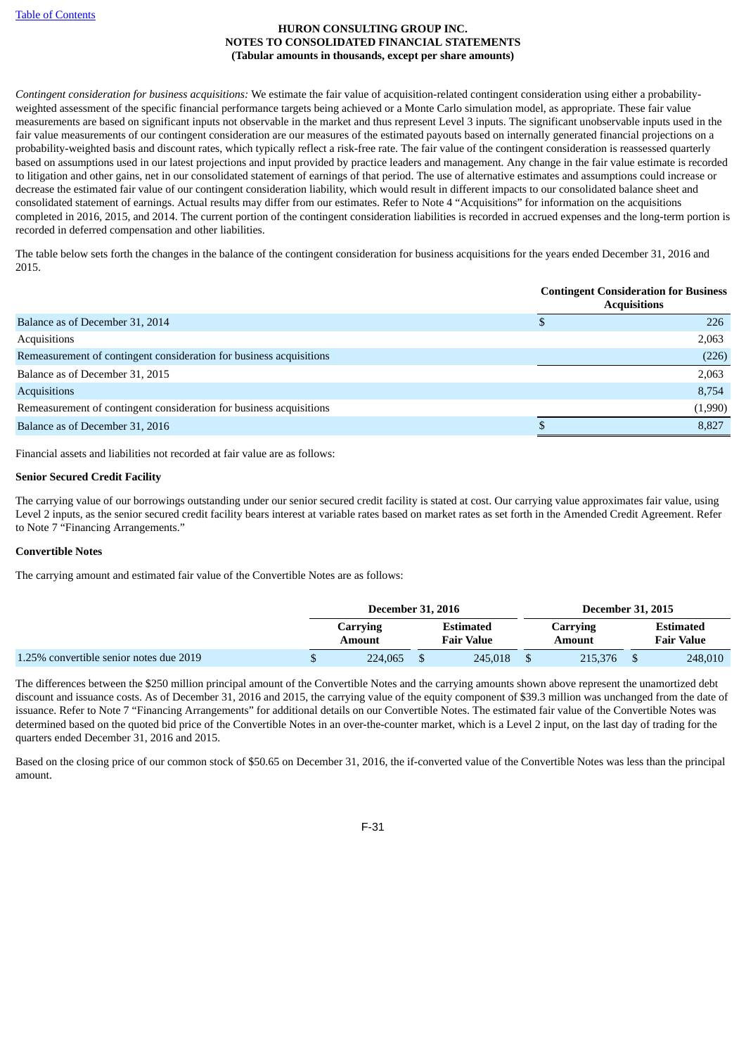*Contingent consideration for business acquisitions:* We estimate the fair value of acquisition-related contingent consideration using either a probability-weighted assessment of the specific financial performance targets being achieved or a Monte Carlo simulation model, as appropriate. These fair value measurements are based on significant inputs not observable in the market and thus represent Level 3 inputs. The significant unobservable inputs used in the fair value measurements of our contingent consideration are our measures of the estimated payouts based on internally generated financial projections on a probability-weighted basis and discount rates, which typically reflect a risk-free rate. The fair value of the contingent consideration is reassessed quarterly based on assumptions used in our latest projections and input provided by practice leaders and management. Any change in the fair value estimate is recorded to litigation and other gains, net in our consolidated statement of earnings of that period. The use of alternative estimates and assumptions could increase or decrease the estimated fair value of our contingent consideration liability, which would result in different impacts to our consolidated balance sheet and consolidated statement of earnings. Actual results may differ from our estimates. Refer to Note 4 "Acquisitions" for information on the acquisitions completed in 2016, 2015, and 2014. The current portion of the contingent consideration liabilities is recorded in accrued expenses and the long-term portion is recorded in deferred compensation and other liabilities.

The table below sets forth the changes in the balance of the contingent consideration for business acquisitions for the years ended December 31, 2016 and 2015.

| | Contingent Consideration for Business Acquisitions |
|---|---|
| Balance as of December 31, 2014 | $ 226 |
| Acquisitions | 2,063 |
| Remeasurement of contingent consideration for business acquisitions | (226) |
| Balance as of December 31, 2015 | 2,063 |
| Acquisitions | 8,754 |
| Remeasurement of contingent consideration for business acquisitions | (1,990) |
| Balance as of December 31, 2016 | $ 8,827 |

Financial assets and liabilities not recorded at fair value are as follows:

**Senior Secured Credit Facility**

The carrying value of our borrowings outstanding under our senior secured credit facility is stated at cost. Our carrying value approximates fair value, using Level 2 inputs, as the senior secured credit facility bears interest at variable rates based on market rates as set forth in the Amended Credit Agreement. Refer to Note 7 "Financing Arrangements."

**Convertible Notes**

The carrying amount and estimated fair value of the Convertible Notes are as follows:

| | December 31, 2016 | | December 31, 2015 | |
|---|---|---|---|---|
| | Carrying Amount | Estimated Fair Value | Carrying Amount | Estimated Fair Value |
| 1.25% convertible senior notes due 2019 | $ 224,065 | $ 245,018 | $ 215,376 | $ 248,010 |

The differences between the $250 million principal amount of the Convertible Notes and the carrying amounts shown above represent the unamortized debt discount and issuance costs. As of December 31, 2016 and 2015, the carrying value of the equity component of $39.3 million was unchanged from the date of issuance. Refer to Note 7 "Financing Arrangements" for additional details on our Convertible Notes. The estimated fair value of the Convertible Notes was determined based on the quoted bid price of the Convertible Notes in an over-the-counter market, which is a Level 2 input, on the last day of trading for the quarters ended December 31, 2016 and 2015.

Based on the closing price of our common stock of $50.65 on December 31, 2016, the if-converted value of the Convertible Notes was less than the principal amount.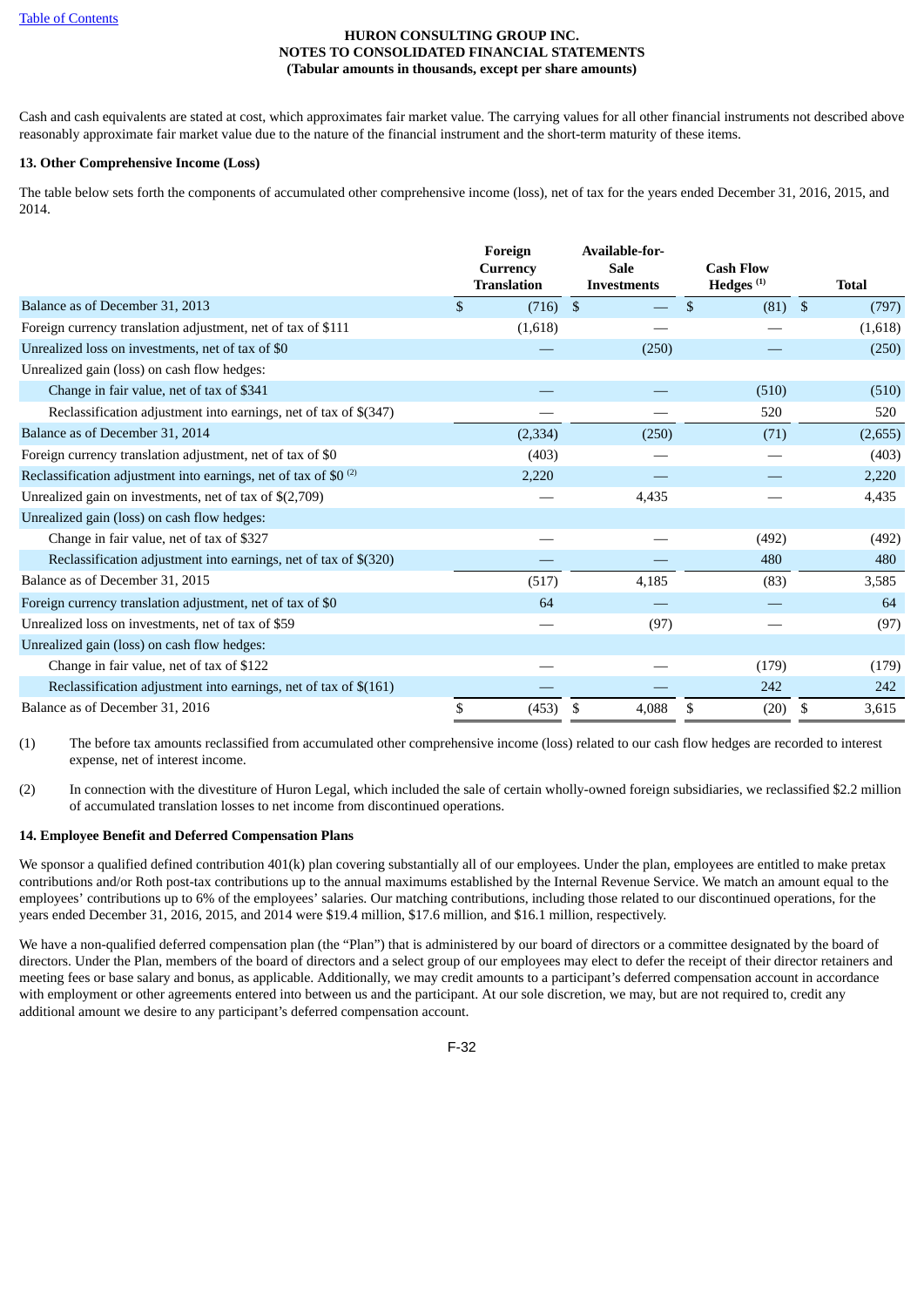HURON CONSULTING GROUP INC.
NOTES TO CONSOLIDATED FINANCIAL STATEMENTS
(Tabular amounts in thousands, except per share amounts)

Cash and cash equivalents are stated at cost, which approximates fair market value. The carrying values for all other financial instruments not described above reasonably approximate fair market value due to the nature of the financial instrument and the short-term maturity of these items.

**13. Other Comprehensive Income (Loss)**

The table below sets forth the components of accumulated other comprehensive income (loss), net of tax for the years ended December 31, 2016, 2015, and 2014.

| | Foreign Currency Translation | Available-for-Sale Investments | Cash Flow Hedges [1] | Total |
|---|---|---|---|---|
| Balance as of December 31, 2013 | $ (716) | $ — | $ (81) | $ (797) |
| Foreign currency translation adjustment, net of tax of $111 | (1,618) | — | — | (1,618) |
| Unrealized loss on investments, net of tax of $0 | — | (250) | — | (250) |
| Unrealized gain (loss) on cash flow hedges: | | | | |
| Change in fair value, net of tax of $341 | — | — | (510) | (510) |
| Reclassification adjustment into earnings, net of tax of $(347) | — | — | 520 | 520 |
| Balance as of December 31, 2014 | (2,334) | (250) | (71) | (2,655) |
| Foreign currency translation adjustment, net of tax of $0 | (403) | — | — | (403) |
| Reclassification adjustment into earnings, net of tax of $0 [2] | 2,220 | — | — | 2,220 |
| Unrealized gain on investments, net of tax of $(2,709) | — | 4,435 | — | 4,435 |
| Unrealized gain (loss) on cash flow hedges: | | | | |
| Change in fair value, net of tax of $327 | — | — | (492) | (492) |
| Reclassification adjustment into earnings, net of tax of $(320) | — | — | 480 | 480 |
| Balance as of December 31, 2015 | (517) | 4,185 | (83) | 3,585 |
| Foreign currency translation adjustment, net of tax of $0 | 64 | — | — | 64 |
| Unrealized loss on investments, net of tax of $59 | — | (97) | — | (97) |
| Unrealized gain (loss) on cash flow hedges: | | | | |
| Change in fair value, net of tax of $122 | — | — | (179) | (179) |
| Reclassification adjustment into earnings, net of tax of $(161) | — | — | 242 | 242 |
| Balance as of December 31, 2016 | $ (453) | $ 4,088 | $ (20) | $ 3,615 |

(1) The before tax amounts reclassified from accumulated other comprehensive income (loss) related to our cash flow hedges are recorded to interest expense, net of interest income.

(2) In connection with the divestiture of Huron Legal, which included the sale of certain wholly-owned foreign subsidiaries, we reclassified $2.2 million of accumulated translation losses to net income from discontinued operations.

**14. Employee Benefit and Deferred Compensation Plans**

We sponsor a qualified defined contribution 401(k) plan covering substantially all of our employees. Under the plan, employees are entitled to make pretax contributions and/or Roth post-tax contributions up to the annual maximums established by the Internal Revenue Service. We match an amount equal to the employees' contributions up to 6% of the employees' salaries. Our matching contributions, including those related to our discontinued operations, for the years ended December 31, 2016, 2015, and 2014 were $19.4 million, $17.6 million, and $16.1 million, respectively.

We have a non-qualified deferred compensation plan (the "Plan") that is administered by our board of directors or a committee designated by the board of directors. Under the Plan, members of the board of directors and a select group of our employees may elect to defer the receipt of their director retainers and meeting fees or base salary and bonus, as applicable. Additionally, we may credit amounts to a participant's deferred compensation account in accordance with employment or other agreements entered into between us and the participant. At our sole discretion, we may, but are not required to, credit any additional amount we desire to any participant's deferred compensation account.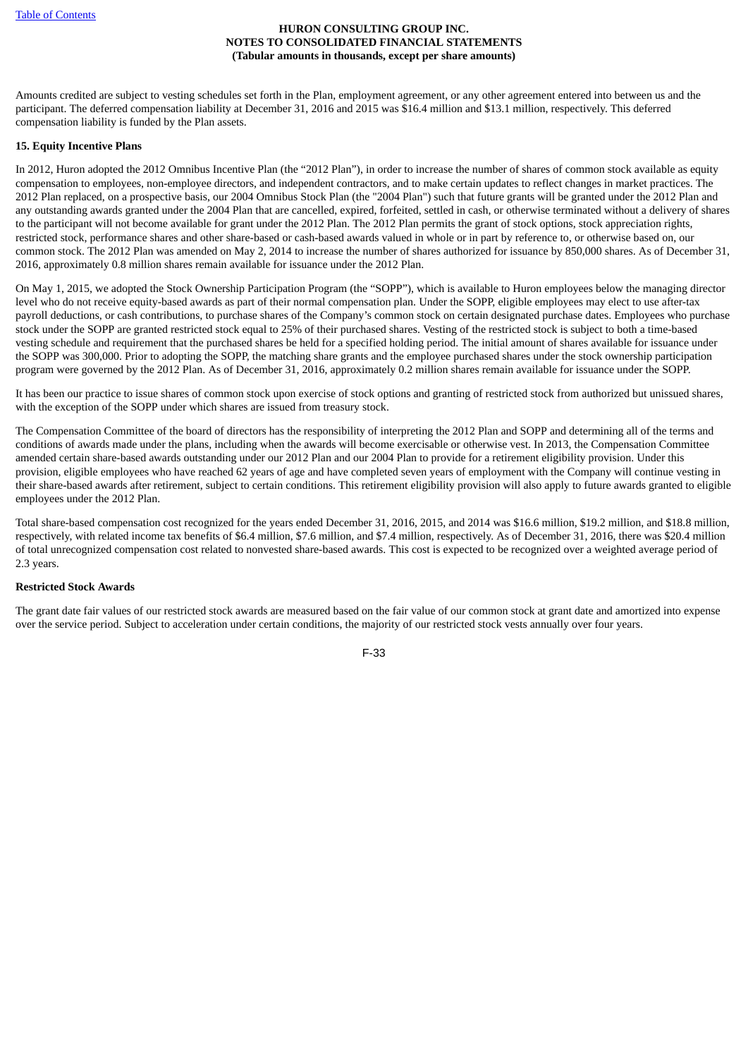Amounts credited are subject to vesting schedules set forth in the Plan, employment agreement, or any other agreement entered into between us and the participant. The deferred compensation liability at December 31, 2016 and 2015 was $16.4 million and $13.1 million, respectively. This deferred compensation liability is funded by the Plan assets.

**15. Equity Incentive Plans**

In 2012, Huron adopted the 2012 Omnibus Incentive Plan (the "2012 Plan"), in order to increase the number of shares of common stock available as equity compensation to employees, non-employee directors, and independent contractors, and to make certain updates to reflect changes in market practices. The 2012 Plan replaced, on a prospective basis, our 2004 Omnibus Stock Plan (the "2004 Plan") such that future grants will be granted under the 2012 Plan and any outstanding awards granted under the 2004 Plan that are cancelled, expired, forfeited, settled in cash, or otherwise terminated without a delivery of shares to the participant will not become available for grant under the 2012 Plan. The 2012 Plan permits the grant of stock options, stock appreciation rights, restricted stock, performance shares and other share-based or cash-based awards valued in whole or in part by reference to, or otherwise based on, our common stock. The 2012 Plan was amended on May 2, 2014 to increase the number of shares authorized for issuance by 850,000 shares. As of December 31, 2016, approximately 0.8 million shares remain available for issuance under the 2012 Plan.

On May 1, 2015, we adopted the Stock Ownership Participation Program (the "SOPP"), which is available to Huron employees below the managing director level who do not receive equity-based awards as part of their normal compensation plan. Under the SOPP, eligible employees may elect to use after-tax payroll deductions, or cash contributions, to purchase shares of the Company's common stock on certain designated purchase dates. Employees who purchase stock under the SOPP are granted restricted stock equal to 25% of their purchased shares. Vesting of the restricted stock is subject to both a time-based vesting schedule and requirement that the purchased shares be held for a specified holding period. The initial amount of shares available for issuance under the SOPP was 300,000. Prior to adopting the SOPP, the matching share grants and the employee purchased shares under the stock ownership participation program were governed by the 2012 Plan. As of December 31, 2016, approximately 0.2 million shares remain available for issuance under the SOPP.

It has been our practice to issue shares of common stock upon exercise of stock options and granting of restricted stock from authorized but unissued shares, with the exception of the SOPP under which shares are issued from treasury stock.

The Compensation Committee of the board of directors has the responsibility of interpreting the 2012 Plan and SOPP and determining all of the terms and conditions of awards made under the plans, including when the awards will become exercisable or otherwise vest. In 2013, the Compensation Committee amended certain share-based awards outstanding under our 2012 Plan and our 2004 Plan to provide for a retirement eligibility provision. Under this provision, eligible employees who have reached 62 years of age and have completed seven years of employment with the Company will continue vesting in their share-based awards after retirement, subject to certain conditions. This retirement eligibility provision will also apply to future awards granted to eligible employees under the 2012 Plan.

Total share-based compensation cost recognized for the years ended December 31, 2016, 2015, and 2014 was $16.6 million, $19.2 million, and $18.8 million, respectively, with related income tax benefits of $6.4 million, $7.6 million, and $7.4 million, respectively. As of December 31, 2016, there was $20.4 million of total unrecognized compensation cost related to nonvested share-based awards. This cost is expected to be recognized over a weighted average period of 2.3 years.

**Restricted Stock Awards**

The grant date fair values of our restricted stock awards are measured based on the fair value of our common stock at grant date and amortized into expense over the service period. Subject to acceleration under certain conditions, the majority of our restricted stock vests annually over four years.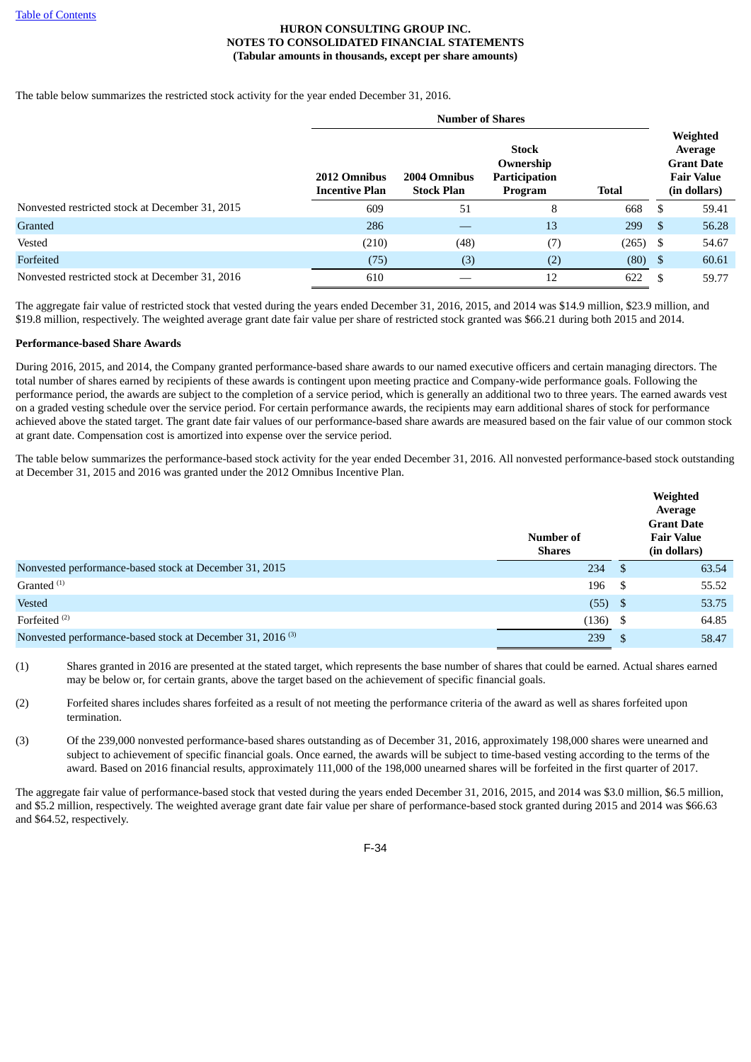The table below summarizes the restricted stock activity for the year ended December 31, 2016.

| | Number of Shares | | | | |
|---|---|---|---|---|---|
| | 2012 Omnibus Incentive Plan | 2004 Omnibus Stock Plan | Stock Ownership Participation Program | Total | Weighted Average Grant Date Fair Value (in dollars) |
| Nonvested restricted stock at December 31, 2015 | 609 | 51 | 8 | 668 | $ 59.41 |
| Granted | 286 | — | 13 | 299 | $ 56.28 |
| Vested | (210) | (48) | (7) | (265) | $ 54.67 |
| Forfeited | (75) | (3) | (2) | (80) | $ 60.61 |
| Nonvested restricted stock at December 31, 2016 | 610 | — | 12 | 622 | $ 59.77 |

The aggregate fair value of restricted stock that vested during the years ended December 31, 2016, 2015, and 2014 was $14.9 million, $23.9 million, and $19.8 million, respectively. The weighted average grant date fair value per share of restricted stock granted was $66.21 during both 2015 and 2014.

**Performance-based Share Awards**

During 2016, 2015, and 2014, the Company granted performance-based share awards to our named executive officers and certain managing directors. The total number of shares earned by recipients of these awards is contingent upon meeting practice and Company-wide performance goals. Following the performance period, the awards are subject to the completion of a service period, which is generally an additional two to three years. The earned awards vest on a graded vesting schedule over the service period. For certain performance awards, the recipients may earn additional shares of stock for performance achieved above the stated target. The grant date fair values of our performance-based share awards are measured based on the fair value of our common stock at grant date. Compensation cost is amortized into expense over the service period.

The table below summarizes the performance-based stock activity for the year ended December 31, 2016. All nonvested performance-based stock outstanding at December 31, 2015 and 2016 was granted under the 2012 Omnibus Incentive Plan.

| | Number of Shares | Weighted Average Grant Date Fair Value (in dollars) |
|---|---|---|
| Nonvested performance-based stock at December 31, 2015 | 234 | $ 63.54 |
| Granted [(1)] | 196 | $ 55.52 |
| Vested | (55) | $ 53.75 |
| Forfeited [(2)] | (136) | $ 64.85 |
| Nonvested performance-based stock at December 31, 2016 [(3)] | 239 | $ 58.47 |

(1) Shares granted in 2016 are presented at the stated target, which represents the base number of shares that could be earned. Actual shares earned may be below or, for certain grants, above the target based on the achievement of specific financial goals.

(2) Forfeited shares includes shares forfeited as a result of not meeting the performance criteria of the award as well as shares forfeited upon termination.

(3) Of the 239,000 nonvested performance-based shares outstanding as of December 31, 2016, approximately 198,000 shares were unearned and subject to achievement of specific financial goals. Once earned, the awards will be subject to time-based vesting according to the terms of the award. Based on 2016 financial results, approximately 111,000 of the 198,000 unearned shares will be forfeited in the first quarter of 2017.

The aggregate fair value of performance-based stock that vested during the years ended December 31, 2016, 2015, and 2014 was $3.0 million, $6.5 million, and $5.2 million, respectively. The weighted average grant date fair value per share of performance-based stock granted during 2015 and 2014 was $66.63 and $64.52, respectively.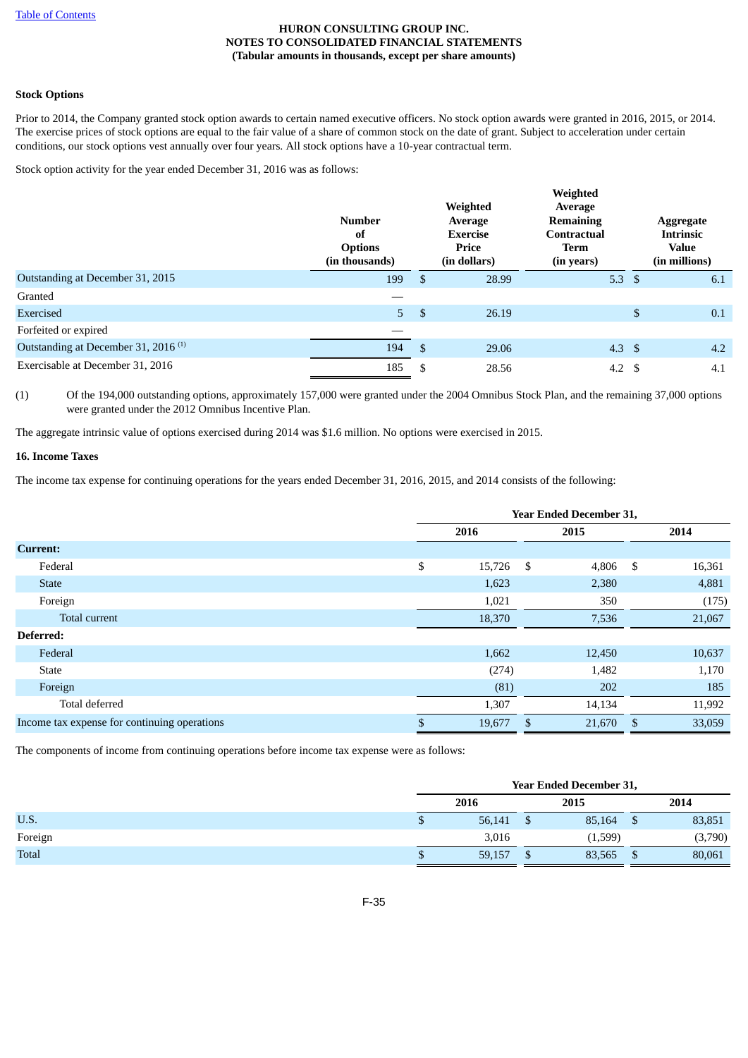HURON CONSULTING GROUP INC.
NOTES TO CONSOLIDATED FINANCIAL STATEMENTS
(Tabular amounts in thousands, except per share amounts)

**Stock Options**

Prior to 2014, the Company granted stock option awards to certain named executive officers. No stock option awards were granted in 2016, 2015, or 2014. The exercise prices of stock options are equal to the fair value of a share of common stock on the date of grant. Subject to acceleration under certain conditions, our stock options vest annually over four years. All stock options have a 10-year contractual term.

Stock option activity for the year ended December 31, 2016 was as follows:

| | Number of Options (in thousands) | Weighted Average Exercise Price (in dollars) | Weighted Average Remaining Contractual Term (in years) | Aggregate Intrinsic Value (in millions) |
|---|---|---|---|---|
| Outstanding at December 31, 2015 | 199 | $ 28.99 | 5.3 | $ 6.1 |
| Granted | — | | | |
| Exercised | 5 | $ 26.19 | | $ 0.1 |
| Forfeited or expired | — | | | |
| Outstanding at December 31, 2016 [(1)] | 194 | $ 29.06 | 4.3 | $ 4.2 |
| Exercisable at December 31, 2016 | 185 | $ 28.56 | 4.2 | $ 4.1 |

(1) Of the 194,000 outstanding options, approximately 157,000 were granted under the 2004 Omnibus Stock Plan, and the remaining 37,000 options were granted under the 2012 Omnibus Incentive Plan.

The aggregate intrinsic value of options exercised during 2014 was $1.6 million. No options were exercised in 2015.

**16. Income Taxes**

The income tax expense for continuing operations for the years ended December 31, 2016, 2015, and 2014 consists of the following:

| | Year Ended December 31, | | |
|---|---|---|---|
| | 2016 | 2015 | 2014 |
| **Current:** | | | |
| Federal | $ 15,726 | $ 4,806 | $ 16,361 |
| State | 1,623 | 2,380 | 4,881 |
| Foreign | 1,021 | 350 | (175) |
| Total current | 18,370 | 7,536 | 21,067 |
| **Deferred:** | | | |
| Federal | 1,662 | 12,450 | 10,637 |
| State | (274) | 1,482 | 1,170 |
| Foreign | (81) | 202 | 185 |
| Total deferred | 1,307 | 14,134 | 11,992 |
| Income tax expense for continuing operations | $ 19,677 | $ 21,670 | $ 33,059 |

The components of income from continuing operations before income tax expense were as follows:

| | Year Ended December 31, | | |
|---|---|---|---|
| | 2016 | 2015 | 2014 |
| U.S. | $ 56,141 | $ 85,164 | $ 83,851 |
| Foreign | 3,016 | (1,599) | (3,790) |
| Total | $ 59,157 | $ 83,565 | $ 80,061 |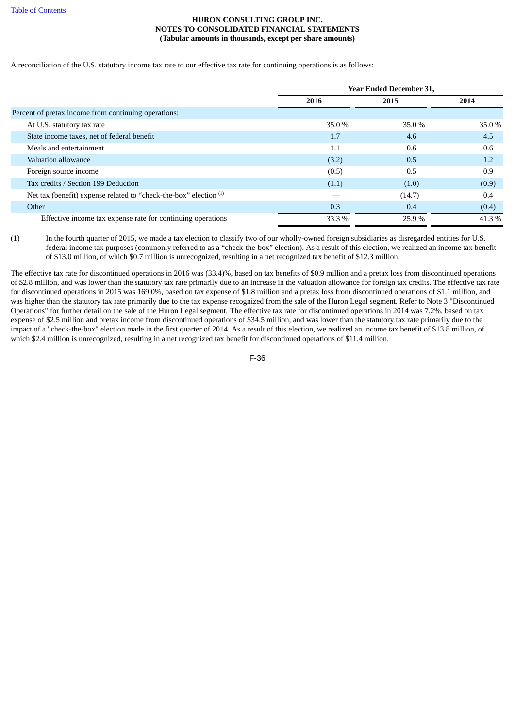A reconciliation of the U.S. statutory income tax rate to our effective tax rate for continuing operations is as follows:

| | Year Ended December 31, | | |
|---|---|---|---|
| | 2016 | 2015 | 2014 |
| Percent of pretax income from continuing operations: | | | |
| At U.S. statutory tax rate | 35.0 % | 35.0 % | 35.0 % |
| State income taxes, net of federal benefit | 1.7 | 4.6 | 4.5 |
| Meals and entertainment | 1.1 | 0.6 | 0.6 |
| Valuation allowance | (3.2) | 0.5 | 1.2 |
| Foreign source income | (0.5) | 0.5 | 0.9 |
| Tax credits / Section 199 Deduction | (1.1) | (1.0) | (0.9) |
| Net tax (benefit) expense related to "check-the-box" election [(1)] | — | (14.7) | 0.4 |
| Other | 0.3 | 0.4 | (0.4) |
| Effective income tax expense rate for continuing operations | 33.3 % | 25.9 % | 41.3 % |

(1) In the fourth quarter of 2015, we made a tax election to classify two of our wholly-owned foreign subsidiaries as disregarded entities for U.S. federal income tax purposes (commonly referred to as a "check-the-box" election). As a result of this election, we realized an income tax benefit of $13.0 million, of which $0.7 million is unrecognized, resulting in a net recognized tax benefit of $12.3 million.

The effective tax rate for discontinued operations in 2016 was (33.4)%, based on tax benefits of $0.9 million and a pretax loss from discontinued operations of $2.8 million, and was lower than the statutory tax rate primarily due to an increase in the valuation allowance for foreign tax credits. The effective tax rate for discontinued operations in 2015 was 169.0%, based on tax expense of $1.8 million and a pretax loss from discontinued operations of $1.1 million, and was higher than the statutory tax rate primarily due to the tax expense recognized from the sale of the Huron Legal segment. Refer to Note 3 "Discontinued Operations" for further detail on the sale of the Huron Legal segment. The effective tax rate for discontinued operations in 2014 was 7.2%, based on tax expense of $2.5 million and pretax income from discontinued operations of $34.5 million, and was lower than the statutory tax rate primarily due to the impact of a "check-the-box" election made in the first quarter of 2014. As a result of this election, we realized an income tax benefit of $13.8 million, of which $2.4 million is unrecognized, resulting in a net recognized tax benefit for discontinued operations of $11.4 million.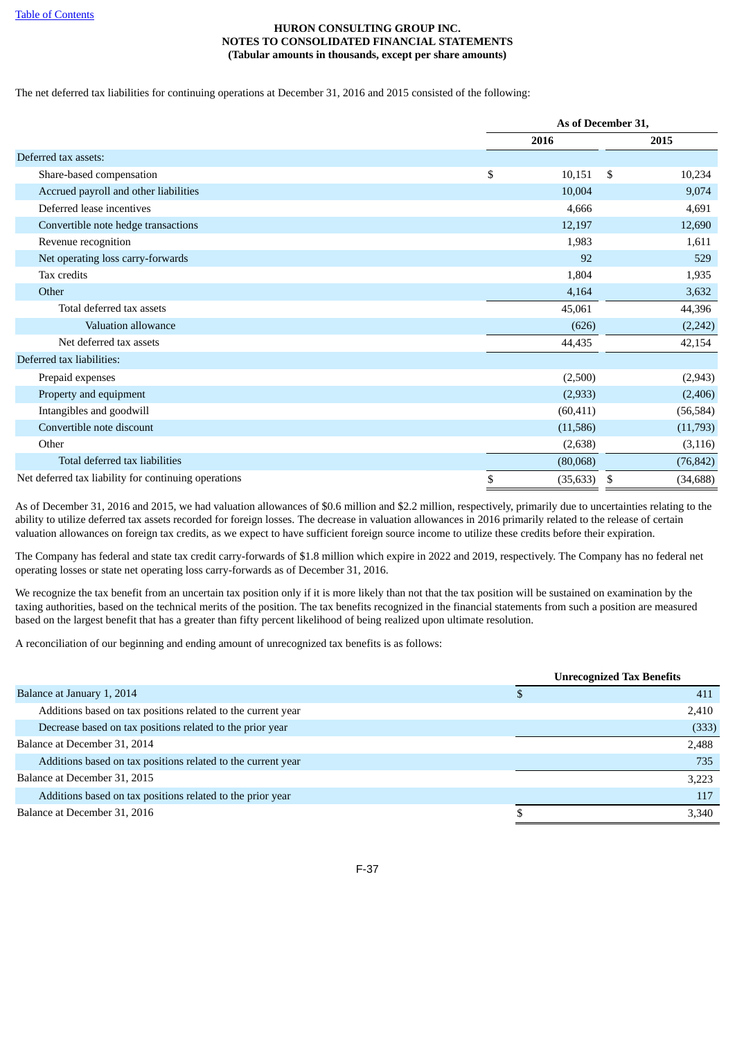**HURON CONSULTING GROUP INC.**
**NOTES TO CONSOLIDATED FINANCIAL STATEMENTS**
**(Tabular amounts in thousands, except per share amounts)**

The net deferred tax liabilities for continuing operations at December 31, 2016 and 2015 consisted of the following:

| | As of December 31, | |
|---|---|---|
| | 2016 | 2015 |
| Deferred tax assets: | | |
| Share-based compensation | $ 10,151 | $ 10,234 |
| Accrued payroll and other liabilities | 10,004 | 9,074 |
| Deferred lease incentives | 4,666 | 4,691 |
| Convertible note hedge transactions | 12,197 | 12,690 |
| Revenue recognition | 1,983 | 1,611 |
| Net operating loss carry-forwards | 92 | 529 |
| Tax credits | 1,804 | 1,935 |
| Other | 4,164 | 3,632 |
| Total deferred tax assets | 45,061 | 44,396 |
| Valuation allowance | (626) | (2,242) |
| Net deferred tax assets | 44,435 | 42,154 |
| Deferred tax liabilities: | | |
| Prepaid expenses | (2,500) | (2,943) |
| Property and equipment | (2,933) | (2,406) |
| Intangibles and goodwill | (60,411) | (56,584) |
| Convertible note discount | (11,586) | (11,793) |
| Other | (2,638) | (3,116) |
| Total deferred tax liabilities | (80,068) | (76,842) |
| Net deferred tax liability for continuing operations | $ (35,633) | $ (34,688) |

As of December 31, 2016 and 2015, we had valuation allowances of $0.6 million and $2.2 million, respectively, primarily due to uncertainties relating to the ability to utilize deferred tax assets recorded for foreign losses. The decrease in valuation allowances in 2016 primarily related to the release of certain valuation allowances on foreign tax credits, as we expect to have sufficient foreign source income to utilize these credits before their expiration.

The Company has federal and state tax credit carry-forwards of $1.8 million which expire in 2022 and 2019, respectively. The Company has no federal net operating losses or state net operating loss carry-forwards as of December 31, 2016.

We recognize the tax benefit from an uncertain tax position only if it is more likely than not that the tax position will be sustained on examination by the taxing authorities, based on the technical merits of the position. The tax benefits recognized in the financial statements from such a position are measured based on the largest benefit that has a greater than fifty percent likelihood of being realized upon ultimate resolution.

A reconciliation of our beginning and ending amount of unrecognized tax benefits is as follows:

| | Unrecognized Tax Benefits |
|---|---|
| Balance at January 1, 2014 | $ 411 |
| Additions based on tax positions related to the current year | 2,410 |
| Decrease based on tax positions related to the prior year | (333) |
| Balance at December 31, 2014 | 2,488 |
| Additions based on tax positions related to the current year | 735 |
| Balance at December 31, 2015 | 3,223 |
| Additions based on tax positions related to the prior year | 117 |
| Balance at December 31, 2016 | $ 3,340 |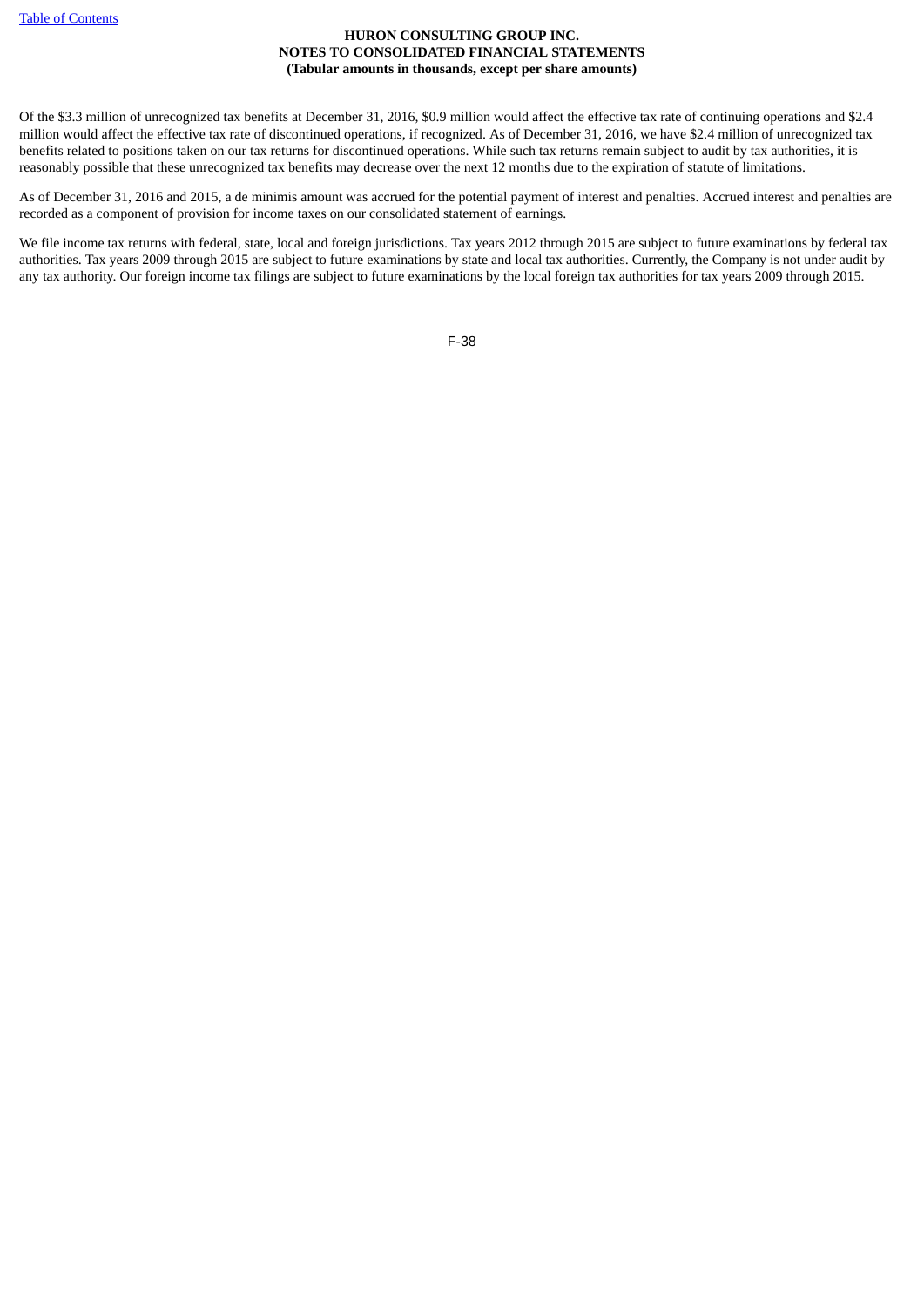Of the $3.3 million of unrecognized tax benefits at December 31, 2016, $0.9 million would affect the effective tax rate of continuing operations and $2.4 million would affect the effective tax rate of discontinued operations, if recognized. As of December 31, 2016, we have $2.4 million of unrecognized tax benefits related to positions taken on our tax returns for discontinued operations. While such tax returns remain subject to audit by tax authorities, it is reasonably possible that these unrecognized tax benefits may decrease over the next 12 months due to the expiration of statute of limitations.

As of December 31, 2016 and 2015, a de minimis amount was accrued for the potential payment of interest and penalties. Accrued interest and penalties are recorded as a component of provision for income taxes on our consolidated statement of earnings.

We file income tax returns with federal, state, local and foreign jurisdictions. Tax years 2012 through 2015 are subject to future examinations by federal tax authorities. Tax years 2009 through 2015 are subject to future examinations by state and local tax authorities. Currently, the Company is not under audit by any tax authority. Our foreign income tax filings are subject to future examinations by the local foreign tax authorities for tax years 2009 through 2015.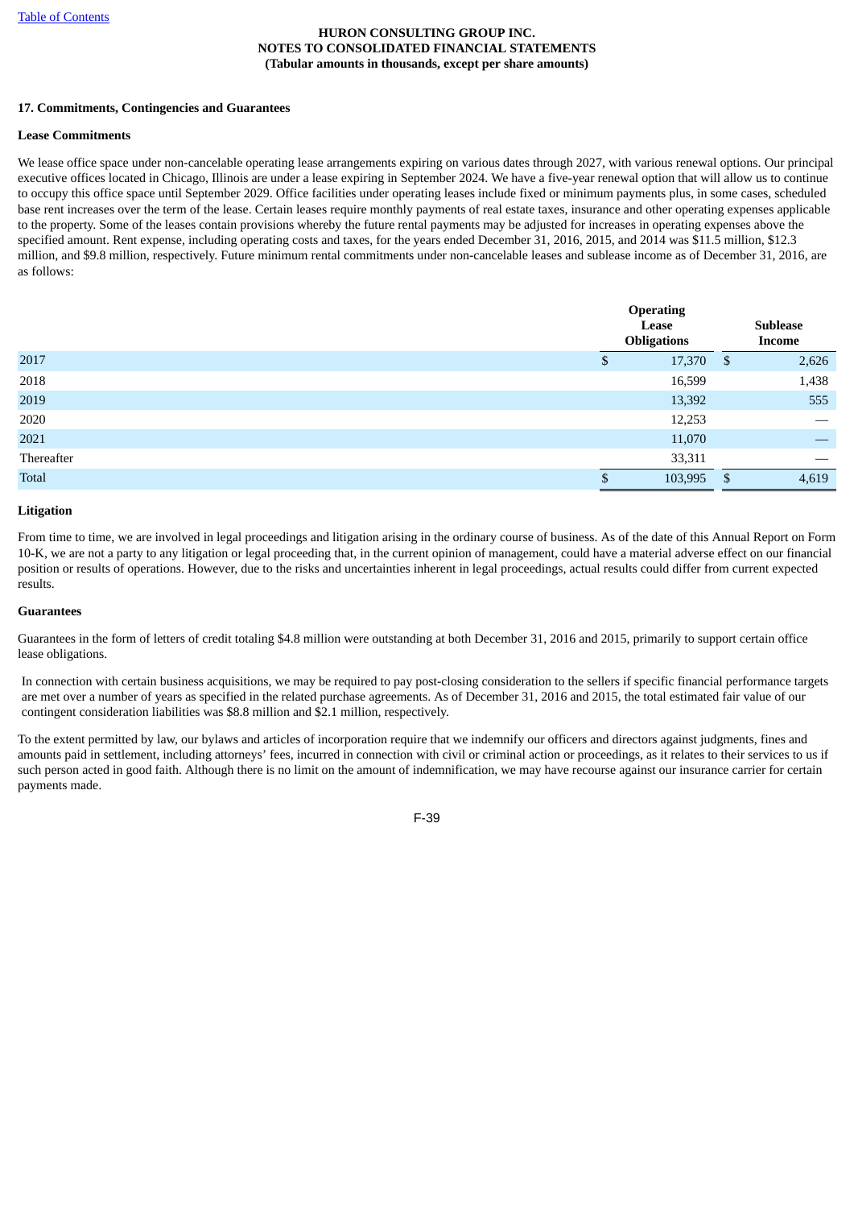HURON CONSULTING GROUP INC.
NOTES TO CONSOLIDATED FINANCIAL STATEMENTS
(Tabular amounts in thousands, except per share amounts)

**17. Commitments, Contingencies and Guarantees**

**Lease Commitments**

We lease office space under non-cancelable operating lease arrangements expiring on various dates through 2027, with various renewal options. Our principal executive offices located in Chicago, Illinois are under a lease expiring in September 2024. We have a five-year renewal option that will allow us to continue to occupy this office space until September 2029. Office facilities under operating leases include fixed or minimum payments plus, in some cases, scheduled base rent increases over the term of the lease. Certain leases require monthly payments of real estate taxes, insurance and other operating expenses applicable to the property. Some of the leases contain provisions whereby the future rental payments may be adjusted for increases in operating expenses above the specified amount. Rent expense, including operating costs and taxes, for the years ended December 31, 2016, 2015, and 2014 was $11.5 million, $12.3 million, and $9.8 million, respectively. Future minimum rental commitments under non-cancelable leases and sublease income as of December 31, 2016, are as follows:

| | Operating Lease Obligations | Sublease Income |
|---|---|---|
| 2017 | $ 17,370 | $ 2,626 |
| 2018 | 16,599 | 1,438 |
| 2019 | 13,392 | 555 |
| 2020 | 12,253 | — |
| 2021 | 11,070 | — |
| Thereafter | 33,311 | — |
| Total | $ 103,995 | $ 4,619 |

**Litigation**

From time to time, we are involved in legal proceedings and litigation arising in the ordinary course of business. As of the date of this Annual Report on Form 10-K, we are not a party to any litigation or legal proceeding that, in the current opinion of management, could have a material adverse effect on our financial position or results of operations. However, due to the risks and uncertainties inherent in legal proceedings, actual results could differ from current expected results.

**Guarantees**

Guarantees in the form of letters of credit totaling $4.8 million were outstanding at both December 31, 2016 and 2015, primarily to support certain office lease obligations.

In connection with certain business acquisitions, we may be required to pay post-closing consideration to the sellers if specific financial performance targets are met over a number of years as specified in the related purchase agreements. As of December 31, 2016 and 2015, the total estimated fair value of our contingent consideration liabilities was $8.8 million and $2.1 million, respectively.

To the extent permitted by law, our bylaws and articles of incorporation require that we indemnify our officers and directors against judgments, fines and amounts paid in settlement, including attorneys' fees, incurred in connection with civil or criminal action or proceedings, as it relates to their services to us if such person acted in good faith. Although there is no limit on the amount of indemnification, we may have recourse against our insurance carrier for certain payments made.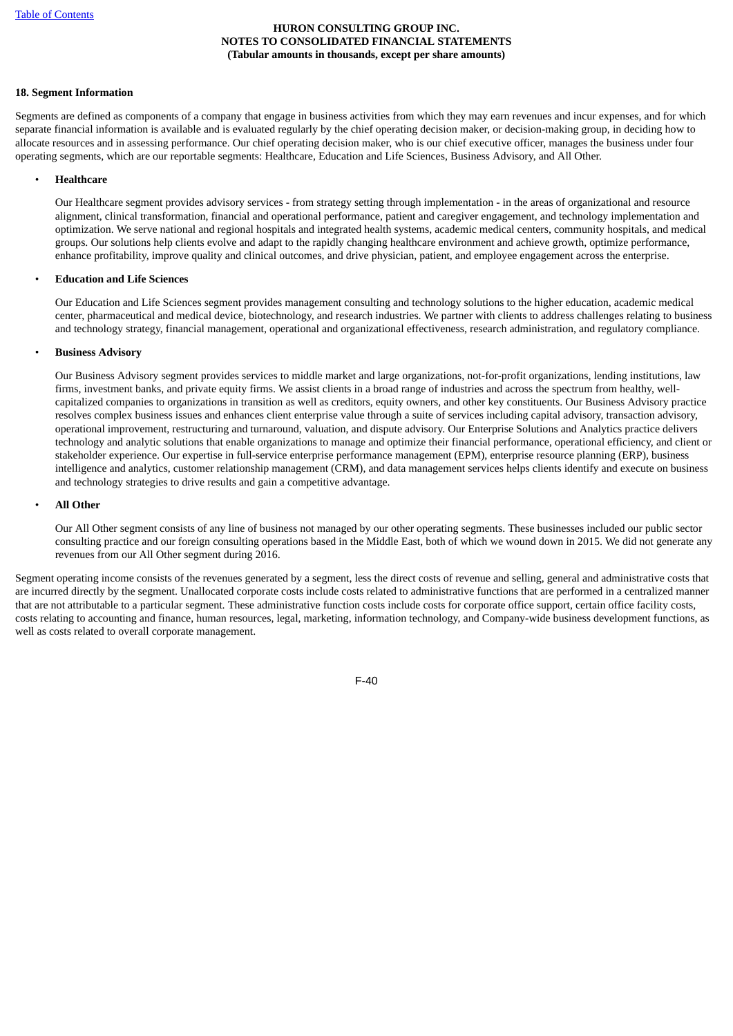## 18. Segment Information

Segments are defined as components of a company that engage in business activities from which they may earn revenues and incur expenses, and for which separate financial information is available and is evaluated regularly by the chief operating decision maker, or decision-making group, in deciding how to allocate resources and in assessing performance. Our chief operating decision maker, who is our chief executive officer, manages the business under four operating segments, which are our reportable segments: Healthcare, Education and Life Sciences, Business Advisory, and All Other.

- **Healthcare**

  Our Healthcare segment provides advisory services - from strategy setting through implementation - in the areas of organizational and resource alignment, clinical transformation, financial and operational performance, patient and caregiver engagement, and technology implementation and optimization. We serve national and regional hospitals and integrated health systems, academic medical centers, community hospitals, and medical groups. Our solutions help clients evolve and adapt to the rapidly changing healthcare environment and achieve growth, optimize performance, enhance profitability, improve quality and clinical outcomes, and drive physician, patient, and employee engagement across the enterprise.

- **Education and Life Sciences**

  Our Education and Life Sciences segment provides management consulting and technology solutions to the higher education, academic medical center, pharmaceutical and medical device, biotechnology, and research industries. We partner with clients to address challenges relating to business and technology strategy, financial management, operational and organizational effectiveness, research administration, and regulatory compliance.

- **Business Advisory**

  Our Business Advisory segment provides services to middle market and large organizations, not-for-profit organizations, lending institutions, law firms, investment banks, and private equity firms. We assist clients in a broad range of industries and across the spectrum from healthy, well-capitalized companies to organizations in transition as well as creditors, equity owners, and other key constituents. Our Business Advisory practice resolves complex business issues and enhances client enterprise value through a suite of services including capital advisory, transaction advisory, operational improvement, restructuring and turnaround, valuation, and dispute advisory. Our Enterprise Solutions and Analytics practice delivers technology and analytic solutions that enable organizations to manage and optimize their financial performance, operational efficiency, and client or stakeholder experience. Our expertise in full-service enterprise performance management (EPM), enterprise resource planning (ERP), business intelligence and analytics, customer relationship management (CRM), and data management services helps clients identify and execute on business and technology strategies to drive results and gain a competitive advantage.

- **All Other**

  Our All Other segment consists of any line of business not managed by our other operating segments. These businesses included our public sector consulting practice and our foreign consulting operations based in the Middle East, both of which we wound down in 2015. We did not generate any revenues from our All Other segment during 2016.

Segment operating income consists of the revenues generated by a segment, less the direct costs of revenue and selling, general and administrative costs that are incurred directly by the segment. Unallocated corporate costs include costs related to administrative functions that are performed in a centralized manner that are not attributable to a particular segment. These administrative function costs include costs for corporate office support, certain office facility costs, costs relating to accounting and finance, human resources, legal, marketing, information technology, and Company-wide business development functions, as well as costs related to overall corporate management.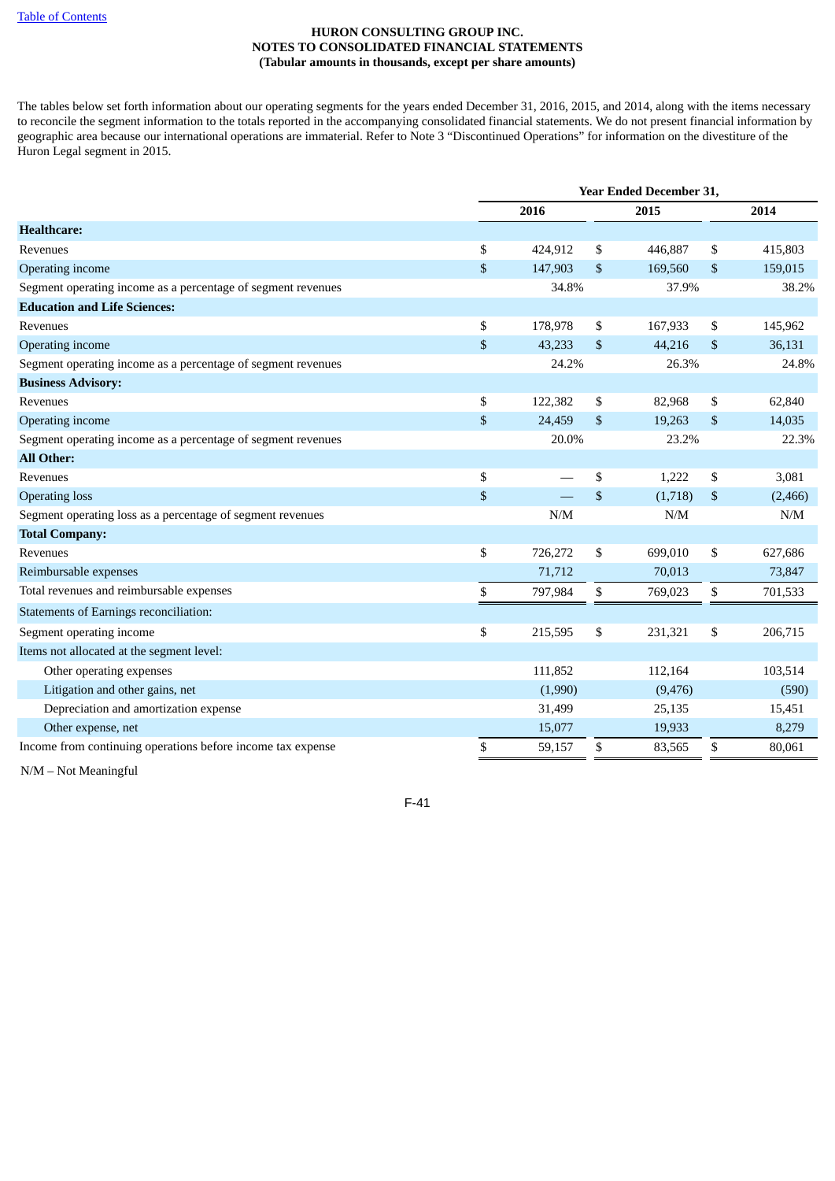**HURON CONSULTING GROUP INC.**
**NOTES TO CONSOLIDATED FINANCIAL STATEMENTS**
**(Tabular amounts in thousands, except per share amounts)**

The tables below set forth information about our operating segments for the years ended December 31, 2016, 2015, and 2014, along with the items necessary to reconcile the segment information to the totals reported in the accompanying consolidated financial statements. We do not present financial information by geographic area because our international operations are immaterial. Refer to Note 3 "Discontinued Operations" for information on the divestiture of the Huron Legal segment in 2015.

| | Year Ended December 31, | | |
|---|---|---|---|
| | 2016 | 2015 | 2014 |
| **Healthcare:** | | | |
| Revenues | $ 424,912 | $ 446,887 | $ 415,803 |
| Operating income | $ 147,903 | $ 169,560 | $ 159,015 |
| Segment operating income as a percentage of segment revenues | 34.8% | 37.9% | 38.2% |
| **Education and Life Sciences:** | | | |
| Revenues | $ 178,978 | $ 167,933 | $ 145,962 |
| Operating income | $ 43,233 | $ 44,216 | $ 36,131 |
| Segment operating income as a percentage of segment revenues | 24.2% | 26.3% | 24.8% |
| **Business Advisory:** | | | |
| Revenues | $ 122,382 | $ 82,968 | $ 62,840 |
| Operating income | $ 24,459 | $ 19,263 | $ 14,035 |
| Segment operating income as a percentage of segment revenues | 20.0% | 23.2% | 22.3% |
| **All Other:** | | | |
| Revenues | $ — | $ 1,222 | $ 3,081 |
| Operating loss | $ — | $ (1,718) | $ (2,466) |
| Segment operating loss as a percentage of segment revenues | N/M | N/M | N/M |
| **Total Company:** | | | |
| Revenues | $ 726,272 | $ 699,010 | $ 627,686 |
| Reimbursable expenses | 71,712 | 70,013 | 73,847 |
| Total revenues and reimbursable expenses | $ 797,984 | $ 769,023 | $ 701,533 |
| Statements of Earnings reconciliation: | | | |
| Segment operating income | $ 215,595 | $ 231,321 | $ 206,715 |
| Items not allocated at the segment level: | | | |
| Other operating expenses | 111,852 | 112,164 | 103,514 |
| Litigation and other gains, net | (1,990) | (9,476) | (590) |
| Depreciation and amortization expense | 31,499 | 25,135 | 15,451 |
| Other expense, net | 15,077 | 19,933 | 8,279 |
| Income from continuing operations before income tax expense | $ 59,157 | $ 83,565 | $ 80,061 |

N/M – Not Meaningful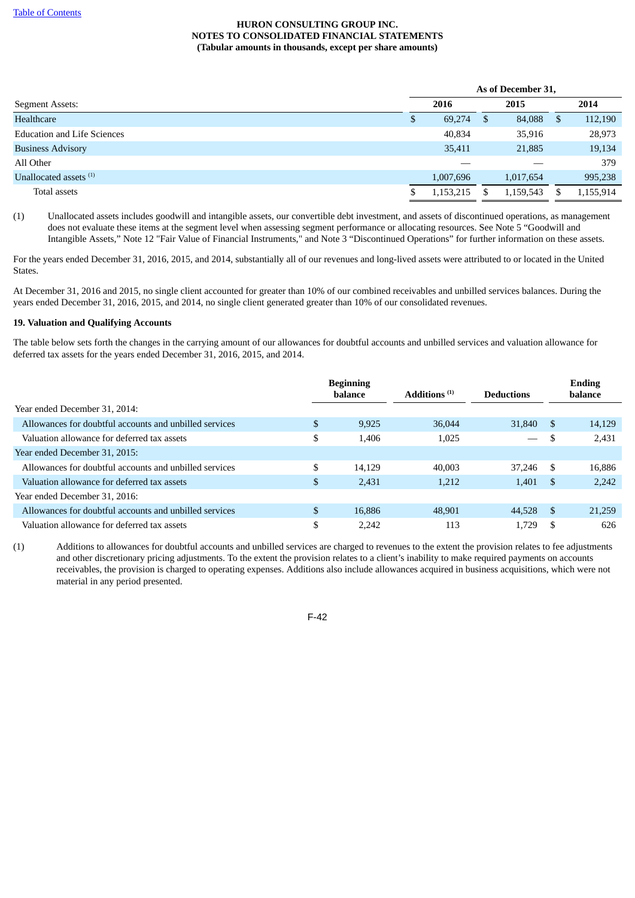HURON CONSULTING GROUP INC.
NOTES TO CONSOLIDATED FINANCIAL STATEMENTS
(Tabular amounts in thousands, except per share amounts)

| Segment Assets: | As of December 31, 2016 | 2015 | 2014 |
|---|---|---|---|
| Healthcare | $ 69,274 | $ 84,088 | $ 112,190 |
| Education and Life Sciences | 40,834 | 35,916 | 28,973 |
| Business Advisory | 35,411 | 21,885 | 19,134 |
| All Other | — | — | 379 |
| Unallocated assets [(1)] | 1,007,696 | 1,017,654 | 995,238 |
| Total assets | $ 1,153,215 | $ 1,159,543 | $ 1,155,914 |

(1) Unallocated assets includes goodwill and intangible assets, our convertible debt investment, and assets of discontinued operations, as management does not evaluate these items at the segment level when assessing segment performance or allocating resources. See Note 5 "Goodwill and Intangible Assets," Note 12 "Fair Value of Financial Instruments," and Note 3 "Discontinued Operations" for further information on these assets.

For the years ended December 31, 2016, 2015, and 2014, substantially all of our revenues and long-lived assets were attributed to or located in the United States.

At December 31, 2016 and 2015, no single client accounted for greater than 10% of our combined receivables and unbilled services balances. During the years ended December 31, 2016, 2015, and 2014, no single client generated greater than 10% of our consolidated revenues.

## 19. Valuation and Qualifying Accounts

The table below sets forth the changes in the carrying amount of our allowances for doubtful accounts and unbilled services and valuation allowance for deferred tax assets for the years ended December 31, 2016, 2015, and 2014.

| | Beginning balance | Additions [(1)] | Deductions | Ending balance |
|---|---|---|---|---|
| Year ended December 31, 2014: | | | | |
| Allowances for doubtful accounts and unbilled services | $ 9,925 | 36,044 | 31,840 | $ 14,129 |
| Valuation allowance for deferred tax assets | $ 1,406 | 1,025 | — | $ 2,431 |
| Year ended December 31, 2015: | | | | |
| Allowances for doubtful accounts and unbilled services | $ 14,129 | 40,003 | 37,246 | $ 16,886 |
| Valuation allowance for deferred tax assets | $ 2,431 | 1,212 | 1,401 | $ 2,242 |
| Year ended December 31, 2016: | | | | |
| Allowances for doubtful accounts and unbilled services | $ 16,886 | 48,901 | 44,528 | $ 21,259 |
| Valuation allowance for deferred tax assets | $ 2,242 | 113 | 1,729 | $ 626 |

(1) Additions to allowances for doubtful accounts and unbilled services are charged to revenues to the extent the provision relates to fee adjustments and other discretionary pricing adjustments. To the extent the provision relates to a client's inability to make required payments on accounts receivables, the provision is charged to operating expenses. Additions also include allowances acquired in business acquisitions, which were not material in any period presented.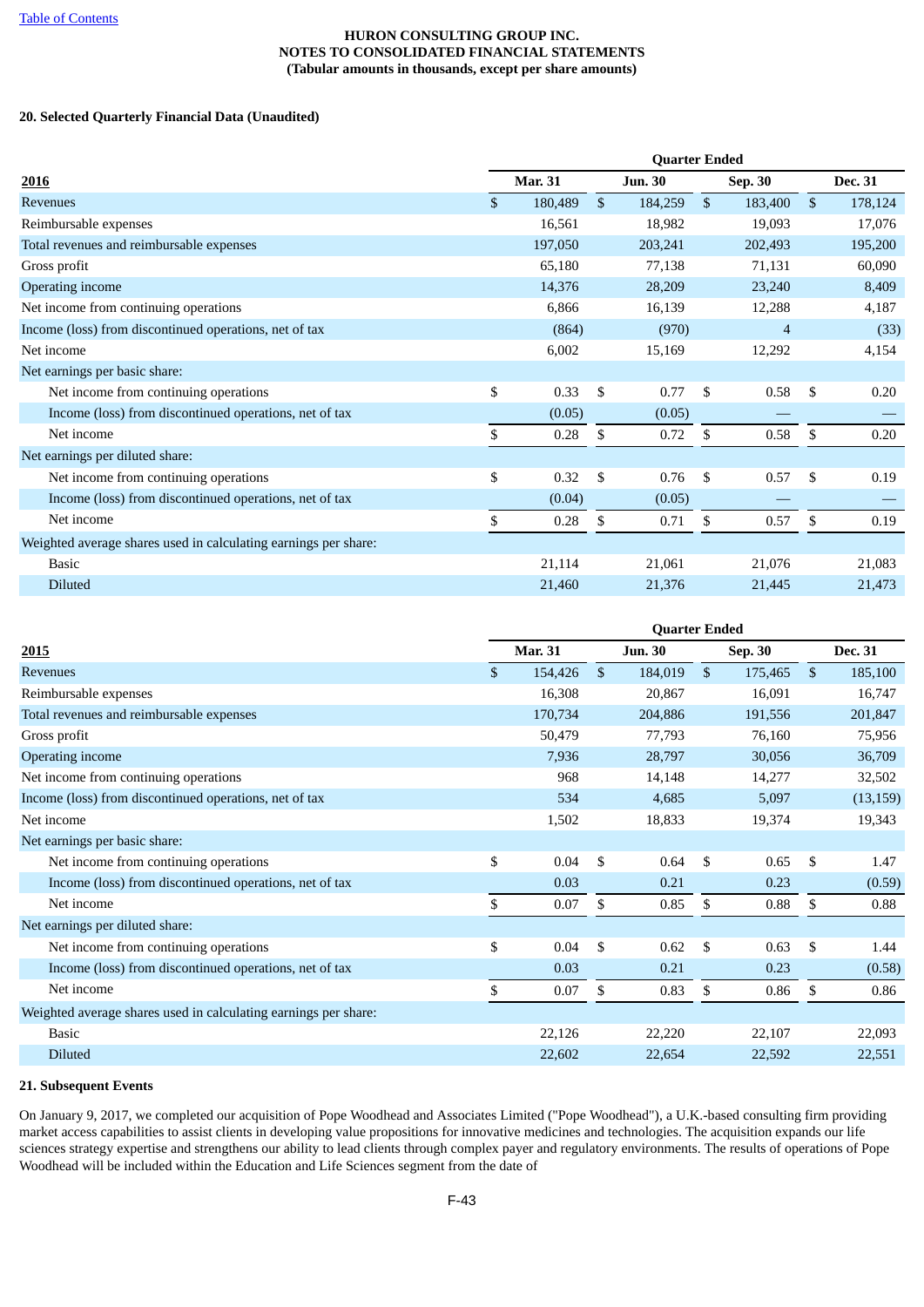HURON CONSULTING GROUP INC.
NOTES TO CONSOLIDATED FINANCIAL STATEMENTS
(Tabular amounts in thousands, except per share amounts)

**20. Selected Quarterly Financial Data (Unaudited)**

| 2016 | Quarter Ended | | | |
|---|---|---|---|---|
| | Mar. 31 | Jun. 30 | Sep. 30 | Dec. 31 |
| Revenues | $ 180,489 | $ 184,259 | $ 183,400 | $ 178,124 |
| Reimbursable expenses | 16,561 | 18,982 | 19,093 | 17,076 |
| Total revenues and reimbursable expenses | 197,050 | 203,241 | 202,493 | 195,200 |
| Gross profit | 65,180 | 77,138 | 71,131 | 60,090 |
| Operating income | 14,376 | 28,209 | 23,240 | 8,409 |
| Net income from continuing operations | 6,866 | 16,139 | 12,288 | 4,187 |
| Income (loss) from discontinued operations, net of tax | (864) | (970) | 4 | (33) |
| Net income | 6,002 | 15,169 | 12,292 | 4,154 |
| Net earnings per basic share: | | | | |
| Net income from continuing operations | $ 0.33 | $ 0.77 | $ 0.58 | $ 0.20 |
| Income (loss) from discontinued operations, net of tax | (0.05) | (0.05) | — | — |
| Net income | $ 0.28 | $ 0.72 | $ 0.58 | $ 0.20 |
| Net earnings per diluted share: | | | | |
| Net income from continuing operations | $ 0.32 | $ 0.76 | $ 0.57 | $ 0.19 |
| Income (loss) from discontinued operations, net of tax | (0.04) | (0.05) | — | — |
| Net income | $ 0.28 | $ 0.71 | $ 0.57 | $ 0.19 |
| Weighted average shares used in calculating earnings per share: | | | | |
| Basic | 21,114 | 21,061 | 21,076 | 21,083 |
| Diluted | 21,460 | 21,376 | 21,445 | 21,473 |

| 2015 | Quarter Ended | | | |
|---|---|---|---|---|
| | Mar. 31 | Jun. 30 | Sep. 30 | Dec. 31 |
| Revenues | $ 154,426 | $ 184,019 | $ 175,465 | $ 185,100 |
| Reimbursable expenses | 16,308 | 20,867 | 16,091 | 16,747 |
| Total revenues and reimbursable expenses | 170,734 | 204,886 | 191,556 | 201,847 |
| Gross profit | 50,479 | 77,793 | 76,160 | 75,956 |
| Operating income | 7,936 | 28,797 | 30,056 | 36,709 |
| Net income from continuing operations | 968 | 14,148 | 14,277 | 32,502 |
| Income (loss) from discontinued operations, net of tax | 534 | 4,685 | 5,097 | (13,159) |
| Net income | 1,502 | 18,833 | 19,374 | 19,343 |
| Net earnings per basic share: | | | | |
| Net income from continuing operations | $ 0.04 | $ 0.64 | $ 0.65 | $ 1.47 |
| Income (loss) from discontinued operations, net of tax | 0.03 | 0.21 | 0.23 | (0.59) |
| Net income | $ 0.07 | $ 0.85 | $ 0.88 | $ 0.88 |
| Net earnings per diluted share: | | | | |
| Net income from continuing operations | $ 0.04 | $ 0.62 | $ 0.63 | $ 1.44 |
| Income (loss) from discontinued operations, net of tax | 0.03 | 0.21 | 0.23 | (0.58) |
| Net income | $ 0.07 | $ 0.83 | $ 0.86 | $ 0.86 |
| Weighted average shares used in calculating earnings per share: | | | | |
| Basic | 22,126 | 22,220 | 22,107 | 22,093 |
| Diluted | 22,602 | 22,654 | 22,592 | 22,551 |

**21. Subsequent Events**

On January 9, 2017, we completed our acquisition of Pope Woodhead and Associates Limited ("Pope Woodhead"), a U.K.-based consulting firm providing market access capabilities to assist clients in developing value propositions for innovative medicines and technologies. The acquisition expands our life sciences strategy expertise and strengthens our ability to lead clients through complex payer and regulatory environments. The results of operations of Pope Woodhead will be included within the Education and Life Sciences segment from the date of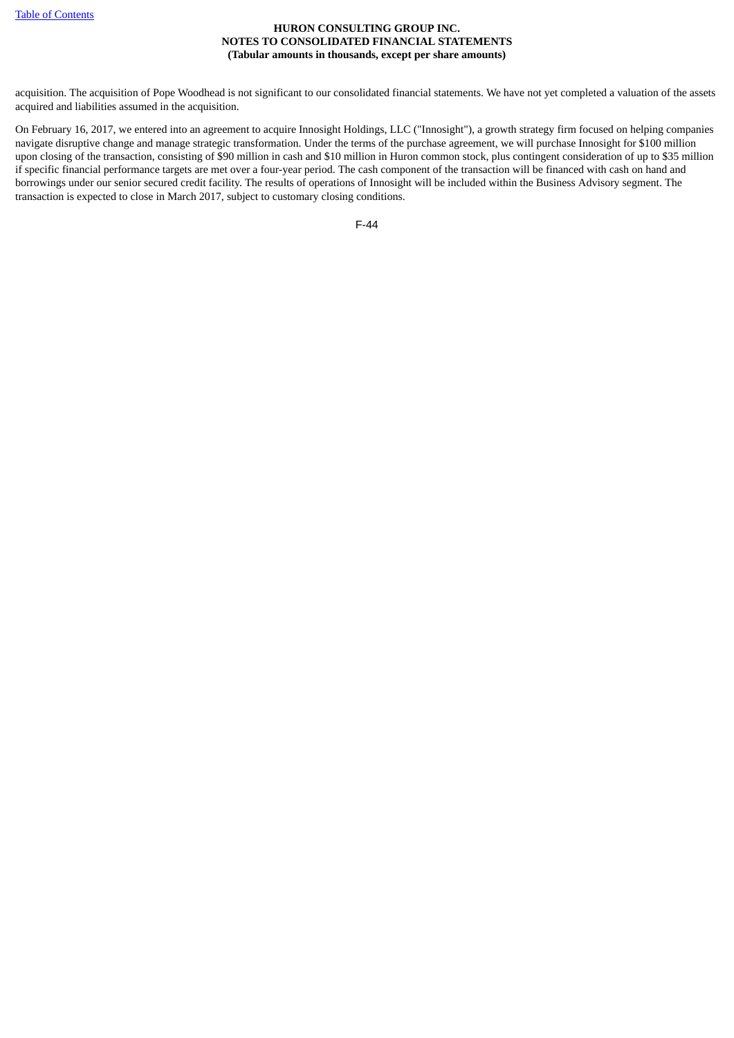acquisition. The acquisition of Pope Woodhead is not significant to our consolidated financial statements. We have not yet completed a valuation of the assets acquired and liabilities assumed in the acquisition.

On February 16, 2017, we entered into an agreement to acquire Innosight Holdings, LLC ("Innosight"), a growth strategy firm focused on helping companies navigate disruptive change and manage strategic transformation. Under the terms of the purchase agreement, we will purchase Innosight for $100 million upon closing of the transaction, consisting of $90 million in cash and $10 million in Huron common stock, plus contingent consideration of up to $35 million if specific financial performance targets are met over a four-year period. The cash component of the transaction will be financed with cash on hand and borrowings under our senior secured credit facility. The results of operations of Innosight will be included within the Business Advisory segment. The transaction is expected to close in March 2017, subject to customary closing conditions.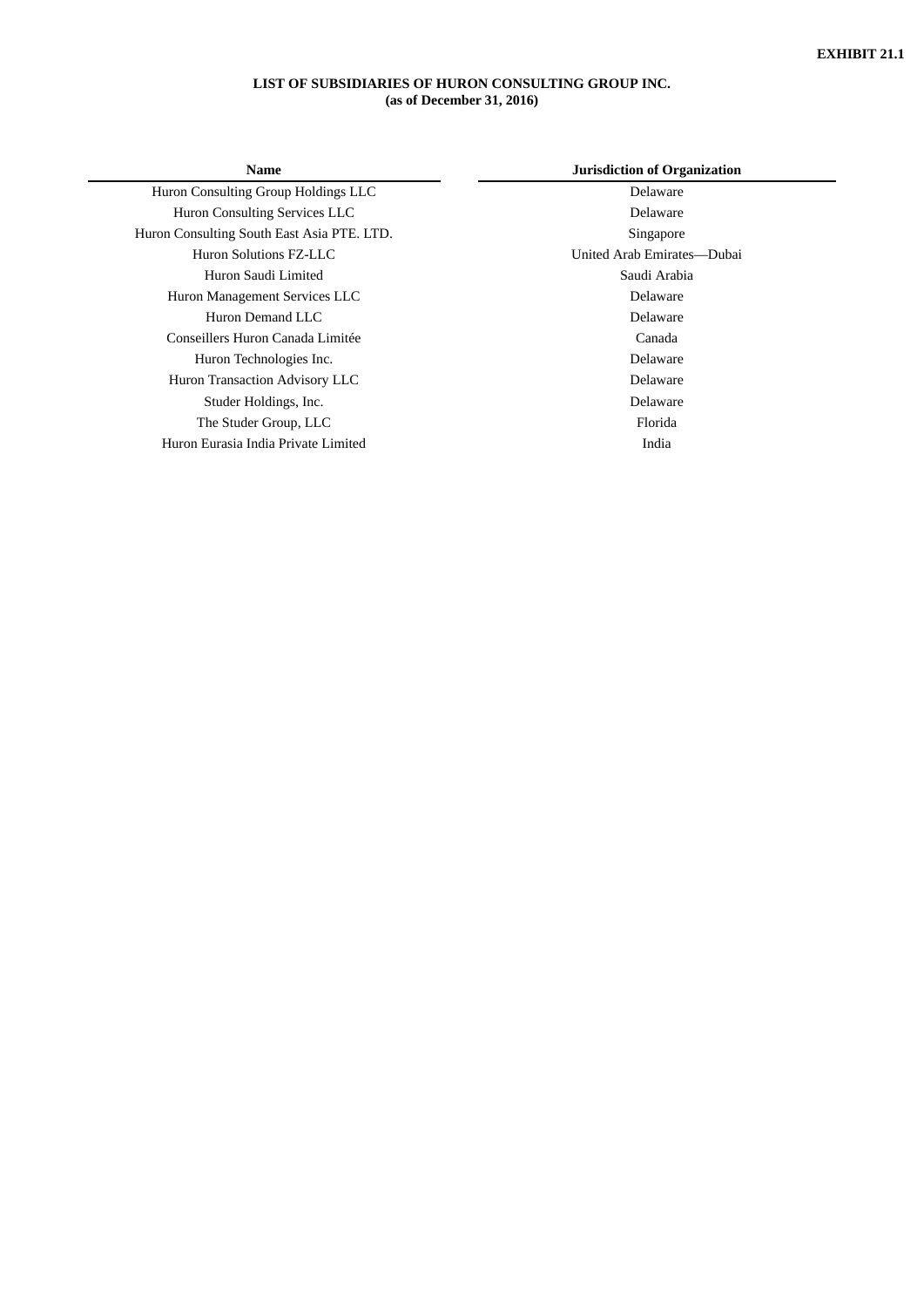**EXHIBIT 21.1**

**LIST OF SUBSIDIARIES OF HURON CONSULTING GROUP INC.**
**(as of December 31, 2016)**

| Name | Jurisdiction of Organization |
| --- | --- |
| Huron Consulting Group Holdings LLC | Delaware |
| Huron Consulting Services LLC | Delaware |
| Huron Consulting South East Asia PTE. LTD. | Singapore |
| Huron Solutions FZ-LLC | United Arab Emirates—Dubai |
| Huron Saudi Limited | Saudi Arabia |
| Huron Management Services LLC | Delaware |
| Huron Demand LLC | Delaware |
| Conseillers Huron Canada Limitée | Canada |
| Huron Technologies Inc. | Delaware |
| Huron Transaction Advisory LLC | Delaware |
| Studer Holdings, Inc. | Delaware |
| The Studer Group, LLC | Florida |
| Huron Eurasia India Private Limited | India |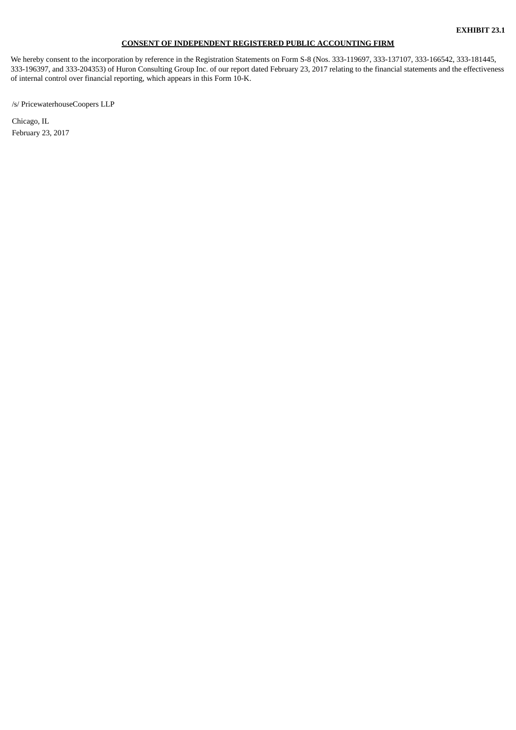**EXHIBIT 23.1**

**CONSENT OF INDEPENDENT REGISTERED PUBLIC ACCOUNTING FIRM**

We hereby consent to the incorporation by reference in the Registration Statements on Form S-8 (Nos. 333-119697, 333-137107, 333-166542, 333-181445, 333-196397, and 333-204353) of Huron Consulting Group Inc. of our report dated February 23, 2017 relating to the financial statements and the effectiveness of internal control over financial reporting, which appears in this Form 10-K.

/s/ PricewaterhouseCoopers LLP

Chicago, IL
February 23, 2017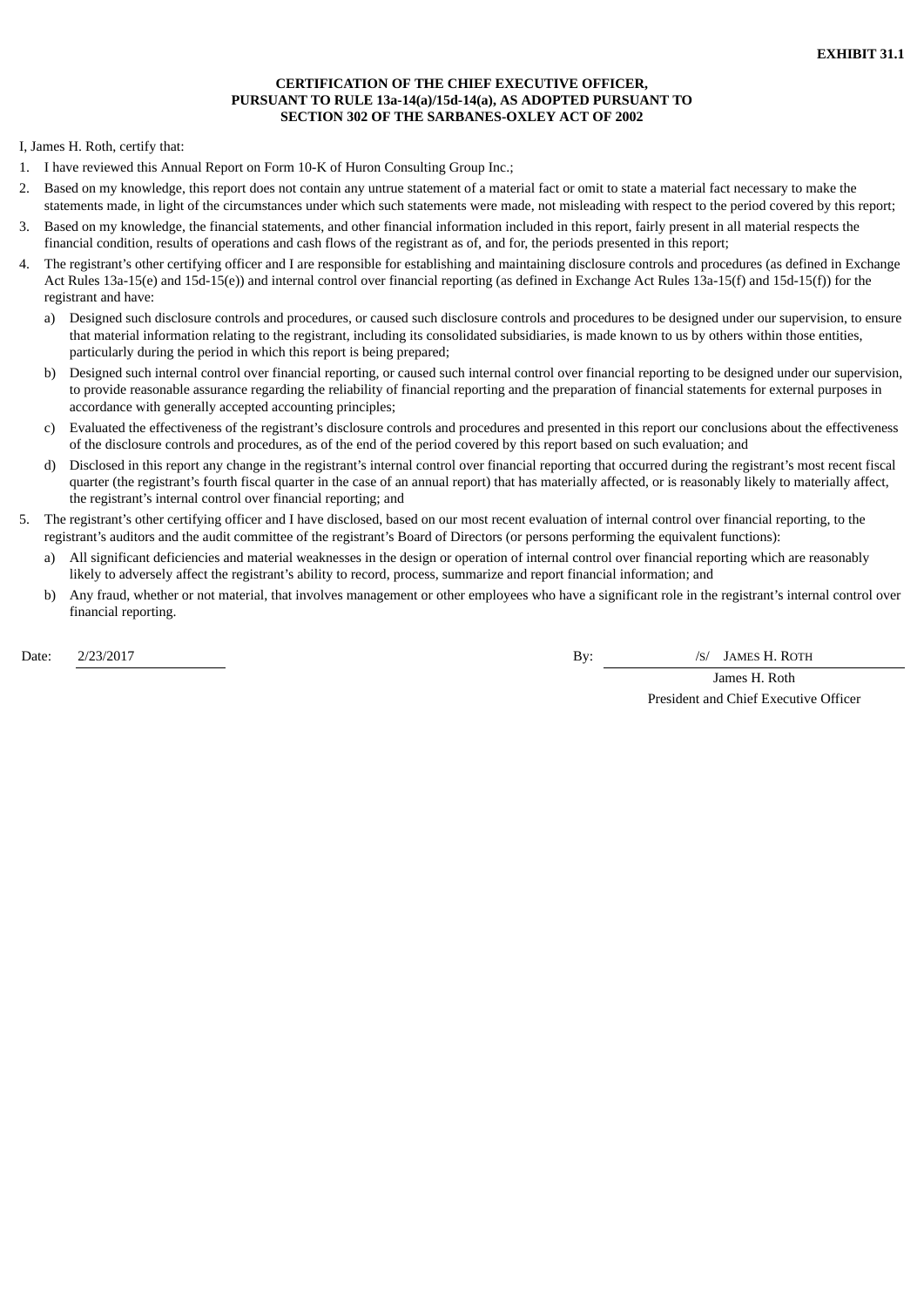**EXHIBIT 31.1**

**CERTIFICATION OF THE CHIEF EXECUTIVE OFFICER, PURSUANT TO RULE 13a-14(a)/15d-14(a), AS ADOPTED PURSUANT TO SECTION 302 OF THE SARBANES-OXLEY ACT OF 2002**

I, James H. Roth, certify that:

1. I have reviewed this Annual Report on Form 10-K of Huron Consulting Group Inc.;
2. Based on my knowledge, this report does not contain any untrue statement of a material fact or omit to state a material fact necessary to make the statements made, in light of the circumstances under which such statements were made, not misleading with respect to the period covered by this report;
3. Based on my knowledge, the financial statements, and other financial information included in this report, fairly present in all material respects the financial condition, results of operations and cash flows of the registrant as of, and for, the periods presented in this report;
4. The registrant's other certifying officer and I are responsible for establishing and maintaining disclosure controls and procedures (as defined in Exchange Act Rules 13a-15(e) and 15d-15(e)) and internal control over financial reporting (as defined in Exchange Act Rules 13a-15(f) and 15d-15(f)) for the registrant and have:
   a) Designed such disclosure controls and procedures, or caused such disclosure controls and procedures to be designed under our supervision, to ensure that material information relating to the registrant, including its consolidated subsidiaries, is made known to us by others within those entities, particularly during the period in which this report is being prepared;
   b) Designed such internal control over financial reporting, or caused such internal control over financial reporting to be designed under our supervision, to provide reasonable assurance regarding the reliability of financial reporting and the preparation of financial statements for external purposes in accordance with generally accepted accounting principles;
   c) Evaluated the effectiveness of the registrant's disclosure controls and procedures and presented in this report our conclusions about the effectiveness of the disclosure controls and procedures, as of the end of the period covered by this report based on such evaluation; and
   d) Disclosed in this report any change in the registrant's internal control over financial reporting that occurred during the registrant's most recent fiscal quarter (the registrant's fourth fiscal quarter in the case of an annual report) that has materially affected, or is reasonably likely to materially affect, the registrant's internal control over financial reporting; and
5. The registrant's other certifying officer and I have disclosed, based on our most recent evaluation of internal control over financial reporting, to the registrant's auditors and the audit committee of the registrant's Board of Directors (or persons performing the equivalent functions):
   a) All significant deficiencies and material weaknesses in the design or operation of internal control over financial reporting which are reasonably likely to adversely affect the registrant's ability to record, process, summarize and report financial information; and
   b) Any fraud, whether or not material, that involves management or other employees who have a significant role in the registrant's internal control over financial reporting.

Date: 2/23/2017

By: /S/ JAMES H. ROTH

James H. Roth

President and Chief Executive Officer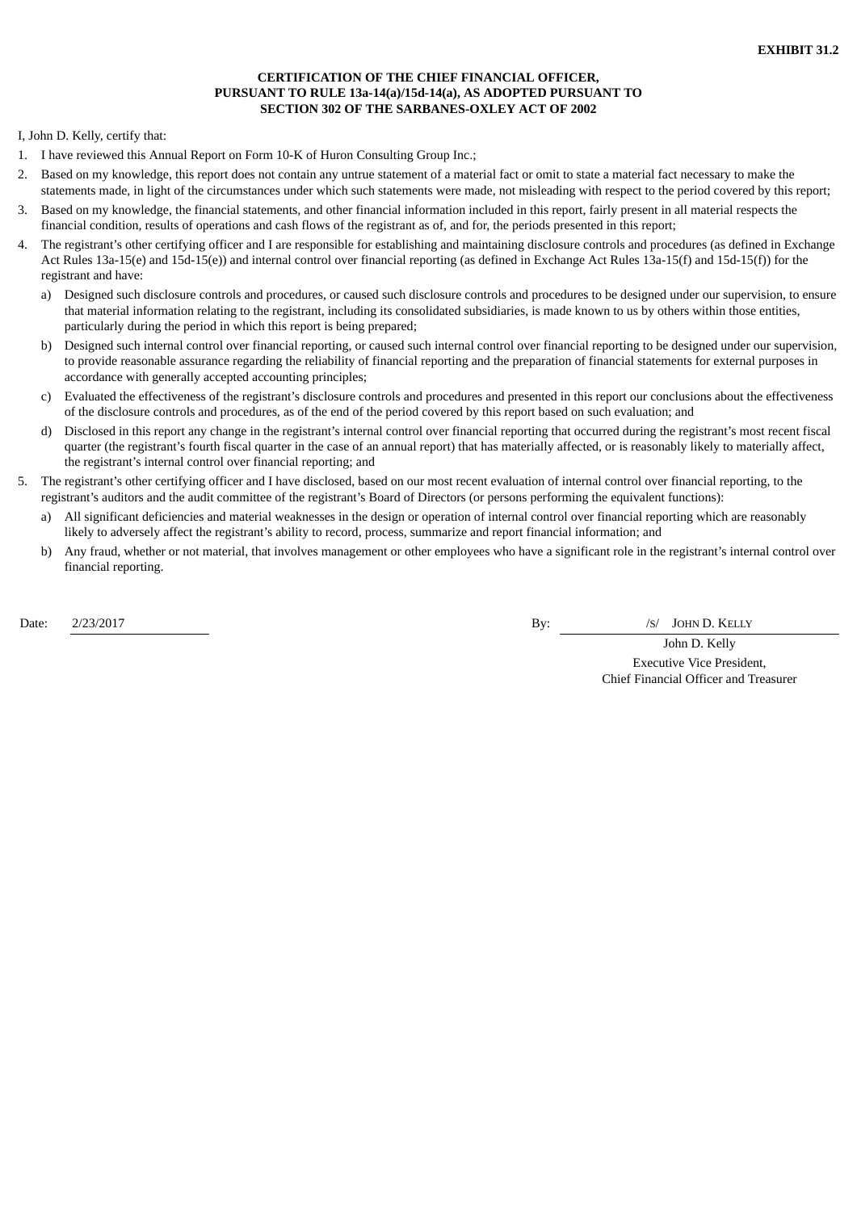**EXHIBIT 31.2**

**CERTIFICATION OF THE CHIEF FINANCIAL OFFICER, PURSUANT TO RULE 13a-14(a)/15d-14(a), AS ADOPTED PURSUANT TO SECTION 302 OF THE SARBANES-OXLEY ACT OF 2002**

I, John D. Kelly, certify that:

1. I have reviewed this Annual Report on Form 10-K of Huron Consulting Group Inc.;
2. Based on my knowledge, this report does not contain any untrue statement of a material fact or omit to state a material fact necessary to make the statements made, in light of the circumstances under which such statements were made, not misleading with respect to the period covered by this report;
3. Based on my knowledge, the financial statements, and other financial information included in this report, fairly present in all material respects the financial condition, results of operations and cash flows of the registrant as of, and for, the periods presented in this report;
4. The registrant's other certifying officer and I are responsible for establishing and maintaining disclosure controls and procedures (as defined in Exchange Act Rules 13a-15(e) and 15d-15(e)) and internal control over financial reporting (as defined in Exchange Act Rules 13a-15(f) and 15d-15(f)) for the registrant and have:
   a) Designed such disclosure controls and procedures, or caused such disclosure controls and procedures to be designed under our supervision, to ensure that material information relating to the registrant, including its consolidated subsidiaries, is made known to us by others within those entities, particularly during the period in which this report is being prepared;
   b) Designed such internal control over financial reporting, or caused such internal control over financial reporting to be designed under our supervision, to provide reasonable assurance regarding the reliability of financial reporting and the preparation of financial statements for external purposes in accordance with generally accepted accounting principles;
   c) Evaluated the effectiveness of the registrant's disclosure controls and procedures and presented in this report our conclusions about the effectiveness of the disclosure controls and procedures, as of the end of the period covered by this report based on such evaluation; and
   d) Disclosed in this report any change in the registrant's internal control over financial reporting that occurred during the registrant's most recent fiscal quarter (the registrant's fourth fiscal quarter in the case of an annual report) that has materially affected, or is reasonably likely to materially affect, the registrant's internal control over financial reporting; and
5. The registrant's other certifying officer and I have disclosed, based on our most recent evaluation of internal control over financial reporting, to the registrant's auditors and the audit committee of the registrant's Board of Directors (or persons performing the equivalent functions):
   a) All significant deficiencies and material weaknesses in the design or operation of internal control over financial reporting which are reasonably likely to adversely affect the registrant's ability to record, process, summarize and report financial information; and
   b) Any fraud, whether or not material, that involves management or other employees who have a significant role in the registrant's internal control over financial reporting.

Date: 2/23/2017

By: /S/ JOHN D. KELLY
John D. Kelly
Executive Vice President,
Chief Financial Officer and Treasurer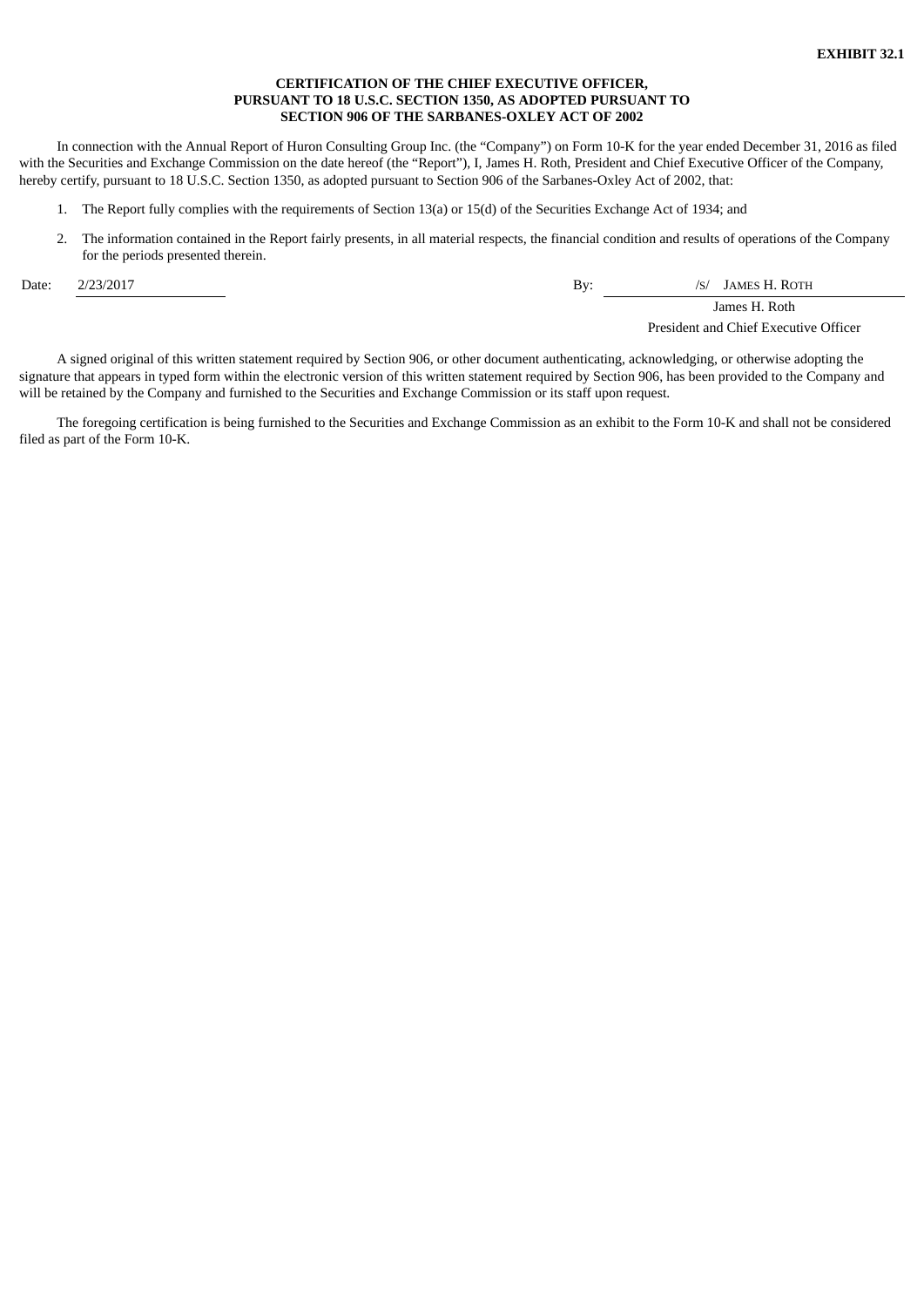**EXHIBIT 32.1**

**CERTIFICATION OF THE CHIEF EXECUTIVE OFFICER,**
**PURSUANT TO 18 U.S.C. SECTION 1350, AS ADOPTED PURSUANT TO**
**SECTION 906 OF THE SARBANES-OXLEY ACT OF 2002**

In connection with the Annual Report of Huron Consulting Group Inc. (the "Company") on Form 10-K for the year ended December 31, 2016 as filed with the Securities and Exchange Commission on the date hereof (the "Report"), I, James H. Roth, President and Chief Executive Officer of the Company, hereby certify, pursuant to 18 U.S.C. Section 1350, as adopted pursuant to Section 906 of the Sarbanes-Oxley Act of 2002, that:

1. The Report fully complies with the requirements of Section 13(a) or 15(d) of the Securities Exchange Act of 1934; and
2. The information contained in the Report fairly presents, in all material respects, the financial condition and results of operations of the Company for the periods presented therein.

Date: 2/23/2017

By: /S/ JAMES H. ROTH
James H. Roth
President and Chief Executive Officer

A signed original of this written statement required by Section 906, or other document authenticating, acknowledging, or otherwise adopting the signature that appears in typed form within the electronic version of this written statement required by Section 906, has been provided to the Company and will be retained by the Company and furnished to the Securities and Exchange Commission or its staff upon request.

The foregoing certification is being furnished to the Securities and Exchange Commission as an exhibit to the Form 10-K and shall not be considered filed as part of the Form 10-K.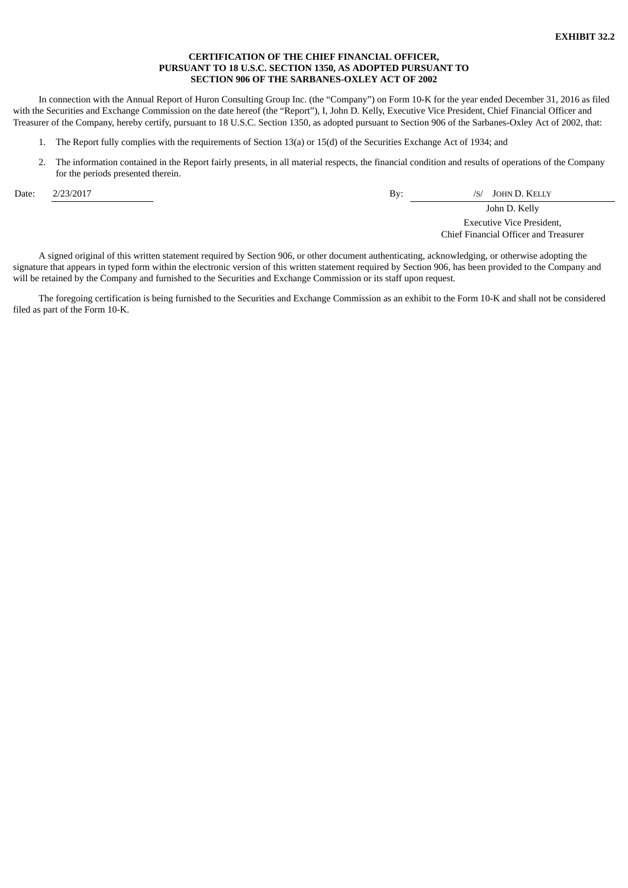**EXHIBIT 32.2**

**CERTIFICATION OF THE CHIEF FINANCIAL OFFICER,**
**PURSUANT TO 18 U.S.C. SECTION 1350, AS ADOPTED PURSUANT TO**
**SECTION 906 OF THE SARBANES-OXLEY ACT OF 2002**

In connection with the Annual Report of Huron Consulting Group Inc. (the "Company") on Form 10-K for the year ended December 31, 2016 as filed with the Securities and Exchange Commission on the date hereof (the "Report"), I, John D. Kelly, Executive Vice President, Chief Financial Officer and Treasurer of the Company, hereby certify, pursuant to 18 U.S.C. Section 1350, as adopted pursuant to Section 906 of the Sarbanes-Oxley Act of 2002, that:

1. The Report fully complies with the requirements of Section 13(a) or 15(d) of the Securities Exchange Act of 1934; and
2. The information contained in the Report fairly presents, in all material respects, the financial condition and results of operations of the Company for the periods presented therein.

Date: 2/23/2017

By: /S/ JOHN D. KELLY

John D. Kelly
Executive Vice President,
Chief Financial Officer and Treasurer

A signed original of this written statement required by Section 906, or other document authenticating, acknowledging, or otherwise adopting the signature that appears in typed form within the electronic version of this written statement required by Section 906, has been provided to the Company and will be retained by the Company and furnished to the Securities and Exchange Commission or its staff upon request.

The foregoing certification is being furnished to the Securities and Exchange Commission as an exhibit to the Form 10-K and shall not be considered filed as part of the Form 10-K.